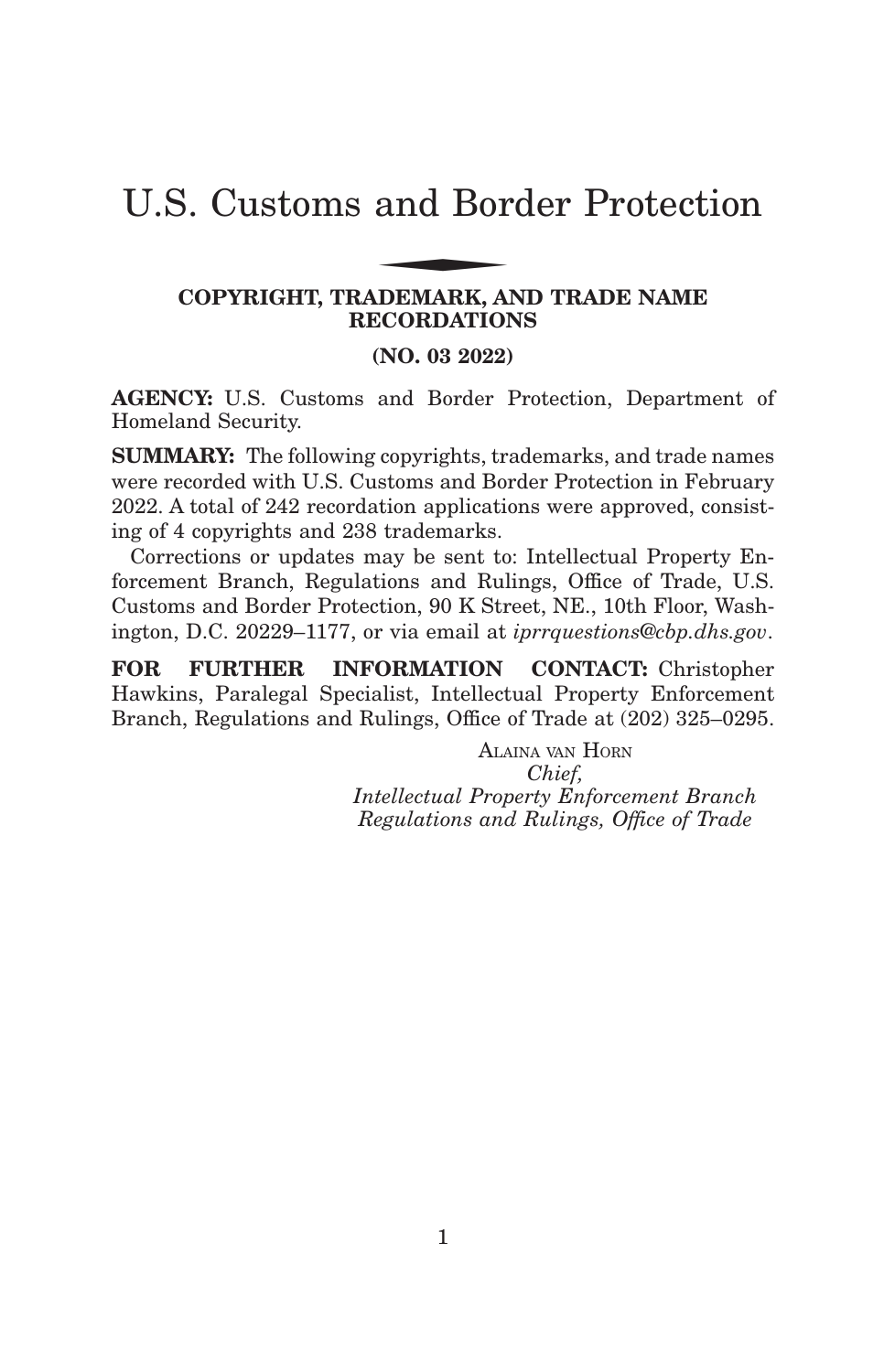# U.S. Customs and Border Protection

## COPYRIGHT, TRADEMARK, AND TRADE NAME RECORDATIONS

### (NO. 03 2022)

**AGENCY:** U.S. Customs and Border Protection, Department of Homeland Security.

**SUMMARY:** The following copyrights, trademarks, and trade names were recorded with U.S. Customs and Border Protection in February 2022. A total of 242 recordation applications were approved, consisting of 4 copyrights and 238 trademarks.

Corrections or updates may be sent to: Intellectual Property Enforcement Branch, Regulations and Rulings, Office of Trade, U.S. Customs and Border Protection, 90 K Street, NE., 10th Floor, Washington, D.C. 20229–1177, or via email at *iprrquestions@cbp.dhs.gov*.

**FOR FURTHER INFORMATION CONTACT:** Christopher Hawkins, Paralegal Specialist, Intellectual Property Enforcement Branch, Regulations and Rulings, Office of Trade at (202) 325–0295.

ALAINA VAN HORN
*Chief,*
*Intellectual Property Enforcement Branch*
*Regulations and Rulings, Office of Trade*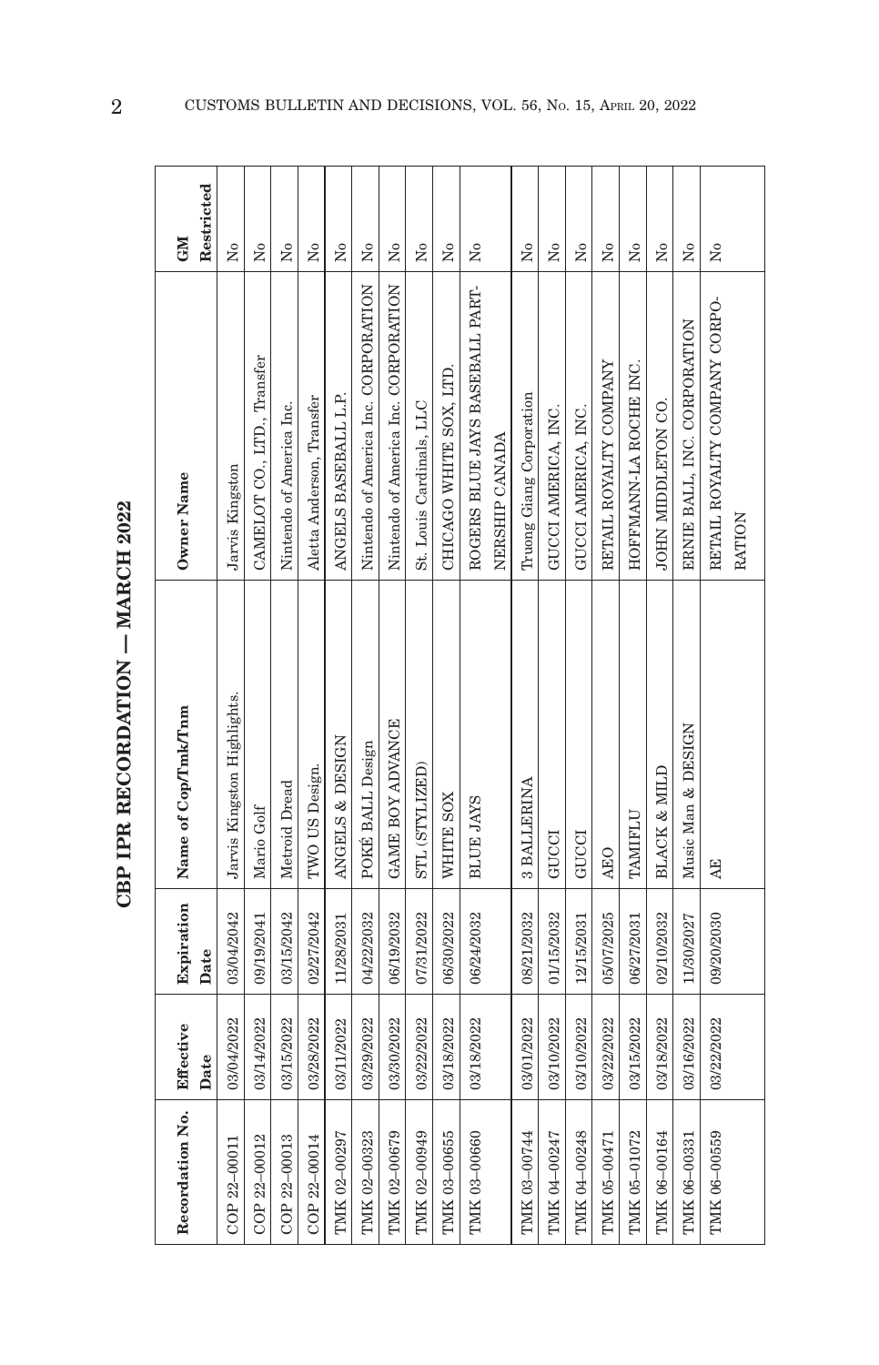# CBP IPR RECORDATION — MARCH 2022

| Recordation No. | Effective Date | Expiration Date | Name of Cop/Tmk/Tnm | Owner Name | GM Restricted |
|---|---|---|---|---|---|
| COP 22–00011 | 03/04/2022 | 03/04/2042 | Jarvis Kingston Highlights. | Jarvis Kingston | No |
| COP 22–00012 | 03/14/2022 | 09/19/2041 | Mario Golf | CAMELOT CO., LTD., Transfer | No |
| COP 22–00013 | 03/15/2022 | 03/15/2042 | Metroid Dread | Nintendo of America Inc. | No |
| COP 22–00014 | 03/28/2022 | 02/27/2042 | TWO US Design. | Aletta Anderson, Transfer | No |
| TMK 02–00297 | 03/11/2022 | 11/28/2031 | ANGELS & DESIGN | ANGELS BASEBALL L.P. | No |
| TMK 02–00323 | 03/29/2022 | 04/22/2032 | POKÉ BALL Design | Nintendo of America Inc. CORPORATION | No |
| TMK 02–00679 | 03/30/2022 | 06/19/2032 | GAME BOY ADVANCE | Nintendo of America Inc. CORPORATION | No |
| TMK 02–00949 | 03/22/2022 | 07/31/2022 | STL (STYLIZED) | St. Louis Cardinals, LLC | No |
| TMK 03–00655 | 03/18/2022 | 06/30/2022 | WHITE SOX | CHICAGO WHITE SOX, LTD. | No |
| TMK 03–00660 | 03/18/2022 | 06/24/2032 | BLUE JAYS | ROGERS BLUE JAYS BASEBALL PARTNERSHIP CANADA | No |
| TMK 03–00744 | 03/01/2022 | 08/21/2032 | 3 BALLERINA | Truong Giang Corporation | No |
| TMK 04–00247 | 03/10/2022 | 01/15/2032 | GUCCI | GUCCI AMERICA, INC. | No |
| TMK 04–00248 | 03/10/2022 | 12/15/2031 | GUCCI | GUCCI AMERICA, INC. | No |
| TMK 05–00471 | 03/22/2022 | 05/07/2025 | AEO | RETAIL ROYALTY COMPANY | No |
| TMK 05–01072 | 03/15/2022 | 06/27/2031 | TAMIFLU | HOFFMANN-LA ROCHE INC. | No |
| TMK 06–00164 | 03/18/2022 | 02/10/2032 | BLACK & MILD | JOHN MIDDLETON CO. | No |
| TMK 06–00331 | 03/16/2022 | 11/30/2027 | Music Man & DESIGN | ERNIE BALL, INC. CORPORATION | No |
| TMK 06–00559 | 03/22/2022 | 09/20/2030 | AE | RETAIL ROYALTY COMPANY CORPORATION | No |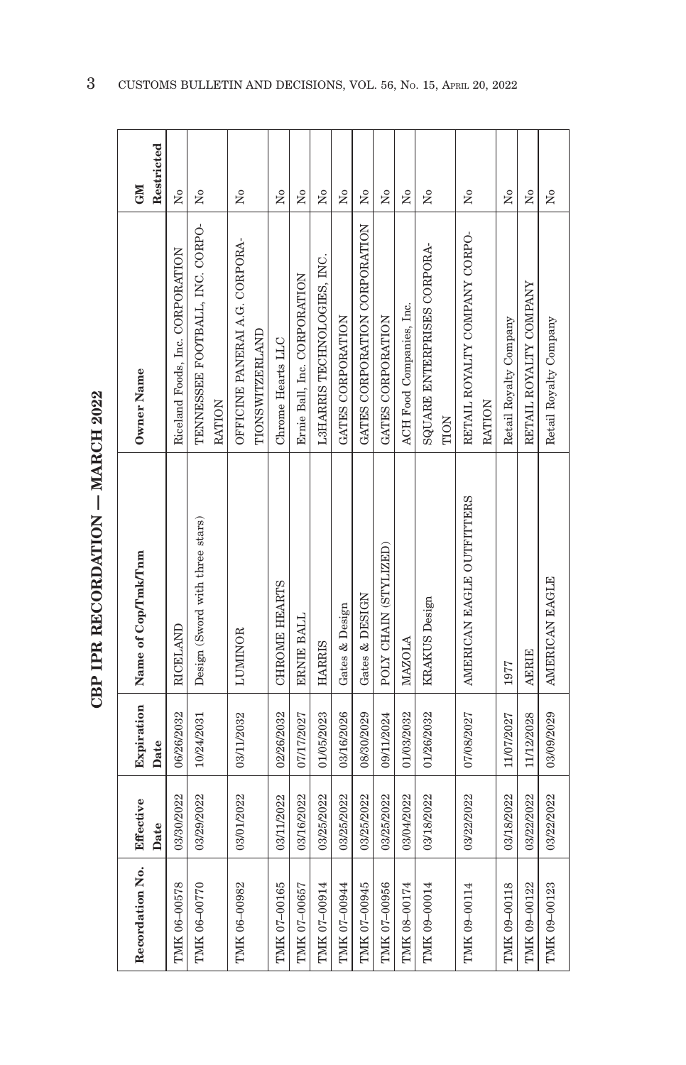# CBP IPR RECORDATION — MARCH 2022

| Recordation No. | Effective Date | Expiration Date | Name of Cop/Tmk/Tnm | Owner Name | GM Restricted |
|---|---|---|---|---|---|
| TMK 06-00578 | 03/30/2022 | 06/26/2032 | RICELAND | Riceland Foods, Inc. CORPORATION | No |
| TMK 06-00770 | 03/29/2022 | 10/24/2031 | Design (Sword with three stars) | TENNESSEE FOOTBALL, INC. CORPORATION | No |
| TMK 06-00982 | 03/01/2022 | 03/11/2032 | LUMINOR | OFFICINE PANERAI A.G. CORPORATIONSWITZERLAND | No |
| TMK 07-00165 | 03/11/2022 | 02/26/2032 | CHROME HEARTS | Chrome Hearts LLC | No |
| TMK 07-00657 | 03/16/2022 | 07/17/2027 | ERNIE BALL | Ernie Ball, Inc. CORPORATION | No |
| TMK 07-00914 | 03/25/2022 | 01/05/2023 | HARRIS | L3HARRIS TECHNOLOGIES, INC. | No |
| TMK 07-00944 | 03/25/2022 | 03/16/2026 | Gates & Design | GATES CORPORATION | No |
| TMK 07-00945 | 03/25/2022 | 08/30/2029 | Gates & DESIGN | GATES CORPORATION CORPORATION | No |
| TMK 07-00956 | 03/25/2022 | 09/11/2024 | POLY CHAIN (STYLIZED) | GATES CORPORATION | No |
| TMK 08-00174 | 03/04/2022 | 01/03/2032 | MAZOLA | ACH Food Companies, Inc. | No |
| TMK 09-00014 | 03/18/2022 | 01/26/2032 | KRAKUS Design | SQUARE ENTERPRISES CORPORATION | No |
| TMK 09-00114 | 03/22/2022 | 07/08/2027 | AMERICAN EAGLE OUTFITTERS | RETAIL ROYALTY COMPANY CORPORATION | No |
| TMK 09-00118 | 03/18/2022 | 11/07/2027 | 1977 | Retail Royalty Company | No |
| TMK 09-00122 | 03/22/2022 | 11/12/2028 | AERIE | RETAIL ROYALTY COMPANY | No |
| TMK 09-00123 | 03/22/2022 | 03/09/2029 | AMERICAN EAGLE | Retail Royalty Company | No |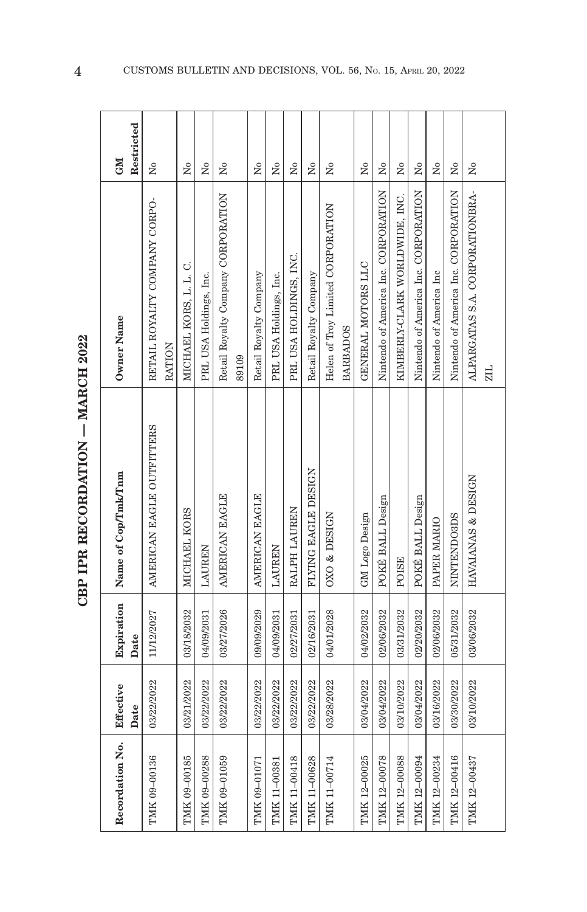# CBP IPR RECORDATION — MARCH 2022

| Recordation No. | Effective Date | Expiration Date | Name of Cop/Tmk/Tnm | Owner Name | GM Restricted |
|---|---|---|---|---|---|
| TMK 09-00136 | 03/22/2022 | 11/12/2027 | AMERICAN EAGLE OUTFITTERS | RETAIL ROYALTY COMPANY CORPORATION | No |
| TMK 09-00185 | 03/21/2022 | 03/18/2032 | MICHAEL KORS | MICHAEL KORS, L. L. C. | No |
| TMK 09-00288 | 03/22/2022 | 04/09/2031 | LAUREN | PRL USA Holdings, Inc. | No |
| TMK 09-01059 | 03/22/2022 | 03/27/2026 | AMERICAN EAGLE | Retail Royalty Company CORPORATION 89109 | No |
| TMK 09-01071 | 03/22/2022 | 09/09/2029 | AMERICAN EAGLE | Retail Royalty Company | No |
| TMK 11-00381 | 03/22/2022 | 04/09/2031 | LAUREN | PRL USA Holdings, Inc. | No |
| TMK 11-00418 | 03/22/2022 | 02/27/2031 | RALPH LAUREN | PRL USA HOLDINGS, INC. | No |
| TMK 11-00628 | 03/22/2022 | 02/16/2031 | FLYING EAGLE DESIGN | Retail Royalty Company | No |
| TMK 11-00714 | 03/28/2022 | 04/01/2028 | OXO & DESIGN | Helen of Troy Limited CORPORATION BARBADOS | No |
| TMK 12-00025 | 03/04/2022 | 04/02/2032 | GM Logo Design | GENERAL MOTORS LLC | No |
| TMK 12-00078 | 03/04/2022 | 02/06/2032 | POKÉ BALL Design | Nintendo of America Inc. CORPORATION | No |
| TMK 12-00088 | 03/10/2022 | 03/31/2032 | POISE | KIMBERLY-CLARK WORLDWIDE, INC. | No |
| TMK 12-00094 | 03/04/2022 | 02/20/2032 | POKÉ BALL Design | Nintendo of America Inc. CORPORATION | No |
| TMK 12-00234 | 03/16/2022 | 02/06/2032 | PAPER MARIO | Nintendo of America Inc | No |
| TMK 12-00416 | 03/30/2022 | 05/31/2032 | NINTENDO3DS | Nintendo of America Inc. CORPORATION | No |
| TMK 12-00437 | 03/10/2022 | 03/06/2032 | HAVAIANAS & DESIGN | ALPARGATAS S.A. CORPORATIONBRAZIL | No |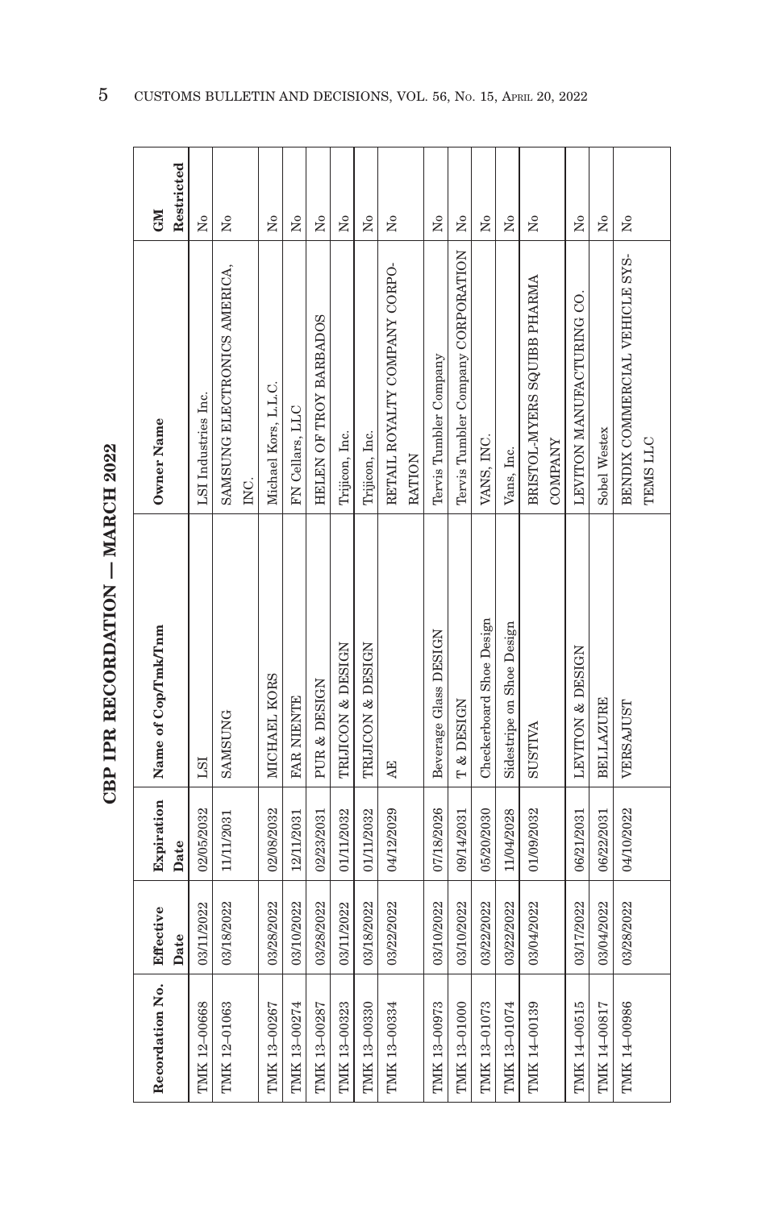## CBP IPR RECORDATION — MARCH 2022

| Recordation No. | Effective Date | Expiration Date | Name of Cop/Tmk/Tnm | Owner Name | GM Restricted |
|---|---|---|---|---|---|
| TMK 12–00668 | 03/11/2022 | 02/05/2032 | LSI | LSI Industries Inc. | No |
| TMK 12–01063 | 03/18/2022 | 11/11/2031 | SAMSUNG | SAMSUNG ELECTRONICS AMERICA, INC. | No |
| TMK 13–00267 | 03/28/2022 | 02/08/2032 | MICHAEL KORS | Michael Kors, L.L.C. | No |
| TMK 13–00274 | 03/10/2022 | 12/11/2031 | FAR NIENTE | FN Cellars, LLC | No |
| TMK 13–00287 | 03/28/2022 | 02/23/2031 | PUR & DESIGN | HELEN OF TROY BARBADOS | No |
| TMK 13–00323 | 03/11/2022 | 01/11/2032 | TRIJICON & DESIGN | Trijicon, Inc. | No |
| TMK 13–00330 | 03/18/2022 | 01/11/2032 | TRIJICON & DESIGN | Trijicon, Inc. | No |
| TMK 13–00334 | 03/22/2022 | 04/12/2029 | AE | RETAIL ROYALTY COMPANY CORPORATION | No |
| TMK 13–00973 | 03/10/2022 | 07/18/2026 | Beverage Glass DESIGN | Tervis Tumbler Company | No |
| TMK 13–01000 | 03/10/2022 | 09/14/2031 | T & DESIGN | Tervis Tumbler Company CORPORATION | No |
| TMK 13–01073 | 03/22/2022 | 05/20/2030 | Checkerboard Shoe Design | VANS, INC. | No |
| TMK 13–01074 | 03/22/2022 | 11/04/2028 | Sidestripe on Shoe Design | Vans, Inc. | No |
| TMK 14–00139 | 03/04/2022 | 01/09/2032 | SUSTIVA | BRISTOL-MYERS SQUIBB PHARMA COMPANY | No |
| TMK 14–00515 | 03/17/2022 | 06/21/2031 | LEVITON & DESIGN | LEVITON MANUFACTURING CO. | No |
| TMK 14–00817 | 03/04/2022 | 06/22/2031 | BELLAZURE | Sobel Westex | No |
| TMK 14–00986 | 03/28/2022 | 04/10/2022 | VERSAJUST | BENDIX COMMERCIAL VEHICLE SYSTEMS LLC | No |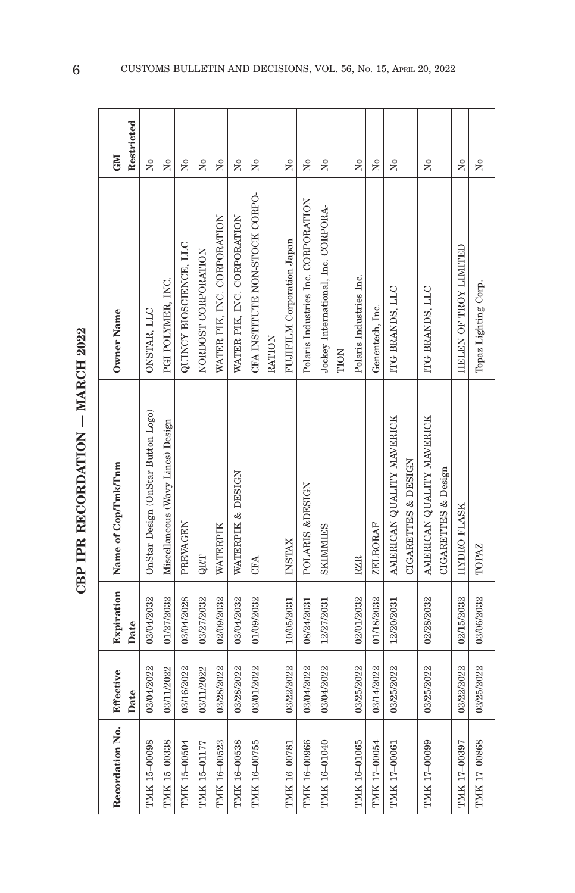# CBP IPR RECORDATION — MARCH 2022

| Recordation No. | Effective Date | Expiration Date | Name of Cop/Tmk/Tnm | Owner Name | GM Restricted |
|---|---|---|---|---|---|
| TMK 15–00098 | 03/04/2022 | 03/04/2032 | OnStar Design (OnStar Button Logo) | ONSTAR, LLC | No |
| TMK 15–00338 | 03/11/2022 | 01/27/2032 | Miscellaneous (Wavy Lines) Design | PGI POLYMER, INC. | No |
| TMK 15–00504 | 03/16/2022 | 03/04/2028 | PREVAGEN | QUINCY BIOSCIENCE, LLC | No |
| TMK 15–01177 | 03/11/2022 | 03/27/2032 | QRT | NORDOST CORPORATION | No |
| TMK 16–00523 | 03/28/2022 | 02/09/2032 | WATERPIK | WATER PIK, INC. CORPORATION | No |
| TMK 16–00538 | 03/28/2022 | 03/04/2032 | WATERPIK & DESIGN | WATER PIK, INC. CORPORATION | No |
| TMK 16–00755 | 03/01/2022 | 01/09/2032 | CFA | CFA INSTITUTE NON-STOCK CORPORATION | No |
| TMK 16–00781 | 03/22/2022 | 10/05/2031 | INSTAX | FUJIFILM Corporation Japan | No |
| TMK 16–00966 | 03/04/2022 | 08/24/2031 | POLARIS &DESIGN | Polaris Industries Inc. CORPORATION | No |
| TMK 16–01040 | 03/04/2022 | 12/27/2031 | SKIMMIES | Jockey International, Inc. CORPORATION | No |
| TMK 16–01065 | 03/25/2022 | 02/01/2032 | RZR | Polaris Industries Inc. | No |
| TMK 17–00054 | 03/14/2022 | 01/18/2032 | ZELBORAF | Genentech, Inc. | No |
| TMK 17–00061 | 03/25/2022 | 12/20/2031 | AMERICAN QUALITY MAVERICK CIGARETTES & DESIGN | ITG BRANDS, LLC | No |
| TMK 17–00099 | 03/25/2022 | 02/28/2032 | AMERICAN QUALITY MAVERICK CIGARETTES & Design | ITG BRANDS, LLC | No |
| TMK 17–00397 | 03/22/2022 | 02/15/2032 | HYDRO FLASK | HELEN OF TROY LIMITED | No |
| TMK 17–00868 | 03/25/2022 | 03/06/2032 | TOPAZ | Topaz Lighting Corp. | No |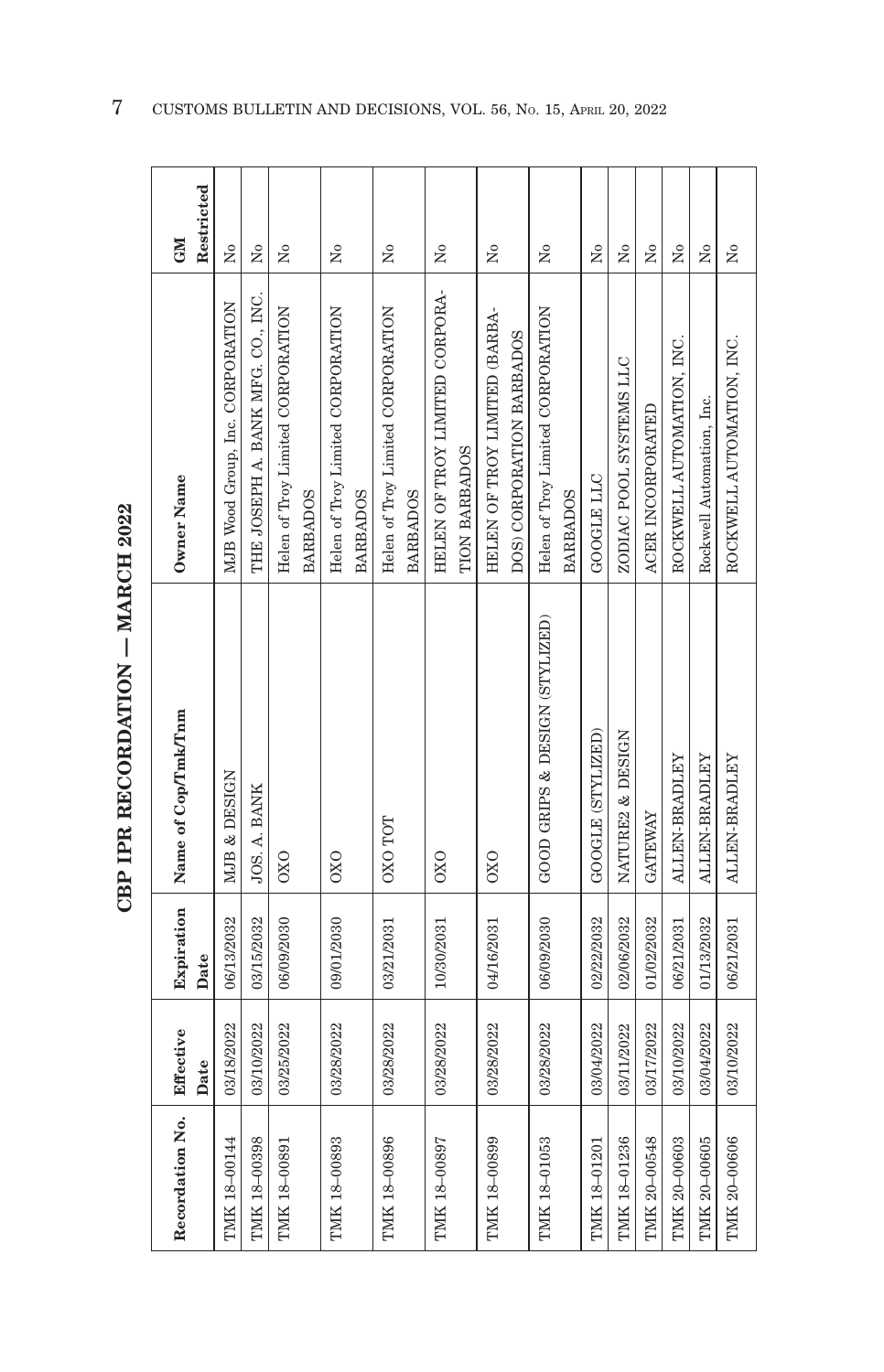# CBP IPR RECORDATION — MARCH 2022

| Recordation No. | Effective Date | Expiration Date | Name of Cop/Tmk/Tnm | Owner Name | GM Restricted |
|---|---|---|---|---|---|
| TMK 18-00144 | 03/18/2022 | 06/13/2032 | MJB & DESIGN | MJB Wood Group, Inc. CORPORATION | No |
| TMK 18-00398 | 03/10/2022 | 03/15/2032 | JOS. A. BANK | THE JOSEPH A. BANK MFG. CO., INC. | No |
| TMK 18-00891 | 03/25/2022 | 06/09/2030 | OXO | Helen of Troy Limited CORPORATION BARBADOS | No |
| TMK 18-00893 | 03/28/2022 | 09/01/2030 | OXO | Helen of Troy Limited CORPORATION BARBADOS | No |
| TMK 18-00896 | 03/28/2022 | 03/21/2031 | OXO TOT | Helen of Troy Limited CORPORATION BARBADOS | No |
| TMK 18-00897 | 03/28/2022 | 10/30/2031 | OXO | HELEN OF TROY LIMITED CORPORATION BARBADOS | No |
| TMK 18-00899 | 03/28/2022 | 04/16/2031 | OXO | HELEN OF TROY LIMITED (BARBADOS) CORPORATION BARBADOS | No |
| TMK 18-01053 | 03/28/2022 | 06/09/2030 | GOOD GRIPS & DESIGN (STYLIZED) | Helen of Troy Limited CORPORATION BARBADOS | No |
| TMK 18-01201 | 03/04/2022 | 02/22/2032 | GOOGLE (STYLIZED) | GOOGLE LLC | No |
| TMK 18-01236 | 03/11/2022 | 02/06/2032 | NATURE2 & DESIGN | ZODIAC POOL SYSTEMS LLC | No |
| TMK 20-00548 | 03/17/2022 | 01/02/2032 | GATEWAY | ACER INCORPORATED | No |
| TMK 20-00603 | 03/10/2022 | 06/21/2031 | ALLEN-BRADLEY | ROCKWELL AUTOMATION, INC. | No |
| TMK 20-00605 | 03/04/2022 | 01/13/2032 | ALLEN-BRADLEY | Rockwell Automation, Inc. | No |
| TMK 20-00606 | 03/10/2022 | 06/21/2031 | ALLEN-BRADLEY | ROCKWELL AUTOMATION, INC. | No |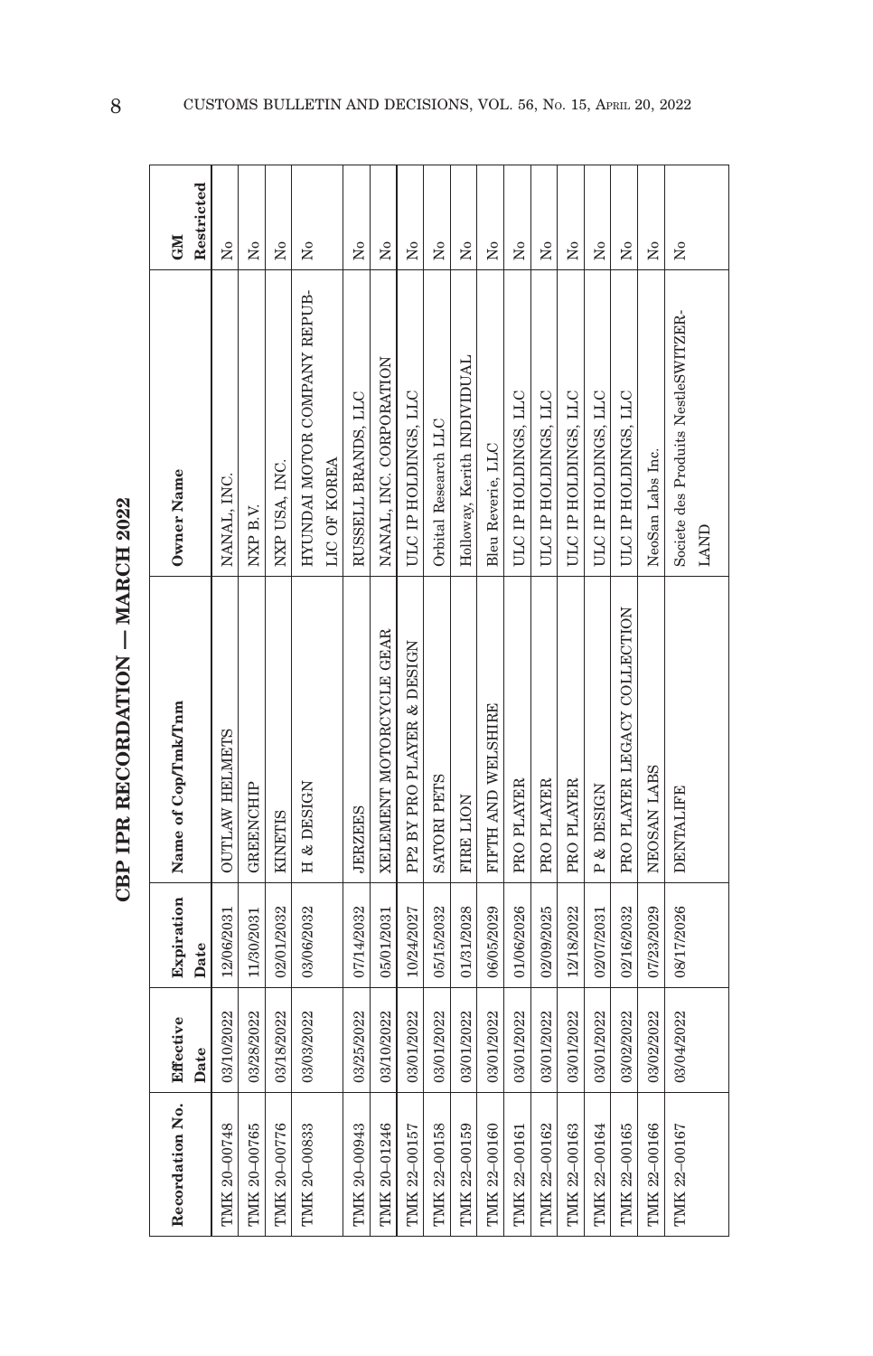# CBP IPR RECORDATION — MARCH 2022

| Recordation No. | Effective Date | Expiration Date | Name of Cop/Tmk/Tnm | Owner Name | GM Restricted |
|---|---|---|---|---|---|
| TMK 20-00748 | 03/10/2022 | 12/06/2031 | OUTLAW HELMETS | NANAL, INC. | No |
| TMK 20-00765 | 03/28/2022 | 11/30/2031 | GREENCHIP | NXP B.V. | No |
| TMK 20-00776 | 03/18/2022 | 02/01/2032 | KINETIS | NXP USA, INC. | No |
| TMK 20-00833 | 03/03/2022 | 03/06/2032 | H & DESIGN | HYUNDAI MOTOR COMPANY REPUBLIC OF KOREA | No |
| TMK 20-00943 | 03/25/2022 | 07/14/2032 | JERZEES | RUSSELL BRANDS, LLC | No |
| TMK 20-01246 | 03/10/2022 | 05/01/2031 | XELEMENT MOTORCYCLE GEAR | NANAL, INC. CORPORATION | No |
| TMK 22-00157 | 03/01/2022 | 10/24/2027 | PP2 BY PRO PLAYER & DESIGN | ULC IP HOLDINGS, LLC | No |
| TMK 22-00158 | 03/01/2022 | 05/15/2032 | SATORI PETS | Orbital Research LLC | No |
| TMK 22-00159 | 03/01/2022 | 01/31/2028 | FIRE LION | Holloway, Kerith INDIVIDUAL | No |
| TMK 22-00160 | 03/01/2022 | 06/05/2029 | FIFTH AND WELSHIRE | Bleu Reverie, LLC | No |
| TMK 22-00161 | 03/01/2022 | 01/06/2026 | PRO PLAYER | ULC IP HOLDINGS, LLC | No |
| TMK 22-00162 | 03/01/2022 | 02/09/2025 | PRO PLAYER | ULC IP HOLDINGS, LLC | No |
| TMK 22-00163 | 03/01/2022 | 12/18/2022 | PRO PLAYER | ULC IP HOLDINGS, LLC | No |
| TMK 22-00164 | 03/01/2022 | 02/07/2031 | P & DESIGN | ULC IP HOLDINGS, LLC | No |
| TMK 22-00165 | 03/02/2022 | 02/16/2032 | PRO PLAYER LEGACY COLLECTION | ULC IP HOLDINGS, LLC | No |
| TMK 22-00166 | 03/02/2022 | 07/23/2029 | NEOSAN LABS | NeoSan Labs Inc. | No |
| TMK 22-00167 | 03/04/2022 | 08/17/2026 | DENTALIFE | Societe des Produits NestleSWITZERLAND | No |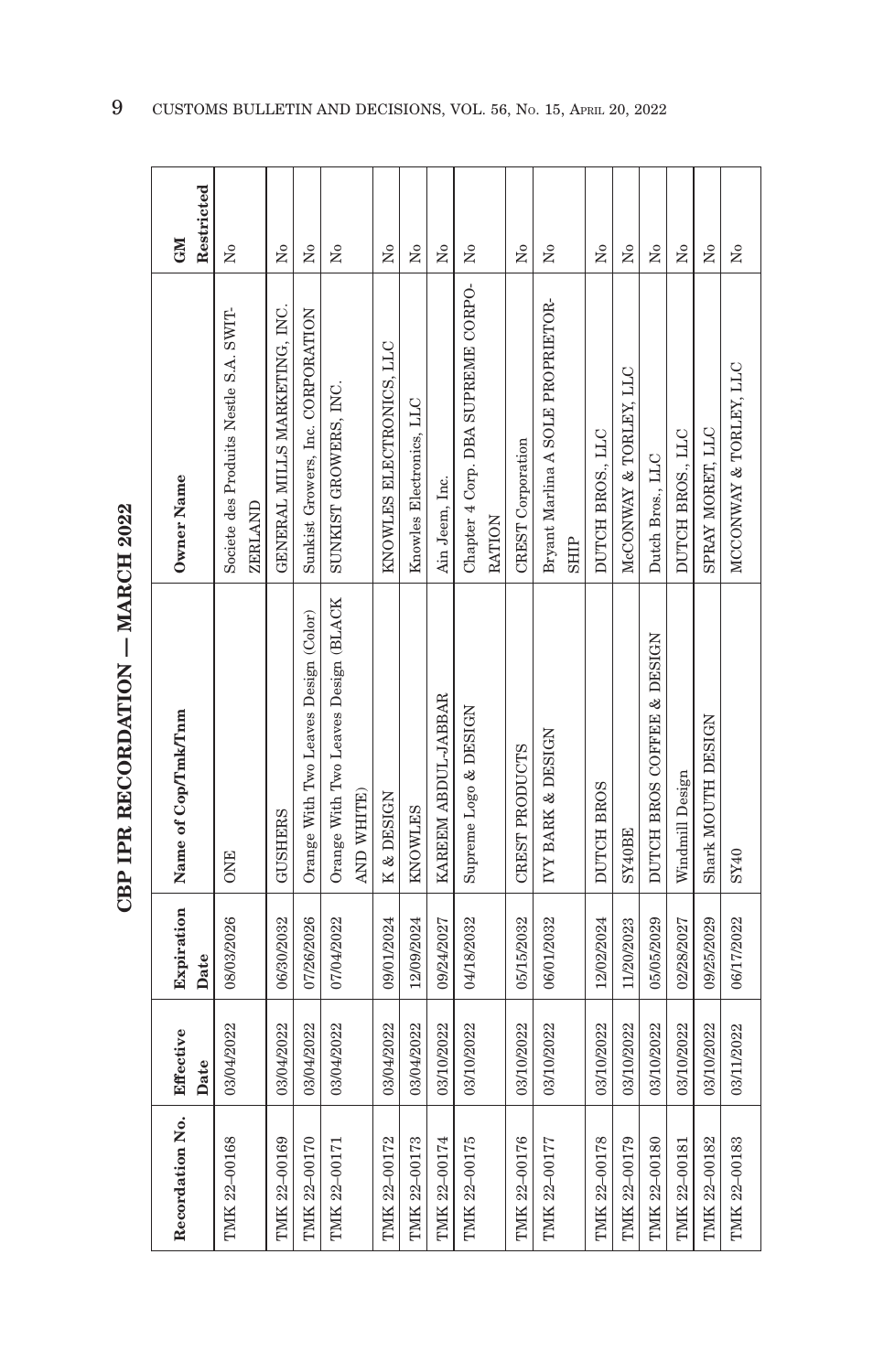## CBP IPR RECORDATION — MARCH 2022

| Recordation No. | Effective Date | Expiration Date | Name of Cop/Tmk/Tnm | Owner Name | GM Restricted |
|---|---|---|---|---|---|
| TMK 22-00168 | 03/04/2022 | 08/03/2026 | ONE | Societe des Produits Nestle S.A. SWITZERLAND | No |
| TMK 22-00169 | 03/04/2022 | 06/30/2032 | GUSHERS | GENERAL MILLS MARKETING, INC. | No |
| TMK 22-00170 | 03/04/2022 | 07/26/2026 | Orange With Two Leaves Design (Color) | Sunkist Growers, Inc. CORPORATION | No |
| TMK 22-00171 | 03/04/2022 | 07/04/2022 | Orange With Two Leaves Design (BLACK AND WHITE) | SUNKIST GROWERS, INC. | No |
| TMK 22-00172 | 03/04/2022 | 09/01/2024 | K & DESIGN | KNOWLES ELECTRONICS, LLC | No |
| TMK 22-00173 | 03/04/2022 | 12/09/2024 | KNOWLES | Knowles Electronics, LLC | No |
| TMK 22-00174 | 03/10/2022 | 09/24/2027 | KAREEM ABDUL-JABBAR | Ain Jeem, Inc. | No |
| TMK 22-00175 | 03/10/2022 | 04/18/2032 | Supreme Logo & DESIGN | Chapter 4 Corp. DBA SUPREME CORPORATION | No |
| TMK 22-00176 | 03/10/2022 | 05/15/2032 | CREST PRODUCTS | CREST Corporation | No |
| TMK 22-00177 | 03/10/2022 | 06/01/2032 | IVY BARK & DESIGN | Bryant Marlina A SOLE PROPRIETORSHIP | No |
| TMK 22-00178 | 03/10/2022 | 12/02/2024 | DUTCH BROS | DUTCH BROS., LLC | No |
| TMK 22-00179 | 03/10/2022 | 11/20/2023 | SY40BE | McCONWAY & TORLEY, LLC | No |
| TMK 22-00180 | 03/10/2022 | 05/05/2029 | DUTCH BROS COFFEE & DESIGN | Dutch Bros., LLC | No |
| TMK 22-00181 | 03/10/2022 | 02/28/2027 | Windmill Design | DUTCH BROS., LLC | No |
| TMK 22-00182 | 03/10/2022 | 09/25/2029 | Shark MOUTH DESIGN | SPRAY MORET, LLC | No |
| TMK 22-00183 | 03/11/2022 | 06/17/2022 | SY40 | MCCONWAY & TORLEY, LLC | No |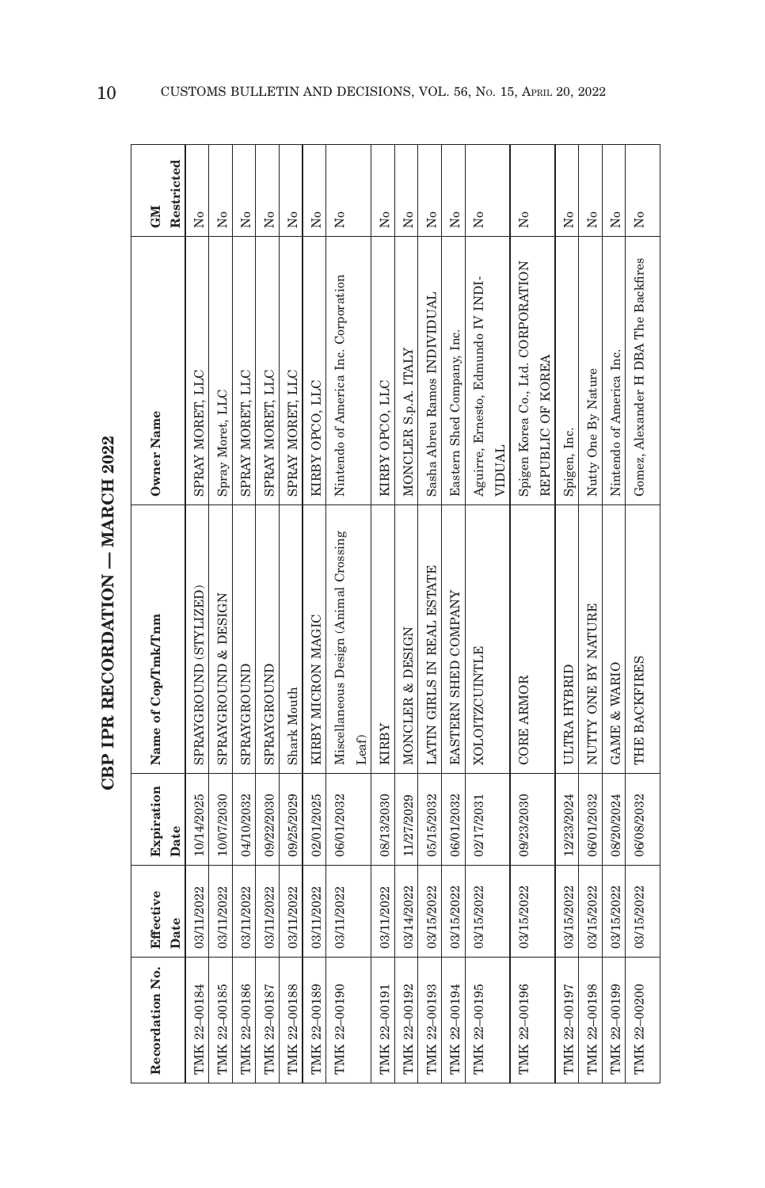# CBP IPR RECORDATION — MARCH 2022

| Recordation No. | Effective Date | Expiration Date | Name of Cop/Tmk/Tnm | Owner Name | GM Restricted |
|---|---|---|---|---|---|
| TMK 22–00184 | 03/11/2022 | 10/14/2025 | SPRAYGROUND (STYLIZED) | SPRAY MORET, LLC | No |
| TMK 22–00185 | 03/11/2022 | 10/07/2030 | SPRAYGROUND & DESIGN | Spray Moret, LLC | No |
| TMK 22–00186 | 03/11/2022 | 04/10/2032 | SPRAYGROUND | SPRAY MORET, LLC | No |
| TMK 22–00187 | 03/11/2022 | 09/22/2030 | SPRAYGROUND | SPRAY MORET, LLC | No |
| TMK 22–00188 | 03/11/2022 | 09/25/2029 | Shark Mouth | SPRAY MORET, LLC | No |
| TMK 22–00189 | 03/11/2022 | 02/01/2025 | KIRBY MICRON MAGIC | KIRBY OPCO, LLC | No |
| TMK 22–00190 | 03/11/2022 | 06/01/2032 | Miscellaneous Design (Animal Crossing Leaf) | Nintendo of America Inc. Corporation | No |
| TMK 22–00191 | 03/11/2022 | 08/13/2030 | KIRBY | KIRBY OPCO, LLC | No |
| TMK 22–00192 | 03/14/2022 | 11/27/2029 | MONCLER & DESIGN | MONCLER S.p.A. ITALY | No |
| TMK 22–00193 | 03/15/2022 | 05/15/2032 | LATIN GIRLS IN REAL ESTATE | Sasha Abreu Ramos INDIVIDUAL | No |
| TMK 22–00194 | 03/15/2022 | 06/01/2032 | EASTERN SHED COMPANY | Eastern Shed Company, Inc. | No |
| TMK 22–00195 | 03/15/2022 | 02/17/2031 | XOLOITZCUINTLE | Aguirre, Ernesto, Edmundo IV INDIVIDUAL | No |
| TMK 22–00196 | 03/15/2022 | 09/23/2030 | CORE ARMOR | Spigen Korea Co., Ltd. CORPORATION REPUBLIC OF KOREA | No |
| TMK 22–00197 | 03/15/2022 | 12/23/2024 | ULTRA HYBRID | Spigen, Inc. | No |
| TMK 22–00198 | 03/15/2022 | 06/01/2032 | NUTTY ONE BY NATURE | Nutty One By Nature | No |
| TMK 22–00199 | 03/15/2022 | 08/20/2024 | GAME & WARIO | Nintendo of America Inc. | No |
| TMK 22–00200 | 03/15/2022 | 06/08/2032 | THE BACKFIRES | Gomez, Alexander H DBA The Backfires | No |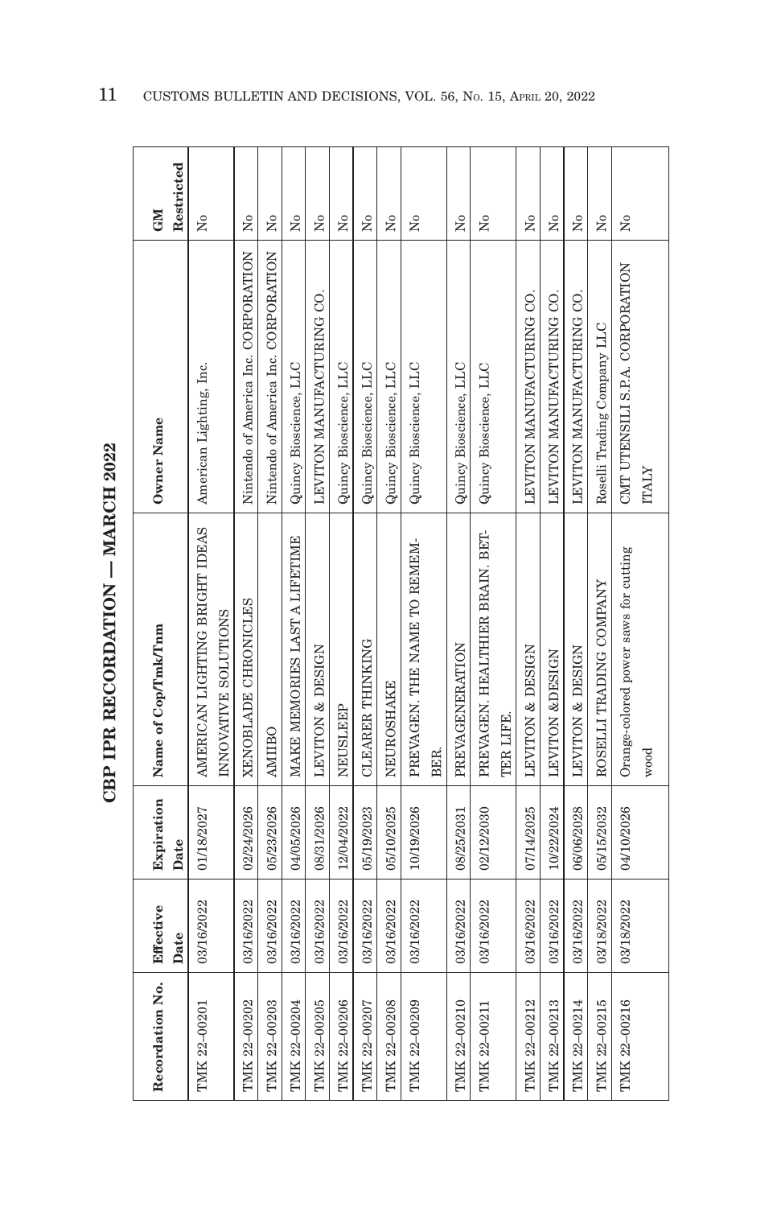## CBP IPR RECORDATION — MARCH 2022

| Recordation No. | Effective Date | Expiration Date | Name of Cop/Tmk/Tnm | Owner Name | GM Restricted |
|---|---|---|---|---|---|
| TMK 22–00201 | 03/16/2022 | 01/18/2027 | AMERICAN LIGHTING BRIGHT IDEAS INNOVATIVE SOLUTIONS | American Lighting, Inc. | No |
| TMK 22–00202 | 03/16/2022 | 02/24/2026 | XENOBLADE CHRONICLES | Nintendo of America Inc. CORPORATION | No |
| TMK 22–00203 | 03/16/2022 | 05/23/2026 | AMIIBO | Nintendo of America Inc. CORPORATION | No |
| TMK 22–00204 | 03/16/2022 | 04/05/2026 | MAKE MEMORIES LAST A LIFETIME | Quincy Bioscience, LLC | No |
| TMK 22–00205 | 03/16/2022 | 08/31/2026 | LEVITON & DESIGN | LEVITON MANUFACTURING CO. | No |
| TMK 22–00206 | 03/16/2022 | 12/04/2022 | NEUSLEEP | Quincy Bioscience, LLC | No |
| TMK 22–00207 | 03/16/2022 | 05/19/2023 | CLEARER THINKING | Quincy Bioscience, LLC | No |
| TMK 22–00208 | 03/16/2022 | 05/10/2025 | NEUROSHAKE | Quincy Bioscience, LLC | No |
| TMK 22–00209 | 03/16/2022 | 10/19/2026 | PREVAGEN. THE NAME TO REMEMBER. | Quincy Bioscience, LLC | No |
| TMK 22–00210 | 03/16/2022 | 08/25/2031 | PREVAGENERATION | Quincy Bioscience, LLC | No |
| TMK 22–00211 | 03/16/2022 | 02/12/2030 | PREVAGEN. HEALTHIER BRAIN. BETTER LIFE. | Quincy Bioscience, LLC | No |
| TMK 22–00212 | 03/16/2022 | 07/14/2025 | LEVITON & DESIGN | LEVITON MANUFACTURING CO. | No |
| TMK 22–00213 | 03/16/2022 | 10/22/2024 | LEVITON &DESIGN | LEVITON MANUFACTURING CO. | No |
| TMK 22–00214 | 03/16/2022 | 06/06/2028 | LEVITON & DESIGN | LEVITON MANUFACTURING CO. | No |
| TMK 22–00215 | 03/18/2022 | 05/15/2032 | ROSELLI TRADING COMPANY | Roselli Trading Company LLC | No |
| TMK 22–00216 | 03/18/2022 | 04/10/2026 | Orange-colored power saws for cutting wood | CMT UTENSILI S.P.A. CORPORATION ITALY | No |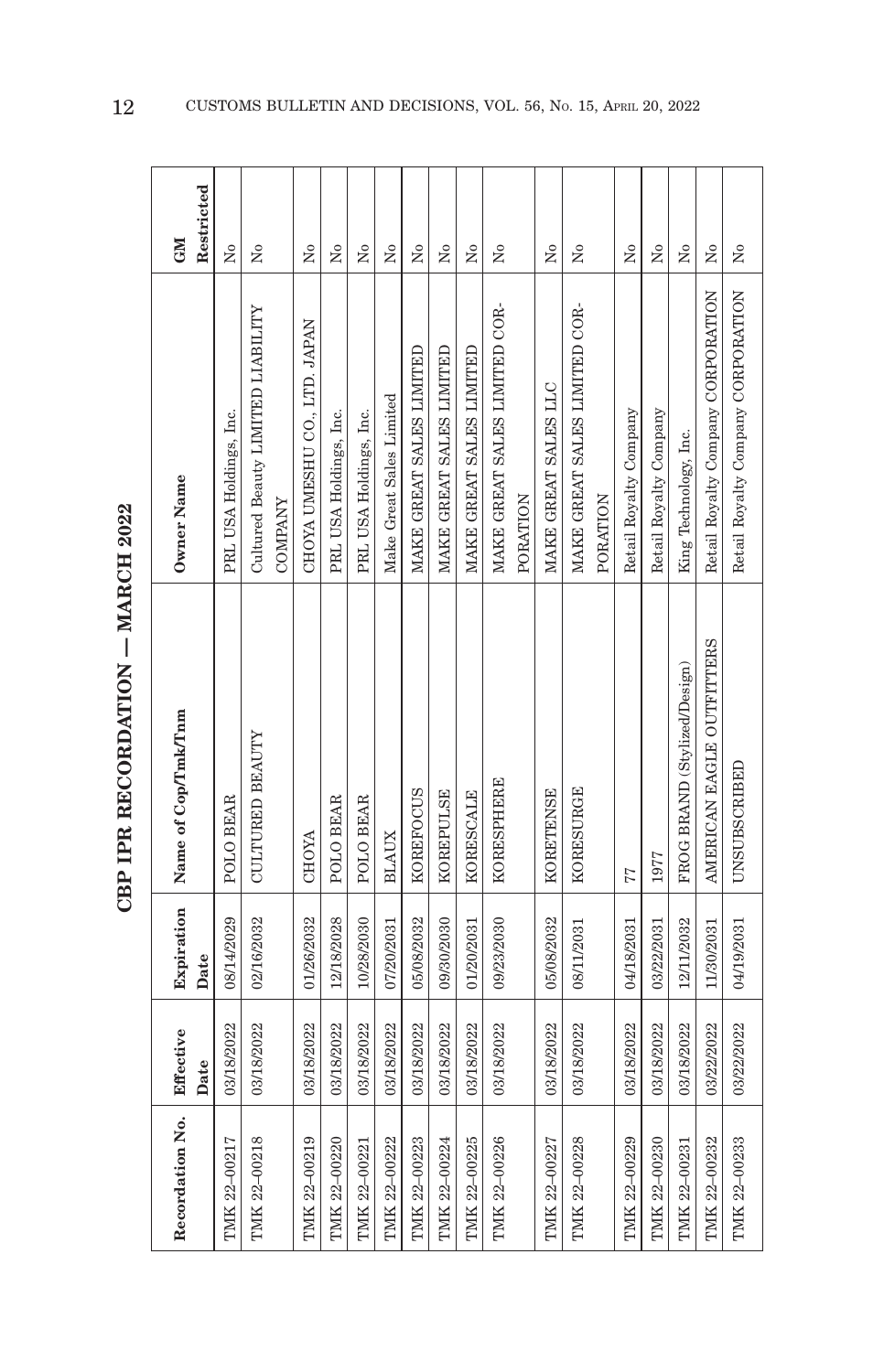## CBP IPR RECORDATION — MARCH 2022

| Recordation No. | Effective Date | Expiration Date | Name of Cop/Tmk/Tnm | Owner Name | GM Restricted |
|---|---|---|---|---|---|
| TMK 22–00217 | 03/18/2022 | 08/14/2029 | POLO BEAR | PRL USA Holdings, Inc. | No |
| TMK 22–00218 | 03/18/2022 | 02/16/2032 | CULTURED BEAUTY | Cultured Beauty LIMITED LIABILITY COMPANY | No |
| TMK 22–00219 | 03/18/2022 | 01/26/2032 | CHOYA | CHOYA UMESHU CO., LTD. JAPAN | No |
| TMK 22–00220 | 03/18/2022 | 12/18/2028 | POLO BEAR | PRL USA Holdings, Inc. | No |
| TMK 22–00221 | 03/18/2022 | 10/28/2030 | POLO BEAR | PRL USA Holdings, Inc. | No |
| TMK 22–00222 | 03/18/2022 | 07/20/2031 | BLAUX | Make Great Sales Limited | No |
| TMK 22–00223 | 03/18/2022 | 05/08/2032 | KOREFOCUS | MAKE GREAT SALES LIMITED | No |
| TMK 22–00224 | 03/18/2022 | 09/30/2030 | KOREPULSE | MAKE GREAT SALES LIMITED | No |
| TMK 22–00225 | 03/18/2022 | 01/20/2031 | KORESCALE | MAKE GREAT SALES LIMITED | No |
| TMK 22–00226 | 03/18/2022 | 09/23/2030 | KORESPHERE | MAKE GREAT SALES LIMITED CORPORATION | No |
| TMK 22–00227 | 03/18/2022 | 05/08/2032 | KORETENSE | MAKE GREAT SALES LLC | No |
| TMK 22–00228 | 03/18/2022 | 08/11/2031 | KORESURGE | MAKE GREAT SALES LIMITED CORPORATION | No |
| TMK 22–00229 | 03/18/2022 | 04/18/2031 | 77 | Retail Royalty Company | No |
| TMK 22–00230 | 03/18/2022 | 03/22/2031 | 1977 | Retail Royalty Company | No |
| TMK 22–00231 | 03/18/2022 | 12/11/2032 | FROG BRAND (Stylized/Design) | King Technology, Inc. | No |
| TMK 22–00232 | 03/22/2022 | 11/30/2031 | AMERICAN EAGLE OUTFITTERS | Retail Royalty Company CORPORATION | No |
| TMK 22–00233 | 03/22/2022 | 04/19/2031 | UNSUBSCRIBED | Retail Royalty Company CORPORATION | No |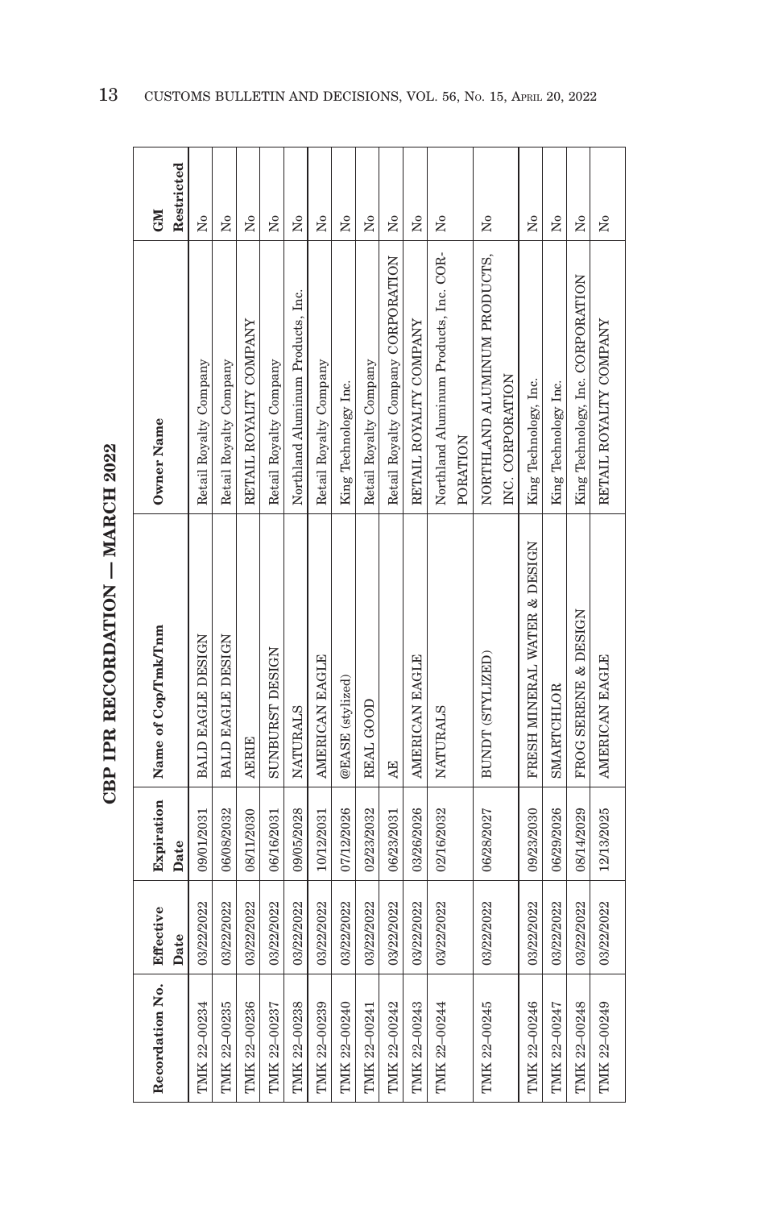# CBP IPR RECORDATION — MARCH 2022

| Recordation No. | Effective Date | Expiration Date | Name of Cop/Tmk/Tnm | Owner Name | GM Restricted |
|---|---|---|---|---|---|
| TMK 22-00234 | 03/22/2022 | 09/01/2031 | BALD EAGLE DESIGN | Retail Royalty Company | No |
| TMK 22-00235 | 03/22/2022 | 06/08/2032 | BALD EAGLE DESIGN | Retail Royalty Company | No |
| TMK 22-00236 | 03/22/2022 | 08/11/2030 | AERIE | RETAIL ROYALTY COMPANY | No |
| TMK 22-00237 | 03/22/2022 | 06/16/2031 | SUNBURST DESIGN | Retail Royalty Company | No |
| TMK 22-00238 | 03/22/2022 | 09/05/2028 | NATURALS | Northland Aluminum Products, Inc. | No |
| TMK 22-00239 | 03/22/2022 | 10/12/2031 | AMERICAN EAGLE | Retail Royalty Company | No |
| TMK 22-00240 | 03/22/2022 | 07/12/2026 | @EASE (stylized) | King Technology Inc. | No |
| TMK 22-00241 | 03/22/2022 | 02/23/2032 | REAL GOOD | Retail Royalty Company | No |
| TMK 22-00242 | 03/22/2022 | 06/23/2031 | AE | Retail Royalty Company CORPORATION | No |
| TMK 22-00243 | 03/22/2022 | 03/26/2026 | AMERICAN EAGLE | RETAIL ROYALTY COMPANY | No |
| TMK 22-00244 | 03/22/2022 | 02/16/2032 | NATURALS | Northland Aluminum Products, Inc. CORPORATION | No |
| TMK 22-00245 | 03/22/2022 | 06/28/2027 | BUNDT (STYLIZED) | NORTHLAND ALUMINUM PRODUCTS, INC. CORPORATION | No |
| TMK 22-00246 | 03/22/2022 | 09/23/2030 | FRESH MINERAL WATER & DESIGN | King Technology, Inc. | No |
| TMK 22-00247 | 03/22/2022 | 06/29/2026 | SMARTCHLOR | King Technology Inc. | No |
| TMK 22-00248 | 03/22/2022 | 08/14/2029 | FROG SERENE & DESIGN | King Technology, Inc. CORPORATION | No |
| TMK 22-00249 | 03/22/2022 | 12/13/2025 | AMERICAN EAGLE | RETAIL ROYALTY COMPANY | No |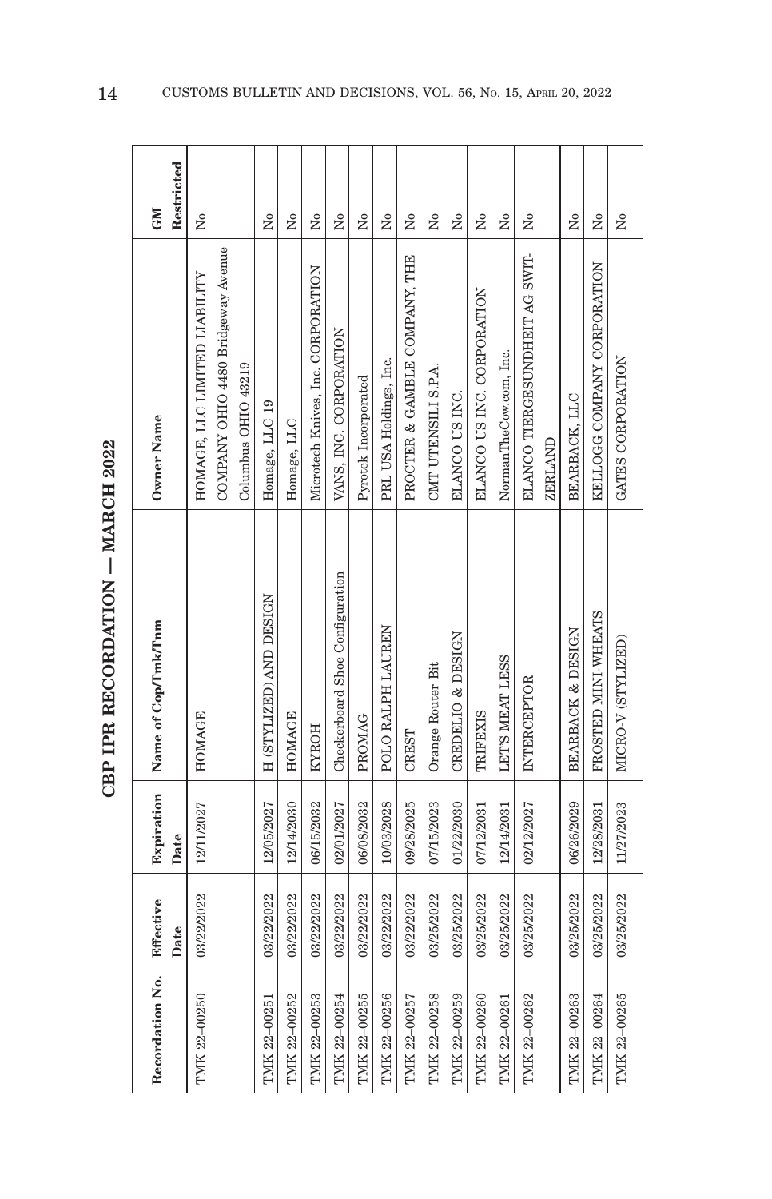# CBP IPR RECORDATION — MARCH 2022

| Recordation No. | Effective Date | Expiration Date | Name of Cop/Tmk/Tnm | Owner Name | GM Restricted |
|---|---|---|---|---|---|
| TMK 22–00250 | 03/22/2022 | 12/11/2027 | HOMAGE | HOMAGE, LLC LIMITED LIABILITY COMPANY OHIO 4480 Bridgeway Avenue Columbus OHIO 43219 | No |
| TMK 22–00251 | 03/22/2022 | 12/05/2027 | H (STYLIZED) AND DESIGN | Homage, LLC 19 | No |
| TMK 22–00252 | 03/22/2022 | 12/14/2030 | HOMAGE | Homage, LLC | No |
| TMK 22–00253 | 03/22/2022 | 06/15/2032 | KYROH | Microtech Knives, Inc. CORPORATION | No |
| TMK 22–00254 | 03/22/2022 | 02/01/2027 | Checkerboard Shoe Configuration | VANS, INC. CORPORATION | No |
| TMK 22–00255 | 03/22/2022 | 06/08/2032 | PROMAG | Pyrotek Incorporated | No |
| TMK 22–00256 | 03/22/2022 | 10/03/2028 | POLO RALPH LAUREN | PRL USA Holdings, Inc. | No |
| TMK 22–00257 | 03/22/2022 | 09/28/2025 | CREST | PROCTER & GAMBLE COMPANY, THE | No |
| TMK 22–00258 | 03/25/2022 | 07/15/2023 | Orange Router Bit | CMT UTENSILI S.P.A. | No |
| TMK 22–00259 | 03/25/2022 | 01/22/2030 | CREDELIO & DESIGN | ELANCO US INC. | No |
| TMK 22–00260 | 03/25/2022 | 07/12/2031 | TRIFEXIS | ELANCO US INC. CORPORATION | No |
| TMK 22–00261 | 03/25/2022 | 12/14/2031 | LET'S MEAT LESS | NormanTheCow.com, Inc. | No |
| TMK 22–00262 | 03/25/2022 | 02/12/2027 | INTERCEPTOR | ELANCO TIERGESUNDHEIT AG SWITZERLAND | No |
| TMK 22–00263 | 03/25/2022 | 06/26/2029 | BEARBACK & DESIGN | BEARBACK, LLC | No |
| TMK 22–00264 | 03/25/2022 | 12/28/2031 | FROSTED MINI-WHEATS | KELLOGG COMPANY CORPORATION | No |
| TMK 22–00265 | 03/25/2022 | 11/27/2023 | MICRO-V (STYLIZED) | GATES CORPORATION | No |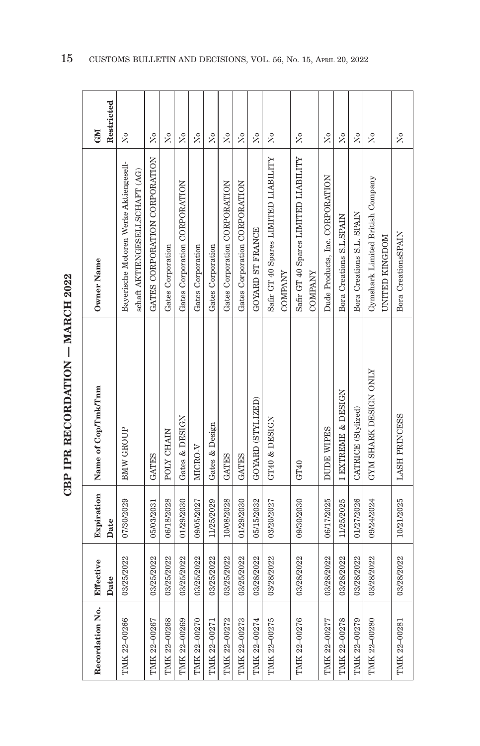# CBP IPR RECORDATION — MARCH 2022

| Recordation No. | Effective Date | Expiration Date | Name of Cop/Tmk/Tnm | Owner Name | GM Restricted |
|---|---|---|---|---|---|
| TMK 22–00266 | 03/25/2022 | 07/30/2029 | BMW GROUP | Bayerische Motoren Werke Aktiengesell-schaft AKTIENGESELLSCHAFT (AG) | No |
| TMK 22–00267 | 03/25/2022 | 05/03/2031 | GATES | GATES CORPORATION CORPORATION | No |
| TMK 22–00268 | 03/25/2022 | 06/18/2028 | POLY CHAIN | Gates Corporation | No |
| TMK 22–00269 | 03/25/2022 | 01/29/2030 | Gates & DESIGN | Gates Corporation CORPORATION | No |
| TMK 22–00270 | 03/25/2022 | 09/05/2027 | MICRO-V | Gates Corporation | No |
| TMK 22–00271 | 03/25/2022 | 11/25/2029 | Gates & Design | Gates Corporation | No |
| TMK 22–00272 | 03/25/2022 | 10/08/2028 | GATES | Gates Corporation CORPORATION | No |
| TMK 22–00273 | 03/25/2022 | 01/29/2030 | GATES | Gates Corporation CORPORATION | No |
| TMK 22–00274 | 03/28/2022 | 05/15/2032 | GOYARD (STYLIZED) | GOYARD ST FRANCE | No |
| TMK 22–00275 | 03/28/2022 | 03/20/2027 | GT40 & DESIGN | Safir GT 40 Spares LIMITED LIABILITY COMPANY | No |
| TMK 22–00276 | 03/28/2022 | 09/30/2030 | GT40 | Safir GT 40 Spares LIMITED LIABILITY COMPANY | No |
| TMK 22–00277 | 03/28/2022 | 06/17/2025 | DUDE WIPES | Dude Products, Inc. CORPORATION | No |
| TMK 22–00278 | 03/28/2022 | 11/25/2025 | I EXTREME & DESIGN | Bora Creations S.L.SPAIN | No |
| TMK 22–00279 | 03/28/2022 | 01/27/2026 | CATRICE (Stylized) | Bora Creations S.L. SPAIN | No |
| TMK 22–00280 | 03/28/2022 | 09/24/2024 | GYM SHARK DESIGN ONLY | Gymshark Limited British Company UNITED KINGDOM | No |
| TMK 22–00281 | 03/28/2022 | 10/21/2025 | LASH PRINCESS | Bora CreationsSPAIN | No |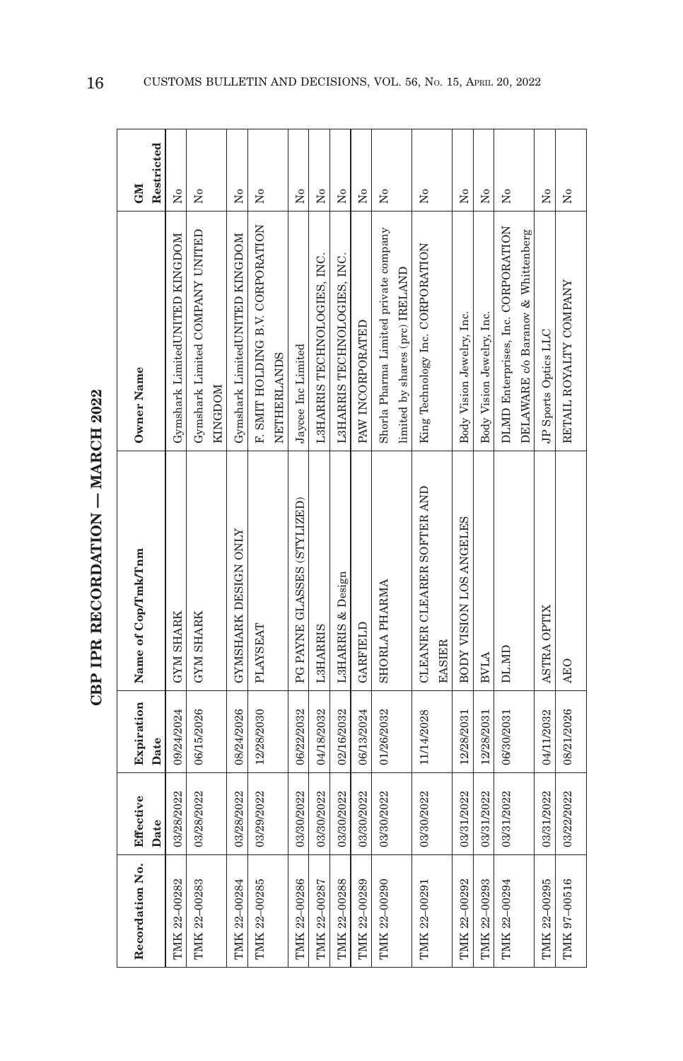# CBP IPR RECORDATION — MARCH 2022

| Recordation No. | Effective Date | Expiration Date | Name of Cop/Tmk/Tnm | Owner Name | GM Restricted |
|---|---|---|---|---|---|
| TMK 22–00282 | 03/28/2022 | 09/24/2024 | GYM SHARK | Gymshark LimitedUNITED KINGDOM | No |
| TMK 22–00283 | 03/28/2022 | 06/15/2026 | GYM SHARK | Gymshark Limited COMPANY UNITED KINGDOM | No |
| TMK 22–00284 | 03/28/2022 | 08/24/2026 | GYMSHARK DESIGN ONLY | Gymshark LimitedUNITED KINGDOM | No |
| TMK 22–00285 | 03/29/2022 | 12/28/2030 | PLAYSEAT | F. SMIT HOLDING B.V. CORPORATION NETHERLANDS | No |
| TMK 22–00286 | 03/30/2022 | 06/22/2032 | PG PAYNE GLASSES (STYLIZED) | Jaycee Inc Limited | No |
| TMK 22–00287 | 03/30/2022 | 04/18/2032 | L3HARRIS | L3HARRIS TECHNOLOGIES, INC. | No |
| TMK 22–00288 | 03/30/2022 | 02/16/2032 | L3HARRIS & Design | L3HARRIS TECHNOLOGIES, INC. | No |
| TMK 22–00289 | 03/30/2022 | 06/13/2024 | GARFIELD | PAW INCORPORATED | No |
| TMK 22–00290 | 03/30/2022 | 01/26/2032 | SHORLA PHARMA | Shorla Pharma Limited private company limited by shares (prc) IRELAND | No |
| TMK 22–00291 | 03/30/2022 | 11/14/2028 | CLEANER CLEARER SOFTER AND EASIER | King Technology Inc. CORPORATION | No |
| TMK 22–00292 | 03/31/2022 | 12/28/2031 | BODY VISION LOS ANGELES | Body Vision Jewelry, Inc. | No |
| TMK 22–00293 | 03/31/2022 | 12/28/2031 | BVLA | Body Vision Jewelry, Inc. | No |
| TMK 22–00294 | 03/31/2022 | 06/30/2031 | DL.MD | DLMD Enterprises, Inc. CORPORATION DELAWARE c/o Baranov & Whittenberg | No |
| TMK 22–00295 | 03/31/2022 | 04/11/2032 | ASTRA OPTIX | JP Sports Optics LLC | No |
| TMK 97–00516 | 03/22/2022 | 08/21/2026 | AEO | RETAIL ROYALTY COMPANY | No |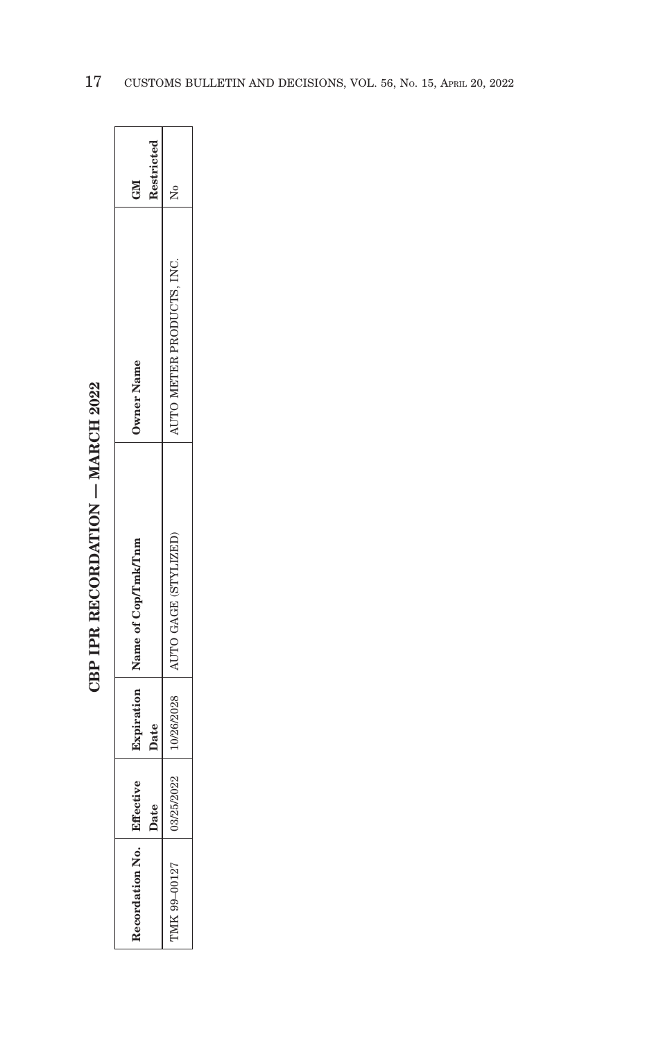## CBP IPR RECORDATION — MARCH 2022

| Recordation No. | Effective Date | Expiration Date | Name of Cop/Tmk/Tnm | Owner Name | GM Restricted |
|---|---|---|---|---|---|
| TMK 99-00127 | 03/25/2022 | 10/26/2028 | AUTO GAGE (STYLIZED) | AUTO METER PRODUCTS, INC. | No |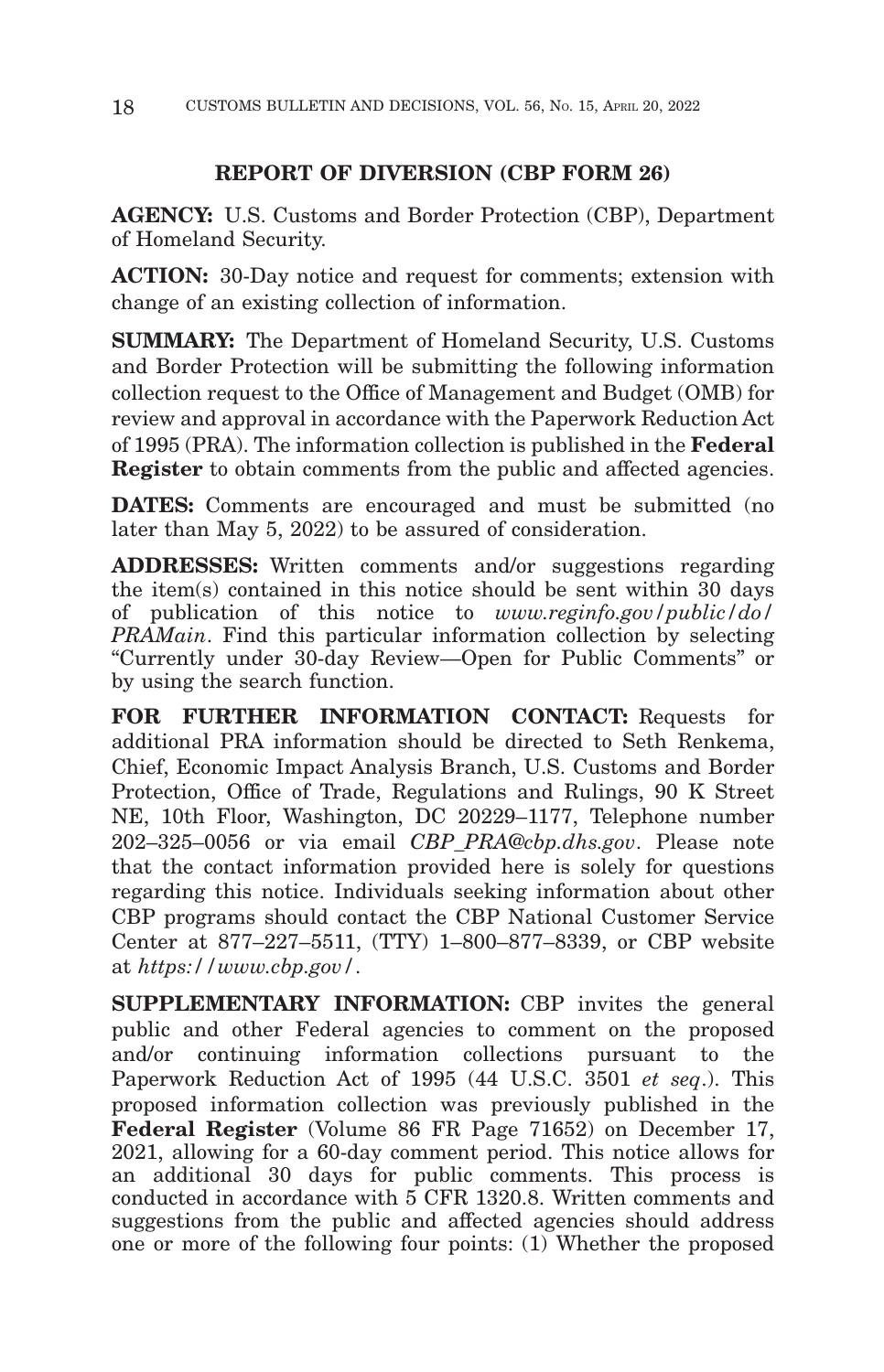## REPORT OF DIVERSION (CBP FORM 26)

**AGENCY:** U.S. Customs and Border Protection (CBP), Department of Homeland Security.

**ACTION:** 30-Day notice and request for comments; extension with change of an existing collection of information.

**SUMMARY:** The Department of Homeland Security, U.S. Customs and Border Protection will be submitting the following information collection request to the Office of Management and Budget (OMB) for review and approval in accordance with the Paperwork Reduction Act of 1995 (PRA). The information collection is published in the **Federal Register** to obtain comments from the public and affected agencies.

**DATES:** Comments are encouraged and must be submitted (no later than May 5, 2022) to be assured of consideration.

**ADDRESSES:** Written comments and/or suggestions regarding the item(s) contained in this notice should be sent within 30 days of publication of this notice to *www.reginfo.gov/public/do/PRAMain*. Find this particular information collection by selecting "Currently under 30-day Review—Open for Public Comments" or by using the search function.

**FOR FURTHER INFORMATION CONTACT:** Requests for additional PRA information should be directed to Seth Renkema, Chief, Economic Impact Analysis Branch, U.S. Customs and Border Protection, Office of Trade, Regulations and Rulings, 90 K Street NE, 10th Floor, Washington, DC 20229–1177, Telephone number 202–325–0056 or via email *CBP_PRA@cbp.dhs.gov*. Please note that the contact information provided here is solely for questions regarding this notice. Individuals seeking information about other CBP programs should contact the CBP National Customer Service Center at 877–227–5511, (TTY) 1–800–877–8339, or CBP website at *https://www.cbp.gov/*.

**SUPPLEMENTARY INFORMATION:** CBP invites the general public and other Federal agencies to comment on the proposed and/or continuing information collections pursuant to the Paperwork Reduction Act of 1995 (44 U.S.C. 3501 *et seq*.). This proposed information collection was previously published in the **Federal Register** (Volume 86 FR Page 71652) on December 17, 2021, allowing for a 60-day comment period. This notice allows for an additional 30 days for public comments. This process is conducted in accordance with 5 CFR 1320.8. Written comments and suggestions from the public and affected agencies should address one or more of the following four points: (1) Whether the proposed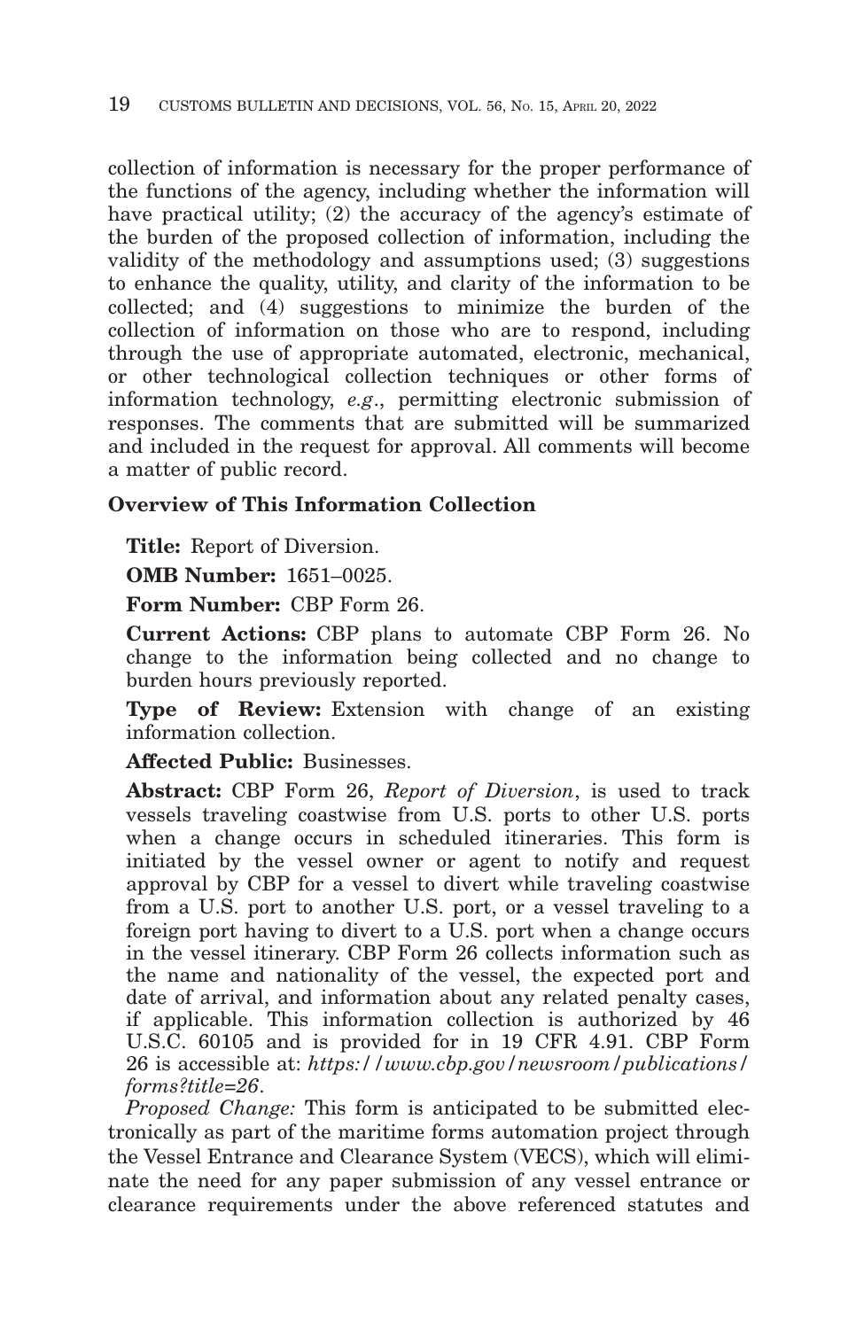collection of information is necessary for the proper performance of the functions of the agency, including whether the information will have practical utility; (2) the accuracy of the agency's estimate of the burden of the proposed collection of information, including the validity of the methodology and assumptions used; (3) suggestions to enhance the quality, utility, and clarity of the information to be collected; and (4) suggestions to minimize the burden of the collection of information on those who are to respond, including through the use of appropriate automated, electronic, mechanical, or other technological collection techniques or other forms of information technology, *e.g*., permitting electronic submission of responses. The comments that are submitted will be summarized and included in the request for approval. All comments will become a matter of public record.

**Overview of This Information Collection**

**Title:** Report of Diversion.

**OMB Number:** 1651–0025.

**Form Number:** CBP Form 26.

**Current Actions:** CBP plans to automate CBP Form 26. No change to the information being collected and no change to burden hours previously reported.

**Type of Review:** Extension with change of an existing information collection.

**Affected Public:** Businesses.

**Abstract:** CBP Form 26, *Report of Diversion*, is used to track vessels traveling coastwise from U.S. ports to other U.S. ports when a change occurs in scheduled itineraries. This form is initiated by the vessel owner or agent to notify and request approval by CBP for a vessel to divert while traveling coastwise from a U.S. port to another U.S. port, or a vessel traveling to a foreign port having to divert to a U.S. port when a change occurs in the vessel itinerary. CBP Form 26 collects information such as the name and nationality of the vessel, the expected port and date of arrival, and information about any related penalty cases, if applicable. This information collection is authorized by 46 U.S.C. 60105 and is provided for in 19 CFR 4.91. CBP Form 26 is accessible at: *https://www.cbp.gov/newsroom/publications/forms?title=26*.

*Proposed Change:* This form is anticipated to be submitted electronically as part of the maritime forms automation project through the Vessel Entrance and Clearance System (VECS), which will eliminate the need for any paper submission of any vessel entrance or clearance requirements under the above referenced statutes and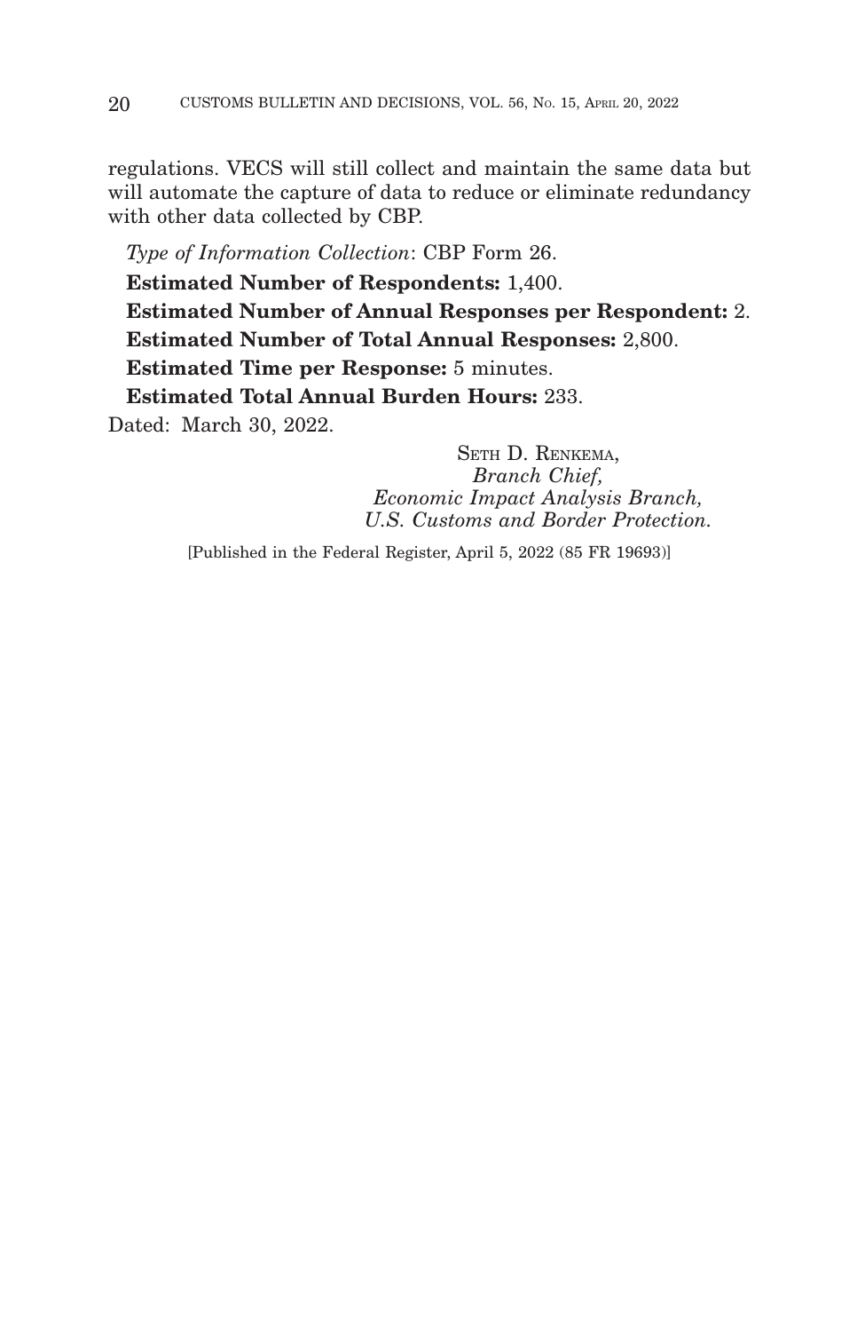regulations. VECS will still collect and maintain the same data but will automate the capture of data to reduce or eliminate redundancy with other data collected by CBP.

*Type of Information Collection*: CBP Form 26.

**Estimated Number of Respondents:** 1,400.

**Estimated Number of Annual Responses per Respondent:** 2.

**Estimated Number of Total Annual Responses:** 2,800.

**Estimated Time per Response:** 5 minutes.

**Estimated Total Annual Burden Hours:** 233.

Dated: March 30, 2022.

SETH D. RENKEMA,
*Branch Chief,*
*Economic Impact Analysis Branch,*
*U.S. Customs and Border Protection.*

[Published in the Federal Register, April 5, 2022 (85 FR 19693)]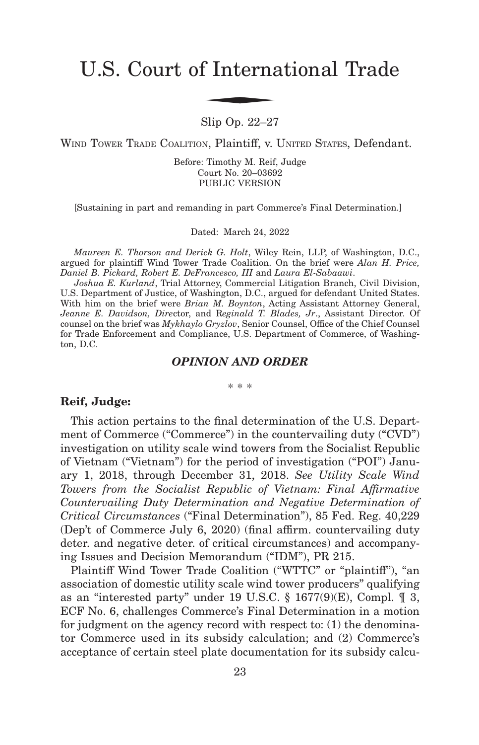# U.S. Court of International Trade

Slip Op. 22–27

WIND TOWER TRADE COALITION, Plaintiff, v. UNITED STATES, Defendant.

Before: Timothy M. Reif, Judge
Court No. 20–03692
PUBLIC VERSION

[Sustaining in part and remanding in part Commerce's Final Determination.]

Dated: March 24, 2022

*Maureen E. Thorson and Derick G. Holt*, Wiley Rein, LLP, of Washington, D.C., argued for plaintiff Wind Tower Trade Coalition. On the brief were *Alan H. Price, Daniel B. Pickard, Robert E. DeFrancesco, III* and *Laura El-Sabaawi*.

*Joshua E. Kurland*, Trial Attorney, Commercial Litigation Branch, Civil Division, U.S. Department of Justice, of Washington, D.C., argued for defendant United States. With him on the brief were *Brian M. Boynton*, Acting Assistant Attorney General, *Jeanne E. Davidson, Dire*ctor, and R*eginald T. Blades, Jr*., Assistant Director. Of counsel on the brief was *Mykhaylo Gryzlov*, Senior Counsel, Office of the Chief Counsel for Trade Enforcement and Compliance, U.S. Department of Commerce, of Washington, D.C.

## *OPINION AND ORDER*

\* \* \*

**Reif, Judge:**

This action pertains to the final determination of the U.S. Department of Commerce ("Commerce") in the countervailing duty ("CVD") investigation on utility scale wind towers from the Socialist Republic of Vietnam ("Vietnam") for the period of investigation ("POI") January 1, 2018, through December 31, 2018. *See Utility Scale Wind Towers from the Socialist Republic of Vietnam: Final Affirmative Countervailing Duty Determination and Negative Determination of Critical Circumstances* ("Final Determination"), 85 Fed. Reg. 40,229 (Dep't of Commerce July 6, 2020) (final affirm. countervailing duty deter. and negative deter. of critical circumstances) and accompanying Issues and Decision Memorandum ("IDM"), PR 215.

Plaintiff Wind Tower Trade Coalition ("WTTC" or "plaintiff"), "an association of domestic utility scale wind tower producers" qualifying as an "interested party" under 19 U.S.C. § 1677(9)(E), Compl. ¶ 3, ECF No. 6, challenges Commerce's Final Determination in a motion for judgment on the agency record with respect to: (1) the denominator Commerce used in its subsidy calculation; and (2) Commerce's acceptance of certain steel plate documentation for its subsidy calcu-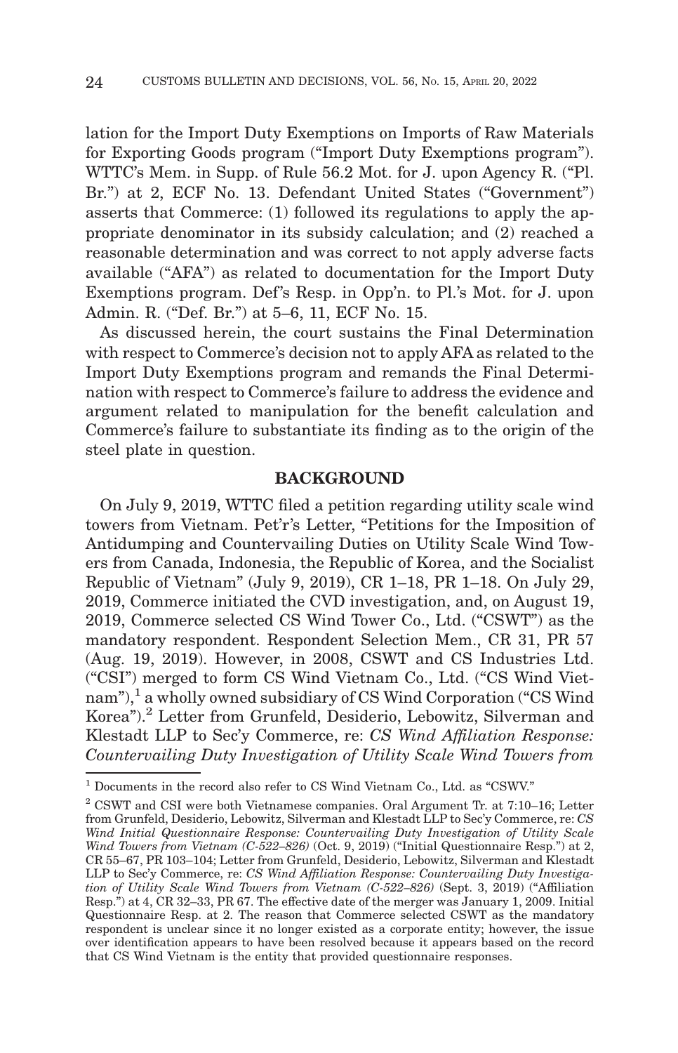lation for the Import Duty Exemptions on Imports of Raw Materials for Exporting Goods program ("Import Duty Exemptions program"). WTTC's Mem. in Supp. of Rule 56.2 Mot. for J. upon Agency R. ("Pl. Br.") at 2, ECF No. 13. Defendant United States ("Government") asserts that Commerce: (1) followed its regulations to apply the appropriate denominator in its subsidy calculation; and (2) reached a reasonable determination and was correct to not apply adverse facts available ("AFA") as related to documentation for the Import Duty Exemptions program. Def's Resp. in Opp'n. to Pl.'s Mot. for J. upon Admin. R. ("Def. Br.") at 5–6, 11, ECF No. 15.

As discussed herein, the court sustains the Final Determination with respect to Commerce's decision not to apply AFA as related to the Import Duty Exemptions program and remands the Final Determination with respect to Commerce's failure to address the evidence and argument related to manipulation for the benefit calculation and Commerce's failure to substantiate its finding as to the origin of the steel plate in question.

## BACKGROUND

On July 9, 2019, WTTC filed a petition regarding utility scale wind towers from Vietnam. Pet'r's Letter, "Petitions for the Imposition of Antidumping and Countervailing Duties on Utility Scale Wind Towers from Canada, Indonesia, the Republic of Korea, and the Socialist Republic of Vietnam" (July 9, 2019), CR 1–18, PR 1–18. On July 29, 2019, Commerce initiated the CVD investigation, and, on August 19, 2019, Commerce selected CS Wind Tower Co., Ltd. ("CSWT") as the mandatory respondent. Respondent Selection Mem., CR 31, PR 57 (Aug. 19, 2019). However, in 2008, CSWT and CS Industries Ltd. ("CSI") merged to form CS Wind Vietnam Co., Ltd. ("CS Wind Vietnam"),[1] a wholly owned subsidiary of CS Wind Corporation ("CS Wind Korea").[2] Letter from Grunfeld, Desiderio, Lebowitz, Silverman and Klestadt LLP to Sec'y Commerce, re: *CS Wind Affiliation Response: Countervailing Duty Investigation of Utility Scale Wind Towers from*

---

[1] Documents in the record also refer to CS Wind Vietnam Co., Ltd. as "CSWV."

[2] CSWT and CSI were both Vietnamese companies. Oral Argument Tr. at 7:10–16; Letter from Grunfeld, Desiderio, Lebowitz, Silverman and Klestadt LLP to Sec'y Commerce, re: *CS Wind Initial Questionnaire Response: Countervailing Duty Investigation of Utility Scale Wind Towers from Vietnam (C-522–826)* (Oct. 9, 2019) ("Initial Questionnaire Resp.") at 2, CR 55–67, PR 103–104; Letter from Grunfeld, Desiderio, Lebowitz, Silverman and Klestadt LLP to Sec'y Commerce, re: *CS Wind Affiliation Response: Countervailing Duty Investigation of Utility Scale Wind Towers from Vietnam (C-522–826)* (Sept. 3, 2019) ("Affiliation Resp.") at 4, CR 32–33, PR 67. The effective date of the merger was January 1, 2009. Initial Questionnaire Resp. at 2. The reason that Commerce selected CSWT as the mandatory respondent is unclear since it no longer existed as a corporate entity; however, the issue over identification appears to have been resolved because it appears based on the record that CS Wind Vietnam is the entity that provided questionnaire responses.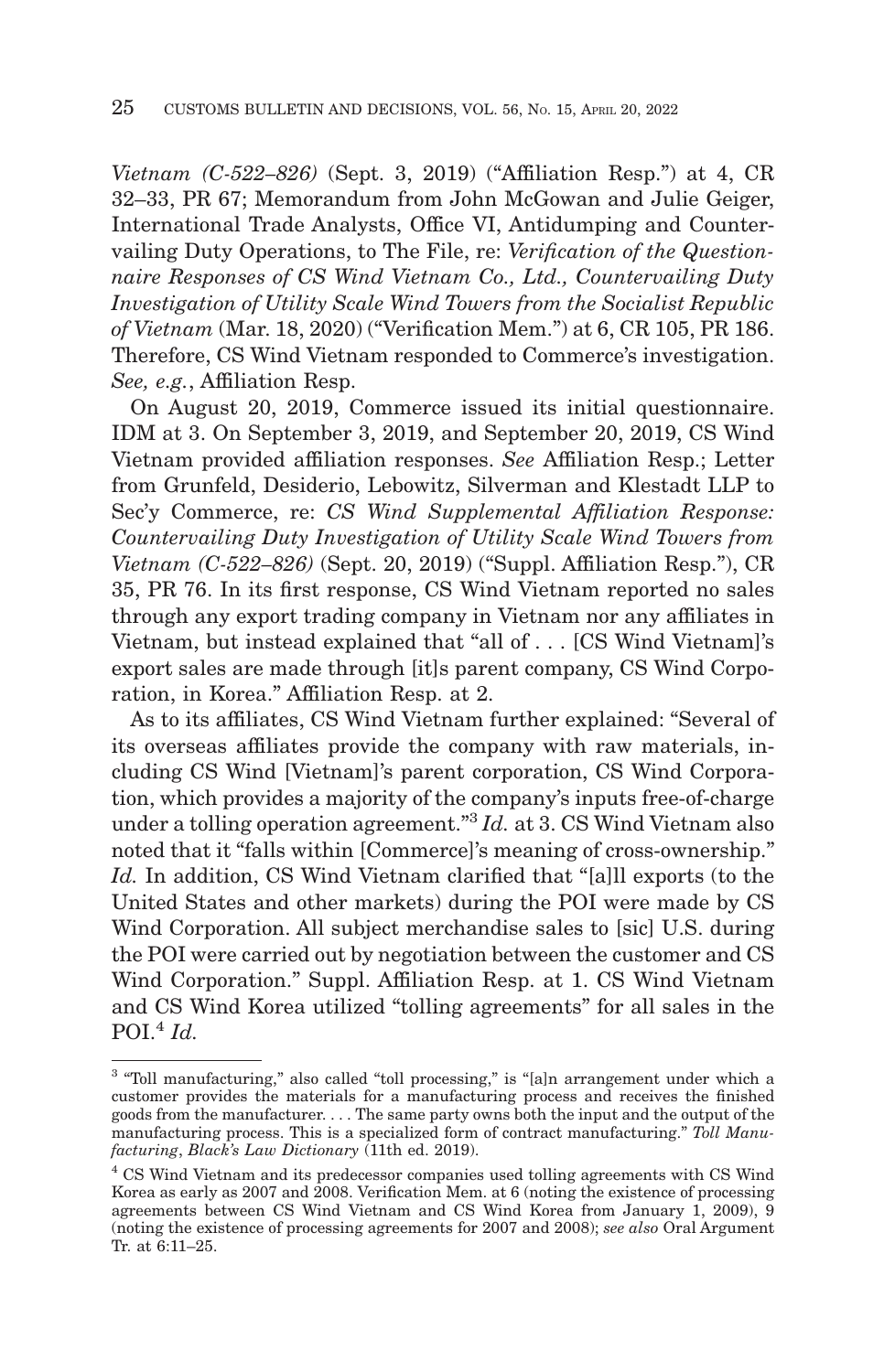*Vietnam (C-522–826)* (Sept. 3, 2019) ("Affiliation Resp.") at 4, CR 32–33, PR 67; Memorandum from John McGowan and Julie Geiger, International Trade Analysts, Office VI, Antidumping and Countervailing Duty Operations, to The File, re: *Verification of the Questionnaire Responses of CS Wind Vietnam Co., Ltd., Countervailing Duty Investigation of Utility Scale Wind Towers from the Socialist Republic of Vietnam* (Mar. 18, 2020) ("Verification Mem.") at 6, CR 105, PR 186. Therefore, CS Wind Vietnam responded to Commerce's investigation. *See, e.g.*, Affiliation Resp.

On August 20, 2019, Commerce issued its initial questionnaire. IDM at 3. On September 3, 2019, and September 20, 2019, CS Wind Vietnam provided affiliation responses. *See* Affiliation Resp.; Letter from Grunfeld, Desiderio, Lebowitz, Silverman and Klestadt LLP to Sec'y Commerce, re: *CS Wind Supplemental Affiliation Response: Countervailing Duty Investigation of Utility Scale Wind Towers from Vietnam (C-522–826)* (Sept. 20, 2019) ("Suppl. Affiliation Resp."), CR 35, PR 76. In its first response, CS Wind Vietnam reported no sales through any export trading company in Vietnam nor any affiliates in Vietnam, but instead explained that "all of . . . [CS Wind Vietnam]'s export sales are made through [it]s parent company, CS Wind Corporation, in Korea." Affiliation Resp. at 2.

As to its affiliates, CS Wind Vietnam further explained: "Several of its overseas affiliates provide the company with raw materials, including CS Wind [Vietnam]'s parent corporation, CS Wind Corporation, which provides a majority of the company's inputs free-of-charge under a tolling operation agreement."[3] *Id.* at 3. CS Wind Vietnam also noted that it "falls within [Commerce]'s meaning of cross-ownership." *Id.* In addition, CS Wind Vietnam clarified that "[a]ll exports (to the United States and other markets) during the POI were made by CS Wind Corporation. All subject merchandise sales to [sic] U.S. during the POI were carried out by negotiation between the customer and CS Wind Corporation." Suppl. Affiliation Resp. at 1. CS Wind Vietnam and CS Wind Korea utilized "tolling agreements" for all sales in the POI.[4] *Id.*

---

[3] "Toll manufacturing," also called "toll processing," is "[a]n arrangement under which a customer provides the materials for a manufacturing process and receives the finished goods from the manufacturer. . . . The same party owns both the input and the output of the manufacturing process. This is a specialized form of contract manufacturing." *Toll Manufacturing*, *Black's Law Dictionary* (11th ed. 2019).

[4] CS Wind Vietnam and its predecessor companies used tolling agreements with CS Wind Korea as early as 2007 and 2008. Verification Mem. at 6 (noting the existence of processing agreements between CS Wind Vietnam and CS Wind Korea from January 1, 2009), 9 (noting the existence of processing agreements for 2007 and 2008); *see also* Oral Argument Tr. at 6:11–25.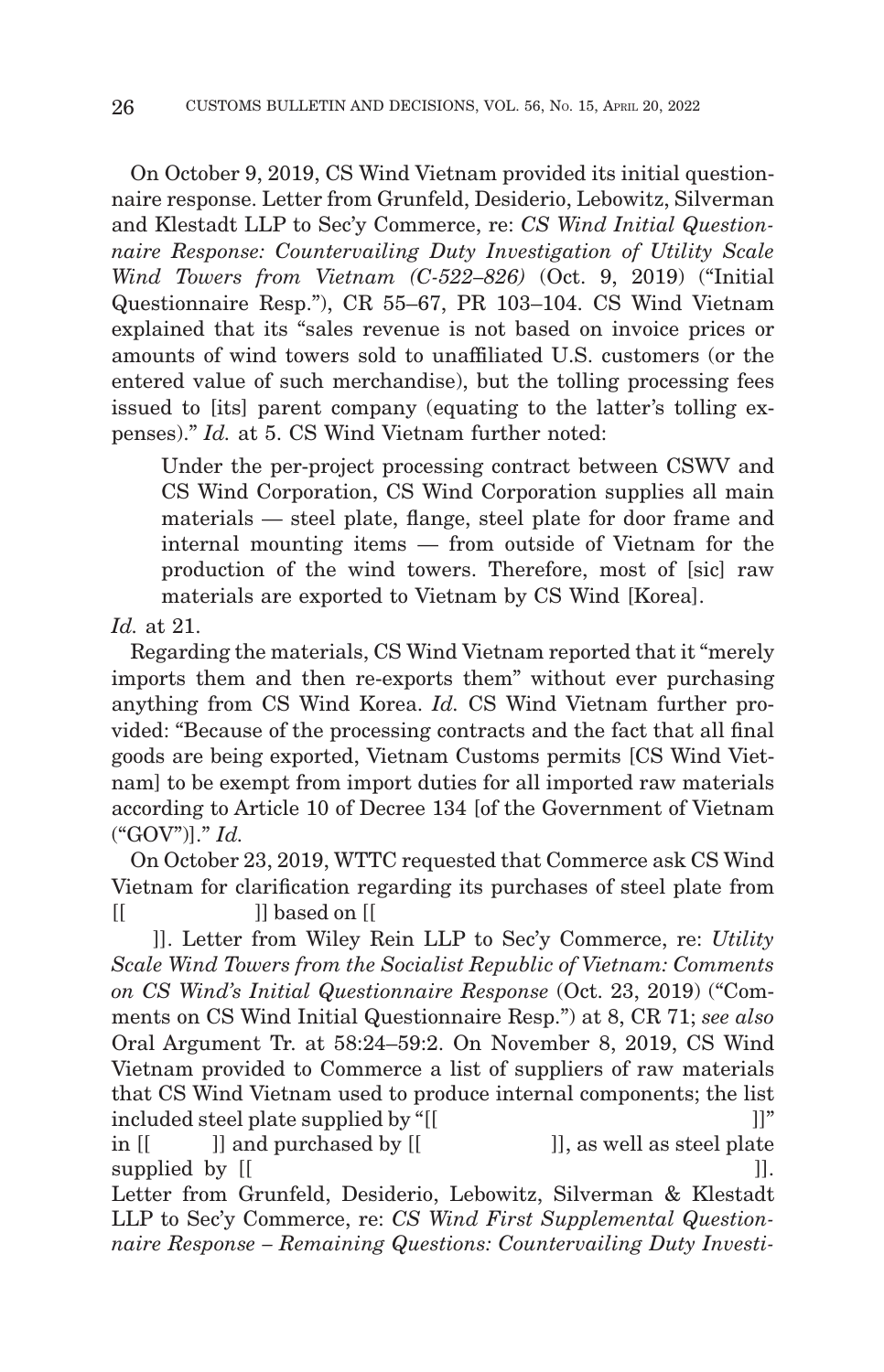On October 9, 2019, CS Wind Vietnam provided its initial questionnaire response. Letter from Grunfeld, Desiderio, Lebowitz, Silverman and Klestadt LLP to Sec'y Commerce, re: *CS Wind Initial Questionnaire Response: Countervailing Duty Investigation of Utility Scale Wind Towers from Vietnam (C-522–826)* (Oct. 9, 2019) ("Initial Questionnaire Resp."), CR 55–67, PR 103–104. CS Wind Vietnam explained that its "sales revenue is not based on invoice prices or amounts of wind towers sold to unaffiliated U.S. customers (or the entered value of such merchandise), but the tolling processing fees issued to [its] parent company (equating to the latter's tolling expenses)." *Id.* at 5. CS Wind Vietnam further noted:

> Under the per-project processing contract between CSWV and CS Wind Corporation, CS Wind Corporation supplies all main materials — steel plate, flange, steel plate for door frame and internal mounting items — from outside of Vietnam for the production of the wind towers. Therefore, most of [sic] raw materials are exported to Vietnam by CS Wind [Korea].

*Id.* at 21.

Regarding the materials, CS Wind Vietnam reported that it "merely imports them and then re-exports them" without ever purchasing anything from CS Wind Korea. *Id.* CS Wind Vietnam further provided: "Because of the processing contracts and the fact that all final goods are being exported, Vietnam Customs permits [CS Wind Vietnam] to be exempt from import duties for all imported raw materials according to Article 10 of Decree 134 [of the Government of Vietnam ("GOV")]." *Id.*

On October 23, 2019, WTTC requested that Commerce ask CS Wind Vietnam for clarification regarding its purchases of steel plate from [[ ]] based on [[ ]]. Letter from Wiley Rein LLP to Sec'y Commerce, re: *Utility Scale Wind Towers from the Socialist Republic of Vietnam: Comments on CS Wind's Initial Questionnaire Response* (Oct. 23, 2019) ("Comments on CS Wind Initial Questionnaire Resp.") at 8, CR 71; *see also* Oral Argument Tr. at 58:24–59:2. On November 8, 2019, CS Wind Vietnam provided to Commerce a list of suppliers of raw materials that CS Wind Vietnam used to produce internal components; the list included steel plate supplied by "[[ ]]" in [[ ]] and purchased by [[ ]], as well as steel plate supplied by [[ ]]. Letter from Grunfeld, Desiderio, Lebowitz, Silverman & Klestadt LLP to Sec'y Commerce, re: *CS Wind First Supplemental Questionnaire Response – Remaining Questions: Countervailing Duty Investi-*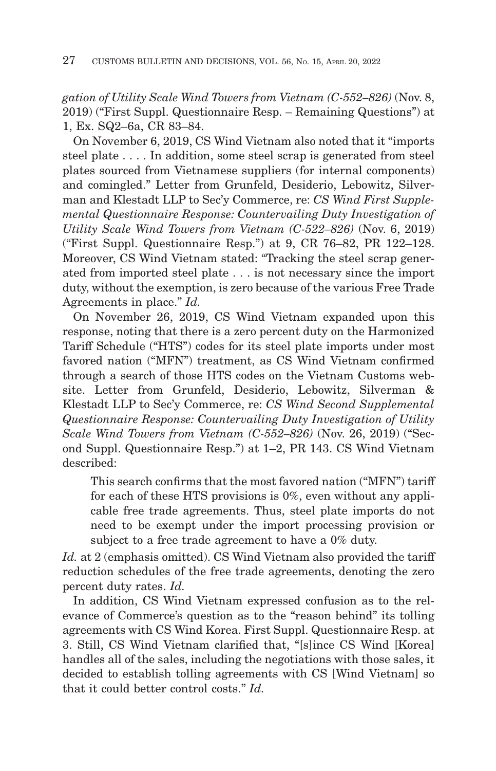*gation of Utility Scale Wind Towers from Vietnam (C-552–826)* (Nov. 8, 2019) ("First Suppl. Questionnaire Resp. – Remaining Questions") at 1, Ex. SQ2–6a, CR 83–84.

On November 6, 2019, CS Wind Vietnam also noted that it "imports steel plate . . . . In addition, some steel scrap is generated from steel plates sourced from Vietnamese suppliers (for internal components) and comingled." Letter from Grunfeld, Desiderio, Lebowitz, Silverman and Klestadt LLP to Sec'y Commerce, re: *CS Wind First Supplemental Questionnaire Response: Countervailing Duty Investigation of Utility Scale Wind Towers from Vietnam (C-522–826)* (Nov. 6, 2019) ("First Suppl. Questionnaire Resp.") at 9, CR 76–82, PR 122–128. Moreover, CS Wind Vietnam stated: "Tracking the steel scrap generated from imported steel plate . . . is not necessary since the import duty, without the exemption, is zero because of the various Free Trade Agreements in place." *Id.*

On November 26, 2019, CS Wind Vietnam expanded upon this response, noting that there is a zero percent duty on the Harmonized Tariff Schedule ("HTS") codes for its steel plate imports under most favored nation ("MFN") treatment, as CS Wind Vietnam confirmed through a search of those HTS codes on the Vietnam Customs website. Letter from Grunfeld, Desiderio, Lebowitz, Silverman & Klestadt LLP to Sec'y Commerce, re: *CS Wind Second Supplemental Questionnaire Response: Countervailing Duty Investigation of Utility Scale Wind Towers from Vietnam (C-552–826)* (Nov. 26, 2019) ("Second Suppl. Questionnaire Resp.") at 1–2, PR 143. CS Wind Vietnam described:

> This search confirms that the most favored nation ("MFN") tariff for each of these HTS provisions is 0%, even without any applicable free trade agreements. Thus, steel plate imports do not need to be exempt under the import processing provision or subject to a free trade agreement to have a 0% duty.

*Id.* at 2 (emphasis omitted). CS Wind Vietnam also provided the tariff reduction schedules of the free trade agreements, denoting the zero percent duty rates. *Id.*

In addition, CS Wind Vietnam expressed confusion as to the relevance of Commerce's question as to the "reason behind" its tolling agreements with CS Wind Korea. First Suppl. Questionnaire Resp. at 3. Still, CS Wind Vietnam clarified that, "[s]ince CS Wind [Korea] handles all of the sales, including the negotiations with those sales, it decided to establish tolling agreements with CS [Wind Vietnam] so that it could better control costs." *Id.*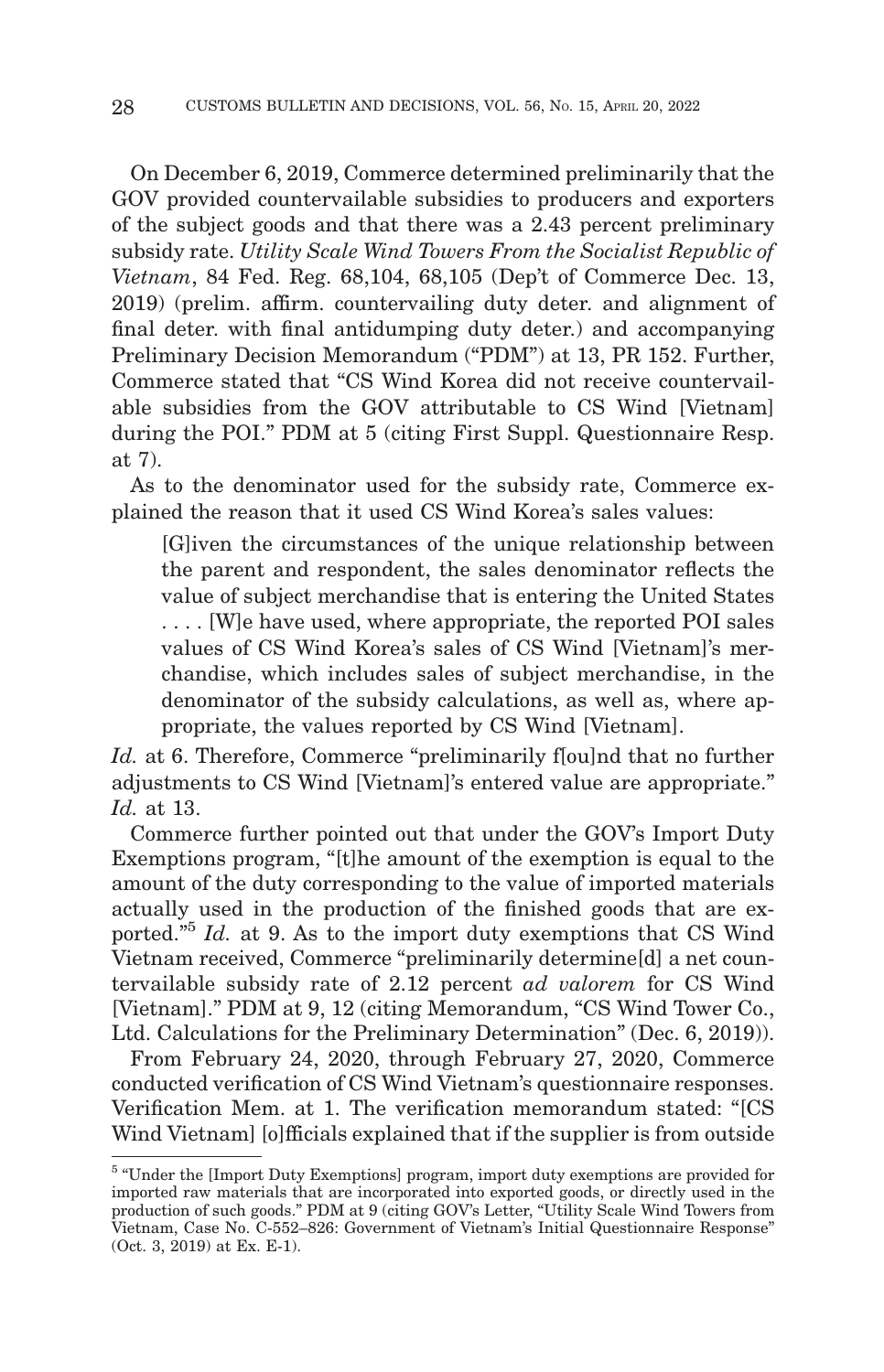On December 6, 2019, Commerce determined preliminarily that the GOV provided countervailable subsidies to producers and exporters of the subject goods and that there was a 2.43 percent preliminary subsidy rate. *Utility Scale Wind Towers From the Socialist Republic of Vietnam*, 84 Fed. Reg. 68,104, 68,105 (Dep't of Commerce Dec. 13, 2019) (prelim. affirm. countervailing duty deter. and alignment of final deter. with final antidumping duty deter.) and accompanying Preliminary Decision Memorandum ("PDM") at 13, PR 152. Further, Commerce stated that "CS Wind Korea did not receive countervailable subsidies from the GOV attributable to CS Wind [Vietnam] during the POI." PDM at 5 (citing First Suppl. Questionnaire Resp. at 7).

As to the denominator used for the subsidy rate, Commerce explained the reason that it used CS Wind Korea's sales values:

> [G]iven the circumstances of the unique relationship between the parent and respondent, the sales denominator reflects the value of subject merchandise that is entering the United States . . . . [W]e have used, where appropriate, the reported POI sales values of CS Wind Korea's sales of CS Wind [Vietnam]'s merchandise, which includes sales of subject merchandise, in the denominator of the subsidy calculations, as well as, where appropriate, the values reported by CS Wind [Vietnam].

*Id.* at 6. Therefore, Commerce "preliminarily f[ou]nd that no further adjustments to CS Wind [Vietnam]'s entered value are appropriate." *Id.* at 13.

Commerce further pointed out that under the GOV's Import Duty Exemptions program, "[t]he amount of the exemption is equal to the amount of the duty corresponding to the value of imported materials actually used in the production of the finished goods that are exported."[5] *Id.* at 9. As to the import duty exemptions that CS Wind Vietnam received, Commerce "preliminarily determine[d] a net countervailable subsidy rate of 2.12 percent *ad valorem* for CS Wind [Vietnam]." PDM at 9, 12 (citing Memorandum, "CS Wind Tower Co., Ltd. Calculations for the Preliminary Determination" (Dec. 6, 2019)).

From February 24, 2020, through February 27, 2020, Commerce conducted verification of CS Wind Vietnam's questionnaire responses. Verification Mem. at 1. The verification memorandum stated: "[CS Wind Vietnam] [o]fficials explained that if the supplier is from outside

[5] "Under the [Import Duty Exemptions] program, import duty exemptions are provided for imported raw materials that are incorporated into exported goods, or directly used in the production of such goods." PDM at 9 (citing GOV's Letter, "Utility Scale Wind Towers from Vietnam, Case No. C-552–826: Government of Vietnam's Initial Questionnaire Response" (Oct. 3, 2019) at Ex. E-1).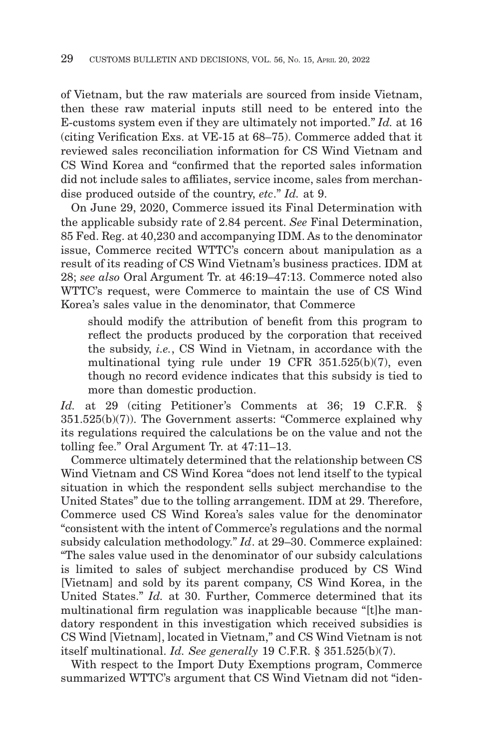of Vietnam, but the raw materials are sourced from inside Vietnam, then these raw material inputs still need to be entered into the E-customs system even if they are ultimately not imported." *Id.* at 16 (citing Verification Exs. at VE-15 at 68–75). Commerce added that it reviewed sales reconciliation information for CS Wind Vietnam and CS Wind Korea and "confirmed that the reported sales information did not include sales to affiliates, service income, sales from merchandise produced outside of the country, *etc*." *Id.* at 9.

On June 29, 2020, Commerce issued its Final Determination with the applicable subsidy rate of 2.84 percent. *See* Final Determination, 85 Fed. Reg. at 40,230 and accompanying IDM. As to the denominator issue, Commerce recited WTTC's concern about manipulation as a result of its reading of CS Wind Vietnam's business practices. IDM at 28; *see also* Oral Argument Tr. at 46:19–47:13. Commerce noted also WTTC's request, were Commerce to maintain the use of CS Wind Korea's sales value in the denominator, that Commerce

> should modify the attribution of benefit from this program to reflect the products produced by the corporation that received the subsidy, *i.e.*, CS Wind in Vietnam, in accordance with the multinational tying rule under 19 CFR 351.525(b)(7), even though no record evidence indicates that this subsidy is tied to more than domestic production.

*Id.* at 29 (citing Petitioner's Comments at 36; 19 C.F.R. § 351.525(b)(7)). The Government asserts: "Commerce explained why its regulations required the calculations be on the value and not the tolling fee." Oral Argument Tr. at 47:11–13.

Commerce ultimately determined that the relationship between CS Wind Vietnam and CS Wind Korea "does not lend itself to the typical situation in which the respondent sells subject merchandise to the United States" due to the tolling arrangement. IDM at 29. Therefore, Commerce used CS Wind Korea's sales value for the denominator "consistent with the intent of Commerce's regulations and the normal subsidy calculation methodology." *Id*. at 29–30. Commerce explained: "The sales value used in the denominator of our subsidy calculations is limited to sales of subject merchandise produced by CS Wind [Vietnam] and sold by its parent company, CS Wind Korea, in the United States." *Id.* at 30. Further, Commerce determined that its multinational firm regulation was inapplicable because "[t]he mandatory respondent in this investigation which received subsidies is CS Wind [Vietnam], located in Vietnam," and CS Wind Vietnam is not itself multinational. *Id. See generally* 19 C.F.R. § 351.525(b)(7).

With respect to the Import Duty Exemptions program, Commerce summarized WTTC's argument that CS Wind Vietnam did not "iden-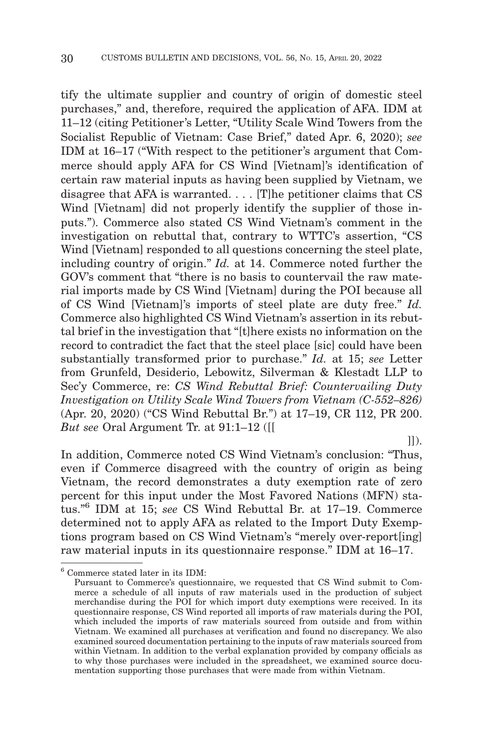tify the ultimate supplier and country of origin of domestic steel purchases," and, therefore, required the application of AFA. IDM at 11–12 (citing Petitioner's Letter, "Utility Scale Wind Towers from the Socialist Republic of Vietnam: Case Brief," dated Apr. 6, 2020); *see* IDM at 16–17 ("With respect to the petitioner's argument that Commerce should apply AFA for CS Wind [Vietnam]'s identification of certain raw material inputs as having been supplied by Vietnam, we disagree that AFA is warranted. . . . [T]he petitioner claims that CS Wind [Vietnam] did not properly identify the supplier of those inputs."). Commerce also stated CS Wind Vietnam's comment in the investigation on rebuttal that, contrary to WTTC's assertion, "CS Wind [Vietnam] responded to all questions concerning the steel plate, including country of origin." *Id.* at 14. Commerce noted further the GOV's comment that "there is no basis to countervail the raw material imports made by CS Wind [Vietnam] during the POI because all of CS Wind [Vietnam]'s imports of steel plate are duty free." *Id.* Commerce also highlighted CS Wind Vietnam's assertion in its rebuttal brief in the investigation that "[t]here exists no information on the record to contradict the fact that the steel place [sic] could have been substantially transformed prior to purchase." *Id.* at 15; *see* Letter from Grunfeld, Desiderio, Lebowitz, Silverman & Klestadt LLP to Sec'y Commerce, re: *CS Wind Rebuttal Brief: Countervailing Duty Investigation on Utility Scale Wind Towers from Vietnam (C-552–826)* (Apr. 20, 2020) ("CS Wind Rebuttal Br.") at 17–19, CR 112, PR 200. *But see* Oral Argument Tr. at 91:1–12 ([[

]]).

In addition, Commerce noted CS Wind Vietnam's conclusion: "Thus, even if Commerce disagreed with the country of origin as being Vietnam, the record demonstrates a duty exemption rate of zero percent for this input under the Most Favored Nations (MFN) status."[6] IDM at 15; *see* CS Wind Rebuttal Br. at 17–19. Commerce determined not to apply AFA as related to the Import Duty Exemptions program based on CS Wind Vietnam's "merely over-report[ing] raw material inputs in its questionnaire response." IDM at 16–17.

[6] Commerce stated later in its IDM:

Pursuant to Commerce's questionnaire, we requested that CS Wind submit to Commerce a schedule of all inputs of raw materials used in the production of subject merchandise during the POI for which import duty exemptions were received. In its questionnaire response, CS Wind reported all imports of raw materials during the POI, which included the imports of raw materials sourced from outside and from within Vietnam. We examined all purchases at verification and found no discrepancy. We also examined sourced documentation pertaining to the inputs of raw materials sourced from within Vietnam. In addition to the verbal explanation provided by company officials as to why those purchases were included in the spreadsheet, we examined source documentation supporting those purchases that were made from within Vietnam.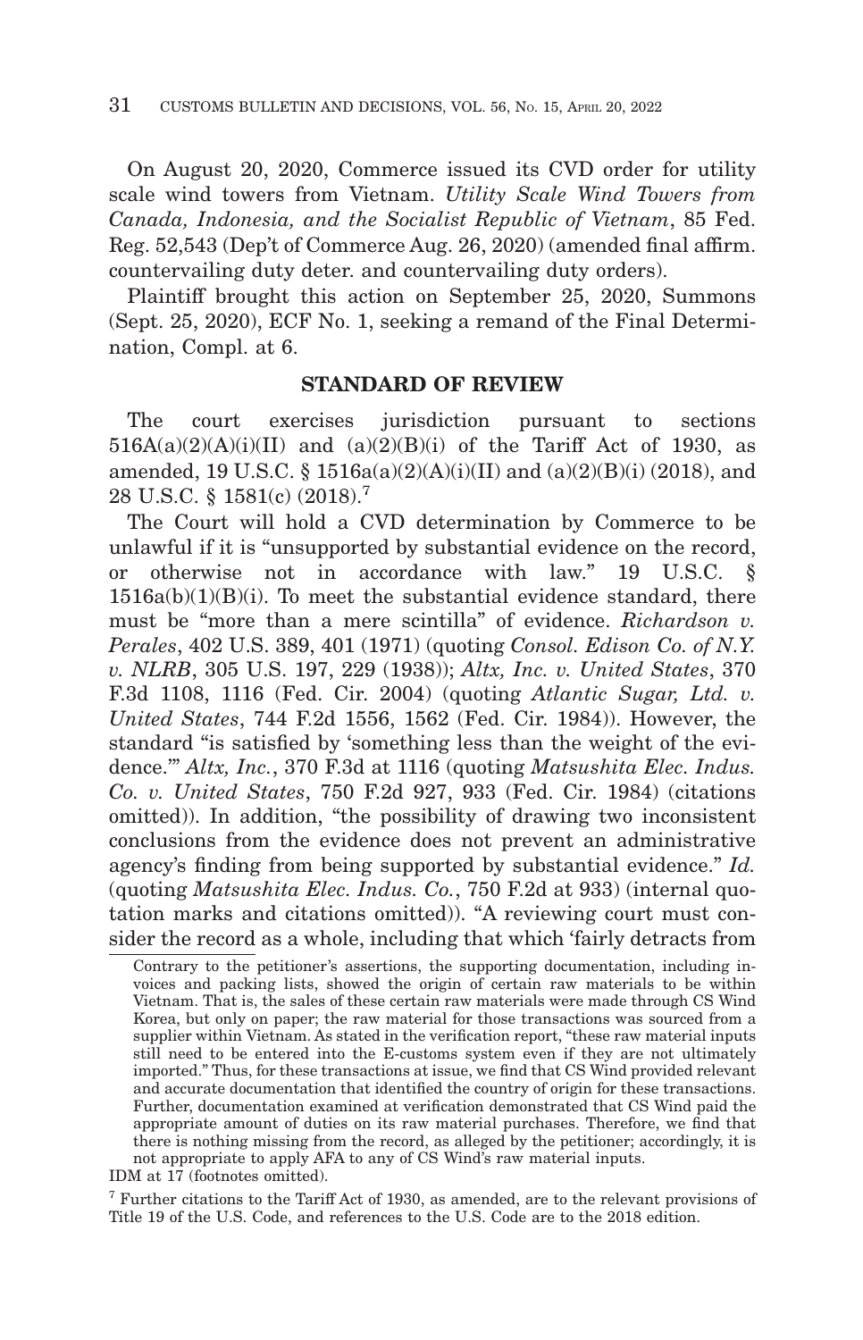On August 20, 2020, Commerce issued its CVD order for utility scale wind towers from Vietnam. *Utility Scale Wind Towers from Canada, Indonesia, and the Socialist Republic of Vietnam*, 85 Fed. Reg. 52,543 (Dep't of Commerce Aug. 26, 2020) (amended final affirm. countervailing duty deter. and countervailing duty orders).

Plaintiff brought this action on September 25, 2020, Summons (Sept. 25, 2020), ECF No. 1, seeking a remand of the Final Determination, Compl. at 6.

## STANDARD OF REVIEW

The court exercises jurisdiction pursuant to sections 516A(a)(2)(A)(i)(II) and (a)(2)(B)(i) of the Tariff Act of 1930, as amended, 19 U.S.C. § 1516a(a)(2)(A)(i)(II) and (a)(2)(B)(i) (2018), and 28 U.S.C. § 1581(c) (2018).[7]

The Court will hold a CVD determination by Commerce to be unlawful if it is "unsupported by substantial evidence on the record, or otherwise not in accordance with law." 19 U.S.C. § 1516a(b)(1)(B)(i). To meet the substantial evidence standard, there must be "more than a mere scintilla" of evidence. *Richardson v. Perales*, 402 U.S. 389, 401 (1971) (quoting *Consol. Edison Co. of N.Y. v. NLRB*, 305 U.S. 197, 229 (1938)); *Altx, Inc. v. United States*, 370 F.3d 1108, 1116 (Fed. Cir. 2004) (quoting *Atlantic Sugar, Ltd. v. United States*, 744 F.2d 1556, 1562 (Fed. Cir. 1984)). However, the standard "is satisfied by 'something less than the weight of the evidence.'" *Altx, Inc.*, 370 F.3d at 1116 (quoting *Matsushita Elec. Indus. Co. v. United States*, 750 F.2d 927, 933 (Fed. Cir. 1984) (citations omitted)). In addition, "the possibility of drawing two inconsistent conclusions from the evidence does not prevent an administrative agency's finding from being supported by substantial evidence." *Id.* (quoting *Matsushita Elec. Indus. Co.*, 750 F.2d at 933) (internal quotation marks and citations omitted)). "A reviewing court must consider the record as a whole, including that which 'fairly detracts from

---

Contrary to the petitioner's assertions, the supporting documentation, including invoices and packing lists, showed the origin of certain raw materials to be within Vietnam. That is, the sales of these certain raw materials were made through CS Wind Korea, but only on paper; the raw material for those transactions was sourced from a supplier within Vietnam. As stated in the verification report, "these raw material inputs still need to be entered into the E-customs system even if they are not ultimately imported." Thus, for these transactions at issue, we find that CS Wind provided relevant and accurate documentation that identified the country of origin for these transactions. Further, documentation examined at verification demonstrated that CS Wind paid the appropriate amount of duties on its raw material purchases. Therefore, we find that there is nothing missing from the record, as alleged by the petitioner; accordingly, it is not appropriate to apply AFA to any of CS Wind's raw material inputs.

IDM at 17 (footnotes omitted).

[7] Further citations to the Tariff Act of 1930, as amended, are to the relevant provisions of Title 19 of the U.S. Code, and references to the U.S. Code are to the 2018 edition.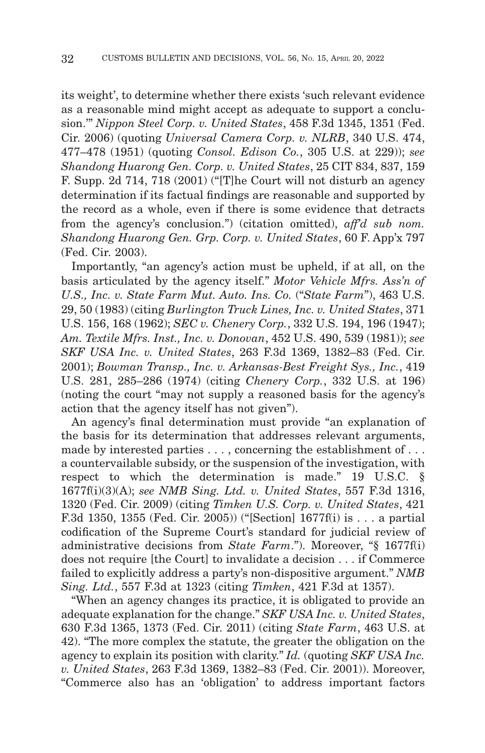its weight', to determine whether there exists 'such relevant evidence as a reasonable mind might accept as adequate to support a conclusion.'" *Nippon Steel Corp. v. United States*, 458 F.3d 1345, 1351 (Fed. Cir. 2006) (quoting *Universal Camera Corp. v. NLRB*, 340 U.S. 474, 477–478 (1951) (quoting *Consol. Edison Co.*, 305 U.S. at 229)); *see Shandong Huarong Gen. Corp. v. United States*, 25 CIT 834, 837, 159 F. Supp. 2d 714, 718 (2001) ("[T]he Court will not disturb an agency determination if its factual findings are reasonable and supported by the record as a whole, even if there is some evidence that detracts from the agency's conclusion.") (citation omitted), *aff'd sub nom. Shandong Huarong Gen. Grp. Corp. v. United States*, 60 F. App'x 797 (Fed. Cir. 2003).

Importantly, "an agency's action must be upheld, if at all, on the basis articulated by the agency itself." *Motor Vehicle Mfrs. Ass'n of U.S., Inc. v. State Farm Mut. Auto. Ins. Co.* ("*State Farm*"), 463 U.S. 29, 50 (1983) (citing *Burlington Truck Lines, Inc. v. United States*, 371 U.S. 156, 168 (1962); *SEC v. Chenery Corp.*, 332 U.S. 194, 196 (1947); *Am. Textile Mfrs. Inst., Inc. v. Donovan*, 452 U.S. 490, 539 (1981)); *see SKF USA Inc. v. United States*, 263 F.3d 1369, 1382–83 (Fed. Cir. 2001); *Bowman Transp., Inc. v. Arkansas-Best Freight Sys., Inc.*, 419 U.S. 281, 285–286 (1974) (citing *Chenery Corp.*, 332 U.S. at 196) (noting the court "may not supply a reasoned basis for the agency's action that the agency itself has not given").

An agency's final determination must provide "an explanation of the basis for its determination that addresses relevant arguments, made by interested parties . . . , concerning the establishment of . . . a countervailable subsidy, or the suspension of the investigation, with respect to which the determination is made." 19 U.S.C. § 1677f(i)(3)(A); *see NMB Sing. Ltd. v. United States*, 557 F.3d 1316, 1320 (Fed. Cir. 2009) (citing *Timken U.S. Corp. v. United States*, 421 F.3d 1350, 1355 (Fed. Cir. 2005)) ("[Section] 1677f(i) is . . . a partial codification of the Supreme Court's standard for judicial review of administrative decisions from *State Farm*."). Moreover, "§ 1677f(i) does not require [the Court] to invalidate a decision . . . if Commerce failed to explicitly address a party's non-dispositive argument." *NMB Sing. Ltd.*, 557 F.3d at 1323 (citing *Timken*, 421 F.3d at 1357).

"When an agency changes its practice, it is obligated to provide an adequate explanation for the change." *SKF USA Inc. v. United States*, 630 F.3d 1365, 1373 (Fed. Cir. 2011) (citing *State Farm*, 463 U.S. at 42). "The more complex the statute, the greater the obligation on the agency to explain its position with clarity." *Id.* (quoting *SKF USA Inc. v. United States*, 263 F.3d 1369, 1382–83 (Fed. Cir. 2001)). Moreover, "Commerce also has an 'obligation' to address important factors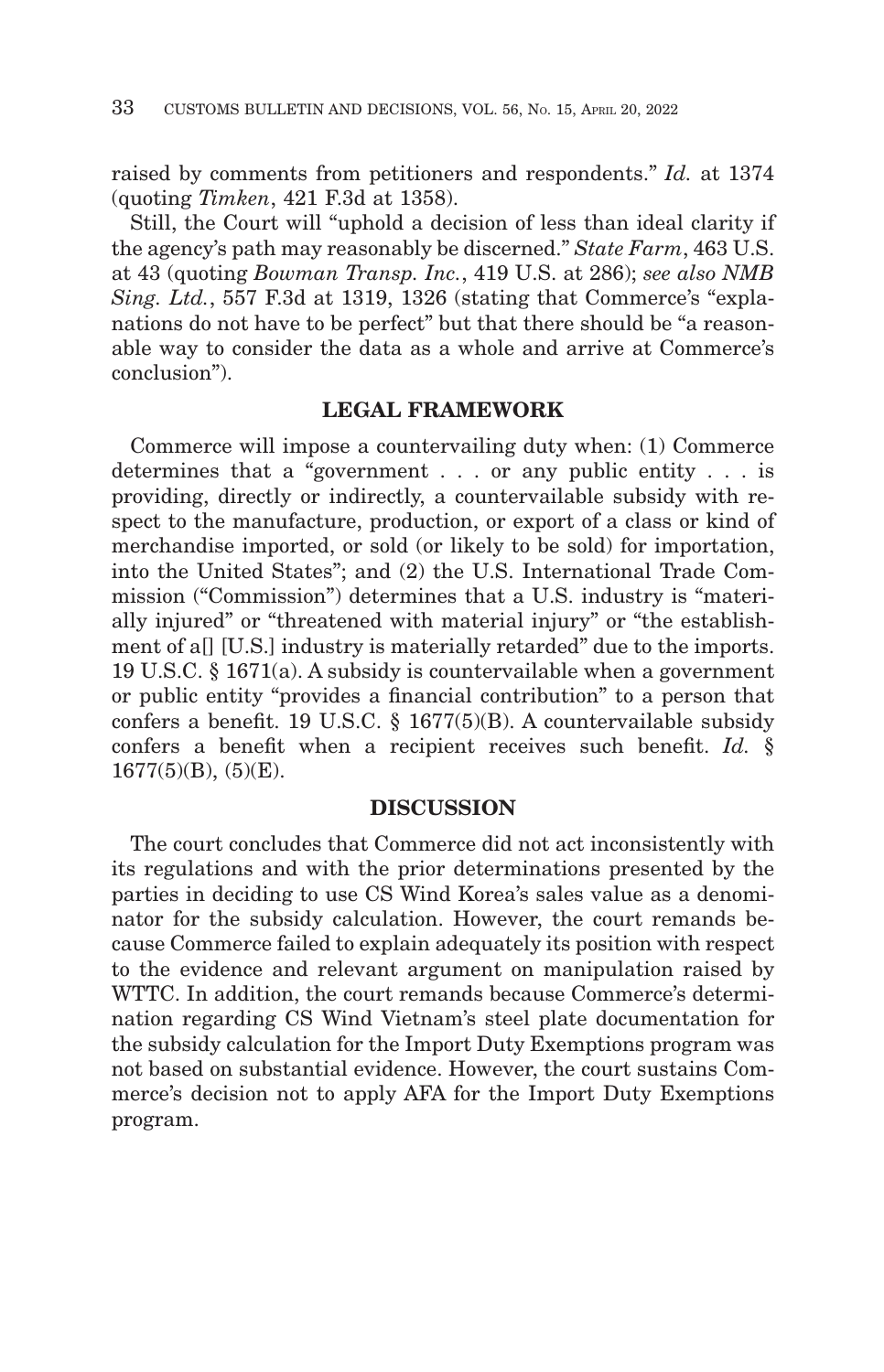raised by comments from petitioners and respondents." *Id.* at 1374 (quoting *Timken*, 421 F.3d at 1358).

Still, the Court will "uphold a decision of less than ideal clarity if the agency's path may reasonably be discerned." *State Farm*, 463 U.S. at 43 (quoting *Bowman Transp. Inc.*, 419 U.S. at 286); *see also NMB Sing. Ltd.*, 557 F.3d at 1319, 1326 (stating that Commerce's "explanations do not have to be perfect" but that there should be "a reasonable way to consider the data as a whole and arrive at Commerce's conclusion").

## LEGAL FRAMEWORK

Commerce will impose a countervailing duty when: (1) Commerce determines that a "government . . . or any public entity . . . is providing, directly or indirectly, a countervailable subsidy with respect to the manufacture, production, or export of a class or kind of merchandise imported, or sold (or likely to be sold) for importation, into the United States"; and (2) the U.S. International Trade Commission ("Commission") determines that a U.S. industry is "materially injured" or "threatened with material injury" or "the establishment of a[] [U.S.] industry is materially retarded" due to the imports. 19 U.S.C. § 1671(a). A subsidy is countervailable when a government or public entity "provides a financial contribution" to a person that confers a benefit. 19 U.S.C. § 1677(5)(B). A countervailable subsidy confers a benefit when a recipient receives such benefit. *Id.* § 1677(5)(B), (5)(E).

## DISCUSSION

The court concludes that Commerce did not act inconsistently with its regulations and with the prior determinations presented by the parties in deciding to use CS Wind Korea's sales value as a denominator for the subsidy calculation. However, the court remands because Commerce failed to explain adequately its position with respect to the evidence and relevant argument on manipulation raised by WTTC. In addition, the court remands because Commerce's determination regarding CS Wind Vietnam's steel plate documentation for the subsidy calculation for the Import Duty Exemptions program was not based on substantial evidence. However, the court sustains Commerce's decision not to apply AFA for the Import Duty Exemptions program.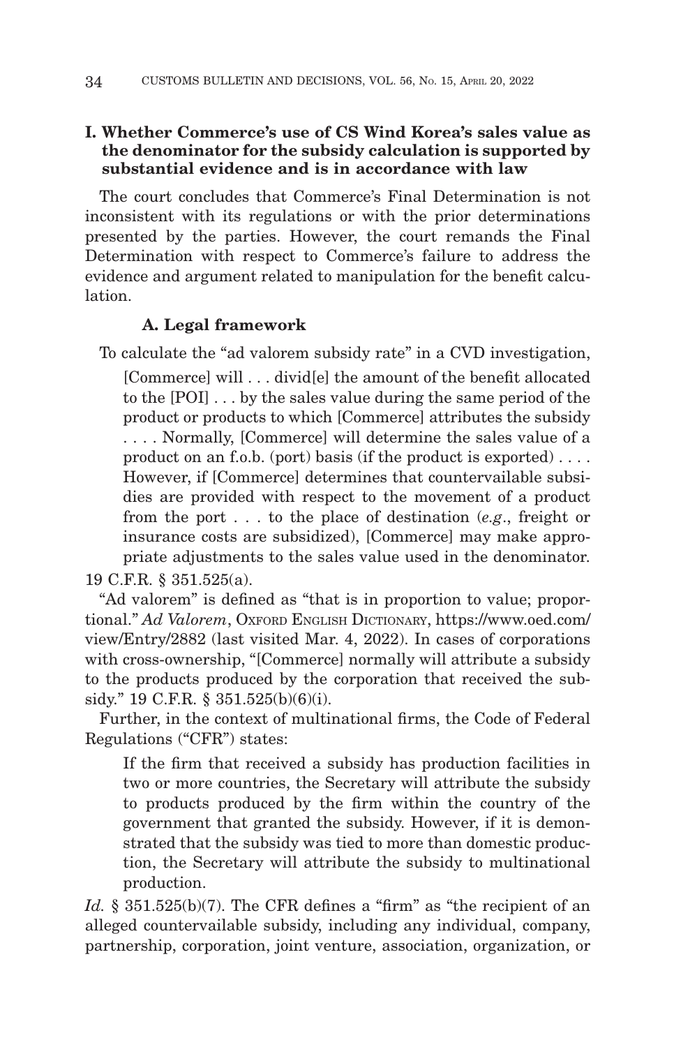## I. Whether Commerce's use of CS Wind Korea's sales value as the denominator for the subsidy calculation is supported by substantial evidence and is in accordance with law

The court concludes that Commerce's Final Determination is not inconsistent with its regulations or with the prior determinations presented by the parties. However, the court remands the Final Determination with respect to Commerce's failure to address the evidence and argument related to manipulation for the benefit calculation.

### A. Legal framework

To calculate the "ad valorem subsidy rate" in a CVD investigation,

> [Commerce] will . . . divid[e] the amount of the benefit allocated to the [POI] . . . by the sales value during the same period of the product or products to which [Commerce] attributes the subsidy . . . . Normally, [Commerce] will determine the sales value of a product on an f.o.b. (port) basis (if the product is exported) . . . . However, if [Commerce] determines that countervailable subsidies are provided with respect to the movement of a product from the port . . . to the place of destination (*e.g*., freight or insurance costs are subsidized), [Commerce] may make appropriate adjustments to the sales value used in the denominator.

19 C.F.R. § 351.525(a).

"Ad valorem" is defined as "that is in proportion to value; proportional." *Ad Valorem*, OXFORD ENGLISH DICTIONARY, https://www.oed.com/view/Entry/2882 (last visited Mar. 4, 2022). In cases of corporations with cross-ownership, "[Commerce] normally will attribute a subsidy to the products produced by the corporation that received the subsidy." 19 C.F.R. § 351.525(b)(6)(i).

Further, in the context of multinational firms, the Code of Federal Regulations ("CFR") states:

> If the firm that received a subsidy has production facilities in two or more countries, the Secretary will attribute the subsidy to products produced by the firm within the country of the government that granted the subsidy. However, if it is demonstrated that the subsidy was tied to more than domestic production, the Secretary will attribute the subsidy to multinational production.

*Id.* § 351.525(b)(7). The CFR defines a "firm" as "the recipient of an alleged countervailable subsidy, including any individual, company, partnership, corporation, joint venture, association, organization, or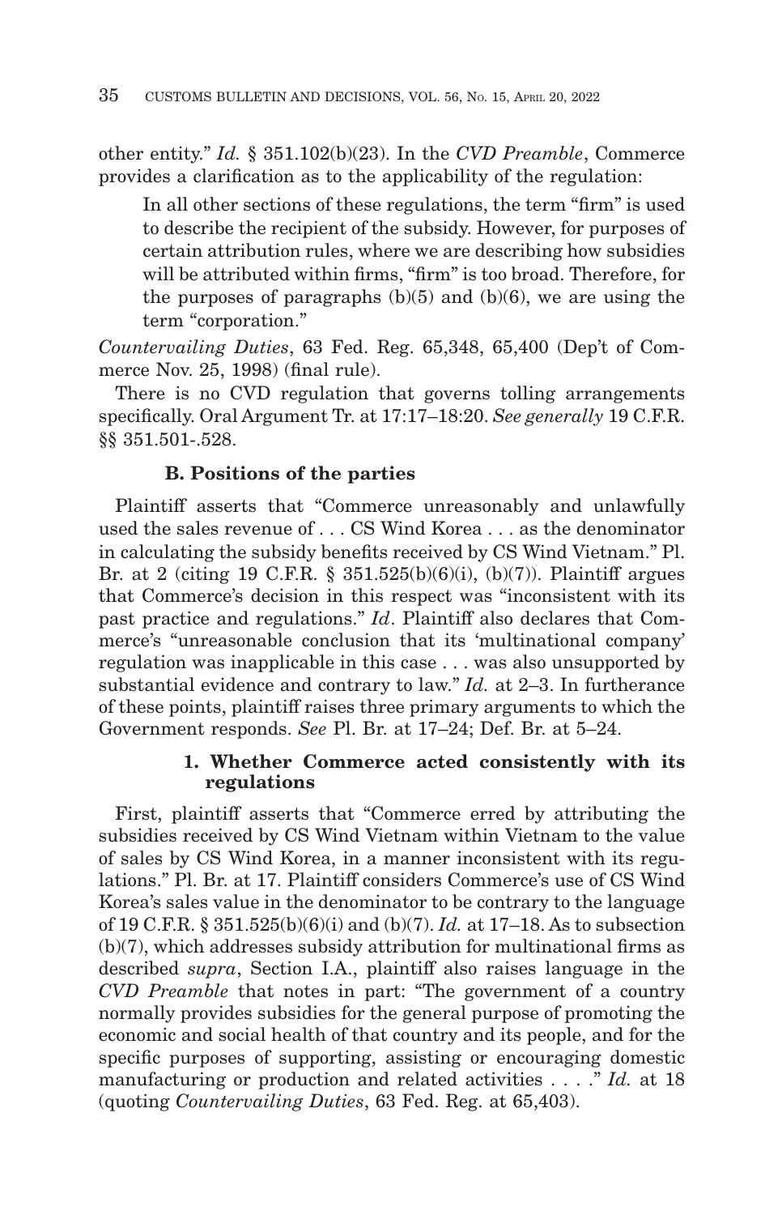other entity." *Id.* § 351.102(b)(23). In the *CVD Preamble*, Commerce provides a clarification as to the applicability of the regulation:

> In all other sections of these regulations, the term "firm" is used to describe the recipient of the subsidy. However, for purposes of certain attribution rules, where we are describing how subsidies will be attributed within firms, "firm" is too broad. Therefore, for the purposes of paragraphs (b)(5) and (b)(6), we are using the term "corporation."

*Countervailing Duties*, 63 Fed. Reg. 65,348, 65,400 (Dep't of Commerce Nov. 25, 1998) (final rule).

There is no CVD regulation that governs tolling arrangements specifically. Oral Argument Tr. at 17:17–18:20. *See generally* 19 C.F.R. §§ 351.501-.528.

### B. Positions of the parties

Plaintiff asserts that "Commerce unreasonably and unlawfully used the sales revenue of . . . CS Wind Korea . . . as the denominator in calculating the subsidy benefits received by CS Wind Vietnam." Pl. Br. at 2 (citing 19 C.F.R. § 351.525(b)(6)(i), (b)(7)). Plaintiff argues that Commerce's decision in this respect was "inconsistent with its past practice and regulations." *Id*. Plaintiff also declares that Commerce's "unreasonable conclusion that its 'multinational company' regulation was inapplicable in this case . . . was also unsupported by substantial evidence and contrary to law." *Id.* at 2–3. In furtherance of these points, plaintiff raises three primary arguments to which the Government responds. *See* Pl. Br. at 17–24; Def. Br. at 5–24.

#### 1. Whether Commerce acted consistently with its regulations

First, plaintiff asserts that "Commerce erred by attributing the subsidies received by CS Wind Vietnam within Vietnam to the value of sales by CS Wind Korea, in a manner inconsistent with its regulations." Pl. Br. at 17. Plaintiff considers Commerce's use of CS Wind Korea's sales value in the denominator to be contrary to the language of 19 C.F.R. § 351.525(b)(6)(i) and (b)(7). *Id.* at 17–18. As to subsection (b)(7), which addresses subsidy attribution for multinational firms as described *supra*, Section I.A., plaintiff also raises language in the *CVD Preamble* that notes in part: "The government of a country normally provides subsidies for the general purpose of promoting the economic and social health of that country and its people, and for the specific purposes of supporting, assisting or encouraging domestic manufacturing or production and related activities . . . ." *Id.* at 18 (quoting *Countervailing Duties*, 63 Fed. Reg. at 65,403).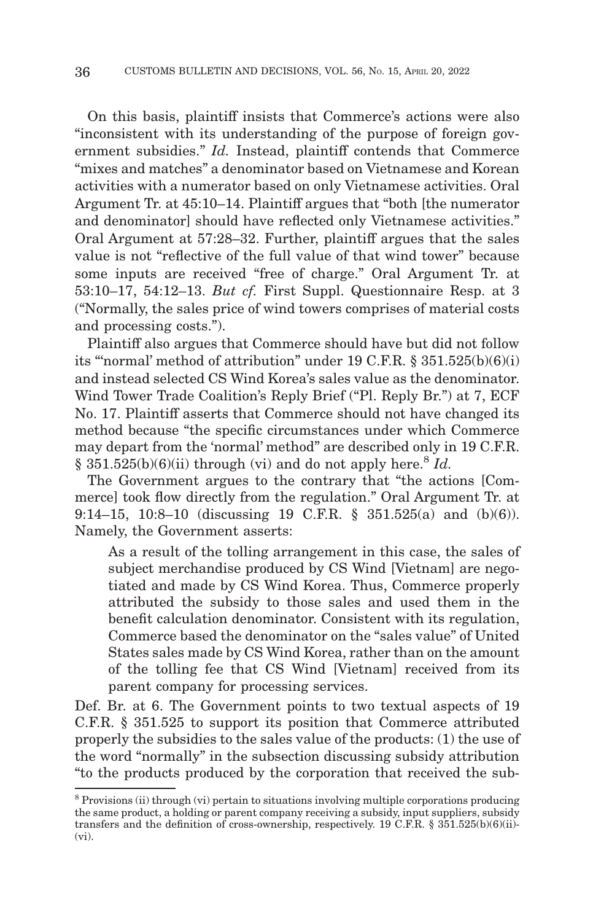On this basis, plaintiff insists that Commerce's actions were also "inconsistent with its understanding of the purpose of foreign government subsidies." *Id.* Instead, plaintiff contends that Commerce "mixes and matches" a denominator based on Vietnamese and Korean activities with a numerator based on only Vietnamese activities. Oral Argument Tr. at 45:10–14. Plaintiff argues that "both [the numerator and denominator] should have reflected only Vietnamese activities." Oral Argument at 57:28–32. Further, plaintiff argues that the sales value is not "reflective of the full value of that wind tower" because some inputs are received "free of charge." Oral Argument Tr. at 53:10–17, 54:12–13. *But cf.* First Suppl. Questionnaire Resp. at 3 ("Normally, the sales price of wind towers comprises of material costs and processing costs.").

Plaintiff also argues that Commerce should have but did not follow its "'normal' method of attribution" under 19 C.F.R. § 351.525(b)(6)(i) and instead selected CS Wind Korea's sales value as the denominator. Wind Tower Trade Coalition's Reply Brief ("Pl. Reply Br.") at 7, ECF No. 17. Plaintiff asserts that Commerce should not have changed its method because "the specific circumstances under which Commerce may depart from the 'normal' method" are described only in 19 C.F.R. § 351.525(b)(6)(ii) through (vi) and do not apply here.[8] *Id.*

The Government argues to the contrary that "the actions [Commerce] took flow directly from the regulation." Oral Argument Tr. at 9:14–15, 10:8–10 (discussing 19 C.F.R. § 351.525(a) and (b)(6)). Namely, the Government asserts:

> As a result of the tolling arrangement in this case, the sales of subject merchandise produced by CS Wind [Vietnam] are negotiated and made by CS Wind Korea. Thus, Commerce properly attributed the subsidy to those sales and used them in the benefit calculation denominator. Consistent with its regulation, Commerce based the denominator on the "sales value" of United States sales made by CS Wind Korea, rather than on the amount of the tolling fee that CS Wind [Vietnam] received from its parent company for processing services.

Def. Br. at 6. The Government points to two textual aspects of 19 C.F.R. § 351.525 to support its position that Commerce attributed properly the subsidies to the sales value of the products: (1) the use of the word "normally" in the subsection discussing subsidy attribution "to the products produced by the corporation that received the sub-

---

[8] Provisions (ii) through (vi) pertain to situations involving multiple corporations producing the same product, a holding or parent company receiving a subsidy, input suppliers, subsidy transfers and the definition of cross-ownership, respectively. 19 C.F.R. § 351.525(b)(6)(ii)-(vi).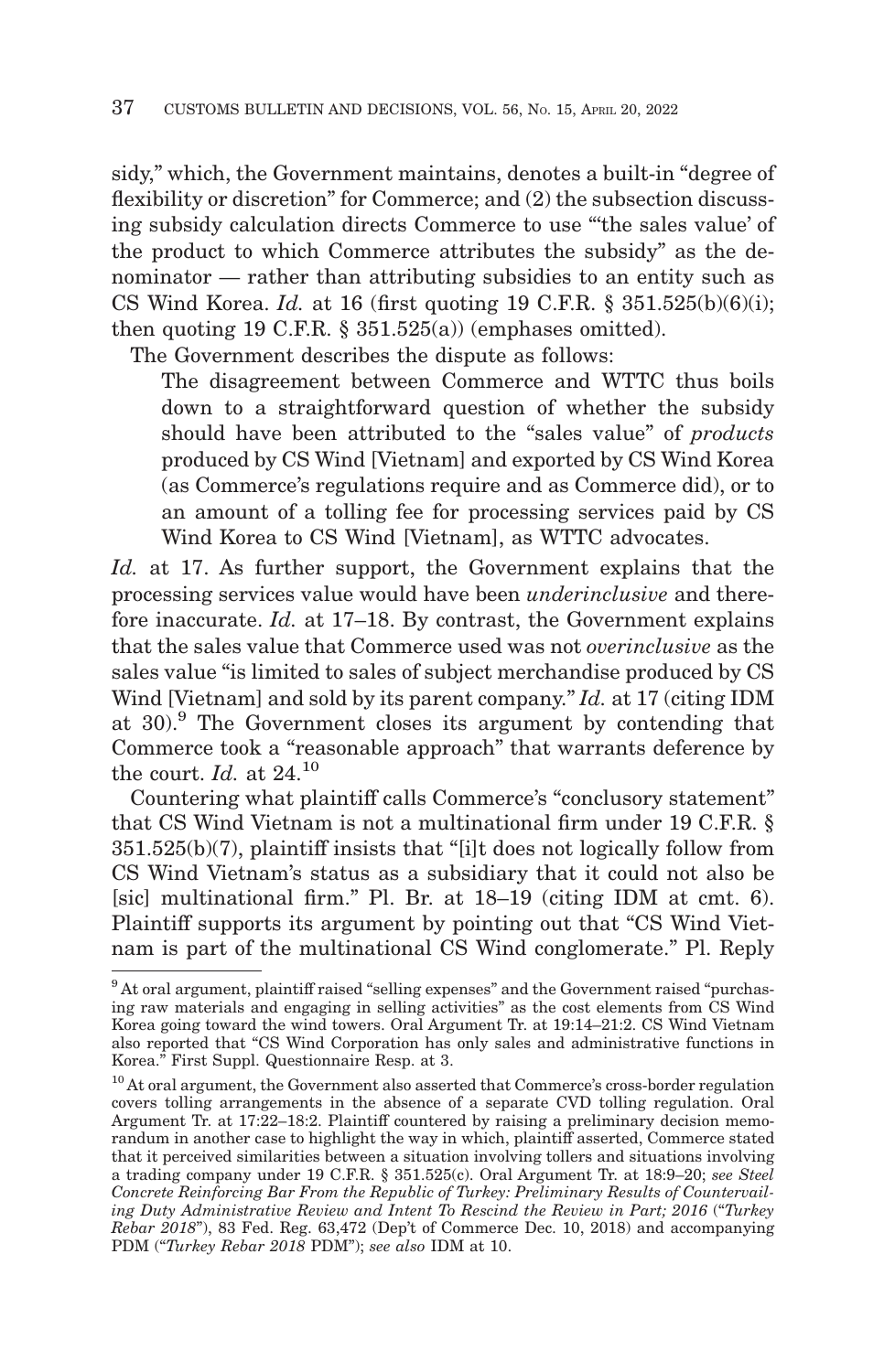sidy," which, the Government maintains, denotes a built-in "degree of flexibility or discretion" for Commerce; and (2) the subsection discussing subsidy calculation directs Commerce to use "'the sales value' of the product to which Commerce attributes the subsidy" as the denominator — rather than attributing subsidies to an entity such as CS Wind Korea. *Id.* at 16 (first quoting 19 C.F.R. § 351.525(b)(6)(i); then quoting 19 C.F.R. § 351.525(a)) (emphases omitted).

The Government describes the dispute as follows:

> The disagreement between Commerce and WTTC thus boils down to a straightforward question of whether the subsidy should have been attributed to the "sales value" of *products* produced by CS Wind [Vietnam] and exported by CS Wind Korea (as Commerce's regulations require and as Commerce did), or to an amount of a tolling fee for processing services paid by CS Wind Korea to CS Wind [Vietnam], as WTTC advocates.

*Id.* at 17. As further support, the Government explains that the processing services value would have been *underinclusive* and therefore inaccurate. *Id.* at 17–18. By contrast, the Government explains that the sales value that Commerce used was not *overinclusive* as the sales value "is limited to sales of subject merchandise produced by CS Wind [Vietnam] and sold by its parent company." *Id.* at 17 (citing IDM at 30).[9] The Government closes its argument by contending that Commerce took a "reasonable approach" that warrants deference by the court. *Id.* at 24.[10]

Countering what plaintiff calls Commerce's "conclusory statement" that CS Wind Vietnam is not a multinational firm under 19 C.F.R. § 351.525(b)(7), plaintiff insists that "[i]t does not logically follow from CS Wind Vietnam's status as a subsidiary that it could not also be [sic] multinational firm." Pl. Br. at 18–19 (citing IDM at cmt. 6). Plaintiff supports its argument by pointing out that "CS Wind Vietnam is part of the multinational CS Wind conglomerate." Pl. Reply

---

[9] At oral argument, plaintiff raised "selling expenses" and the Government raised "purchasing raw materials and engaging in selling activities" as the cost elements from CS Wind Korea going toward the wind towers. Oral Argument Tr. at 19:14–21:2. CS Wind Vietnam also reported that "CS Wind Corporation has only sales and administrative functions in Korea." First Suppl. Questionnaire Resp. at 3.

[10] At oral argument, the Government also asserted that Commerce's cross-border regulation covers tolling arrangements in the absence of a separate CVD tolling regulation. Oral Argument Tr. at 17:22–18:2. Plaintiff countered by raising a preliminary decision memorandum in another case to highlight the way in which, plaintiff asserted, Commerce stated that it perceived similarities between a situation involving tollers and situations involving a trading company under 19 C.F.R. § 351.525(c). Oral Argument Tr. at 18:9–20; *see Steel Concrete Reinforcing Bar From the Republic of Turkey: Preliminary Results of Countervailing Duty Administrative Review and Intent To Rescind the Review in Part; 2016* ("*Turkey Rebar 2018*"), 83 Fed. Reg. 63,472 (Dep't of Commerce Dec. 10, 2018) and accompanying PDM ("*Turkey Rebar 2018* PDM"); *see also* IDM at 10.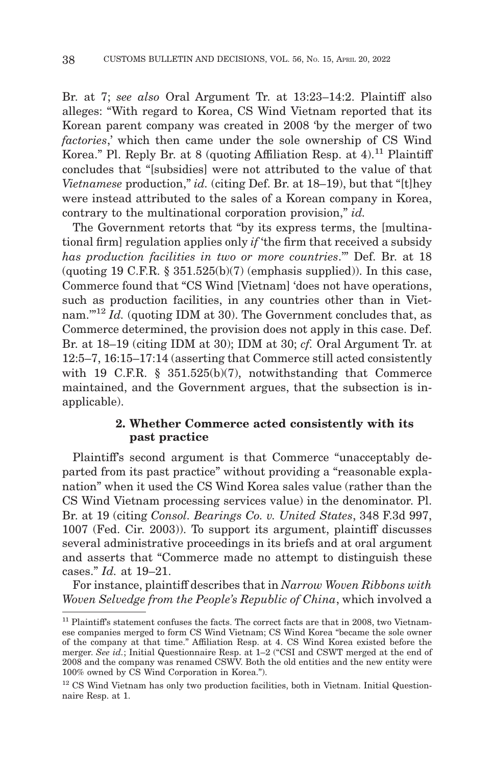Br. at 7; *see also* Oral Argument Tr. at 13:23–14:2. Plaintiff also alleges: "With regard to Korea, CS Wind Vietnam reported that its Korean parent company was created in 2008 'by the merger of two *factories*,' which then came under the sole ownership of CS Wind Korea." Pl. Reply Br. at 8 (quoting Affiliation Resp. at 4).[11] Plaintiff concludes that "[subsidies] were not attributed to the value of that *Vietnamese* production," *id.* (citing Def. Br. at 18–19), but that "[t]hey were instead attributed to the sales of a Korean company in Korea, contrary to the multinational corporation provision," *id.*

The Government retorts that "by its express terms, the [multinational firm] regulation applies only *if* 'the firm that received a subsidy *has production facilities in two or more countries*.'" Def. Br. at 18 (quoting 19 C.F.R. § 351.525(b)(7) (emphasis supplied)). In this case, Commerce found that "CS Wind [Vietnam] 'does not have operations, such as production facilities, in any countries other than in Vietnam.'"[12] *Id.* (quoting IDM at 30). The Government concludes that, as Commerce determined, the provision does not apply in this case. Def. Br. at 18–19 (citing IDM at 30); IDM at 30; *cf.* Oral Argument Tr. at 12:5–7, 16:15–17:14 (asserting that Commerce still acted consistently with 19 C.F.R. § 351.525(b)(7), notwithstanding that Commerce maintained, and the Government argues, that the subsection is inapplicable).

### 2. Whether Commerce acted consistently with its past practice

Plaintiff's second argument is that Commerce "unacceptably departed from its past practice" without providing a "reasonable explanation" when it used the CS Wind Korea sales value (rather than the CS Wind Vietnam processing services value) in the denominator. Pl. Br. at 19 (citing *Consol. Bearings Co. v. United States*, 348 F.3d 997, 1007 (Fed. Cir. 2003)). To support its argument, plaintiff discusses several administrative proceedings in its briefs and at oral argument and asserts that "Commerce made no attempt to distinguish these cases." *Id.* at 19–21.

For instance, plaintiff describes that in *Narrow Woven Ribbons with Woven Selvedge from the People's Republic of China*, which involved a

---

[11] Plaintiff's statement confuses the facts. The correct facts are that in 2008, two Vietnamese companies merged to form CS Wind Vietnam; CS Wind Korea "became the sole owner of the company at that time." Affiliation Resp. at 4. CS Wind Korea existed before the merger. *See id.*; Initial Questionnaire Resp. at 1–2 ("CSI and CSWT merged at the end of 2008 and the company was renamed CSWV. Both the old entities and the new entity were 100% owned by CS Wind Corporation in Korea.").

[12] CS Wind Vietnam has only two production facilities, both in Vietnam. Initial Questionnaire Resp. at 1.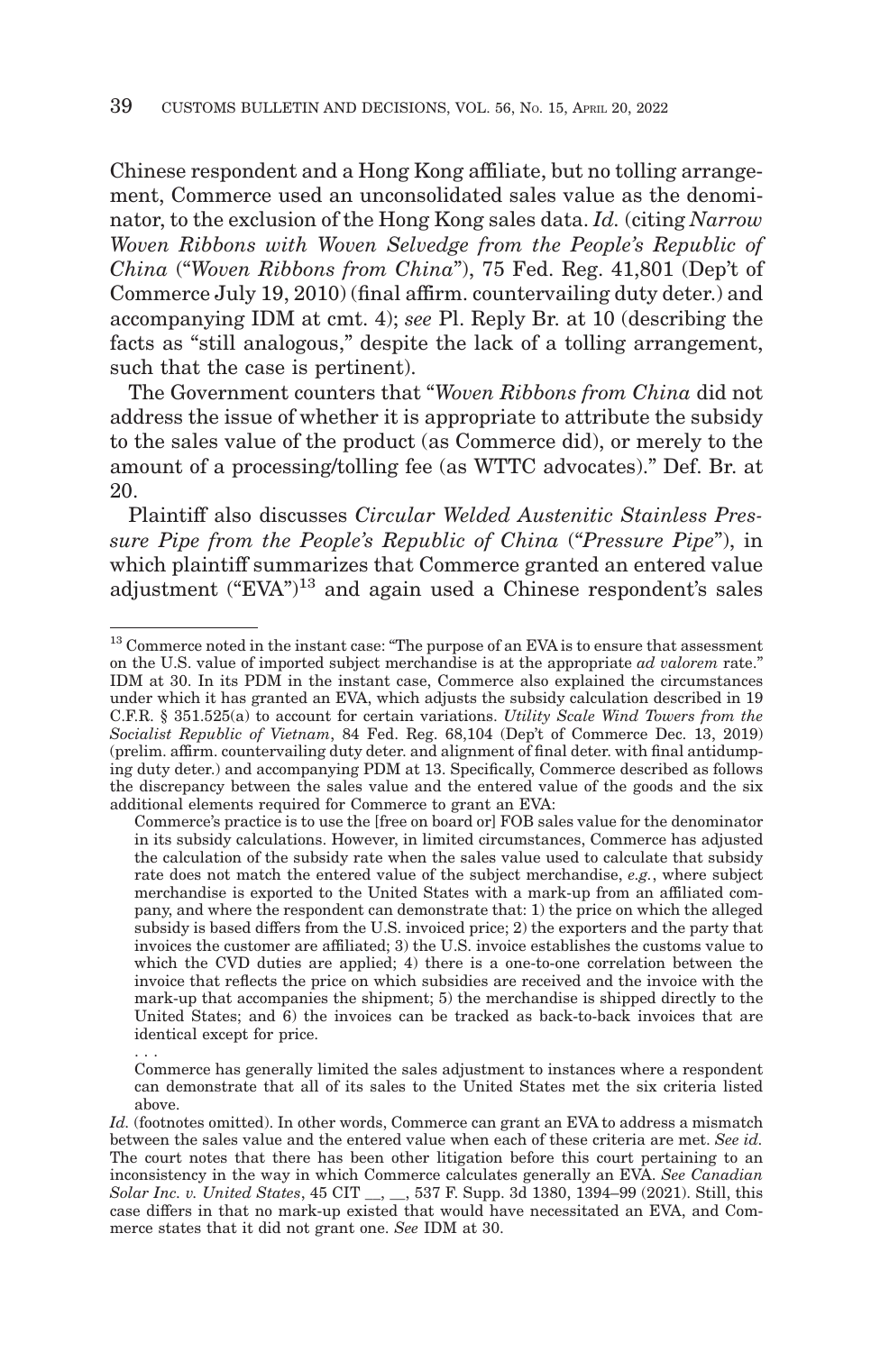Chinese respondent and a Hong Kong affiliate, but no tolling arrangement, Commerce used an unconsolidated sales value as the denominator, to the exclusion of the Hong Kong sales data. *Id.* (citing *Narrow Woven Ribbons with Woven Selvedge from the People's Republic of China* ("*Woven Ribbons from China*"), 75 Fed. Reg. 41,801 (Dep't of Commerce July 19, 2010) (final affirm. countervailing duty deter.) and accompanying IDM at cmt. 4); *see* Pl. Reply Br. at 10 (describing the facts as "still analogous," despite the lack of a tolling arrangement, such that the case is pertinent).

The Government counters that "*Woven Ribbons from China* did not address the issue of whether it is appropriate to attribute the subsidy to the sales value of the product (as Commerce did), or merely to the amount of a processing/tolling fee (as WTTC advocates)." Def. Br. at 20.

Plaintiff also discusses *Circular Welded Austenitic Stainless Pressure Pipe from the People's Republic of China* ("*Pressure Pipe*"), in which plaintiff summarizes that Commerce granted an entered value adjustment ("EVA")[13] and again used a Chinese respondent's sales

---

[13] Commerce noted in the instant case: "The purpose of an EVA is to ensure that assessment on the U.S. value of imported subject merchandise is at the appropriate *ad valorem* rate." IDM at 30. In its PDM in the instant case, Commerce also explained the circumstances under which it has granted an EVA, which adjusts the subsidy calculation described in 19 C.F.R. § 351.525(a) to account for certain variations. *Utility Scale Wind Towers from the Socialist Republic of Vietnam*, 84 Fed. Reg. 68,104 (Dep't of Commerce Dec. 13, 2019) (prelim. affirm. countervailing duty deter. and alignment of final deter. with final antidumping duty deter.) and accompanying PDM at 13. Specifically, Commerce described as follows the discrepancy between the sales value and the entered value of the goods and the six additional elements required for Commerce to grant an EVA:

> Commerce's practice is to use the [free on board or] FOB sales value for the denominator in its subsidy calculations. However, in limited circumstances, Commerce has adjusted the calculation of the subsidy rate when the sales value used to calculate that subsidy rate does not match the entered value of the subject merchandise, *e.g.*, where subject merchandise is exported to the United States with a mark-up from an affiliated company, and where the respondent can demonstrate that: 1) the price on which the alleged subsidy is based differs from the U.S. invoiced price; 2) the exporters and the party that invoices the customer are affiliated; 3) the U.S. invoice establishes the customs value to which the CVD duties are applied; 4) there is a one-to-one correlation between the invoice that reflects the price on which subsidies are received and the invoice with the mark-up that accompanies the shipment; 5) the merchandise is shipped directly to the United States; and 6) the invoices can be tracked as back-to-back invoices that are identical except for price.
>
> . . .
>
> Commerce has generally limited the sales adjustment to instances where a respondent can demonstrate that all of its sales to the United States met the six criteria listed above.

*Id.* (footnotes omitted). In other words, Commerce can grant an EVA to address a mismatch between the sales value and the entered value when each of these criteria are met. *See id.* The court notes that there has been other litigation before this court pertaining to an inconsistency in the way in which Commerce calculates generally an EVA. *See Canadian Solar Inc. v. United States*, 45 CIT __, __, 537 F. Supp. 3d 1380, 1394–99 (2021). Still, this case differs in that no mark-up existed that would have necessitated an EVA, and Commerce states that it did not grant one. *See* IDM at 30.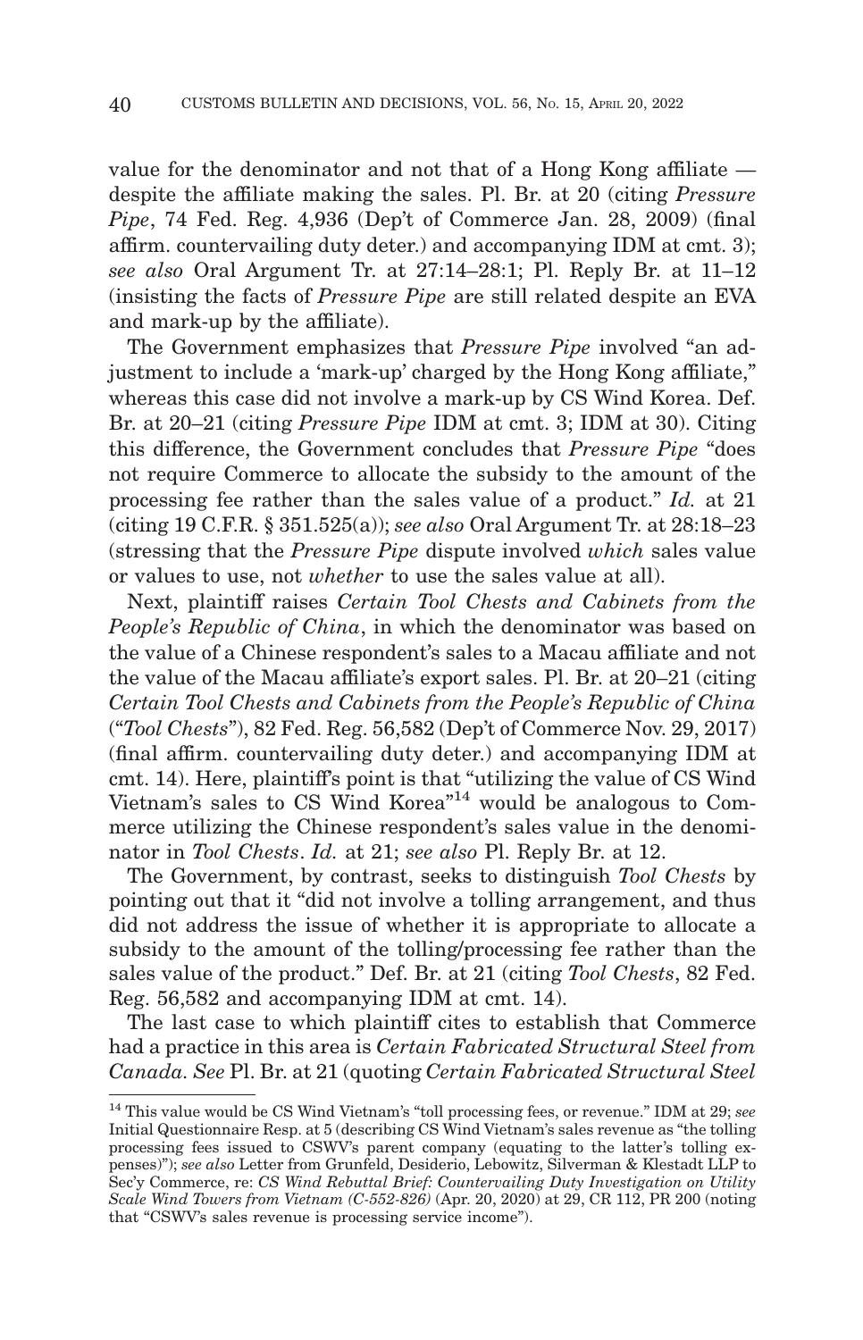value for the denominator and not that of a Hong Kong affiliate — despite the affiliate making the sales. Pl. Br. at 20 (citing *Pressure Pipe*, 74 Fed. Reg. 4,936 (Dep't of Commerce Jan. 28, 2009) (final affirm. countervailing duty deter.) and accompanying IDM at cmt. 3); *see also* Oral Argument Tr. at 27:14–28:1; Pl. Reply Br. at 11–12 (insisting the facts of *Pressure Pipe* are still related despite an EVA and mark-up by the affiliate).

The Government emphasizes that *Pressure Pipe* involved "an adjustment to include a 'mark-up' charged by the Hong Kong affiliate," whereas this case did not involve a mark-up by CS Wind Korea. Def. Br. at 20–21 (citing *Pressure Pipe* IDM at cmt. 3; IDM at 30). Citing this difference, the Government concludes that *Pressure Pipe* "does not require Commerce to allocate the subsidy to the amount of the processing fee rather than the sales value of a product." *Id.* at 21 (citing 19 C.F.R. § 351.525(a)); *see also* Oral Argument Tr. at 28:18–23 (stressing that the *Pressure Pipe* dispute involved *which* sales value or values to use, not *whether* to use the sales value at all).

Next, plaintiff raises *Certain Tool Chests and Cabinets from the People's Republic of China*, in which the denominator was based on the value of a Chinese respondent's sales to a Macau affiliate and not the value of the Macau affiliate's export sales. Pl. Br. at 20–21 (citing *Certain Tool Chests and Cabinets from the People's Republic of China* ("*Tool Chests*"), 82 Fed. Reg. 56,582 (Dep't of Commerce Nov. 29, 2017) (final affirm. countervailing duty deter.) and accompanying IDM at cmt. 14). Here, plaintiff's point is that "utilizing the value of CS Wind Vietnam's sales to CS Wind Korea"[14] would be analogous to Commerce utilizing the Chinese respondent's sales value in the denominator in *Tool Chests*. *Id.* at 21; *see also* Pl. Reply Br. at 12.

The Government, by contrast, seeks to distinguish *Tool Chests* by pointing out that it "did not involve a tolling arrangement, and thus did not address the issue of whether it is appropriate to allocate a subsidy to the amount of the tolling/processing fee rather than the sales value of the product." Def. Br. at 21 (citing *Tool Chests*, 82 Fed. Reg. 56,582 and accompanying IDM at cmt. 14).

The last case to which plaintiff cites to establish that Commerce had a practice in this area is *Certain Fabricated Structural Steel from Canada*. *See* Pl. Br. at 21 (quoting *Certain Fabricated Structural Steel*

---

[14] This value would be CS Wind Vietnam's "toll processing fees, or revenue." IDM at 29; *see* Initial Questionnaire Resp. at 5 (describing CS Wind Vietnam's sales revenue as "the tolling processing fees issued to CSWV's parent company (equating to the latter's tolling expenses)"); *see also* Letter from Grunfeld, Desiderio, Lebowitz, Silverman & Klestadt LLP to Sec'y Commerce, re: *CS Wind Rebuttal Brief: Countervailing Duty Investigation on Utility Scale Wind Towers from Vietnam (C-552-826)* (Apr. 20, 2020) at 29, CR 112, PR 200 (noting that "CSWV's sales revenue is processing service income").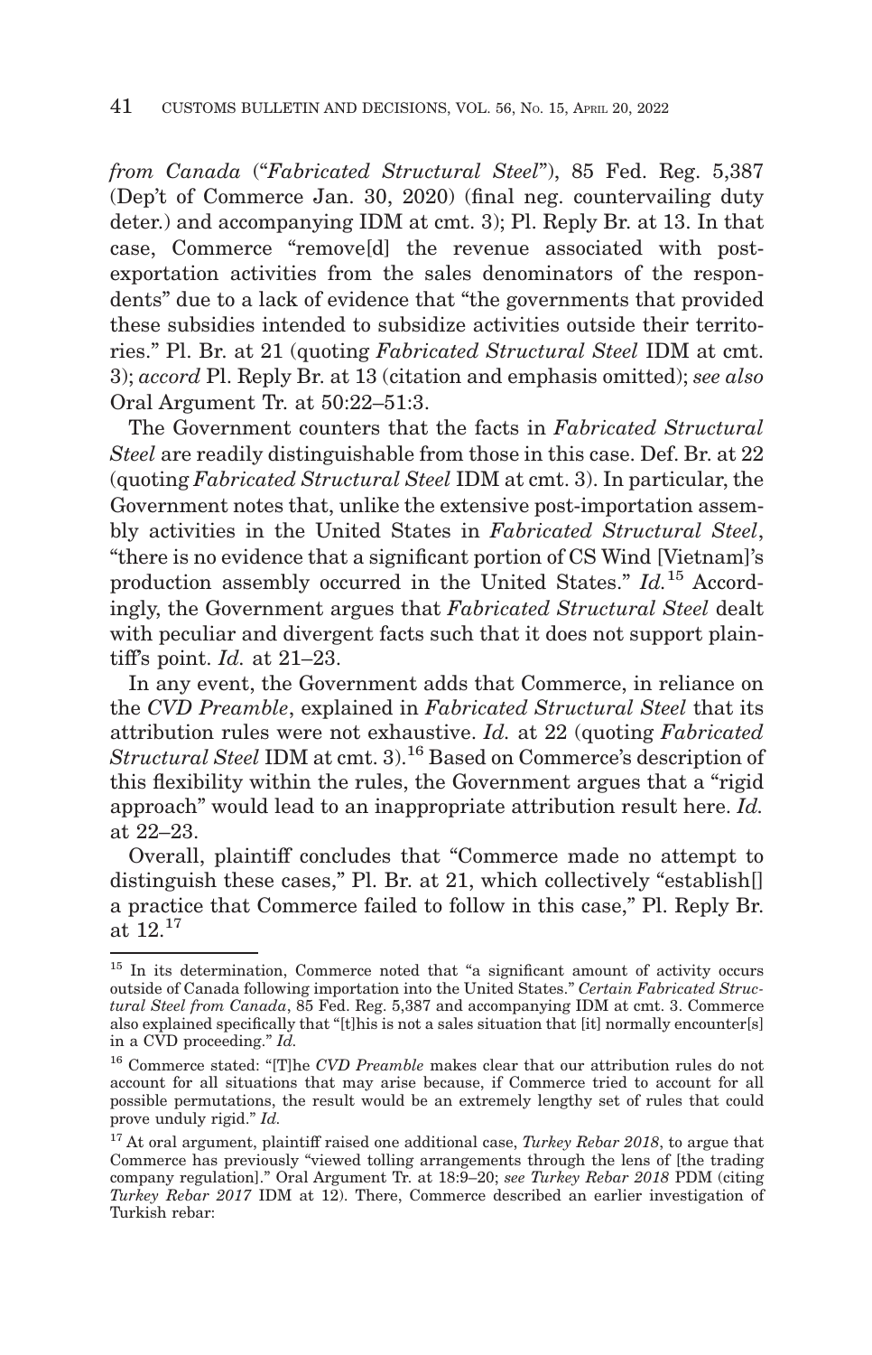*from Canada* ("*Fabricated Structural Steel*"), 85 Fed. Reg. 5,387 (Dep't of Commerce Jan. 30, 2020) (final neg. countervailing duty deter.) and accompanying IDM at cmt. 3); Pl. Reply Br. at 13. In that case, Commerce "remove[d] the revenue associated with post-exportation activities from the sales denominators of the respondents" due to a lack of evidence that "the governments that provided these subsidies intended to subsidize activities outside their territories." Pl. Br. at 21 (quoting *Fabricated Structural Steel* IDM at cmt. 3); *accord* Pl. Reply Br. at 13 (citation and emphasis omitted); *see also* Oral Argument Tr. at 50:22–51:3.

The Government counters that the facts in *Fabricated Structural Steel* are readily distinguishable from those in this case. Def. Br. at 22 (quoting *Fabricated Structural Steel* IDM at cmt. 3). In particular, the Government notes that, unlike the extensive post-importation assembly activities in the United States in *Fabricated Structural Steel*, "there is no evidence that a significant portion of CS Wind [Vietnam]'s production assembly occurred in the United States." *Id.*[15] Accordingly, the Government argues that *Fabricated Structural Steel* dealt with peculiar and divergent facts such that it does not support plaintiff's point. *Id.* at 21–23.

In any event, the Government adds that Commerce, in reliance on the *CVD Preamble*, explained in *Fabricated Structural Steel* that its attribution rules were not exhaustive. *Id.* at 22 (quoting *Fabricated Structural Steel* IDM at cmt. 3).[16] Based on Commerce's description of this flexibility within the rules, the Government argues that a "rigid approach" would lead to an inappropriate attribution result here. *Id.* at 22–23.

Overall, plaintiff concludes that "Commerce made no attempt to distinguish these cases," Pl. Br. at 21, which collectively "establish[] a practice that Commerce failed to follow in this case," Pl. Reply Br. at 12.[17]

[15] In its determination, Commerce noted that "a significant amount of activity occurs outside of Canada following importation into the United States." *Certain Fabricated Structural Steel from Canada*, 85 Fed. Reg. 5,387 and accompanying IDM at cmt. 3. Commerce also explained specifically that "[t]his is not a sales situation that [it] normally encounter[s] in a CVD proceeding." *Id.*

[16] Commerce stated: "[T]he *CVD Preamble* makes clear that our attribution rules do not account for all situations that may arise because, if Commerce tried to account for all possible permutations, the result would be an extremely lengthy set of rules that could prove unduly rigid." *Id.*

[17] At oral argument, plaintiff raised one additional case, *Turkey Rebar 2018*, to argue that Commerce has previously "viewed tolling arrangements through the lens of [the trading company regulation]." Oral Argument Tr. at 18:9–20; *see Turkey Rebar 2018* PDM (citing *Turkey Rebar 2017* IDM at 12). There, Commerce described an earlier investigation of Turkish rebar: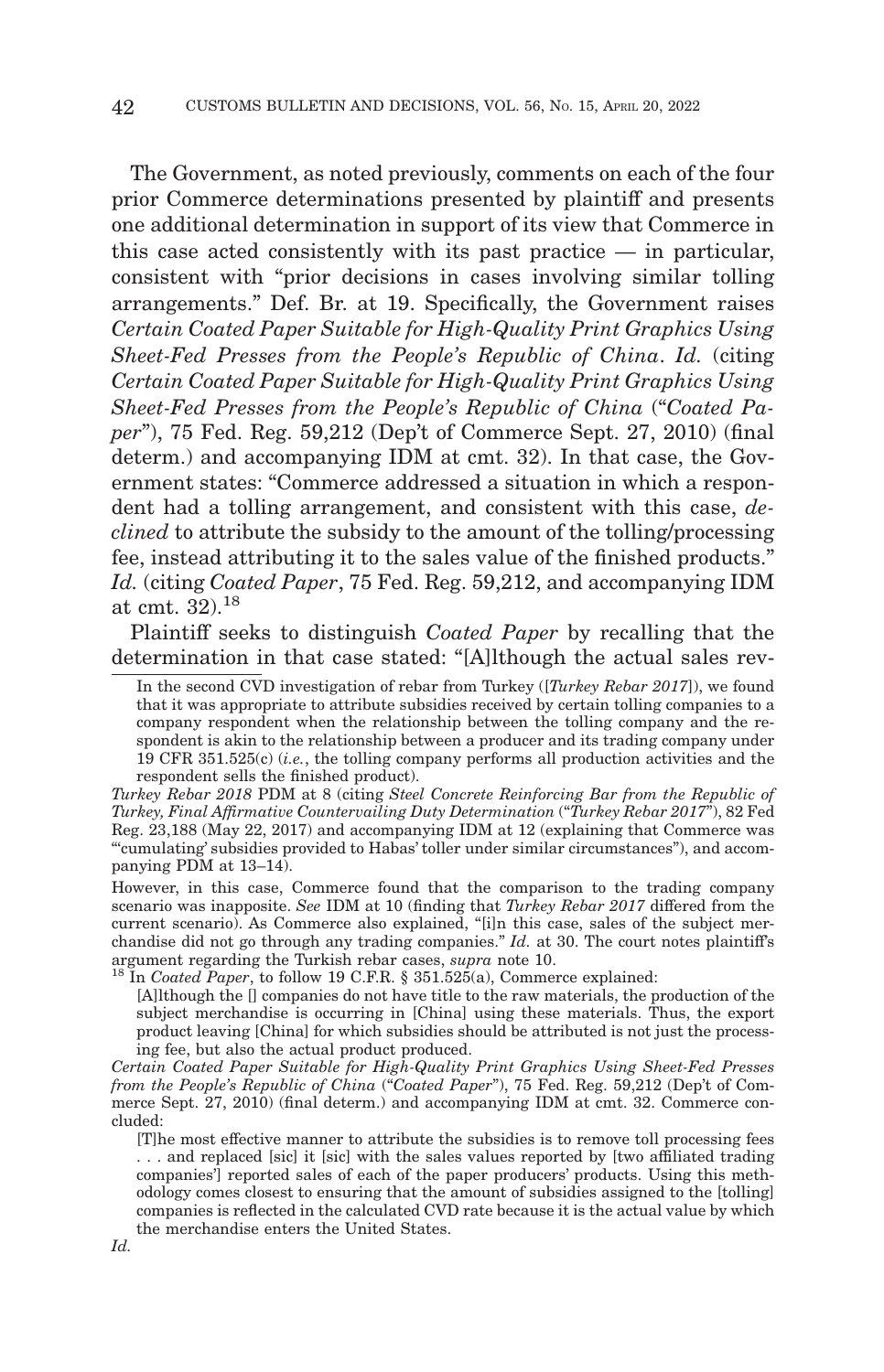The Government, as noted previously, comments on each of the four prior Commerce determinations presented by plaintiff and presents one additional determination in support of its view that Commerce in this case acted consistently with its past practice — in particular, consistent with "prior decisions in cases involving similar tolling arrangements." Def. Br. at 19. Specifically, the Government raises *Certain Coated Paper Suitable for High-Quality Print Graphics Using Sheet-Fed Presses from the People's Republic of China*. *Id.* (citing *Certain Coated Paper Suitable for High-Quality Print Graphics Using Sheet-Fed Presses from the People's Republic of China* ("*Coated Paper*"), 75 Fed. Reg. 59,212 (Dep't of Commerce Sept. 27, 2010) (final determ.) and accompanying IDM at cmt. 32). In that case, the Government states: "Commerce addressed a situation in which a respondent had a tolling arrangement, and consistent with this case, *declined* to attribute the subsidy to the amount of the tolling/processing fee, instead attributing it to the sales value of the finished products." *Id.* (citing *Coated Paper*, 75 Fed. Reg. 59,212, and accompanying IDM at cmt. 32).[18]

Plaintiff seeks to distinguish *Coated Paper* by recalling that the determination in that case stated: "[A]lthough the actual sales rev-

---

> In the second CVD investigation of rebar from Turkey ([*Turkey Rebar 2017*]), we found that it was appropriate to attribute subsidies received by certain tolling companies to a company respondent when the relationship between the tolling company and the respondent is akin to the relationship between a producer and its trading company under 19 CFR 351.525(c) (*i.e.*, the tolling company performs all production activities and the respondent sells the finished product).

*Turkey Rebar 2018* PDM at 8 (citing *Steel Concrete Reinforcing Bar from the Republic of Turkey, Final Affirmative Countervailing Duty Determination* ("*Turkey Rebar 2017*"), 82 Fed Reg. 23,188 (May 22, 2017) and accompanying IDM at 12 (explaining that Commerce was "'cumulating' subsidies provided to Habas' toller under similar circumstances"), and accompanying PDM at 13–14).

However, in this case, Commerce found that the comparison to the trading company scenario was inapposite. *See* IDM at 10 (finding that *Turkey Rebar 2017* differed from the current scenario). As Commerce also explained, "[i]n this case, sales of the subject merchandise did not go through any trading companies." *Id.* at 30. The court notes plaintiff's argument regarding the Turkish rebar cases, *supra* note 10.

[18] In *Coated Paper*, to follow 19 C.F.R. § 351.525(a), Commerce explained:

> [A]lthough the [] companies do not have title to the raw materials, the production of the subject merchandise is occurring in [China] using these materials. Thus, the export product leaving [China] for which subsidies should be attributed is not just the processing fee, but also the actual product produced.

*Certain Coated Paper Suitable for High-Quality Print Graphics Using Sheet-Fed Presses from the People's Republic of China* ("*Coated Paper*"), 75 Fed. Reg. 59,212 (Dep't of Commerce Sept. 27, 2010) (final determ.) and accompanying IDM at cmt. 32. Commerce concluded:

> [T]he most effective manner to attribute the subsidies is to remove toll processing fees . . . and replaced [sic] it [sic] with the sales values reported by [two affiliated trading companies'] reported sales of each of the paper producers' products. Using this methodology comes closest to ensuring that the amount of subsidies assigned to the [tolling] companies is reflected in the calculated CVD rate because it is the actual value by which the merchandise enters the United States.

*Id.*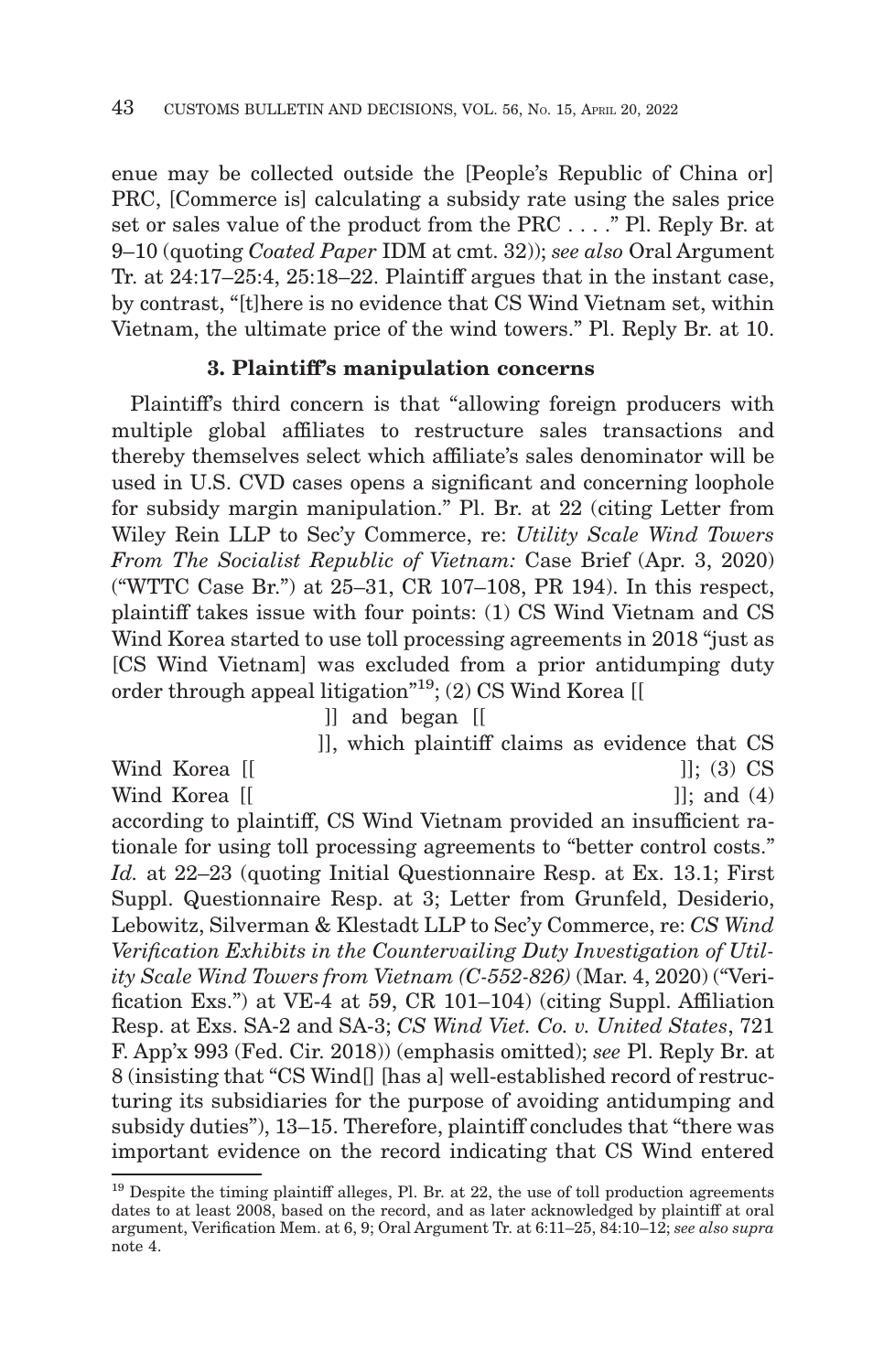enue may be collected outside the [People's Republic of China or] PRC, [Commerce is] calculating a subsidy rate using the sales price set or sales value of the product from the PRC . . . ." Pl. Reply Br. at 9–10 (quoting *Coated Paper* IDM at cmt. 32)); *see also* Oral Argument Tr. at 24:17–25:4, 25:18–22. Plaintiff argues that in the instant case, by contrast, "[t]here is no evidence that CS Wind Vietnam set, within Vietnam, the ultimate price of the wind towers." Pl. Reply Br. at 10.

### 3. Plaintiff's manipulation concerns

Plaintiff's third concern is that "allowing foreign producers with multiple global affiliates to restructure sales transactions and thereby themselves select which affiliate's sales denominator will be used in U.S. CVD cases opens a significant and concerning loophole for subsidy margin manipulation." Pl. Br. at 22 (citing Letter from Wiley Rein LLP to Sec'y Commerce, re: *Utility Scale Wind Towers From The Socialist Republic of Vietnam:* Case Brief (Apr. 3, 2020) ("WTTC Case Br.") at 25–31, CR 107–108, PR 194). In this respect, plaintiff takes issue with four points: (1) CS Wind Vietnam and CS Wind Korea started to use toll processing agreements in 2018 "just as [CS Wind Vietnam] was excluded from a prior antidumping duty order through appeal litigation"[19]; (2) CS Wind Korea [[ ]] and began [[ ]], which plaintiff claims as evidence that CS Wind Korea [[ ]]; (3) CS Wind Korea [[ ]]; and (4) according to plaintiff, CS Wind Vietnam provided an insufficient rationale for using toll processing agreements to "better control costs." *Id.* at 22–23 (quoting Initial Questionnaire Resp. at Ex. 13.1; First Suppl. Questionnaire Resp. at 3; Letter from Grunfeld, Desiderio, Lebowitz, Silverman & Klestadt LLP to Sec'y Commerce, re: *CS Wind Verification Exhibits in the Countervailing Duty Investigation of Utility Scale Wind Towers from Vietnam (C-552-826)* (Mar. 4, 2020) ("Verification Exs.") at VE-4 at 59, CR 101–104) (citing Suppl. Affiliation Resp. at Exs. SA-2 and SA-3; *CS Wind Viet. Co. v. United States*, 721 F. App'x 993 (Fed. Cir. 2018)) (emphasis omitted); *see* Pl. Reply Br. at 8 (insisting that "CS Wind[] [has a] well-established record of restructuring its subsidiaries for the purpose of avoiding antidumping and subsidy duties"), 13–15. Therefore, plaintiff concludes that "there was important evidence on the record indicating that CS Wind entered

---

[19] Despite the timing plaintiff alleges, Pl. Br. at 22, the use of toll production agreements dates to at least 2008, based on the record, and as later acknowledged by plaintiff at oral argument, Verification Mem. at 6, 9; Oral Argument Tr. at 6:11–25, 84:10–12; *see also supra* note 4.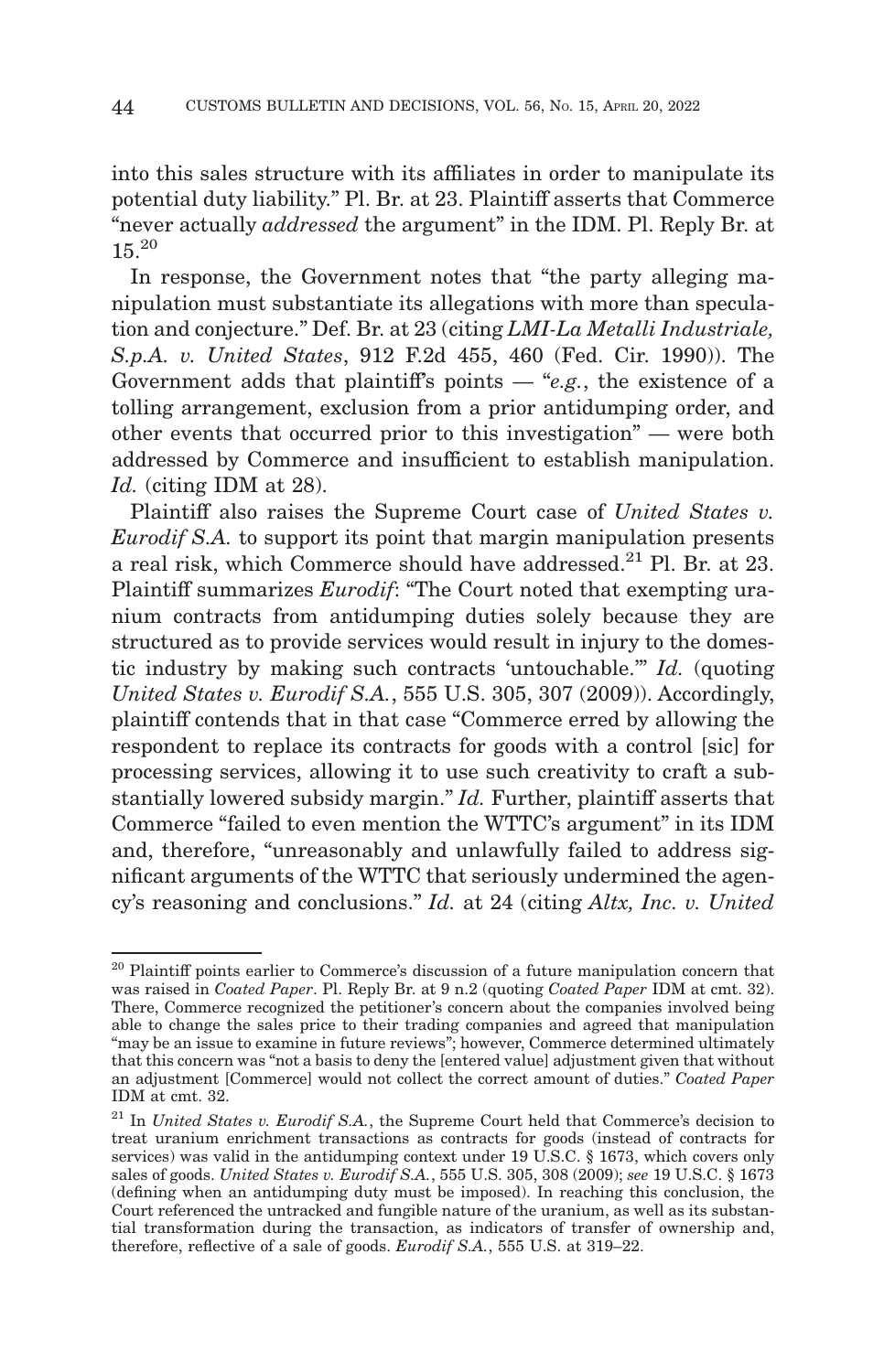into this sales structure with its affiliates in order to manipulate its potential duty liability." Pl. Br. at 23. Plaintiff asserts that Commerce "never actually *addressed* the argument" in the IDM. Pl. Reply Br. at 15.[20]

In response, the Government notes that "the party alleging manipulation must substantiate its allegations with more than speculation and conjecture." Def. Br. at 23 (citing *LMI-La Metalli Industriale, S.p.A. v. United States*, 912 F.2d 455, 460 (Fed. Cir. 1990)). The Government adds that plaintiff's points — "*e.g.*, the existence of a tolling arrangement, exclusion from a prior antidumping order, and other events that occurred prior to this investigation" — were both addressed by Commerce and insufficient to establish manipulation. *Id.* (citing IDM at 28).

Plaintiff also raises the Supreme Court case of *United States v. Eurodif S.A.* to support its point that margin manipulation presents a real risk, which Commerce should have addressed.[21] Pl. Br. at 23. Plaintiff summarizes *Eurodif*: "The Court noted that exempting uranium contracts from antidumping duties solely because they are structured as to provide services would result in injury to the domestic industry by making such contracts 'untouchable.'" *Id.* (quoting *United States v. Eurodif S.A.*, 555 U.S. 305, 307 (2009)). Accordingly, plaintiff contends that in that case "Commerce erred by allowing the respondent to replace its contracts for goods with a control [sic] for processing services, allowing it to use such creativity to craft a substantially lowered subsidy margin." *Id.* Further, plaintiff asserts that Commerce "failed to even mention the WTTC's argument" in its IDM and, therefore, "unreasonably and unlawfully failed to address significant arguments of the WTTC that seriously undermined the agency's reasoning and conclusions." *Id.* at 24 (citing *Altx, Inc. v. United*

---

[20] Plaintiff points earlier to Commerce's discussion of a future manipulation concern that was raised in *Coated Paper*. Pl. Reply Br. at 9 n.2 (quoting *Coated Paper* IDM at cmt. 32). There, Commerce recognized the petitioner's concern about the companies involved being able to change the sales price to their trading companies and agreed that manipulation "may be an issue to examine in future reviews"; however, Commerce determined ultimately that this concern was "not a basis to deny the [entered value] adjustment given that without an adjustment [Commerce] would not collect the correct amount of duties." *Coated Paper* IDM at cmt. 32.

[21] In *United States v. Eurodif S.A.*, the Supreme Court held that Commerce's decision to treat uranium enrichment transactions as contracts for goods (instead of contracts for services) was valid in the antidumping context under 19 U.S.C. § 1673, which covers only sales of goods. *United States v. Eurodif S.A.*, 555 U.S. 305, 308 (2009); *see* 19 U.S.C. § 1673 (defining when an antidumping duty must be imposed). In reaching this conclusion, the Court referenced the untracked and fungible nature of the uranium, as well as its substantial transformation during the transaction, as indicators of transfer of ownership and, therefore, reflective of a sale of goods. *Eurodif S.A.*, 555 U.S. at 319–22.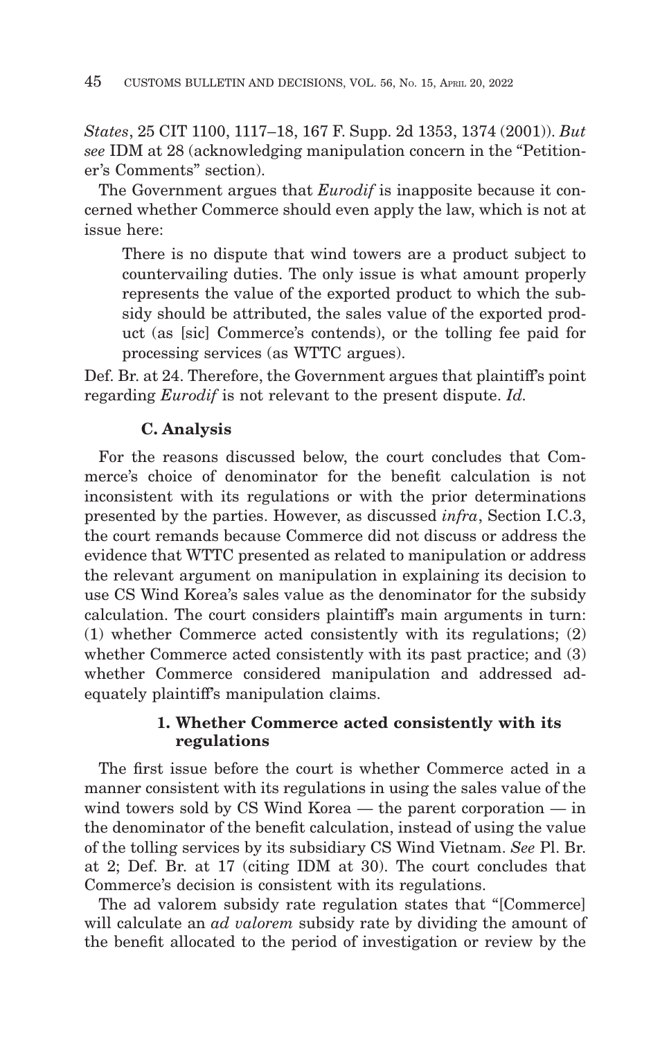*States*, 25 CIT 1100, 1117–18, 167 F. Supp. 2d 1353, 1374 (2001)). *But see* IDM at 28 (acknowledging manipulation concern in the "Petitioner's Comments" section).

The Government argues that *Eurodif* is inapposite because it concerned whether Commerce should even apply the law, which is not at issue here:

> There is no dispute that wind towers are a product subject to countervailing duties. The only issue is what amount properly represents the value of the exported product to which the subsidy should be attributed, the sales value of the exported product (as [sic] Commerce's contends), or the tolling fee paid for processing services (as WTTC argues).

Def. Br. at 24. Therefore, the Government argues that plaintiff's point regarding *Eurodif* is not relevant to the present dispute. *Id.*

### C. Analysis

For the reasons discussed below, the court concludes that Commerce's choice of denominator for the benefit calculation is not inconsistent with its regulations or with the prior determinations presented by the parties. However, as discussed *infra*, Section I.C.3, the court remands because Commerce did not discuss or address the evidence that WTTC presented as related to manipulation or address the relevant argument on manipulation in explaining its decision to use CS Wind Korea's sales value as the denominator for the subsidy calculation. The court considers plaintiff's main arguments in turn: (1) whether Commerce acted consistently with its regulations; (2) whether Commerce acted consistently with its past practice; and (3) whether Commerce considered manipulation and addressed adequately plaintiff's manipulation claims.

#### 1. Whether Commerce acted consistently with its regulations

The first issue before the court is whether Commerce acted in a manner consistent with its regulations in using the sales value of the wind towers sold by CS Wind Korea — the parent corporation — in the denominator of the benefit calculation, instead of using the value of the tolling services by its subsidiary CS Wind Vietnam. *See* Pl. Br. at 2; Def. Br. at 17 (citing IDM at 30). The court concludes that Commerce's decision is consistent with its regulations.

The ad valorem subsidy rate regulation states that "[Commerce] will calculate an *ad valorem* subsidy rate by dividing the amount of the benefit allocated to the period of investigation or review by the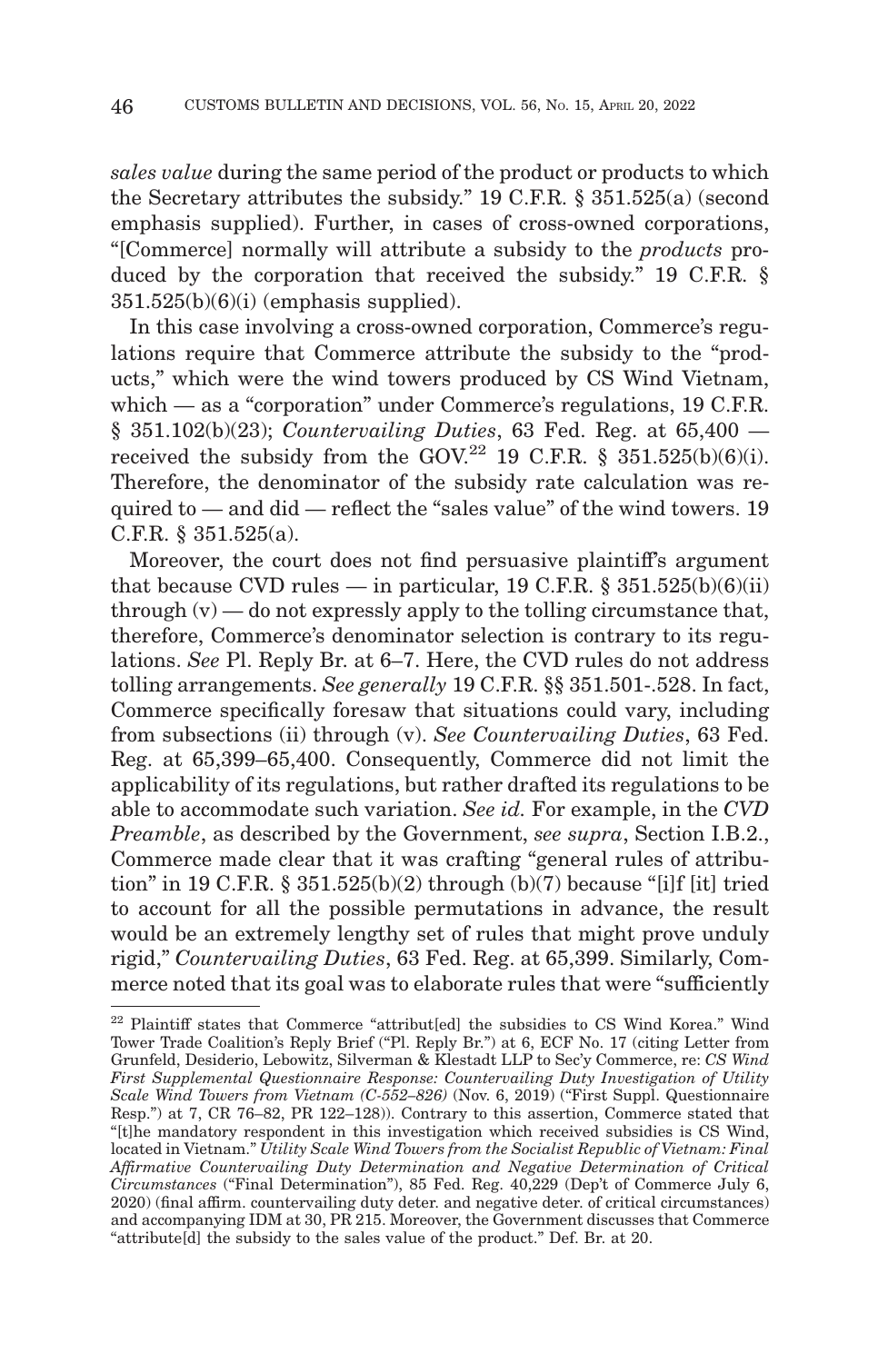*sales value* during the same period of the product or products to which the Secretary attributes the subsidy." 19 C.F.R. § 351.525(a) (second emphasis supplied). Further, in cases of cross-owned corporations, "[Commerce] normally will attribute a subsidy to the *products* produced by the corporation that received the subsidy." 19 C.F.R. § 351.525(b)(6)(i) (emphasis supplied).

In this case involving a cross-owned corporation, Commerce's regulations require that Commerce attribute the subsidy to the "products," which were the wind towers produced by CS Wind Vietnam, which — as a "corporation" under Commerce's regulations, 19 C.F.R. § 351.102(b)(23); *Countervailing Duties*, 63 Fed. Reg. at 65,400 — received the subsidy from the GOV.[22] 19 C.F.R. § 351.525(b)(6)(i). Therefore, the denominator of the subsidy rate calculation was required to — and did — reflect the "sales value" of the wind towers. 19 C.F.R. § 351.525(a).

Moreover, the court does not find persuasive plaintiff's argument that because CVD rules — in particular, 19 C.F.R. § 351.525(b)(6)(ii) through (v) — do not expressly apply to the tolling circumstance that, therefore, Commerce's denominator selection is contrary to its regulations. *See* Pl. Reply Br. at 6–7. Here, the CVD rules do not address tolling arrangements. *See generally* 19 C.F.R. §§ 351.501-.528. In fact, Commerce specifically foresaw that situations could vary, including from subsections (ii) through (v). *See Countervailing Duties*, 63 Fed. Reg. at 65,399–65,400. Consequently, Commerce did not limit the applicability of its regulations, but rather drafted its regulations to be able to accommodate such variation. *See id.* For example, in the *CVD Preamble*, as described by the Government, *see supra*, Section I.B.2., Commerce made clear that it was crafting "general rules of attribution" in 19 C.F.R. § 351.525(b)(2) through (b)(7) because "[i]f [it] tried to account for all the possible permutations in advance, the result would be an extremely lengthy set of rules that might prove unduly rigid," *Countervailing Duties*, 63 Fed. Reg. at 65,399. Similarly, Commerce noted that its goal was to elaborate rules that were "sufficiently

[22] Plaintiff states that Commerce "attribut[ed] the subsidies to CS Wind Korea." Wind Tower Trade Coalition's Reply Brief ("Pl. Reply Br.") at 6, ECF No. 17 (citing Letter from Grunfeld, Desiderio, Lebowitz, Silverman & Klestadt LLP to Sec'y Commerce, re: *CS Wind First Supplemental Questionnaire Response: Countervailing Duty Investigation of Utility Scale Wind Towers from Vietnam (C-552–826)* (Nov. 6, 2019) ("First Suppl. Questionnaire Resp.") at 7, CR 76–82, PR 122–128)). Contrary to this assertion, Commerce stated that "[t]he mandatory respondent in this investigation which received subsidies is CS Wind, located in Vietnam." *Utility Scale Wind Towers from the Socialist Republic of Vietnam: Final Affirmative Countervailing Duty Determination and Negative Determination of Critical Circumstances* ("Final Determination"), 85 Fed. Reg. 40,229 (Dep't of Commerce July 6, 2020) (final affirm. countervailing duty deter. and negative deter. of critical circumstances) and accompanying IDM at 30, PR 215. Moreover, the Government discusses that Commerce "attribute[d] the subsidy to the sales value of the product." Def. Br. at 20.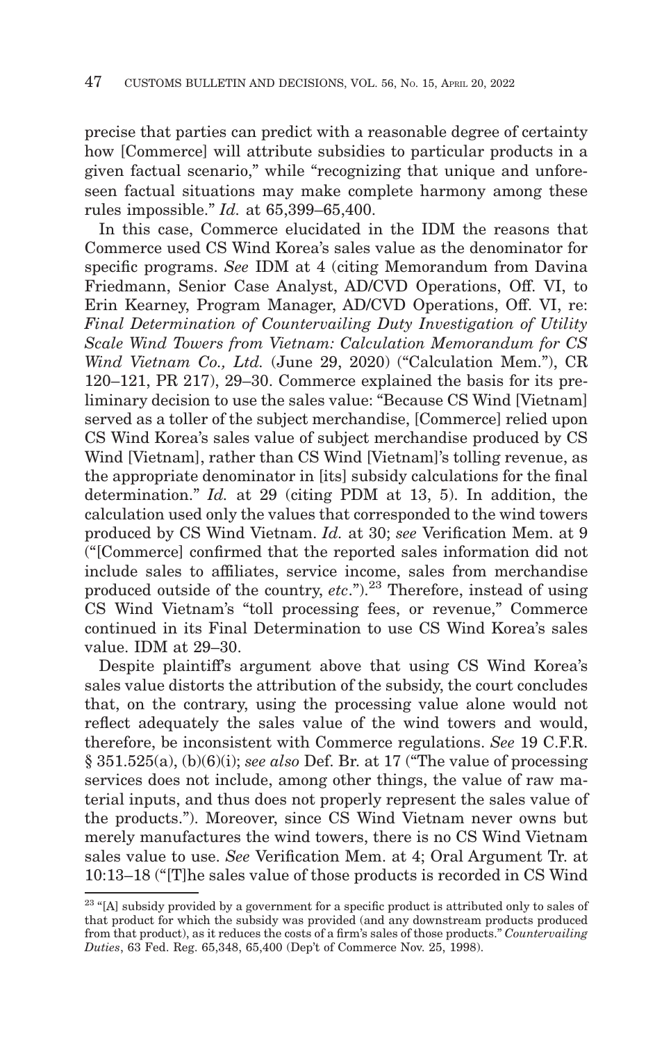precise that parties can predict with a reasonable degree of certainty how [Commerce] will attribute subsidies to particular products in a given factual scenario," while "recognizing that unique and unforeseen factual situations may make complete harmony among these rules impossible." *Id.* at 65,399–65,400.

In this case, Commerce elucidated in the IDM the reasons that Commerce used CS Wind Korea's sales value as the denominator for specific programs. *See* IDM at 4 (citing Memorandum from Davina Friedmann, Senior Case Analyst, AD/CVD Operations, Off. VI, to Erin Kearney, Program Manager, AD/CVD Operations, Off. VI, re: *Final Determination of Countervailing Duty Investigation of Utility Scale Wind Towers from Vietnam: Calculation Memorandum for CS Wind Vietnam Co., Ltd.* (June 29, 2020) ("Calculation Mem."), CR 120–121, PR 217), 29–30. Commerce explained the basis for its preliminary decision to use the sales value: "Because CS Wind [Vietnam] served as a toller of the subject merchandise, [Commerce] relied upon CS Wind Korea's sales value of subject merchandise produced by CS Wind [Vietnam], rather than CS Wind [Vietnam]'s tolling revenue, as the appropriate denominator in [its] subsidy calculations for the final determination." *Id.* at 29 (citing PDM at 13, 5). In addition, the calculation used only the values that corresponded to the wind towers produced by CS Wind Vietnam. *Id.* at 30; *see* Verification Mem. at 9 ("[Commerce] confirmed that the reported sales information did not include sales to affiliates, service income, sales from merchandise produced outside of the country, *etc*.").[23] Therefore, instead of using CS Wind Vietnam's "toll processing fees, or revenue," Commerce continued in its Final Determination to use CS Wind Korea's sales value. IDM at 29–30.

Despite plaintiff's argument above that using CS Wind Korea's sales value distorts the attribution of the subsidy, the court concludes that, on the contrary, using the processing value alone would not reflect adequately the sales value of the wind towers and would, therefore, be inconsistent with Commerce regulations. *See* 19 C.F.R. § 351.525(a), (b)(6)(i); *see also* Def. Br. at 17 ("The value of processing services does not include, among other things, the value of raw material inputs, and thus does not properly represent the sales value of the products."). Moreover, since CS Wind Vietnam never owns but merely manufactures the wind towers, there is no CS Wind Vietnam sales value to use. *See* Verification Mem. at 4; Oral Argument Tr. at 10:13–18 ("[T]he sales value of those products is recorded in CS Wind

[23] "[A] subsidy provided by a government for a specific product is attributed only to sales of that product for which the subsidy was provided (and any downstream products produced from that product), as it reduces the costs of a firm's sales of those products." *Countervailing Duties*, 63 Fed. Reg. 65,348, 65,400 (Dep't of Commerce Nov. 25, 1998).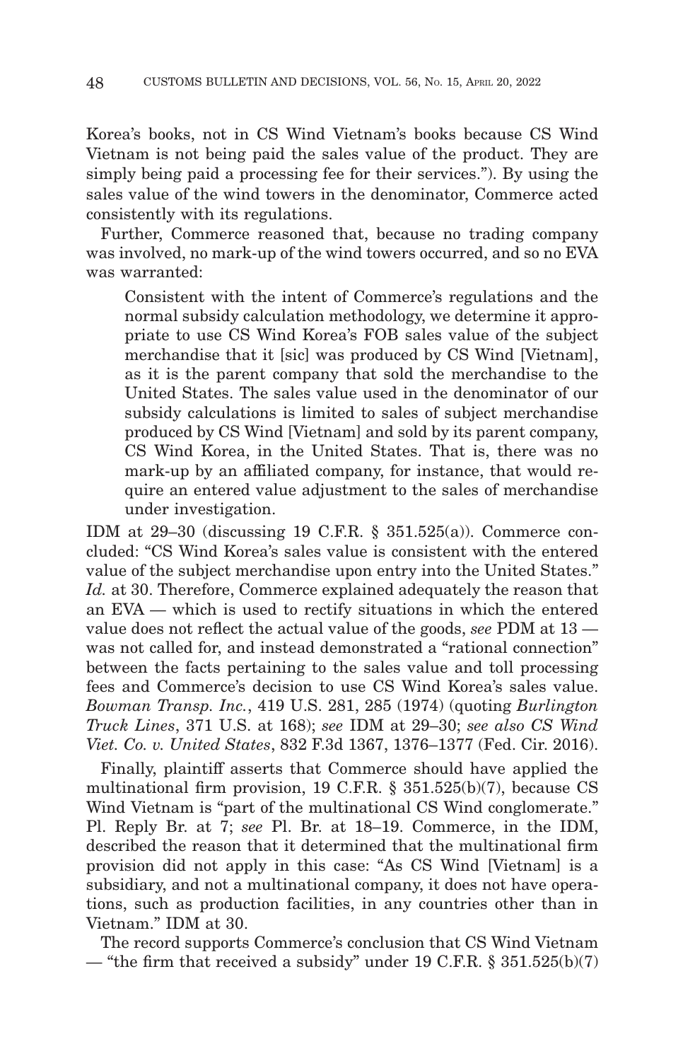Korea's books, not in CS Wind Vietnam's books because CS Wind Vietnam is not being paid the sales value of the product. They are simply being paid a processing fee for their services."). By using the sales value of the wind towers in the denominator, Commerce acted consistently with its regulations.

Further, Commerce reasoned that, because no trading company was involved, no mark-up of the wind towers occurred, and so no EVA was warranted:

> Consistent with the intent of Commerce's regulations and the normal subsidy calculation methodology, we determine it appropriate to use CS Wind Korea's FOB sales value of the subject merchandise that it [sic] was produced by CS Wind [Vietnam], as it is the parent company that sold the merchandise to the United States. The sales value used in the denominator of our subsidy calculations is limited to sales of subject merchandise produced by CS Wind [Vietnam] and sold by its parent company, CS Wind Korea, in the United States. That is, there was no mark-up by an affiliated company, for instance, that would require an entered value adjustment to the sales of merchandise under investigation.

IDM at 29–30 (discussing 19 C.F.R. § 351.525(a)). Commerce concluded: "CS Wind Korea's sales value is consistent with the entered value of the subject merchandise upon entry into the United States." *Id.* at 30. Therefore, Commerce explained adequately the reason that an EVA — which is used to rectify situations in which the entered value does not reflect the actual value of the goods, *see* PDM at 13 — was not called for, and instead demonstrated a "rational connection" between the facts pertaining to the sales value and toll processing fees and Commerce's decision to use CS Wind Korea's sales value. *Bowman Transp. Inc.*, 419 U.S. 281, 285 (1974) (quoting *Burlington Truck Lines*, 371 U.S. at 168); *see* IDM at 29–30; *see also CS Wind Viet. Co. v. United States*, 832 F.3d 1367, 1376–1377 (Fed. Cir. 2016).

Finally, plaintiff asserts that Commerce should have applied the multinational firm provision, 19 C.F.R. § 351.525(b)(7), because CS Wind Vietnam is "part of the multinational CS Wind conglomerate." Pl. Reply Br. at 7; *see* Pl. Br. at 18–19. Commerce, in the IDM, described the reason that it determined that the multinational firm provision did not apply in this case: "As CS Wind [Vietnam] is a subsidiary, and not a multinational company, it does not have operations, such as production facilities, in any countries other than in Vietnam." IDM at 30.

The record supports Commerce's conclusion that CS Wind Vietnam — "the firm that received a subsidy" under 19 C.F.R. § 351.525(b)(7)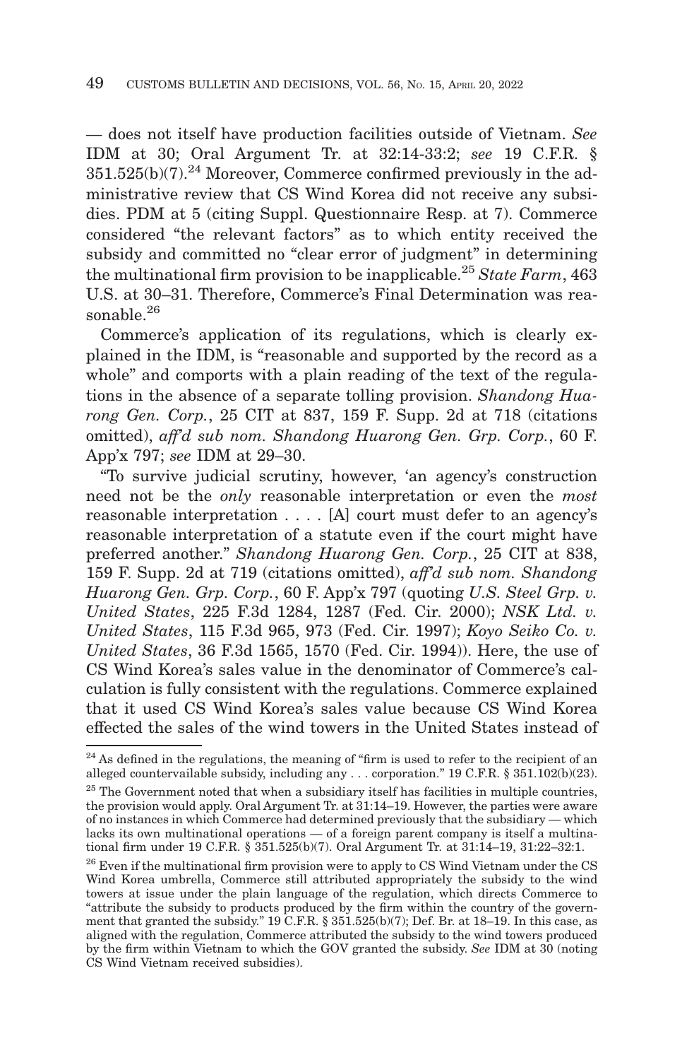— does not itself have production facilities outside of Vietnam. *See* IDM at 30; Oral Argument Tr. at 32:14-33:2; *see* 19 C.F.R. § 351.525(b)(7).[24] Moreover, Commerce confirmed previously in the administrative review that CS Wind Korea did not receive any subsidies. PDM at 5 (citing Suppl. Questionnaire Resp. at 7). Commerce considered "the relevant factors" as to which entity received the subsidy and committed no "clear error of judgment" in determining the multinational firm provision to be inapplicable.[25] *State Farm*, 463 U.S. at 30–31. Therefore, Commerce's Final Determination was reasonable.[26]

Commerce's application of its regulations, which is clearly explained in the IDM, is "reasonable and supported by the record as a whole" and comports with a plain reading of the text of the regulations in the absence of a separate tolling provision. *Shandong Huarong Gen. Corp.*, 25 CIT at 837, 159 F. Supp. 2d at 718 (citations omitted), *aff'd sub nom. Shandong Huarong Gen. Grp. Corp.*, 60 F. App'x 797; *see* IDM at 29–30.

"To survive judicial scrutiny, however, 'an agency's construction need not be the *only* reasonable interpretation or even the *most* reasonable interpretation . . . . [A] court must defer to an agency's reasonable interpretation of a statute even if the court might have preferred another." *Shandong Huarong Gen. Corp.*, 25 CIT at 838, 159 F. Supp. 2d at 719 (citations omitted), *aff'd sub nom. Shandong Huarong Gen. Grp. Corp.*, 60 F. App'x 797 (quoting *U.S. Steel Grp. v. United States*, 225 F.3d 1284, 1287 (Fed. Cir. 2000); *NSK Ltd. v. United States*, 115 F.3d 965, 973 (Fed. Cir. 1997); *Koyo Seiko Co. v. United States*, 36 F.3d 1565, 1570 (Fed. Cir. 1994)). Here, the use of CS Wind Korea's sales value in the denominator of Commerce's calculation is fully consistent with the regulations. Commerce explained that it used CS Wind Korea's sales value because CS Wind Korea effected the sales of the wind towers in the United States instead of

---

[24] As defined in the regulations, the meaning of "firm is used to refer to the recipient of an alleged countervailable subsidy, including any . . . corporation." 19 C.F.R. § 351.102(b)(23).

[25] The Government noted that when a subsidiary itself has facilities in multiple countries, the provision would apply. Oral Argument Tr. at 31:14–19. However, the parties were aware of no instances in which Commerce had determined previously that the subsidiary — which lacks its own multinational operations — of a foreign parent company is itself a multinational firm under 19 C.F.R. § 351.525(b)(7). Oral Argument Tr. at 31:14–19, 31:22–32:1.

[26] Even if the multinational firm provision were to apply to CS Wind Vietnam under the CS Wind Korea umbrella, Commerce still attributed appropriately the subsidy to the wind towers at issue under the plain language of the regulation, which directs Commerce to "attribute the subsidy to products produced by the firm within the country of the government that granted the subsidy." 19 C.F.R. § 351.525(b)(7); Def. Br. at 18–19. In this case, as aligned with the regulation, Commerce attributed the subsidy to the wind towers produced by the firm within Vietnam to which the GOV granted the subsidy. *See* IDM at 30 (noting CS Wind Vietnam received subsidies).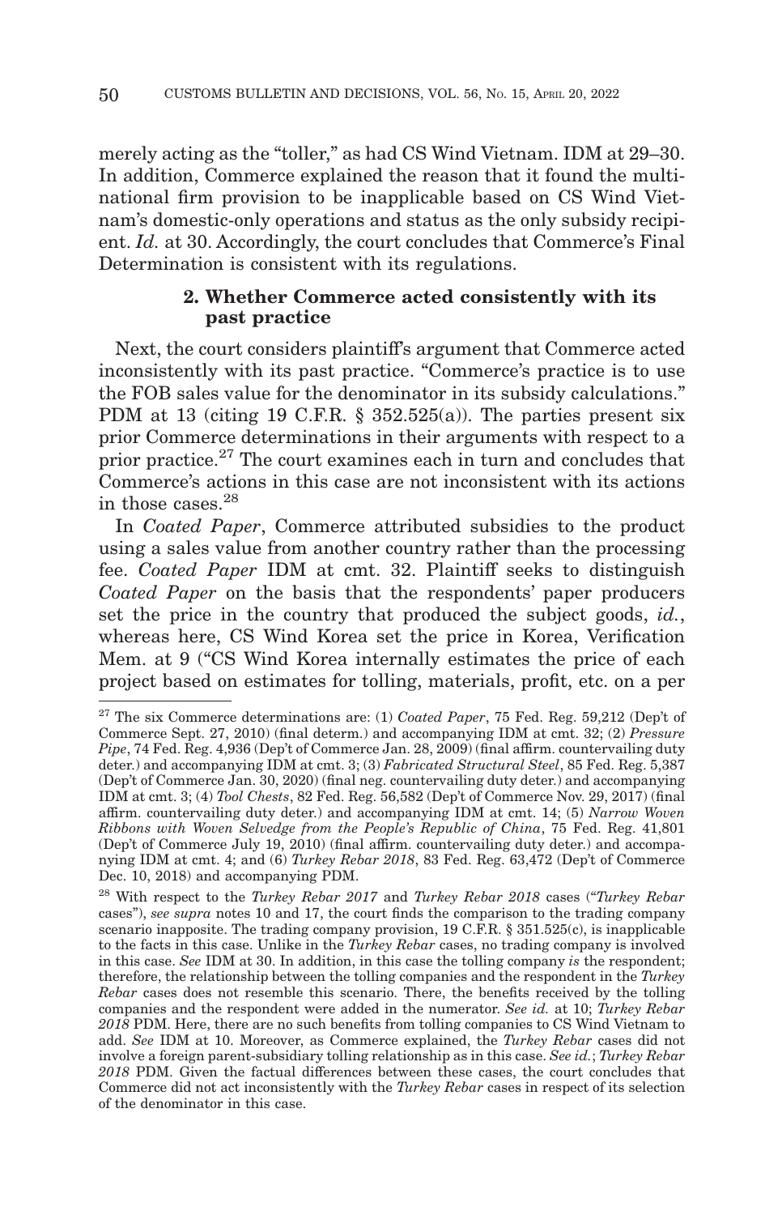merely acting as the "toller," as had CS Wind Vietnam. IDM at 29–30. In addition, Commerce explained the reason that it found the multinational firm provision to be inapplicable based on CS Wind Vietnam's domestic-only operations and status as the only subsidy recipient. *Id.* at 30. Accordingly, the court concludes that Commerce's Final Determination is consistent with its regulations.

### 2. Whether Commerce acted consistently with its past practice

Next, the court considers plaintiff's argument that Commerce acted inconsistently with its past practice. "Commerce's practice is to use the FOB sales value for the denominator in its subsidy calculations." PDM at 13 (citing 19 C.F.R. § 352.525(a)). The parties present six prior Commerce determinations in their arguments with respect to a prior practice.[27] The court examines each in turn and concludes that Commerce's actions in this case are not inconsistent with its actions in those cases.[28]

In *Coated Paper*, Commerce attributed subsidies to the product using a sales value from another country rather than the processing fee. *Coated Paper* IDM at cmt. 32. Plaintiff seeks to distinguish *Coated Paper* on the basis that the respondents' paper producers set the price in the country that produced the subject goods, *id.*, whereas here, CS Wind Korea set the price in Korea, Verification Mem. at 9 ("CS Wind Korea internally estimates the price of each project based on estimates for tolling, materials, profit, etc. on a per

---

[27] The six Commerce determinations are: (1) *Coated Paper*, 75 Fed. Reg. 59,212 (Dep't of Commerce Sept. 27, 2010) (final determ.) and accompanying IDM at cmt. 32; (2) *Pressure Pipe*, 74 Fed. Reg. 4,936 (Dep't of Commerce Jan. 28, 2009) (final affirm. countervailing duty deter.) and accompanying IDM at cmt. 3; (3) *Fabricated Structural Steel*, 85 Fed. Reg. 5,387 (Dep't of Commerce Jan. 30, 2020) (final neg. countervailing duty deter.) and accompanying IDM at cmt. 3; (4) *Tool Chests*, 82 Fed. Reg. 56,582 (Dep't of Commerce Nov. 29, 2017) (final affirm. countervailing duty deter.) and accompanying IDM at cmt. 14; (5) *Narrow Woven Ribbons with Woven Selvedge from the People's Republic of China*, 75 Fed. Reg. 41,801 (Dep't of Commerce July 19, 2010) (final affirm. countervailing duty deter.) and accompanying IDM at cmt. 4; and (6) *Turkey Rebar 2018*, 83 Fed. Reg. 63,472 (Dep't of Commerce Dec. 10, 2018) and accompanying PDM.

[28] With respect to the *Turkey Rebar 2017* and *Turkey Rebar 2018* cases ("*Turkey Rebar* cases"), *see supra* notes 10 and 17, the court finds the comparison to the trading company scenario inapposite. The trading company provision, 19 C.F.R. § 351.525(c), is inapplicable to the facts in this case. Unlike in the *Turkey Rebar* cases, no trading company is involved in this case. *See* IDM at 30. In addition, in this case the tolling company *is* the respondent; therefore, the relationship between the tolling companies and the respondent in the *Turkey Rebar* cases does not resemble this scenario. There, the benefits received by the tolling companies and the respondent were added in the numerator. *See id.* at 10; *Turkey Rebar 2018* PDM. Here, there are no such benefits from tolling companies to CS Wind Vietnam to add. *See* IDM at 10. Moreover, as Commerce explained, the *Turkey Rebar* cases did not involve a foreign parent-subsidiary tolling relationship as in this case. *See id.*; *Turkey Rebar 2018* PDM. Given the factual differences between these cases, the court concludes that Commerce did not act inconsistently with the *Turkey Rebar* cases in respect of its selection of the denominator in this case.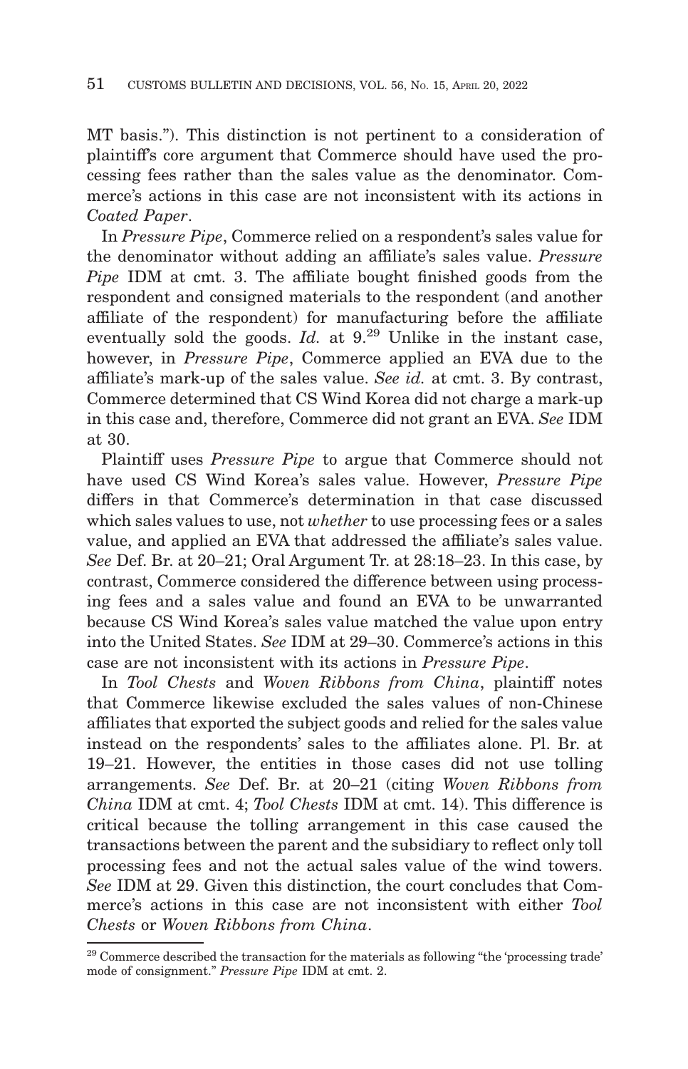MT basis."). This distinction is not pertinent to a consideration of plaintiff's core argument that Commerce should have used the processing fees rather than the sales value as the denominator. Commerce's actions in this case are not inconsistent with its actions in *Coated Paper*.

In *Pressure Pipe*, Commerce relied on a respondent's sales value for the denominator without adding an affiliate's sales value. *Pressure Pipe* IDM at cmt. 3. The affiliate bought finished goods from the respondent and consigned materials to the respondent (and another affiliate of the respondent) for manufacturing before the affiliate eventually sold the goods. *Id.* at 9.[29] Unlike in the instant case, however, in *Pressure Pipe*, Commerce applied an EVA due to the affiliate's mark-up of the sales value. *See id.* at cmt. 3. By contrast, Commerce determined that CS Wind Korea did not charge a mark-up in this case and, therefore, Commerce did not grant an EVA. *See* IDM at 30.

Plaintiff uses *Pressure Pipe* to argue that Commerce should not have used CS Wind Korea's sales value. However, *Pressure Pipe* differs in that Commerce's determination in that case discussed which sales values to use, not *whether* to use processing fees or a sales value, and applied an EVA that addressed the affiliate's sales value. *See* Def. Br. at 20–21; Oral Argument Tr. at 28:18–23. In this case, by contrast, Commerce considered the difference between using processing fees and a sales value and found an EVA to be unwarranted because CS Wind Korea's sales value matched the value upon entry into the United States. *See* IDM at 29–30. Commerce's actions in this case are not inconsistent with its actions in *Pressure Pipe*.

In *Tool Chests* and *Woven Ribbons from China*, plaintiff notes that Commerce likewise excluded the sales values of non-Chinese affiliates that exported the subject goods and relied for the sales value instead on the respondents' sales to the affiliates alone. Pl. Br. at 19–21. However, the entities in those cases did not use tolling arrangements. *See* Def. Br. at 20–21 (citing *Woven Ribbons from China* IDM at cmt. 4; *Tool Chests* IDM at cmt. 14). This difference is critical because the tolling arrangement in this case caused the transactions between the parent and the subsidiary to reflect only toll processing fees and not the actual sales value of the wind towers. *See* IDM at 29. Given this distinction, the court concludes that Commerce's actions in this case are not inconsistent with either *Tool Chests* or *Woven Ribbons from China*.

[29] Commerce described the transaction for the materials as following "the 'processing trade' mode of consignment." *Pressure Pipe* IDM at cmt. 2.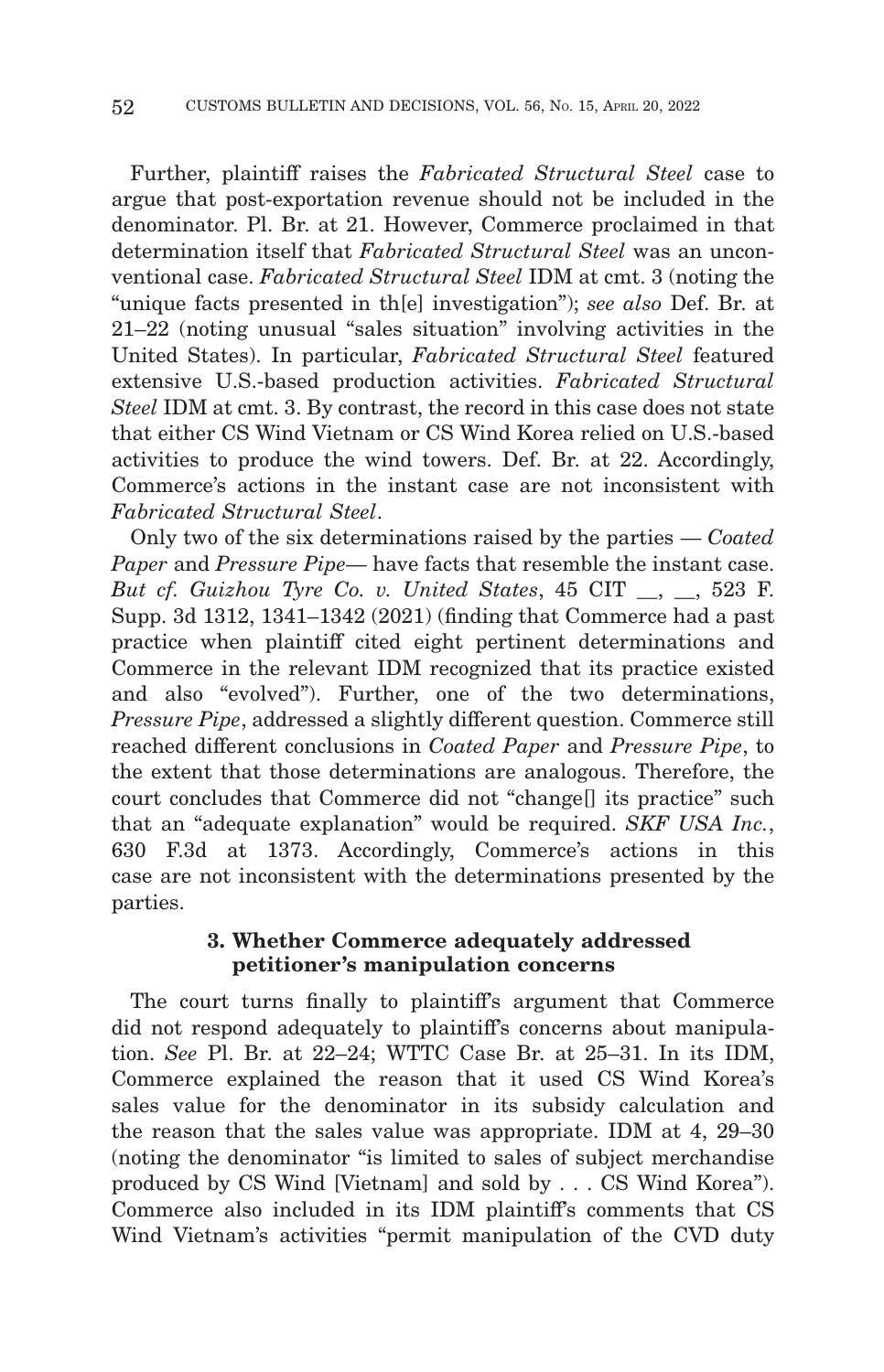Further, plaintiff raises the *Fabricated Structural Steel* case to argue that post-exportation revenue should not be included in the denominator. Pl. Br. at 21. However, Commerce proclaimed in that determination itself that *Fabricated Structural Steel* was an unconventional case. *Fabricated Structural Steel* IDM at cmt. 3 (noting the "unique facts presented in th[e] investigation"); *see also* Def. Br. at 21–22 (noting unusual "sales situation" involving activities in the United States). In particular, *Fabricated Structural Steel* featured extensive U.S.-based production activities. *Fabricated Structural Steel* IDM at cmt. 3. By contrast, the record in this case does not state that either CS Wind Vietnam or CS Wind Korea relied on U.S.-based activities to produce the wind towers. Def. Br. at 22. Accordingly, Commerce's actions in the instant case are not inconsistent with *Fabricated Structural Steel*.

Only two of the six determinations raised by the parties — *Coated Paper* and *Pressure Pipe*— have facts that resemble the instant case. *But cf. Guizhou Tyre Co. v. United States*, 45 CIT __, __, 523 F. Supp. 3d 1312, 1341–1342 (2021) (finding that Commerce had a past practice when plaintiff cited eight pertinent determinations and Commerce in the relevant IDM recognized that its practice existed and also "evolved"). Further, one of the two determinations, *Pressure Pipe*, addressed a slightly different question. Commerce still reached different conclusions in *Coated Paper* and *Pressure Pipe*, to the extent that those determinations are analogous. Therefore, the court concludes that Commerce did not "change[] its practice" such that an "adequate explanation" would be required. *SKF USA Inc.*, 630 F.3d at 1373. Accordingly, Commerce's actions in this case are not inconsistent with the determinations presented by the parties.

### 3. Whether Commerce adequately addressed petitioner's manipulation concerns

The court turns finally to plaintiff's argument that Commerce did not respond adequately to plaintiff's concerns about manipulation. *See* Pl. Br. at 22–24; WTTC Case Br. at 25–31. In its IDM, Commerce explained the reason that it used CS Wind Korea's sales value for the denominator in its subsidy calculation and the reason that the sales value was appropriate. IDM at 4, 29–30 (noting the denominator "is limited to sales of subject merchandise produced by CS Wind [Vietnam] and sold by . . . CS Wind Korea"). Commerce also included in its IDM plaintiff's comments that CS Wind Vietnam's activities "permit manipulation of the CVD duty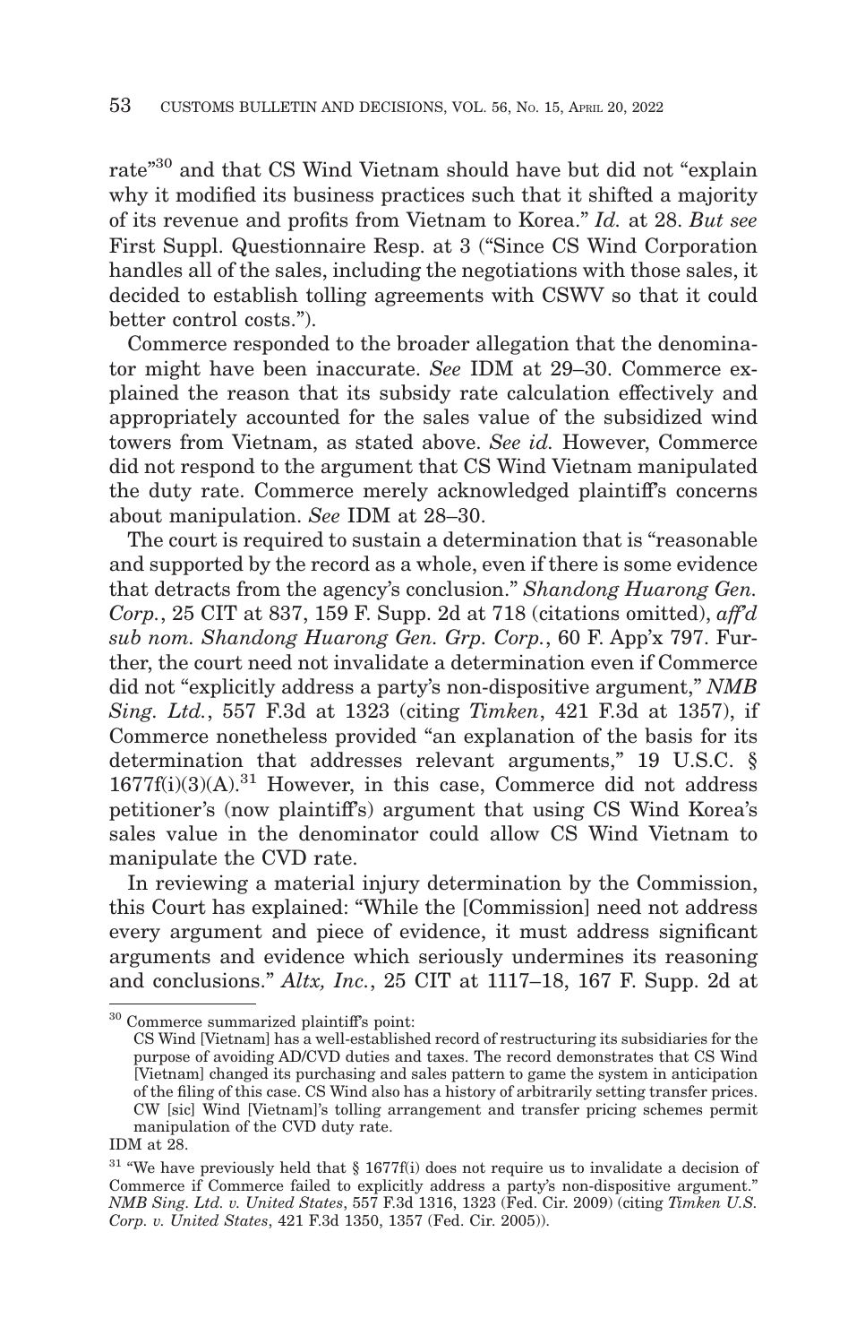rate"[30] and that CS Wind Vietnam should have but did not "explain why it modified its business practices such that it shifted a majority of its revenue and profits from Vietnam to Korea." *Id.* at 28. *But see* First Suppl. Questionnaire Resp. at 3 ("Since CS Wind Corporation handles all of the sales, including the negotiations with those sales, it decided to establish tolling agreements with CSWV so that it could better control costs.").

Commerce responded to the broader allegation that the denominator might have been inaccurate. *See* IDM at 29–30. Commerce explained the reason that its subsidy rate calculation effectively and appropriately accounted for the sales value of the subsidized wind towers from Vietnam, as stated above. *See id.* However, Commerce did not respond to the argument that CS Wind Vietnam manipulated the duty rate. Commerce merely acknowledged plaintiff's concerns about manipulation. *See* IDM at 28–30.

The court is required to sustain a determination that is "reasonable and supported by the record as a whole, even if there is some evidence that detracts from the agency's conclusion." *Shandong Huarong Gen. Corp.*, 25 CIT at 837, 159 F. Supp. 2d at 718 (citations omitted), *aff'd sub nom. Shandong Huarong Gen. Grp. Corp.*, 60 F. App'x 797. Further, the court need not invalidate a determination even if Commerce did not "explicitly address a party's non-dispositive argument," *NMB Sing. Ltd.*, 557 F.3d at 1323 (citing *Timken*, 421 F.3d at 1357), if Commerce nonetheless provided "an explanation of the basis for its determination that addresses relevant arguments," 19 U.S.C. § 1677f(i)(3)(A).[31] However, in this case, Commerce did not address petitioner's (now plaintiff's) argument that using CS Wind Korea's sales value in the denominator could allow CS Wind Vietnam to manipulate the CVD rate.

In reviewing a material injury determination by the Commission, this Court has explained: "While the [Commission] need not address every argument and piece of evidence, it must address significant arguments and evidence which seriously undermines its reasoning and conclusions." *Altx, Inc.*, 25 CIT at 1117–18, 167 F. Supp. 2d at

[30] Commerce summarized plaintiff's point:

> CS Wind [Vietnam] has a well-established record of restructuring its subsidiaries for the purpose of avoiding AD/CVD duties and taxes. The record demonstrates that CS Wind [Vietnam] changed its purchasing and sales pattern to game the system in anticipation of the filing of this case. CS Wind also has a history of arbitrarily setting transfer prices. CW [sic] Wind [Vietnam]'s tolling arrangement and transfer pricing schemes permit manipulation of the CVD duty rate.

IDM at 28.

[31] "We have previously held that § 1677f(i) does not require us to invalidate a decision of Commerce if Commerce failed to explicitly address a party's non-dispositive argument." *NMB Sing. Ltd. v. United States*, 557 F.3d 1316, 1323 (Fed. Cir. 2009) (citing *Timken U.S. Corp. v. United States*, 421 F.3d 1350, 1357 (Fed. Cir. 2005)).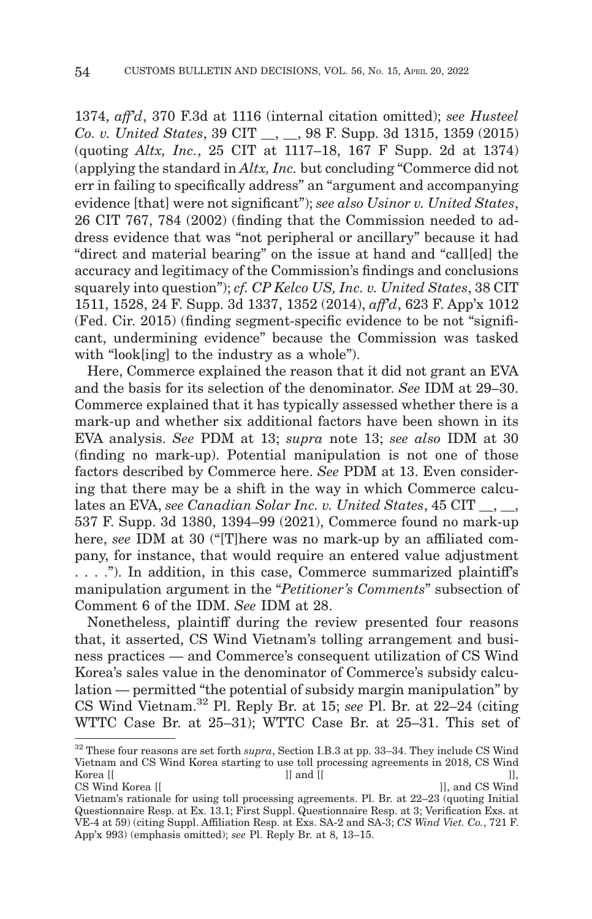1374, *aff'd*, 370 F.3d at 1116 (internal citation omitted); *see Husteel Co. v. United States*, 39 CIT __, __, 98 F. Supp. 3d 1315, 1359 (2015) (quoting *Altx, Inc.*, 25 CIT at 1117–18, 167 F Supp. 2d at 1374) (applying the standard in *Altx, Inc.* but concluding "Commerce did not err in failing to specifically address" an "argument and accompanying evidence [that] were not significant"); *see also Usinor v. United States*, 26 CIT 767, 784 (2002) (finding that the Commission needed to address evidence that was "not peripheral or ancillary" because it had "direct and material bearing" on the issue at hand and "call[ed] the accuracy and legitimacy of the Commission's findings and conclusions squarely into question"); *cf. CP Kelco US, Inc. v. United States*, 38 CIT 1511, 1528, 24 F. Supp. 3d 1337, 1352 (2014), *aff'd*, 623 F. App'x 1012 (Fed. Cir. 2015) (finding segment-specific evidence to be not "significant, undermining evidence" because the Commission was tasked with "look[ing] to the industry as a whole").

Here, Commerce explained the reason that it did not grant an EVA and the basis for its selection of the denominator. *See* IDM at 29–30. Commerce explained that it has typically assessed whether there is a mark-up and whether six additional factors have been shown in its EVA analysis. *See* PDM at 13; *supra* note 13; *see also* IDM at 30 (finding no mark-up). Potential manipulation is not one of those factors described by Commerce here. *See* PDM at 13. Even considering that there may be a shift in the way in which Commerce calculates an EVA, *see Canadian Solar Inc. v. United States*, 45 CIT __, __, 537 F. Supp. 3d 1380, 1394–99 (2021), Commerce found no mark-up here, *see* IDM at 30 ("[T]here was no mark-up by an affiliated company, for instance, that would require an entered value adjustment . . . ."). In addition, in this case, Commerce summarized plaintiff's manipulation argument in the "*Petitioner's Comments*" subsection of Comment 6 of the IDM. *See* IDM at 28.

Nonetheless, plaintiff during the review presented four reasons that, it asserted, CS Wind Vietnam's tolling arrangement and business practices — and Commerce's consequent utilization of CS Wind Korea's sales value in the denominator of Commerce's subsidy calculation — permitted "the potential of subsidy margin manipulation" by CS Wind Vietnam.[32] Pl. Reply Br. at 15; *see* Pl. Br. at 22–24 (citing WTTC Case Br. at 25–31); WTTC Case Br. at 25–31. This set of

[32] These four reasons are set forth *supra*, Section I.B.3 at pp. 33–34. They include CS Wind Vietnam and CS Wind Korea starting to use toll processing agreements in 2018, CS Wind Korea [[ ]] and [[ ]], CS Wind Korea [[ ]], and CS Wind Vietnam's rationale for using toll processing agreements. Pl. Br. at 22–23 (quoting Initial Questionnaire Resp. at Ex. 13.1; First Suppl. Questionnaire Resp. at 3; Verification Exs. at VE-4 at 59) (citing Suppl. Affiliation Resp. at Exs. SA-2 and SA-3; *CS Wind Viet. Co.*, 721 F. App'x 993) (emphasis omitted); *see* Pl. Reply Br. at 8, 13–15.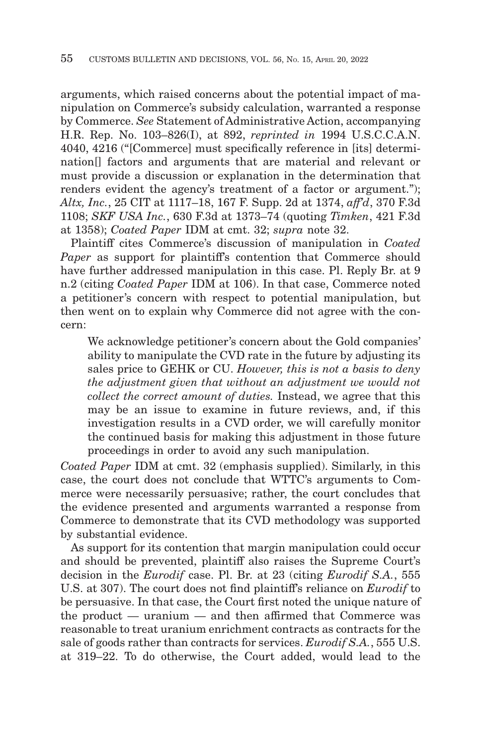arguments, which raised concerns about the potential impact of manipulation on Commerce's subsidy calculation, warranted a response by Commerce. *See* Statement of Administrative Action, accompanying H.R. Rep. No. 103–826(I), at 892, *reprinted in* 1994 U.S.C.C.A.N. 4040, 4216 ("[Commerce] must specifically reference in [its] determination[] factors and arguments that are material and relevant or must provide a discussion or explanation in the determination that renders evident the agency's treatment of a factor or argument."); *Altx, Inc.*, 25 CIT at 1117–18, 167 F. Supp. 2d at 1374, *aff'd*, 370 F.3d 1108; *SKF USA Inc.*, 630 F.3d at 1373–74 (quoting *Timken*, 421 F.3d at 1358); *Coated Paper* IDM at cmt. 32; *supra* note 32.

Plaintiff cites Commerce's discussion of manipulation in *Coated Paper* as support for plaintiff's contention that Commerce should have further addressed manipulation in this case. Pl. Reply Br. at 9 n.2 (citing *Coated Paper* IDM at 106). In that case, Commerce noted a petitioner's concern with respect to potential manipulation, but then went on to explain why Commerce did not agree with the concern:

> We acknowledge petitioner's concern about the Gold companies' ability to manipulate the CVD rate in the future by adjusting its sales price to GEHK or CU. *However, this is not a basis to deny the adjustment given that without an adjustment we would not collect the correct amount of duties.* Instead, we agree that this may be an issue to examine in future reviews, and, if this investigation results in a CVD order, we will carefully monitor the continued basis for making this adjustment in those future proceedings in order to avoid any such manipulation.

*Coated Paper* IDM at cmt. 32 (emphasis supplied). Similarly, in this case, the court does not conclude that WTTC's arguments to Commerce were necessarily persuasive; rather, the court concludes that the evidence presented and arguments warranted a response from Commerce to demonstrate that its CVD methodology was supported by substantial evidence.

As support for its contention that margin manipulation could occur and should be prevented, plaintiff also raises the Supreme Court's decision in the *Eurodif* case. Pl. Br. at 23 (citing *Eurodif S.A.*, 555 U.S. at 307). The court does not find plaintiff's reliance on *Eurodif* to be persuasive. In that case, the Court first noted the unique nature of the product — uranium — and then affirmed that Commerce was reasonable to treat uranium enrichment contracts as contracts for the sale of goods rather than contracts for services. *Eurodif S.A.*, 555 U.S. at 319–22. To do otherwise, the Court added, would lead to the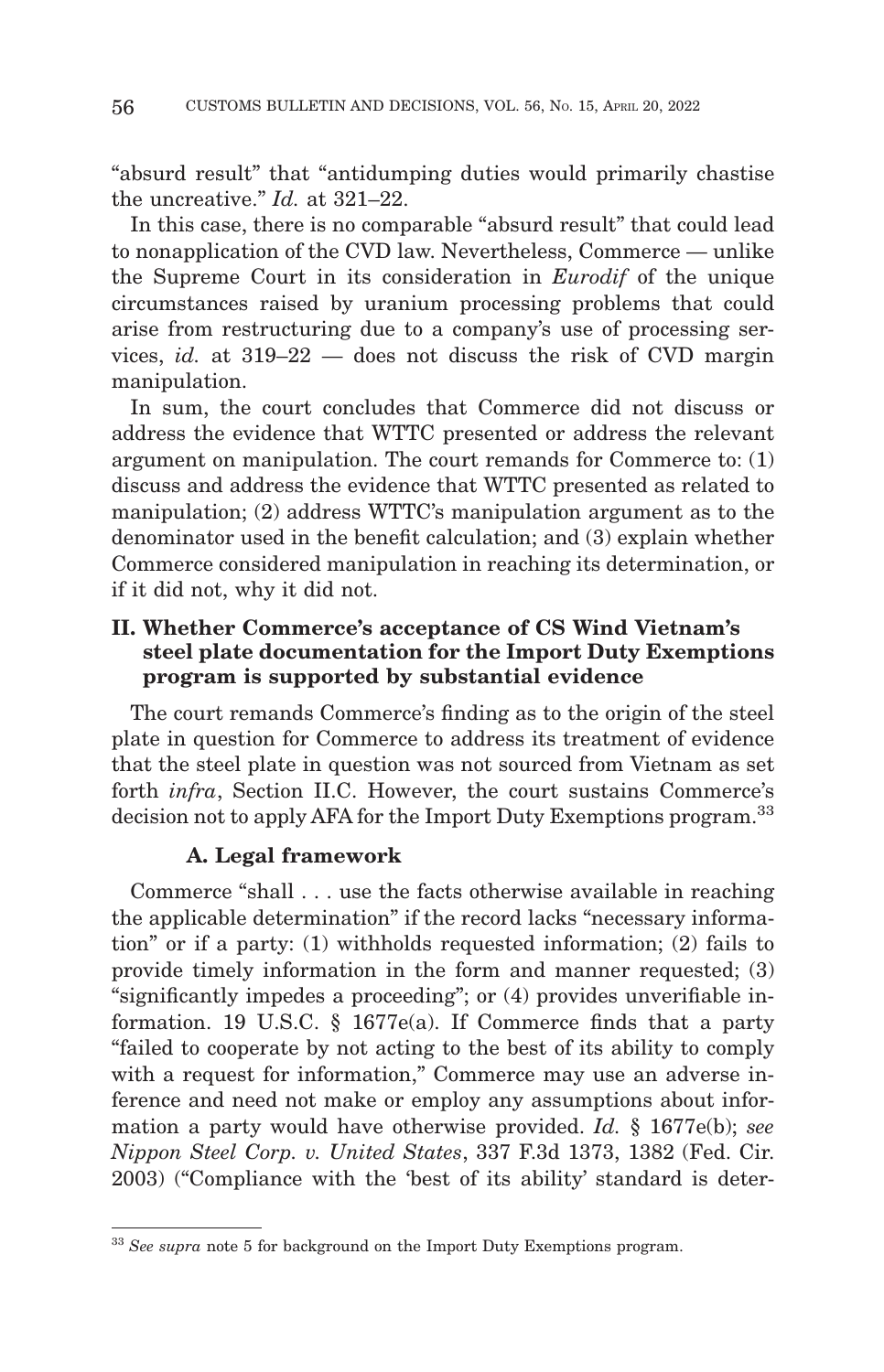"absurd result" that "antidumping duties would primarily chastise the uncreative." *Id.* at 321–22.

In this case, there is no comparable "absurd result" that could lead to nonapplication of the CVD law. Nevertheless, Commerce — unlike the Supreme Court in its consideration in *Eurodif* of the unique circumstances raised by uranium processing problems that could arise from restructuring due to a company's use of processing services, *id.* at 319–22 — does not discuss the risk of CVD margin manipulation.

In sum, the court concludes that Commerce did not discuss or address the evidence that WTTC presented or address the relevant argument on manipulation. The court remands for Commerce to: (1) discuss and address the evidence that WTTC presented as related to manipulation; (2) address WTTC's manipulation argument as to the denominator used in the benefit calculation; and (3) explain whether Commerce considered manipulation in reaching its determination, or if it did not, why it did not.

## II. Whether Commerce's acceptance of CS Wind Vietnam's steel plate documentation for the Import Duty Exemptions program is supported by substantial evidence

The court remands Commerce's finding as to the origin of the steel plate in question for Commerce to address its treatment of evidence that the steel plate in question was not sourced from Vietnam as set forth *infra*, Section II.C. However, the court sustains Commerce's decision not to apply AFA for the Import Duty Exemptions program.[33]

### A. Legal framework

Commerce "shall . . . use the facts otherwise available in reaching the applicable determination" if the record lacks "necessary information" or if a party: (1) withholds requested information; (2) fails to provide timely information in the form and manner requested; (3) "significantly impedes a proceeding"; or (4) provides unverifiable information. 19 U.S.C. § 1677e(a). If Commerce finds that a party "failed to cooperate by not acting to the best of its ability to comply with a request for information," Commerce may use an adverse inference and need not make or employ any assumptions about information a party would have otherwise provided. *Id.* § 1677e(b); *see Nippon Steel Corp. v. United States*, 337 F.3d 1373, 1382 (Fed. Cir. 2003) ("Compliance with the 'best of its ability' standard is deter-

[33] *See supra* note 5 for background on the Import Duty Exemptions program.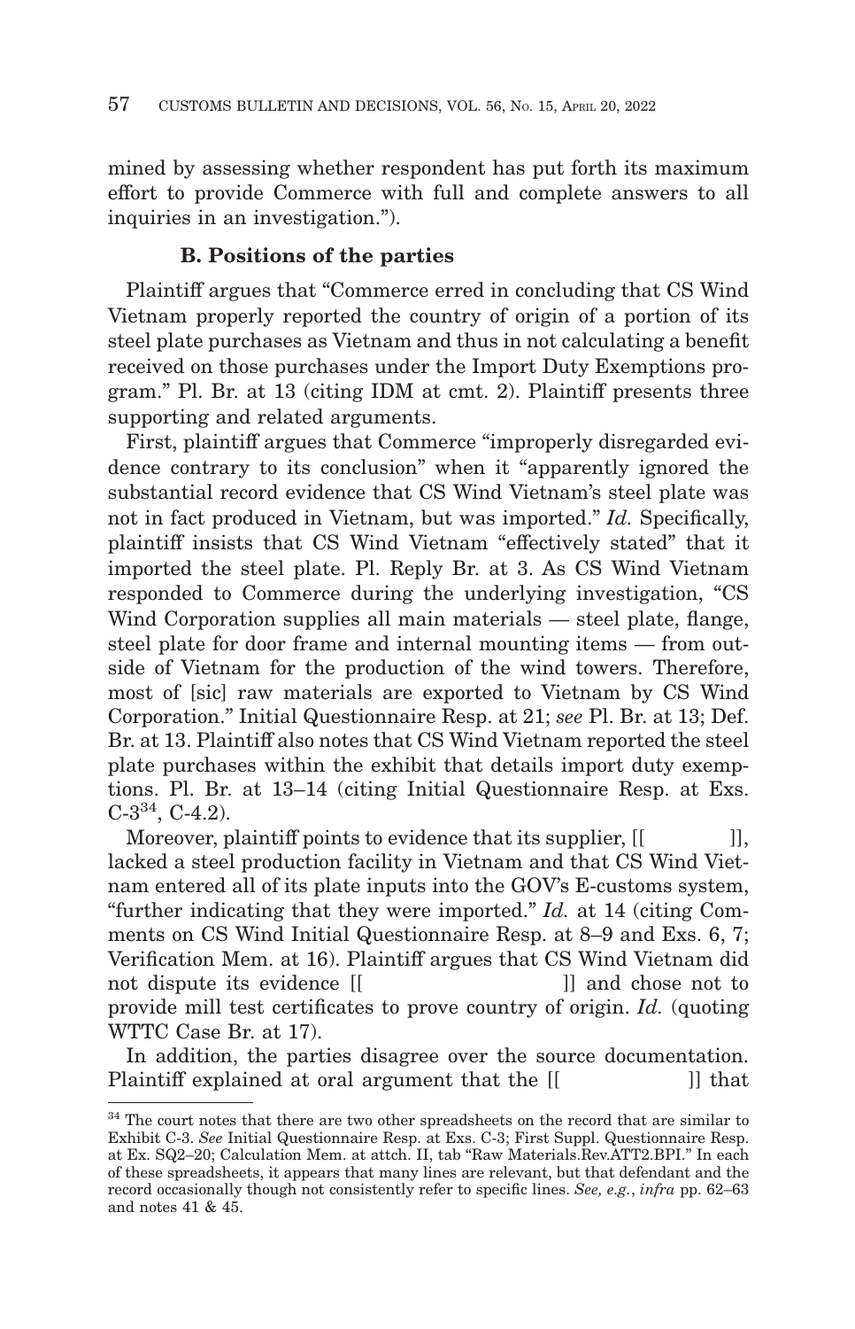mined by assessing whether respondent has put forth its maximum effort to provide Commerce with full and complete answers to all inquiries in an investigation.").

### B. Positions of the parties

Plaintiff argues that "Commerce erred in concluding that CS Wind Vietnam properly reported the country of origin of a portion of its steel plate purchases as Vietnam and thus in not calculating a benefit received on those purchases under the Import Duty Exemptions program." Pl. Br. at 13 (citing IDM at cmt. 2). Plaintiff presents three supporting and related arguments.

First, plaintiff argues that Commerce "improperly disregarded evidence contrary to its conclusion" when it "apparently ignored the substantial record evidence that CS Wind Vietnam's steel plate was not in fact produced in Vietnam, but was imported." *Id.* Specifically, plaintiff insists that CS Wind Vietnam "effectively stated" that it imported the steel plate. Pl. Reply Br. at 3. As CS Wind Vietnam responded to Commerce during the underlying investigation, "CS Wind Corporation supplies all main materials — steel plate, flange, steel plate for door frame and internal mounting items — from outside of Vietnam for the production of the wind towers. Therefore, most of [sic] raw materials are exported to Vietnam by CS Wind Corporation." Initial Questionnaire Resp. at 21; *see* Pl. Br. at 13; Def. Br. at 13. Plaintiff also notes that CS Wind Vietnam reported the steel plate purchases within the exhibit that details import duty exemptions. Pl. Br. at 13–14 (citing Initial Questionnaire Resp. at Exs. C-3[34], C-4.2).

Moreover, plaintiff points to evidence that its supplier, [[ ]], lacked a steel production facility in Vietnam and that CS Wind Vietnam entered all of its plate inputs into the GOV's E-customs system, "further indicating that they were imported." *Id.* at 14 (citing Comments on CS Wind Initial Questionnaire Resp. at 8–9 and Exs. 6, 7; Verification Mem. at 16). Plaintiff argues that CS Wind Vietnam did not dispute its evidence [[ ]] and chose not to provide mill test certificates to prove country of origin. *Id.* (quoting WTTC Case Br. at 17).

In addition, the parties disagree over the source documentation. Plaintiff explained at oral argument that the [[ ]] that

[34] The court notes that there are two other spreadsheets on the record that are similar to Exhibit C-3. *See* Initial Questionnaire Resp. at Exs. C-3; First Suppl. Questionnaire Resp. at Ex. SQ2–20; Calculation Mem. at attch. II, tab "Raw Materials.Rev.ATT2.BPI." In each of these spreadsheets, it appears that many lines are relevant, but that defendant and the record occasionally though not consistently refer to specific lines. *See, e.g.*, *infra* pp. 62–63 and notes 41 & 45.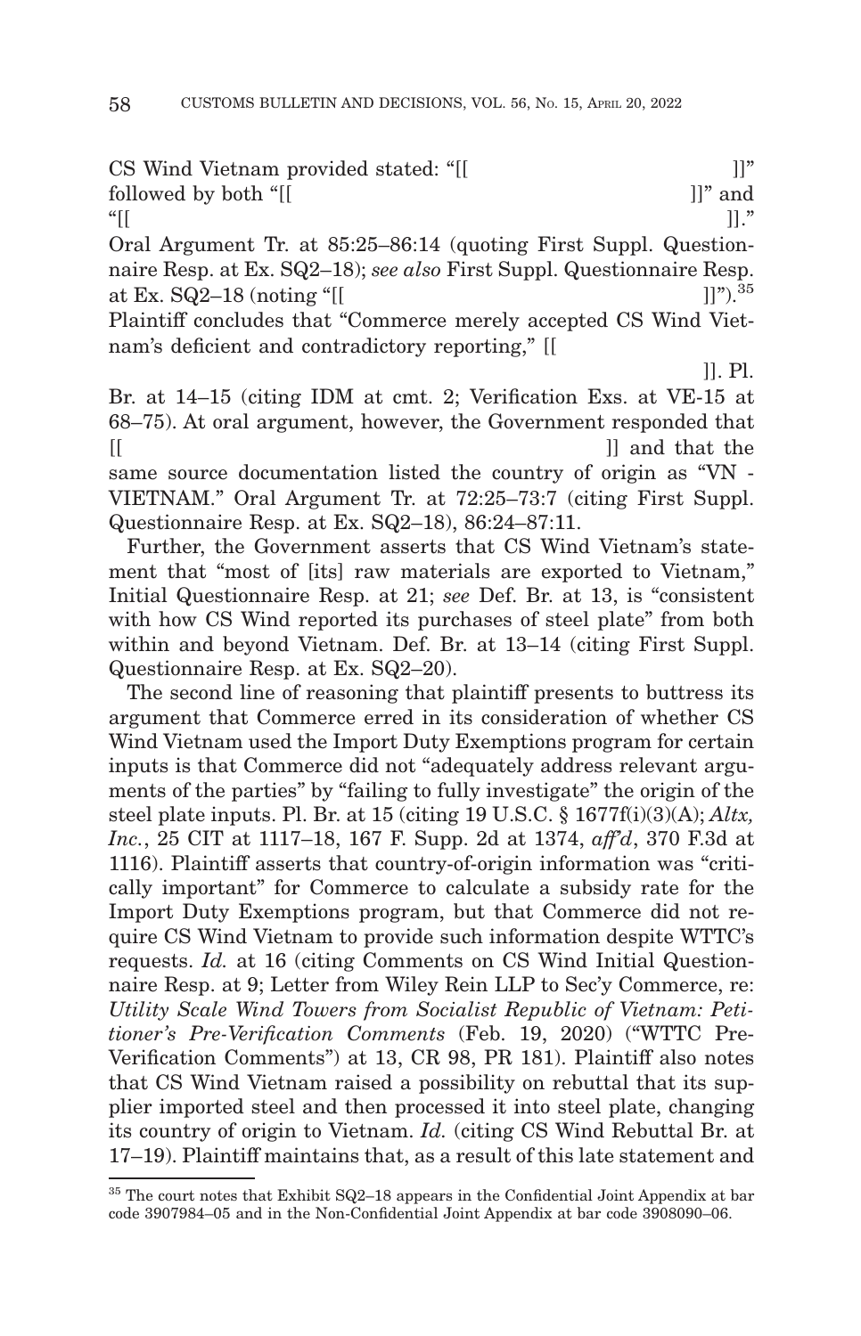CS Wind Vietnam provided stated: "[[ ]]" followed by both "[[ ]]" and "[[ ]]." Oral Argument Tr. at 85:25–86:14 (quoting First Suppl. Questionnaire Resp. at Ex. SQ2–18); *see also* First Suppl. Questionnaire Resp. at Ex. SQ2–18 (noting "[[ ]]").[35] Plaintiff concludes that "Commerce merely accepted CS Wind Vietnam's deficient and contradictory reporting," [[ ]]. Pl. Br. at 14–15 (citing IDM at cmt. 2; Verification Exs. at VE-15 at 68–75). At oral argument, however, the Government responded that [[ ]] and that the same source documentation listed the country of origin as "VN - VIETNAM." Oral Argument Tr. at 72:25–73:7 (citing First Suppl. Questionnaire Resp. at Ex. SQ2–18), 86:24–87:11.

Further, the Government asserts that CS Wind Vietnam's statement that "most of [its] raw materials are exported to Vietnam," Initial Questionnaire Resp. at 21; *see* Def. Br. at 13, is "consistent with how CS Wind reported its purchases of steel plate" from both within and beyond Vietnam. Def. Br. at 13–14 (citing First Suppl. Questionnaire Resp. at Ex. SQ2–20).

The second line of reasoning that plaintiff presents to buttress its argument that Commerce erred in its consideration of whether CS Wind Vietnam used the Import Duty Exemptions program for certain inputs is that Commerce did not "adequately address relevant arguments of the parties" by "failing to fully investigate" the origin of the steel plate inputs. Pl. Br. at 15 (citing 19 U.S.C. § 1677f(i)(3)(A); *Altx, Inc.*, 25 CIT at 1117–18, 167 F. Supp. 2d at 1374, *aff'd*, 370 F.3d at 1116). Plaintiff asserts that country-of-origin information was "critically important" for Commerce to calculate a subsidy rate for the Import Duty Exemptions program, but that Commerce did not require CS Wind Vietnam to provide such information despite WTTC's requests. *Id.* at 16 (citing Comments on CS Wind Initial Questionnaire Resp. at 9; Letter from Wiley Rein LLP to Sec'y Commerce, re: *Utility Scale Wind Towers from Socialist Republic of Vietnam: Petitioner's Pre-Verification Comments* (Feb. 19, 2020) ("WTTC Pre-Verification Comments") at 13, CR 98, PR 181). Plaintiff also notes that CS Wind Vietnam raised a possibility on rebuttal that its supplier imported steel and then processed it into steel plate, changing its country of origin to Vietnam. *Id.* (citing CS Wind Rebuttal Br. at 17–19). Plaintiff maintains that, as a result of this late statement and

[35] The court notes that Exhibit SQ2–18 appears in the Confidential Joint Appendix at bar code 3907984–05 and in the Non-Confidential Joint Appendix at bar code 3908090–06.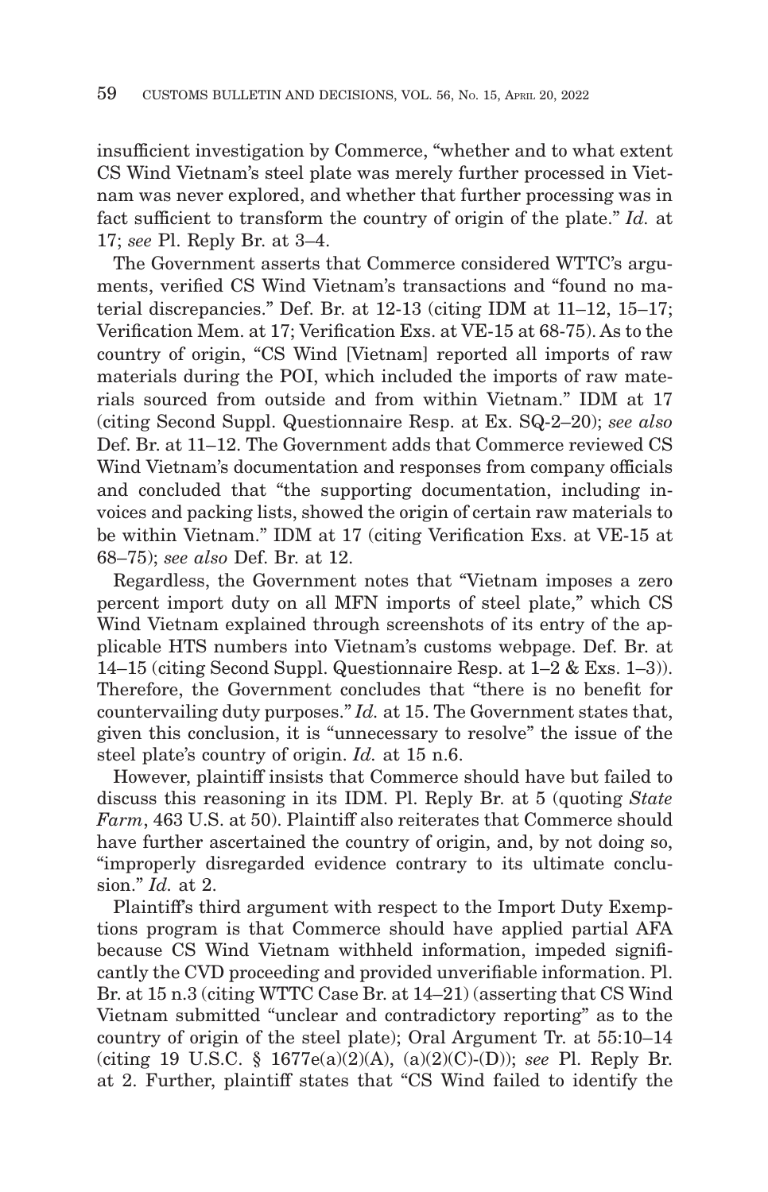insufficient investigation by Commerce, "whether and to what extent CS Wind Vietnam's steel plate was merely further processed in Vietnam was never explored, and whether that further processing was in fact sufficient to transform the country of origin of the plate." *Id.* at 17; *see* Pl. Reply Br. at 3–4.

The Government asserts that Commerce considered WTTC's arguments, verified CS Wind Vietnam's transactions and "found no material discrepancies." Def. Br. at 12-13 (citing IDM at 11–12, 15–17; Verification Mem. at 17; Verification Exs. at VE-15 at 68-75). As to the country of origin, "CS Wind [Vietnam] reported all imports of raw materials during the POI, which included the imports of raw materials sourced from outside and from within Vietnam." IDM at 17 (citing Second Suppl. Questionnaire Resp. at Ex. SQ-2–20); *see also* Def. Br. at 11–12. The Government adds that Commerce reviewed CS Wind Vietnam's documentation and responses from company officials and concluded that "the supporting documentation, including invoices and packing lists, showed the origin of certain raw materials to be within Vietnam." IDM at 17 (citing Verification Exs. at VE-15 at 68–75); *see also* Def. Br. at 12.

Regardless, the Government notes that "Vietnam imposes a zero percent import duty on all MFN imports of steel plate," which CS Wind Vietnam explained through screenshots of its entry of the applicable HTS numbers into Vietnam's customs webpage. Def. Br. at 14–15 (citing Second Suppl. Questionnaire Resp. at 1–2 & Exs. 1–3)). Therefore, the Government concludes that "there is no benefit for countervailing duty purposes." *Id.* at 15. The Government states that, given this conclusion, it is "unnecessary to resolve" the issue of the steel plate's country of origin. *Id.* at 15 n.6.

However, plaintiff insists that Commerce should have but failed to discuss this reasoning in its IDM. Pl. Reply Br. at 5 (quoting *State Farm*, 463 U.S. at 50). Plaintiff also reiterates that Commerce should have further ascertained the country of origin, and, by not doing so, "improperly disregarded evidence contrary to its ultimate conclusion." *Id.* at 2.

Plaintiff's third argument with respect to the Import Duty Exemptions program is that Commerce should have applied partial AFA because CS Wind Vietnam withheld information, impeded significantly the CVD proceeding and provided unverifiable information. Pl. Br. at 15 n.3 (citing WTTC Case Br. at 14–21) (asserting that CS Wind Vietnam submitted "unclear and contradictory reporting" as to the country of origin of the steel plate); Oral Argument Tr. at 55:10–14 (citing 19 U.S.C. § 1677e(a)(2)(A), (a)(2)(C)-(D)); *see* Pl. Reply Br. at 2. Further, plaintiff states that "CS Wind failed to identify the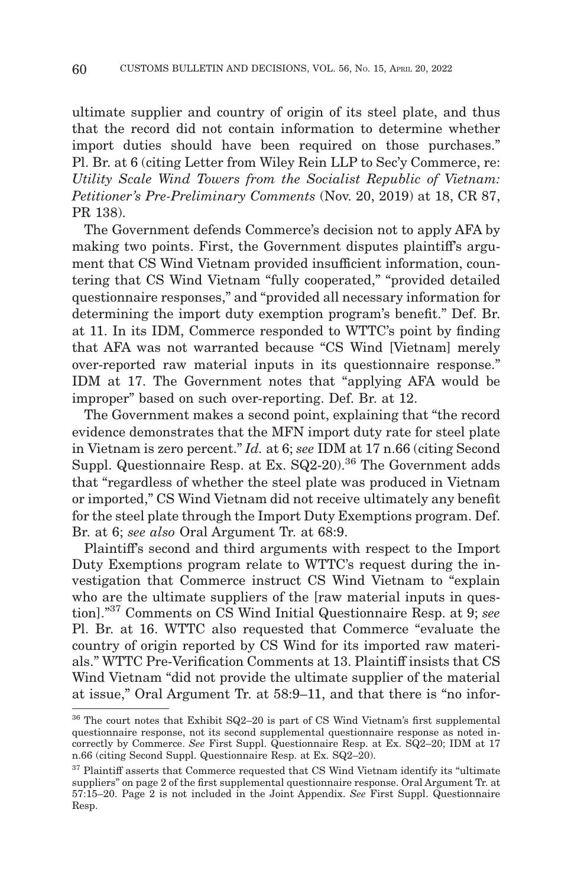ultimate supplier and country of origin of its steel plate, and thus that the record did not contain information to determine whether import duties should have been required on those purchases." Pl. Br. at 6 (citing Letter from Wiley Rein LLP to Sec'y Commerce, re: *Utility Scale Wind Towers from the Socialist Republic of Vietnam: Petitioner's Pre-Preliminary Comments* (Nov. 20, 2019) at 18, CR 87, PR 138).

The Government defends Commerce's decision not to apply AFA by making two points. First, the Government disputes plaintiff's argument that CS Wind Vietnam provided insufficient information, countering that CS Wind Vietnam "fully cooperated," "provided detailed questionnaire responses," and "provided all necessary information for determining the import duty exemption program's benefit." Def. Br. at 11. In its IDM, Commerce responded to WTTC's point by finding that AFA was not warranted because "CS Wind [Vietnam] merely over-reported raw material inputs in its questionnaire response." IDM at 17. The Government notes that "applying AFA would be improper" based on such over-reporting. Def. Br. at 12.

The Government makes a second point, explaining that "the record evidence demonstrates that the MFN import duty rate for steel plate in Vietnam is zero percent." *Id.* at 6; *see* IDM at 17 n.66 (citing Second Suppl. Questionnaire Resp. at Ex. SQ2-20).[36] The Government adds that "regardless of whether the steel plate was produced in Vietnam or imported," CS Wind Vietnam did not receive ultimately any benefit for the steel plate through the Import Duty Exemptions program. Def. Br. at 6; *see also* Oral Argument Tr. at 68:9.

Plaintiff's second and third arguments with respect to the Import Duty Exemptions program relate to WTTC's request during the investigation that Commerce instruct CS Wind Vietnam to "explain who are the ultimate suppliers of the [raw material inputs in question]."[37] Comments on CS Wind Initial Questionnaire Resp. at 9; *see* Pl. Br. at 16. WTTC also requested that Commerce "evaluate the country of origin reported by CS Wind for its imported raw materials." WTTC Pre-Verification Comments at 13. Plaintiff insists that CS Wind Vietnam "did not provide the ultimate supplier of the material at issue," Oral Argument Tr. at 58:9–11, and that there is "no infor-

---

[36] The court notes that Exhibit SQ2–20 is part of CS Wind Vietnam's first supplemental questionnaire response, not its second supplemental questionnaire response as noted incorrectly by Commerce. *See* First Suppl. Questionnaire Resp. at Ex. SQ2–20; IDM at 17 n.66 (citing Second Suppl. Questionnaire Resp. at Ex. SQ2–20).

[37] Plaintiff asserts that Commerce requested that CS Wind Vietnam identify its "ultimate suppliers" on page 2 of the first supplemental questionnaire response. Oral Argument Tr. at 57:15–20. Page 2 is not included in the Joint Appendix. *See* First Suppl. Questionnaire Resp.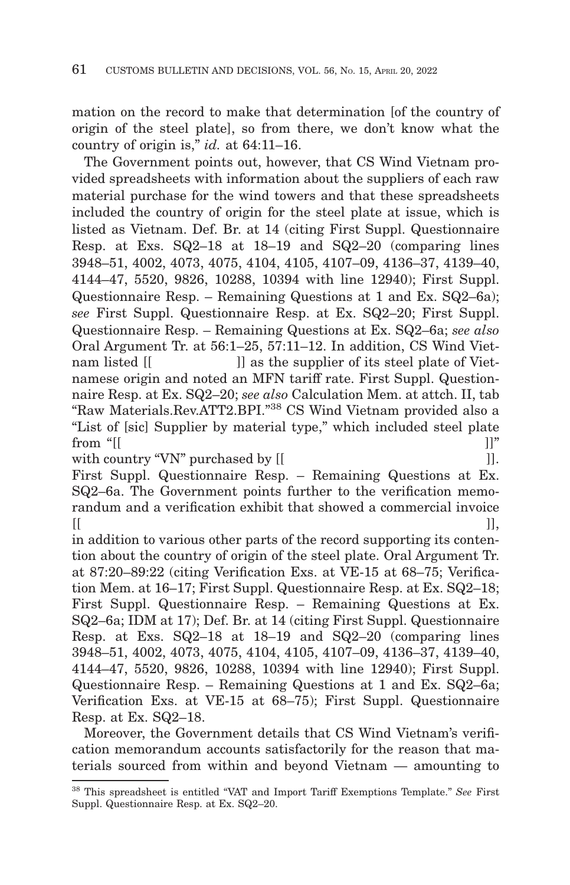mation on the record to make that determination [of the country of origin of the steel plate], so from there, we don't know what the country of origin is," *id.* at 64:11–16.

The Government points out, however, that CS Wind Vietnam provided spreadsheets with information about the suppliers of each raw material purchase for the wind towers and that these spreadsheets included the country of origin for the steel plate at issue, which is listed as Vietnam. Def. Br. at 14 (citing First Suppl. Questionnaire Resp. at Exs. SQ2–18 at 18–19 and SQ2–20 (comparing lines 3948–51, 4002, 4073, 4075, 4104, 4105, 4107–09, 4136–37, 4139–40, 4144–47, 5520, 9826, 10288, 10394 with line 12940); First Suppl. Questionnaire Resp. – Remaining Questions at 1 and Ex. SQ2–6a); *see* First Suppl. Questionnaire Resp. at Ex. SQ2–20; First Suppl. Questionnaire Resp. – Remaining Questions at Ex. SQ2–6a; *see also* Oral Argument Tr. at 56:1–25, 57:11–12. In addition, CS Wind Vietnam listed [[ ]] as the supplier of its steel plate of Vietnamese origin and noted an MFN tariff rate. First Suppl. Questionnaire Resp. at Ex. SQ2–20; *see also* Calculation Mem. at attch. II, tab "Raw Materials.Rev.ATT2.BPI."[38] CS Wind Vietnam provided also a "List of [sic] Supplier by material type," which included steel plate from "[[ ]]" with country "VN" purchased by [[ ]]. First Suppl. Questionnaire Resp. – Remaining Questions at Ex. SQ2–6a. The Government points further to the verification memorandum and a verification exhibit that showed a commercial invoice [[ ]], in addition to various other parts of the record supporting its contention about the country of origin of the steel plate. Oral Argument Tr. at 87:20–89:22 (citing Verification Exs. at VE-15 at 68–75; Verification Mem. at 16–17; First Suppl. Questionnaire Resp. at Ex. SQ2–18; First Suppl. Questionnaire Resp. – Remaining Questions at Ex. SQ2–6a; IDM at 17); Def. Br. at 14 (citing First Suppl. Questionnaire Resp. at Exs. SQ2–18 at 18–19 and SQ2–20 (comparing lines 3948–51, 4002, 4073, 4075, 4104, 4105, 4107–09, 4136–37, 4139–40, 4144–47, 5520, 9826, 10288, 10394 with line 12940); First Suppl. Questionnaire Resp. – Remaining Questions at 1 and Ex. SQ2–6a; Verification Exs. at VE-15 at 68–75); First Suppl. Questionnaire Resp. at Ex. SQ2–18.

Moreover, the Government details that CS Wind Vietnam's verification memorandum accounts satisfactorily for the reason that materials sourced from within and beyond Vietnam — amounting to

[38] This spreadsheet is entitled "VAT and Import Tariff Exemptions Template." *See* First Suppl. Questionnaire Resp. at Ex. SQ2–20.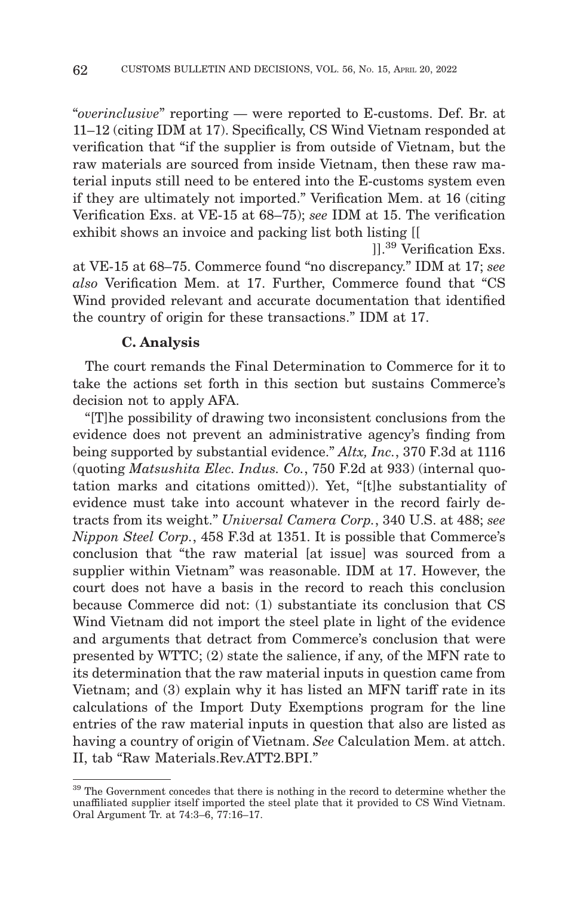"*overinclusive*" reporting — were reported to E-customs. Def. Br. at 11–12 (citing IDM at 17). Specifically, CS Wind Vietnam responded at verification that "if the supplier is from outside of Vietnam, but the raw materials are sourced from inside Vietnam, then these raw material inputs still need to be entered into the E-customs system even if they are ultimately not imported." Verification Mem. at 16 (citing Verification Exs. at VE-15 at 68–75); *see* IDM at 15. The verification exhibit shows an invoice and packing list both listing [[ ]].[39] Verification Exs. at VE-15 at 68–75. Commerce found "no discrepancy." IDM at 17; *see also* Verification Mem. at 17. Further, Commerce found that "CS Wind provided relevant and accurate documentation that identified the country of origin for these transactions." IDM at 17.

### C. Analysis

The court remands the Final Determination to Commerce for it to take the actions set forth in this section but sustains Commerce's decision not to apply AFA.

"[T]he possibility of drawing two inconsistent conclusions from the evidence does not prevent an administrative agency's finding from being supported by substantial evidence." *Altx, Inc.*, 370 F.3d at 1116 (quoting *Matsushita Elec. Indus. Co.*, 750 F.2d at 933) (internal quotation marks and citations omitted)). Yet, "[t]he substantiality of evidence must take into account whatever in the record fairly detracts from its weight." *Universal Camera Corp.*, 340 U.S. at 488; *see Nippon Steel Corp.*, 458 F.3d at 1351. It is possible that Commerce's conclusion that "the raw material [at issue] was sourced from a supplier within Vietnam" was reasonable. IDM at 17. However, the court does not have a basis in the record to reach this conclusion because Commerce did not: (1) substantiate its conclusion that CS Wind Vietnam did not import the steel plate in light of the evidence and arguments that detract from Commerce's conclusion that were presented by WTTC; (2) state the salience, if any, of the MFN rate to its determination that the raw material inputs in question came from Vietnam; and (3) explain why it has listed an MFN tariff rate in its calculations of the Import Duty Exemptions program for the line entries of the raw material inputs in question that also are listed as having a country of origin of Vietnam. *See* Calculation Mem. at attch. II, tab "Raw Materials.Rev.ATT2.BPI."

---

[39] The Government concedes that there is nothing in the record to determine whether the unaffiliated supplier itself imported the steel plate that it provided to CS Wind Vietnam. Oral Argument Tr. at 74:3–6, 77:16–17.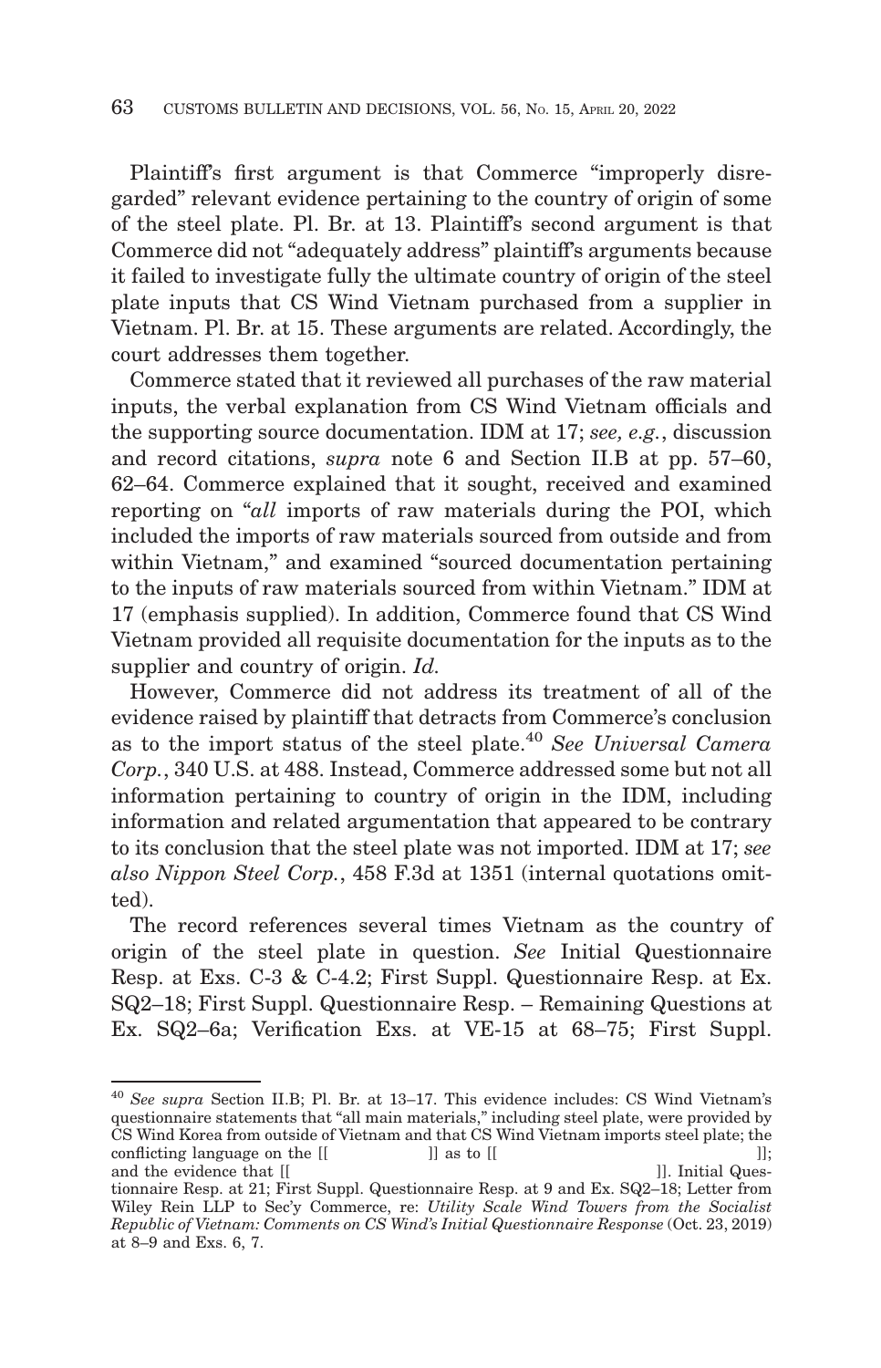Plaintiff's first argument is that Commerce "improperly disregarded" relevant evidence pertaining to the country of origin of some of the steel plate. Pl. Br. at 13. Plaintiff's second argument is that Commerce did not "adequately address" plaintiff's arguments because it failed to investigate fully the ultimate country of origin of the steel plate inputs that CS Wind Vietnam purchased from a supplier in Vietnam. Pl. Br. at 15. These arguments are related. Accordingly, the court addresses them together.

Commerce stated that it reviewed all purchases of the raw material inputs, the verbal explanation from CS Wind Vietnam officials and the supporting source documentation. IDM at 17; *see, e.g.*, discussion and record citations, *supra* note 6 and Section II.B at pp. 57–60, 62–64. Commerce explained that it sought, received and examined reporting on "*all* imports of raw materials during the POI, which included the imports of raw materials sourced from outside and from within Vietnam," and examined "sourced documentation pertaining to the inputs of raw materials sourced from within Vietnam." IDM at 17 (emphasis supplied). In addition, Commerce found that CS Wind Vietnam provided all requisite documentation for the inputs as to the supplier and country of origin. *Id.*

However, Commerce did not address its treatment of all of the evidence raised by plaintiff that detracts from Commerce's conclusion as to the import status of the steel plate.[40] *See Universal Camera Corp.*, 340 U.S. at 488. Instead, Commerce addressed some but not all information pertaining to country of origin in the IDM, including information and related argumentation that appeared to be contrary to its conclusion that the steel plate was not imported. IDM at 17; *see also Nippon Steel Corp.*, 458 F.3d at 1351 (internal quotations omitted).

The record references several times Vietnam as the country of origin of the steel plate in question. *See* Initial Questionnaire Resp. at Exs. C-3 & C-4.2; First Suppl. Questionnaire Resp. at Ex. SQ2–18; First Suppl. Questionnaire Resp. – Remaining Questions at Ex. SQ2–6a; Verification Exs. at VE-15 at 68–75; First Suppl.

---

[40] *See supra* Section II.B; Pl. Br. at 13–17. This evidence includes: CS Wind Vietnam's questionnaire statements that "all main materials," including steel plate, were provided by CS Wind Korea from outside of Vietnam and that CS Wind Vietnam imports steel plate; the conflicting language on the [[ ]] as to [[ ]]; and the evidence that [[ ]]. Initial Questionnaire Resp. at 21; First Suppl. Questionnaire Resp. at 9 and Ex. SQ2–18; Letter from Wiley Rein LLP to Sec'y Commerce, re: *Utility Scale Wind Towers from the Socialist Republic of Vietnam: Comments on CS Wind's Initial Questionnaire Response* (Oct. 23, 2019) at 8–9 and Exs. 6, 7.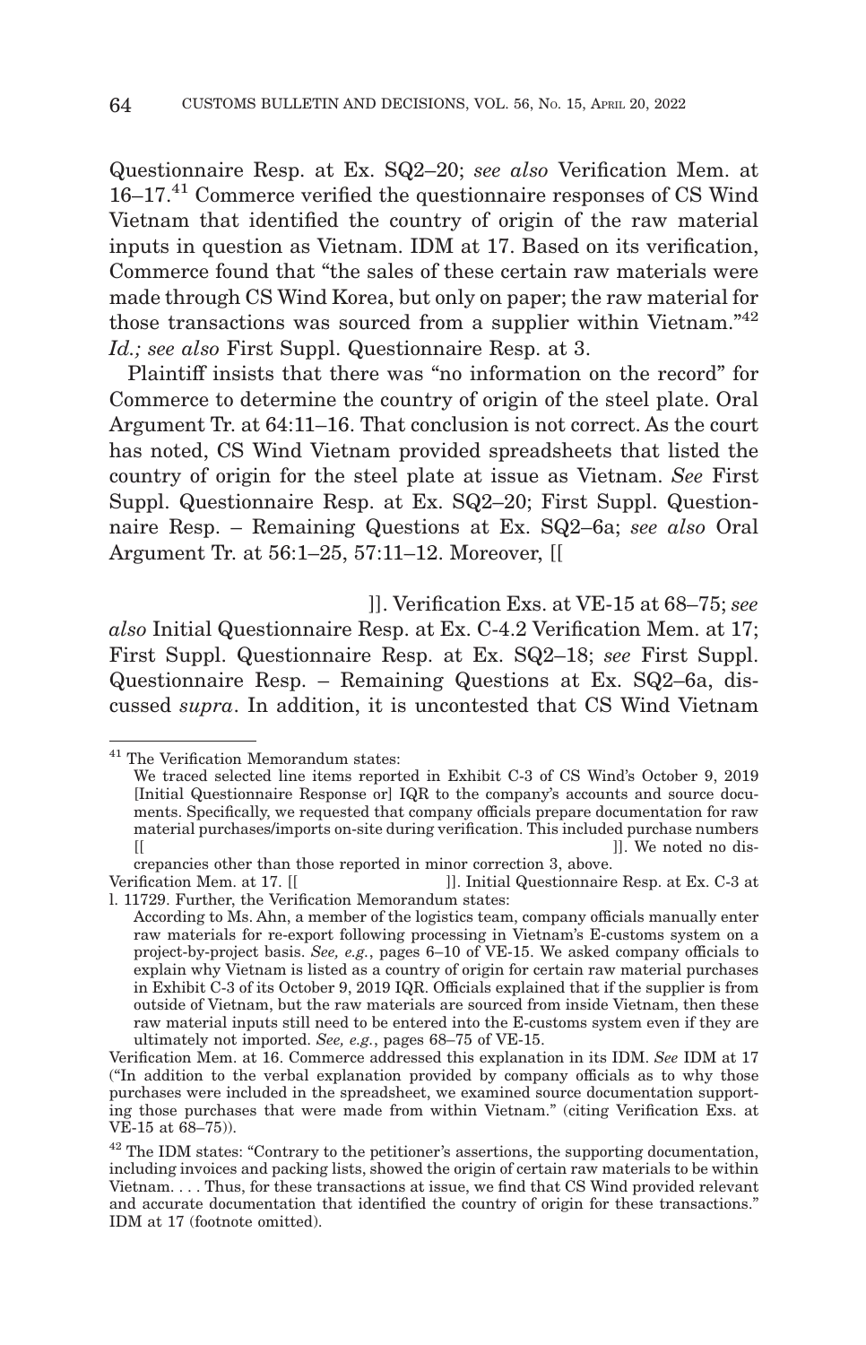Questionnaire Resp. at Ex. SQ2–20; *see also* Verification Mem. at 16–17.[41] Commerce verified the questionnaire responses of CS Wind Vietnam that identified the country of origin of the raw material inputs in question as Vietnam. IDM at 17. Based on its verification, Commerce found that "the sales of these certain raw materials were made through CS Wind Korea, but only on paper; the raw material for those transactions was sourced from a supplier within Vietnam."[42] *Id.; see also* First Suppl. Questionnaire Resp. at 3.

Plaintiff insists that there was "no information on the record" for Commerce to determine the country of origin of the steel plate. Oral Argument Tr. at 64:11–16. That conclusion is not correct. As the court has noted, CS Wind Vietnam provided spreadsheets that listed the country of origin for the steel plate at issue as Vietnam. *See* First Suppl. Questionnaire Resp. at Ex. SQ2–20; First Suppl. Questionnaire Resp. – Remaining Questions at Ex. SQ2–6a; *see also* Oral Argument Tr. at 56:1–25, 57:11–12. Moreover, [[ ]]. Verification Exs. at VE-15 at 68–75; *see also* Initial Questionnaire Resp. at Ex. C-4.2 Verification Mem. at 17; First Suppl. Questionnaire Resp. at Ex. SQ2–18; *see* First Suppl. Questionnaire Resp. – Remaining Questions at Ex. SQ2–6a, discussed *supra*. In addition, it is uncontested that CS Wind Vietnam

---

[41] The Verification Memorandum states:

> We traced selected line items reported in Exhibit C-3 of CS Wind's October 9, 2019 [Initial Questionnaire Response or] IQR to the company's accounts and source documents. Specifically, we requested that company officials prepare documentation for raw material purchases/imports on-site during verification. This included purchase numbers [[ ]]. We noted no discrepancies other than those reported in minor correction 3, above.

Verification Mem. at 17. [[ ]]. Initial Questionnaire Resp. at Ex. C-3 at l. 11729. Further, the Verification Memorandum states:

> According to Ms. Ahn, a member of the logistics team, company officials manually enter raw materials for re-export following processing in Vietnam's E-customs system on a project-by-project basis. *See, e.g.*, pages 6–10 of VE-15. We asked company officials to explain why Vietnam is listed as a country of origin for certain raw material purchases in Exhibit C-3 of its October 9, 2019 IQR. Officials explained that if the supplier is from outside of Vietnam, but the raw materials are sourced from inside Vietnam, then these raw material inputs still need to be entered into the E-customs system even if they are ultimately not imported. *See, e.g.*, pages 68–75 of VE-15.

Verification Mem. at 16. Commerce addressed this explanation in its IDM. *See* IDM at 17 ("In addition to the verbal explanation provided by company officials as to why those purchases were included in the spreadsheet, we examined source documentation supporting those purchases that were made from within Vietnam." (citing Verification Exs. at VE-15 at 68–75)).

[42] The IDM states: "Contrary to the petitioner's assertions, the supporting documentation, including invoices and packing lists, showed the origin of certain raw materials to be within Vietnam. . . . Thus, for these transactions at issue, we find that CS Wind provided relevant and accurate documentation that identified the country of origin for these transactions." IDM at 17 (footnote omitted).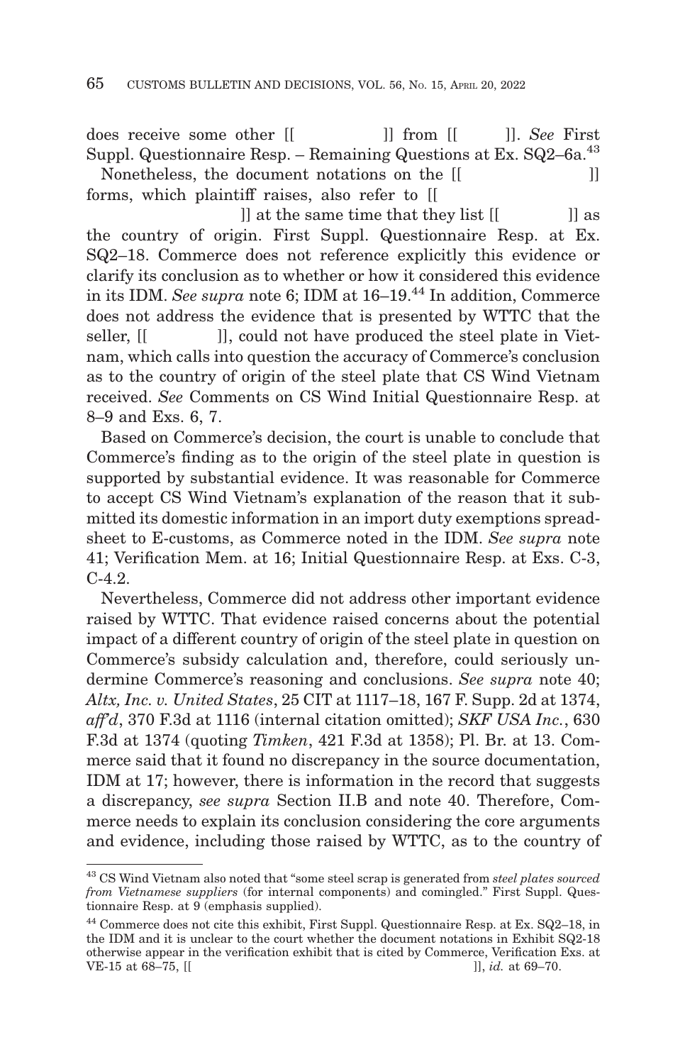does receive some other [[ ]] from [[ ]]. *See* First Suppl. Questionnaire Resp. – Remaining Questions at Ex. SQ2–6a.[43]

Nonetheless, the document notations on the [[ ]] forms, which plaintiff raises, also refer to [[ ]] at the same time that they list [[ ]] as the country of origin. First Suppl. Questionnaire Resp. at Ex. SQ2–18. Commerce does not reference explicitly this evidence or clarify its conclusion as to whether or how it considered this evidence in its IDM. *See supra* note 6; IDM at 16–19.[44] In addition, Commerce does not address the evidence that is presented by WTTC that the seller, [[ ]], could not have produced the steel plate in Vietnam, which calls into question the accuracy of Commerce's conclusion as to the country of origin of the steel plate that CS Wind Vietnam received. *See* Comments on CS Wind Initial Questionnaire Resp. at 8–9 and Exs. 6, 7.

Based on Commerce's decision, the court is unable to conclude that Commerce's finding as to the origin of the steel plate in question is supported by substantial evidence. It was reasonable for Commerce to accept CS Wind Vietnam's explanation of the reason that it submitted its domestic information in an import duty exemptions spreadsheet to E-customs, as Commerce noted in the IDM. *See supra* note 41; Verification Mem. at 16; Initial Questionnaire Resp. at Exs. C-3, C-4.2.

Nevertheless, Commerce did not address other important evidence raised by WTTC. That evidence raised concerns about the potential impact of a different country of origin of the steel plate in question on Commerce's subsidy calculation and, therefore, could seriously undermine Commerce's reasoning and conclusions. *See supra* note 40; *Altx, Inc. v. United States*, 25 CIT at 1117–18, 167 F. Supp. 2d at 1374, *aff'd*, 370 F.3d at 1116 (internal citation omitted); *SKF USA Inc.*, 630 F.3d at 1374 (quoting *Timken*, 421 F.3d at 1358); Pl. Br. at 13. Commerce said that it found no discrepancy in the source documentation, IDM at 17; however, there is information in the record that suggests a discrepancy, *see supra* Section II.B and note 40. Therefore, Commerce needs to explain its conclusion considering the core arguments and evidence, including those raised by WTTC, as to the country of

[43] CS Wind Vietnam also noted that "some steel scrap is generated from *steel plates sourced from Vietnamese suppliers* (for internal components) and comingled." First Suppl. Questionnaire Resp. at 9 (emphasis supplied).

[44] Commerce does not cite this exhibit, First Suppl. Questionnaire Resp. at Ex. SQ2–18, in the IDM and it is unclear to the court whether the document notations in Exhibit SQ2-18 otherwise appear in the verification exhibit that is cited by Commerce, Verification Exs. at VE-15 at 68–75, [[ ]], *id.* at 69–70.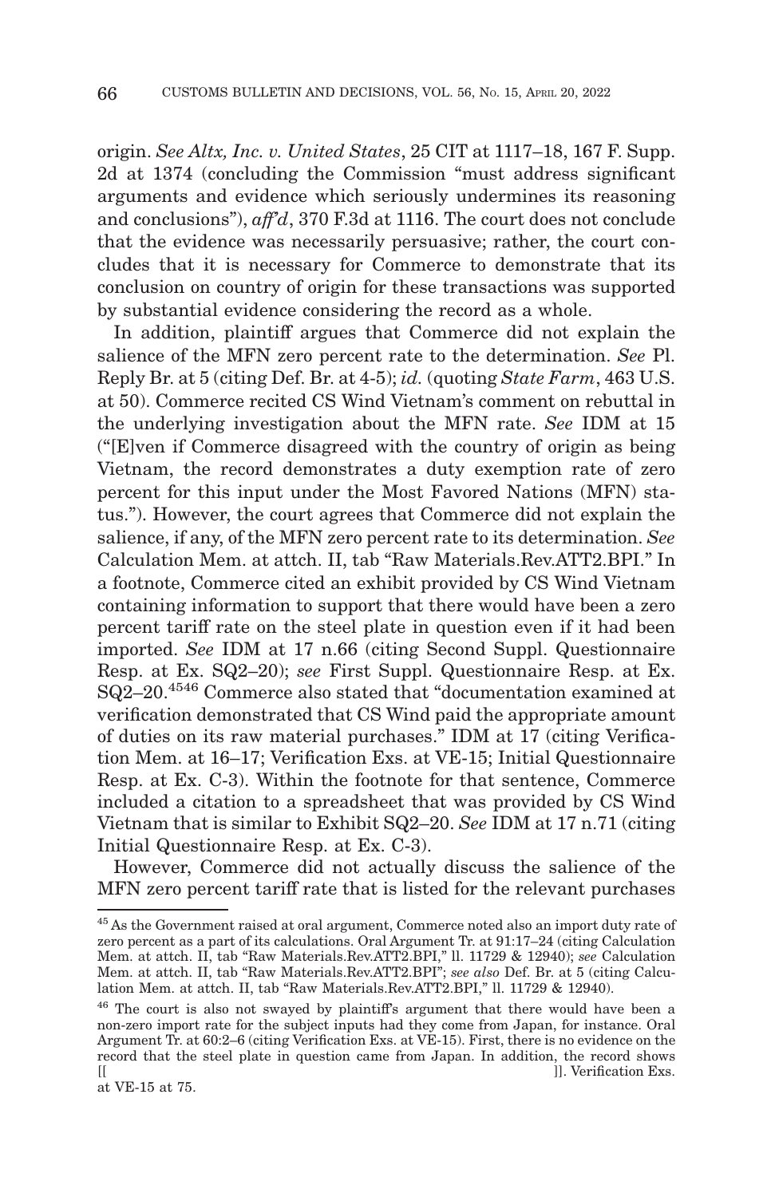origin. *See Altx, Inc. v. United States*, 25 CIT at 1117–18, 167 F. Supp. 2d at 1374 (concluding the Commission "must address significant arguments and evidence which seriously undermines its reasoning and conclusions"), *aff'd*, 370 F.3d at 1116. The court does not conclude that the evidence was necessarily persuasive; rather, the court concludes that it is necessary for Commerce to demonstrate that its conclusion on country of origin for these transactions was supported by substantial evidence considering the record as a whole.

In addition, plaintiff argues that Commerce did not explain the salience of the MFN zero percent rate to the determination. *See* Pl. Reply Br. at 5 (citing Def. Br. at 4-5); *id.* (quoting *State Farm*, 463 U.S. at 50). Commerce recited CS Wind Vietnam's comment on rebuttal in the underlying investigation about the MFN rate. *See* IDM at 15 ("[E]ven if Commerce disagreed with the country of origin as being Vietnam, the record demonstrates a duty exemption rate of zero percent for this input under the Most Favored Nations (MFN) status."). However, the court agrees that Commerce did not explain the salience, if any, of the MFN zero percent rate to its determination. *See* Calculation Mem. at attch. II, tab "Raw Materials.Rev.ATT2.BPI." In a footnote, Commerce cited an exhibit provided by CS Wind Vietnam containing information to support that there would have been a zero percent tariff rate on the steel plate in question even if it had been imported. *See* IDM at 17 n.66 (citing Second Suppl. Questionnaire Resp. at Ex. SQ2–20); *see* First Suppl. Questionnaire Resp. at Ex. SQ2–20.[45][46] Commerce also stated that "documentation examined at verification demonstrated that CS Wind paid the appropriate amount of duties on its raw material purchases." IDM at 17 (citing Verification Mem. at 16–17; Verification Exs. at VE-15; Initial Questionnaire Resp. at Ex. C-3). Within the footnote for that sentence, Commerce included a citation to a spreadsheet that was provided by CS Wind Vietnam that is similar to Exhibit SQ2–20. *See* IDM at 17 n.71 (citing Initial Questionnaire Resp. at Ex. C-3).

However, Commerce did not actually discuss the salience of the MFN zero percent tariff rate that is listed for the relevant purchases

[45] As the Government raised at oral argument, Commerce noted also an import duty rate of zero percent as a part of its calculations. Oral Argument Tr. at 91:17–24 (citing Calculation Mem. at attch. II, tab "Raw Materials.Rev.ATT2.BPI," ll. 11729 & 12940); *see* Calculation Mem. at attch. II, tab "Raw Materials.Rev.ATT2.BPI"; *see also* Def. Br. at 5 (citing Calculation Mem. at attch. II, tab "Raw Materials.Rev.ATT2.BPI," ll. 11729 & 12940).

[46] The court is also not swayed by plaintiff's argument that there would have been a non-zero import rate for the subject inputs had they come from Japan, for instance. Oral Argument Tr. at 60:2–6 (citing Verification Exs. at VE-15). First, there is no evidence on the record that the steel plate in question came from Japan. In addition, the record shows [[ ]]. Verification Exs. at VE-15 at 75.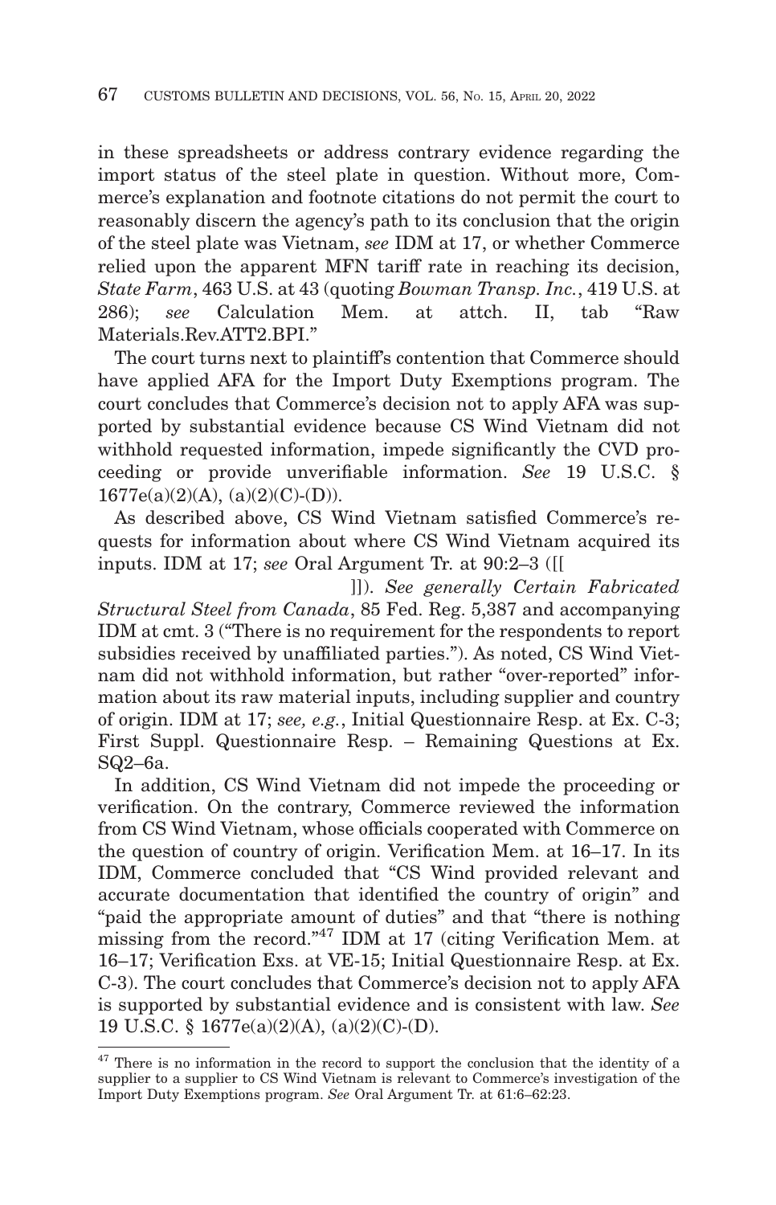in these spreadsheets or address contrary evidence regarding the import status of the steel plate in question. Without more, Commerce's explanation and footnote citations do not permit the court to reasonably discern the agency's path to its conclusion that the origin of the steel plate was Vietnam, *see* IDM at 17, or whether Commerce relied upon the apparent MFN tariff rate in reaching its decision, *State Farm*, 463 U.S. at 43 (quoting *Bowman Transp. Inc.*, 419 U.S. at 286); *see* Calculation Mem. at attch. II, tab "Raw Materials.Rev.ATT2.BPI."

The court turns next to plaintiff's contention that Commerce should have applied AFA for the Import Duty Exemptions program. The court concludes that Commerce's decision not to apply AFA was supported by substantial evidence because CS Wind Vietnam did not withhold requested information, impede significantly the CVD proceeding or provide unverifiable information. *See* 19 U.S.C. § 1677e(a)(2)(A), (a)(2)(C)-(D)).

As described above, CS Wind Vietnam satisfied Commerce's requests for information about where CS Wind Vietnam acquired its inputs. IDM at 17; *see* Oral Argument Tr. at 90:2–3 ([[ ]]). *See generally Certain Fabricated Structural Steel from Canada*, 85 Fed. Reg. 5,387 and accompanying IDM at cmt. 3 ("There is no requirement for the respondents to report subsidies received by unaffiliated parties."). As noted, CS Wind Vietnam did not withhold information, but rather "over-reported" information about its raw material inputs, including supplier and country of origin. IDM at 17; *see, e.g.*, Initial Questionnaire Resp. at Ex. C-3; First Suppl. Questionnaire Resp. – Remaining Questions at Ex. SQ2–6a.

In addition, CS Wind Vietnam did not impede the proceeding or verification. On the contrary, Commerce reviewed the information from CS Wind Vietnam, whose officials cooperated with Commerce on the question of country of origin. Verification Mem. at 16–17. In its IDM, Commerce concluded that "CS Wind provided relevant and accurate documentation that identified the country of origin" and "paid the appropriate amount of duties" and that "there is nothing missing from the record."[47] IDM at 17 (citing Verification Mem. at 16–17; Verification Exs. at VE-15; Initial Questionnaire Resp. at Ex. C-3). The court concludes that Commerce's decision not to apply AFA is supported by substantial evidence and is consistent with law. *See* 19 U.S.C. § 1677e(a)(2)(A), (a)(2)(C)-(D).

---

[47] There is no information in the record to support the conclusion that the identity of a supplier to a supplier to CS Wind Vietnam is relevant to Commerce's investigation of the Import Duty Exemptions program. *See* Oral Argument Tr. at 61:6–62:23.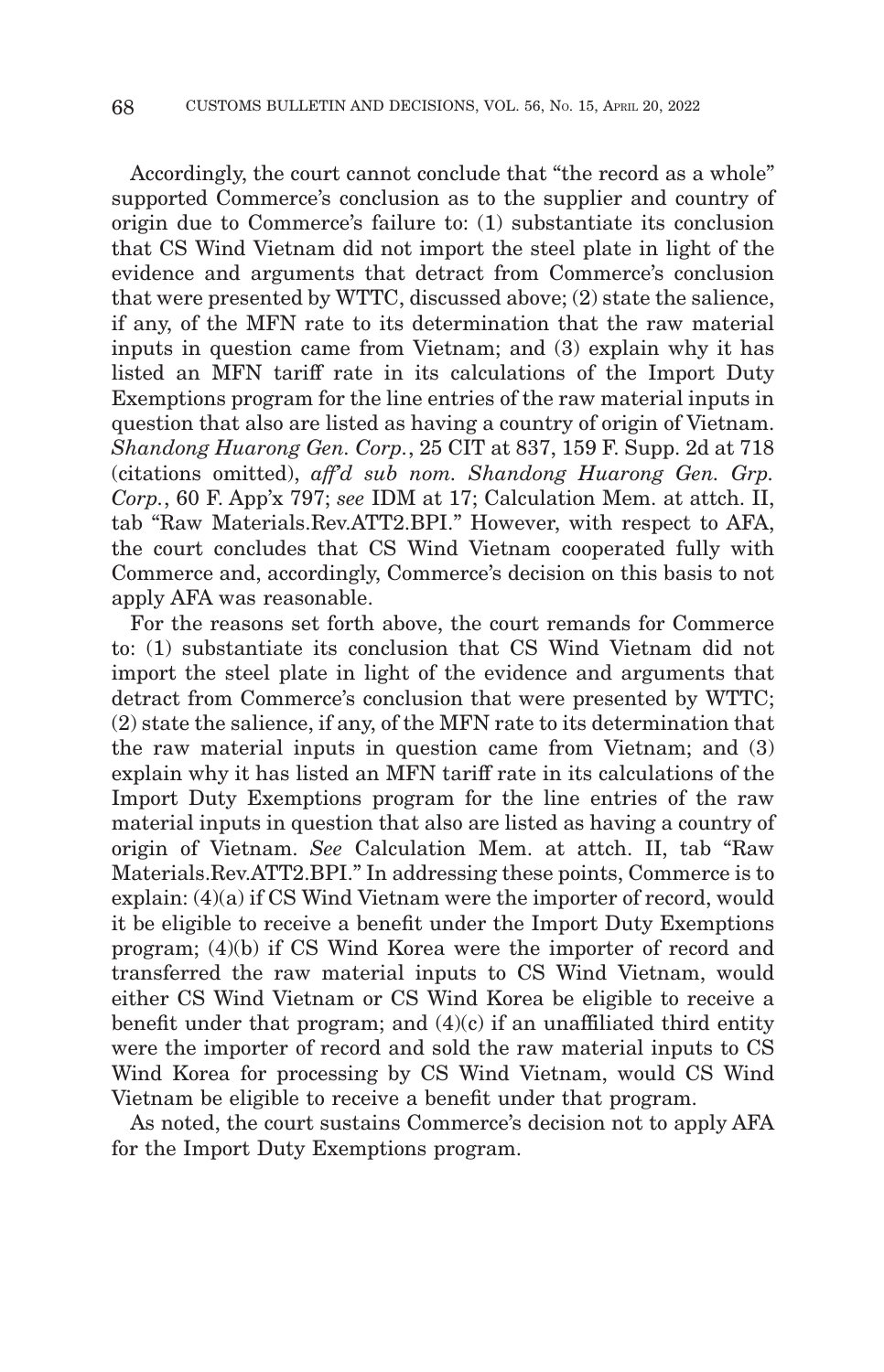Accordingly, the court cannot conclude that "the record as a whole" supported Commerce's conclusion as to the supplier and country of origin due to Commerce's failure to: (1) substantiate its conclusion that CS Wind Vietnam did not import the steel plate in light of the evidence and arguments that detract from Commerce's conclusion that were presented by WTTC, discussed above; (2) state the salience, if any, of the MFN rate to its determination that the raw material inputs in question came from Vietnam; and (3) explain why it has listed an MFN tariff rate in its calculations of the Import Duty Exemptions program for the line entries of the raw material inputs in question that also are listed as having a country of origin of Vietnam. *Shandong Huarong Gen. Corp.*, 25 CIT at 837, 159 F. Supp. 2d at 718 (citations omitted), *aff'd sub nom. Shandong Huarong Gen. Grp. Corp.*, 60 F. App'x 797; *see* IDM at 17; Calculation Mem. at attch. II, tab "Raw Materials.Rev.ATT2.BPI." However, with respect to AFA, the court concludes that CS Wind Vietnam cooperated fully with Commerce and, accordingly, Commerce's decision on this basis to not apply AFA was reasonable.

For the reasons set forth above, the court remands for Commerce to: (1) substantiate its conclusion that CS Wind Vietnam did not import the steel plate in light of the evidence and arguments that detract from Commerce's conclusion that were presented by WTTC; (2) state the salience, if any, of the MFN rate to its determination that the raw material inputs in question came from Vietnam; and (3) explain why it has listed an MFN tariff rate in its calculations of the Import Duty Exemptions program for the line entries of the raw material inputs in question that also are listed as having a country of origin of Vietnam. *See* Calculation Mem. at attch. II, tab "Raw Materials.Rev.ATT2.BPI." In addressing these points, Commerce is to explain: (4)(a) if CS Wind Vietnam were the importer of record, would it be eligible to receive a benefit under the Import Duty Exemptions program; (4)(b) if CS Wind Korea were the importer of record and transferred the raw material inputs to CS Wind Vietnam, would either CS Wind Vietnam or CS Wind Korea be eligible to receive a benefit under that program; and (4)(c) if an unaffiliated third entity were the importer of record and sold the raw material inputs to CS Wind Korea for processing by CS Wind Vietnam, would CS Wind Vietnam be eligible to receive a benefit under that program.

As noted, the court sustains Commerce's decision not to apply AFA for the Import Duty Exemptions program.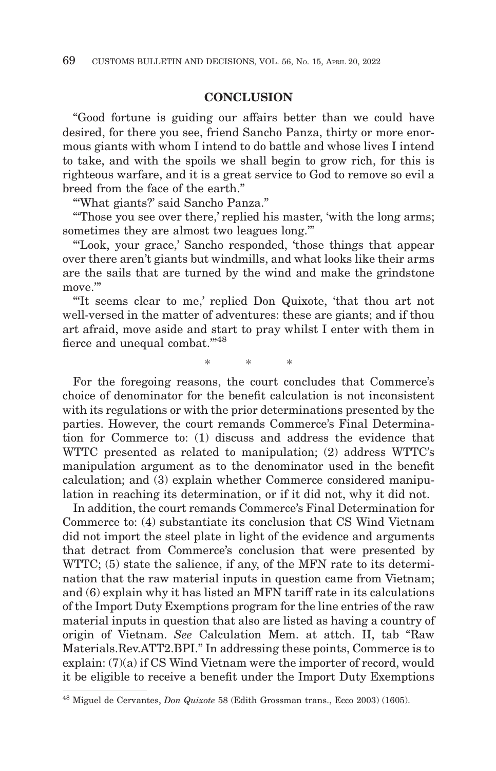## CONCLUSION

"Good fortune is guiding our affairs better than we could have desired, for there you see, friend Sancho Panza, thirty or more enormous giants with whom I intend to do battle and whose lives I intend to take, and with the spoils we shall begin to grow rich, for this is righteous warfare, and it is a great service to God to remove so evil a breed from the face of the earth."

"'What giants?' said Sancho Panza."

"'Those you see over there,' replied his master, 'with the long arms; sometimes they are almost two leagues long.'"

"'Look, your grace,' Sancho responded, 'those things that appear over there aren't giants but windmills, and what looks like their arms are the sails that are turned by the wind and make the grindstone move.'"

"'It seems clear to me,' replied Don Quixote, 'that thou art not well-versed in the matter of adventures: these are giants; and if thou art afraid, move aside and start to pray whilst I enter with them in fierce and unequal combat.'"[48]

\* \* \*

For the foregoing reasons, the court concludes that Commerce's choice of denominator for the benefit calculation is not inconsistent with its regulations or with the prior determinations presented by the parties. However, the court remands Commerce's Final Determination for Commerce to: (1) discuss and address the evidence that WTTC presented as related to manipulation; (2) address WTTC's manipulation argument as to the denominator used in the benefit calculation; and (3) explain whether Commerce considered manipulation in reaching its determination, or if it did not, why it did not.

In addition, the court remands Commerce's Final Determination for Commerce to: (4) substantiate its conclusion that CS Wind Vietnam did not import the steel plate in light of the evidence and arguments that detract from Commerce's conclusion that were presented by WTTC; (5) state the salience, if any, of the MFN rate to its determination that the raw material inputs in question came from Vietnam; and (6) explain why it has listed an MFN tariff rate in its calculations of the Import Duty Exemptions program for the line entries of the raw material inputs in question that also are listed as having a country of origin of Vietnam. *See* Calculation Mem. at attch. II, tab "Raw Materials.Rev.ATT2.BPI." In addressing these points, Commerce is to explain: (7)(a) if CS Wind Vietnam were the importer of record, would it be eligible to receive a benefit under the Import Duty Exemptions

---

[48] Miguel de Cervantes, *Don Quixote* 58 (Edith Grossman trans., Ecco 2003) (1605).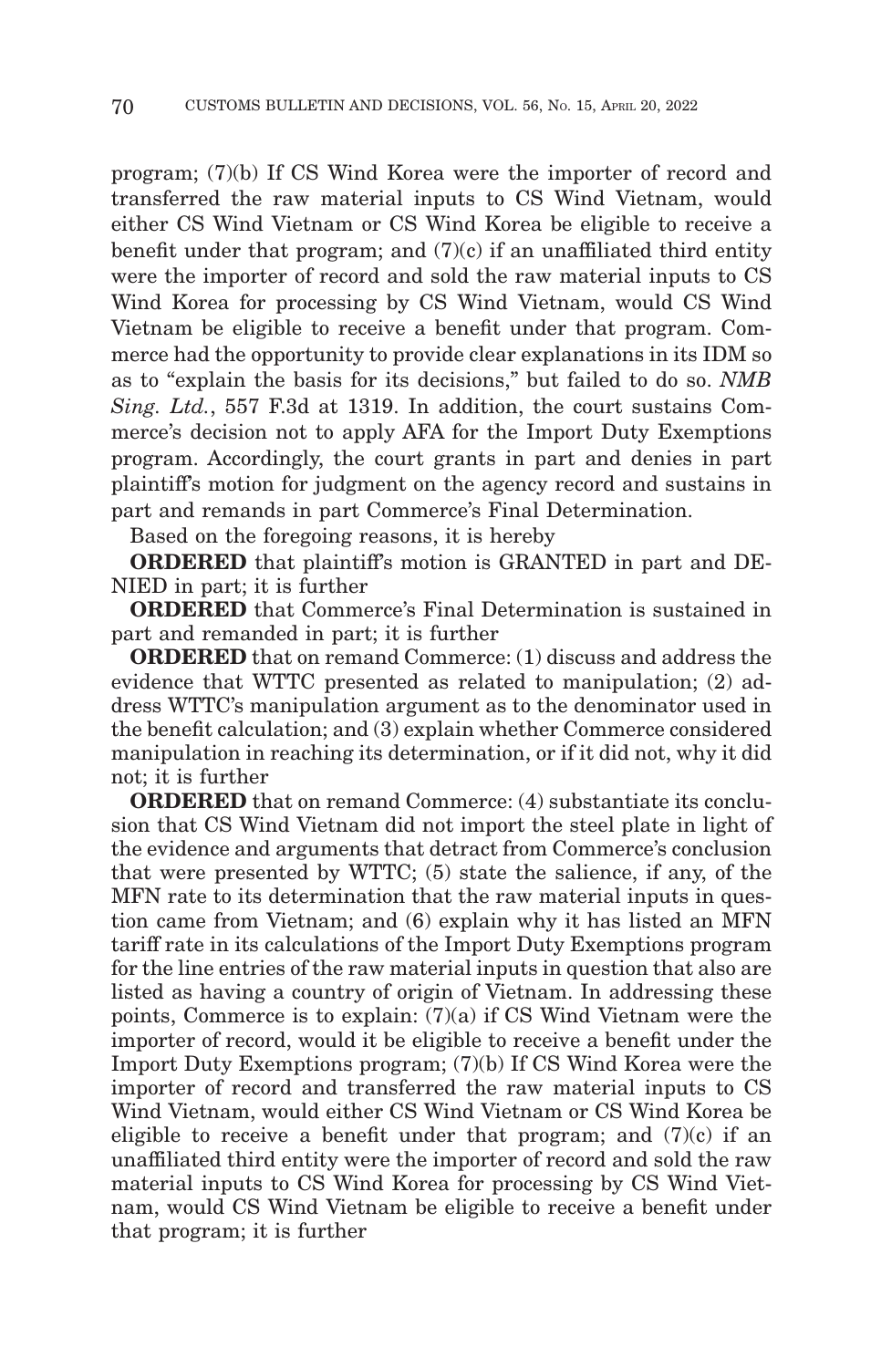program; (7)(b) If CS Wind Korea were the importer of record and transferred the raw material inputs to CS Wind Vietnam, would either CS Wind Vietnam or CS Wind Korea be eligible to receive a benefit under that program; and (7)(c) if an unaffiliated third entity were the importer of record and sold the raw material inputs to CS Wind Korea for processing by CS Wind Vietnam, would CS Wind Vietnam be eligible to receive a benefit under that program. Commerce had the opportunity to provide clear explanations in its IDM so as to "explain the basis for its decisions," but failed to do so. *NMB Sing. Ltd.*, 557 F.3d at 1319. In addition, the court sustains Commerce's decision not to apply AFA for the Import Duty Exemptions program. Accordingly, the court grants in part and denies in part plaintiff's motion for judgment on the agency record and sustains in part and remands in part Commerce's Final Determination.

Based on the foregoing reasons, it is hereby

**ORDERED** that plaintiff's motion is GRANTED in part and DENIED in part; it is further

**ORDERED** that Commerce's Final Determination is sustained in part and remanded in part; it is further

**ORDERED** that on remand Commerce: (1) discuss and address the evidence that WTTC presented as related to manipulation; (2) address WTTC's manipulation argument as to the denominator used in the benefit calculation; and (3) explain whether Commerce considered manipulation in reaching its determination, or if it did not, why it did not; it is further

**ORDERED** that on remand Commerce: (4) substantiate its conclusion that CS Wind Vietnam did not import the steel plate in light of the evidence and arguments that detract from Commerce's conclusion that were presented by WTTC; (5) state the salience, if any, of the MFN rate to its determination that the raw material inputs in question came from Vietnam; and (6) explain why it has listed an MFN tariff rate in its calculations of the Import Duty Exemptions program for the line entries of the raw material inputs in question that also are listed as having a country of origin of Vietnam. In addressing these points, Commerce is to explain: (7)(a) if CS Wind Vietnam were the importer of record, would it be eligible to receive a benefit under the Import Duty Exemptions program; (7)(b) If CS Wind Korea were the importer of record and transferred the raw material inputs to CS Wind Vietnam, would either CS Wind Vietnam or CS Wind Korea be eligible to receive a benefit under that program; and (7)(c) if an unaffiliated third entity were the importer of record and sold the raw material inputs to CS Wind Korea for processing by CS Wind Vietnam, would CS Wind Vietnam be eligible to receive a benefit under that program; it is further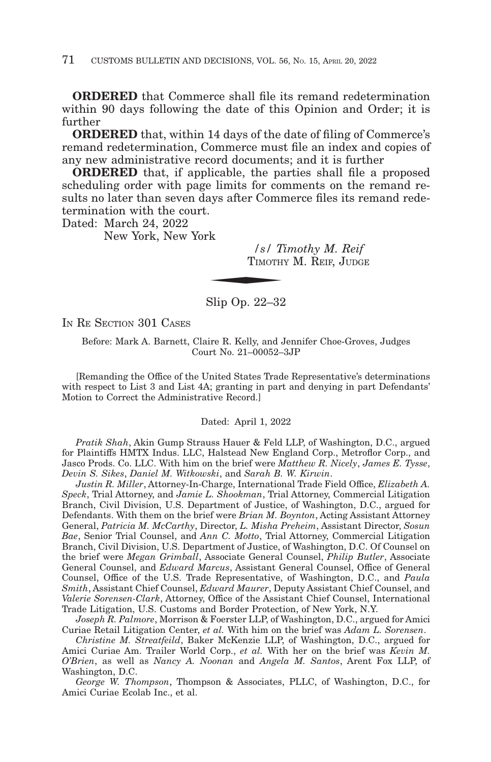**ORDERED** that Commerce shall file its remand redetermination within 90 days following the date of this Opinion and Order; it is further

**ORDERED** that, within 14 days of the date of filing of Commerce's remand redetermination, Commerce must file an index and copies of any new administrative record documents; and it is further

**ORDERED** that, if applicable, the parties shall file a proposed scheduling order with page limits for comments on the remand results no later than seven days after Commerce files its remand redetermination with the court.

Dated: March 24, 2022
New York, New York

*/s/ Timothy M. Reif*
TIMOTHY M. REIF, JUDGE

---

## Slip Op. 22–32

IN RE SECTION 301 CASES

Before: Mark A. Barnett, Claire R. Kelly, and Jennifer Choe-Groves, Judges
Court No. 21–00052–3JP

[Remanding the Office of the United States Trade Representative's determinations with respect to List 3 and List 4A; granting in part and denying in part Defendants' Motion to Correct the Administrative Record.]

Dated: April 1, 2022

*Pratik Shah*, Akin Gump Strauss Hauer & Feld LLP, of Washington, D.C., argued for Plaintiffs HMTX Indus. LLC, Halstead New England Corp., Metroflor Corp., and Jasco Prods. Co. LLC. With him on the brief were *Matthew R. Nicely*, *James E. Tysse*, *Devin S. Sikes*, *Daniel M. Witkowski*, and *Sarah B. W. Kirwin*.

*Justin R. Miller*, Attorney-In-Charge, International Trade Field Office, *Elizabeth A. Speck*, Trial Attorney, and *Jamie L. Shookman*, Trial Attorney, Commercial Litigation Branch, Civil Division, U.S. Department of Justice, of Washington, D.C., argued for Defendants. With them on the brief were *Brian M. Boynton*, Acting Assistant Attorney General, *Patricia M. McCarthy*, Director, *L. Misha Preheim*, Assistant Director, *Sosun Bae*, Senior Trial Counsel, and *Ann C. Motto*, Trial Attorney, Commercial Litigation Branch, Civil Division, U.S. Department of Justice, of Washington, D.C. Of Counsel on the brief were *Megan Grimball*, Associate General Counsel, *Philip Butler*, Associate General Counsel, and *Edward Marcus*, Assistant General Counsel, Office of General Counsel, Office of the U.S. Trade Representative, of Washington, D.C., and *Paula Smith*, Assistant Chief Counsel, *Edward Maurer*, Deputy Assistant Chief Counsel, and *Valerie Sorensen-Clark*, Attorney, Office of the Assistant Chief Counsel, International Trade Litigation, U.S. Customs and Border Protection, of New York, N.Y.

*Joseph R. Palmore*, Morrison & Foerster LLP, of Washington, D.C., argued for Amici Curiae Retail Litigation Center, *et al.* With him on the brief was *Adam L. Sorensen*.

*Christine M. Streatfeild*, Baker McKenzie LLP, of Washington, D.C., argued for Amici Curiae Am. Trailer World Corp., *et al.* With her on the brief was *Kevin M. O'Brien*, as well as *Nancy A. Noonan* and *Angela M. Santos*, Arent Fox LLP, of Washington, D.C.

*George W. Thompson*, Thompson & Associates, PLLC, of Washington, D.C., for Amici Curiae Ecolab Inc., et al.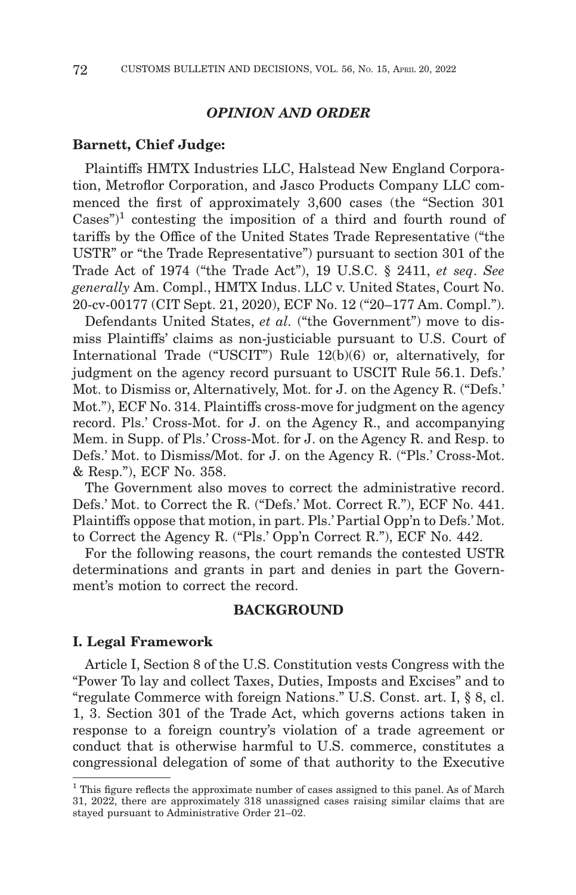## *OPINION AND ORDER*

**Barnett, Chief Judge:**

Plaintiffs HMTX Industries LLC, Halstead New England Corporation, Metroflor Corporation, and Jasco Products Company LLC commenced the first of approximately 3,600 cases (the "Section 301 Cases")[1] contesting the imposition of a third and fourth round of tariffs by the Office of the United States Trade Representative ("the USTR" or "the Trade Representative") pursuant to section 301 of the Trade Act of 1974 ("the Trade Act"), 19 U.S.C. § 2411, *et seq*. *See generally* Am. Compl., HMTX Indus. LLC v. United States, Court No. 20-cv-00177 (CIT Sept. 21, 2020), ECF No. 12 ("20–177 Am. Compl.").

Defendants United States, *et al.* ("the Government") move to dismiss Plaintiffs' claims as non-justiciable pursuant to U.S. Court of International Trade ("USCIT") Rule 12(b)(6) or, alternatively, for judgment on the agency record pursuant to USCIT Rule 56.1. Defs.' Mot. to Dismiss or, Alternatively, Mot. for J. on the Agency R. ("Defs.' Mot."), ECF No. 314. Plaintiffs cross-move for judgment on the agency record. Pls.' Cross-Mot. for J. on the Agency R., and accompanying Mem. in Supp. of Pls.' Cross-Mot. for J. on the Agency R. and Resp. to Defs.' Mot. to Dismiss/Mot. for J. on the Agency R. ("Pls.' Cross-Mot. & Resp."), ECF No. 358.

The Government also moves to correct the administrative record. Defs.' Mot. to Correct the R. ("Defs.' Mot. Correct R."), ECF No. 441. Plaintiffs oppose that motion, in part. Pls.' Partial Opp'n to Defs.' Mot. to Correct the Agency R. ("Pls.' Opp'n Correct R."), ECF No. 442.

For the following reasons, the court remands the contested USTR determinations and grants in part and denies in part the Government's motion to correct the record.

## BACKGROUND

### I. Legal Framework

Article I, Section 8 of the U.S. Constitution vests Congress with the "Power To lay and collect Taxes, Duties, Imposts and Excises" and to "regulate Commerce with foreign Nations." U.S. Const. art. I, § 8, cl. 1, 3. Section 301 of the Trade Act, which governs actions taken in response to a foreign country's violation of a trade agreement or conduct that is otherwise harmful to U.S. commerce, constitutes a congressional delegation of some of that authority to the Executive

[1] This figure reflects the approximate number of cases assigned to this panel. As of March 31, 2022, there are approximately 318 unassigned cases raising similar claims that are stayed pursuant to Administrative Order 21–02.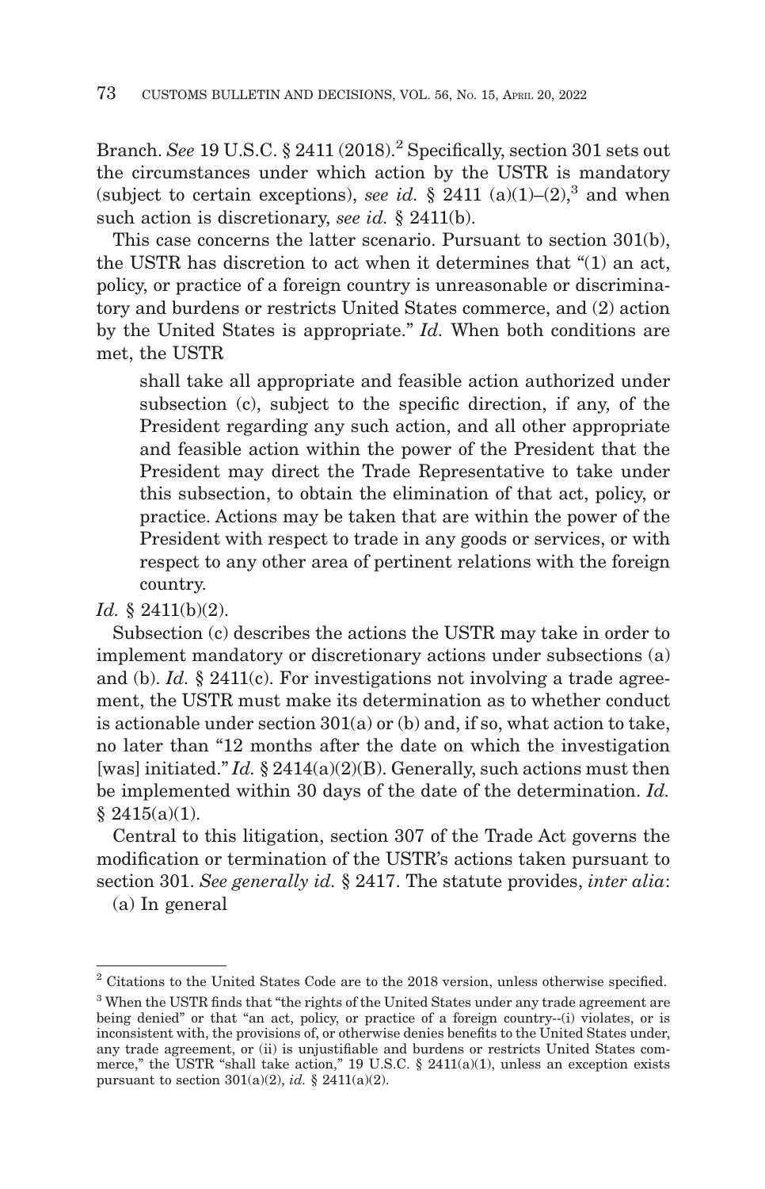Branch. *See* 19 U.S.C. § 2411 (2018).[2] Specifically, section 301 sets out the circumstances under which action by the USTR is mandatory (subject to certain exceptions), *see id.* § 2411 (a)(1)–(2),[3] and when such action is discretionary, *see id.* § 2411(b).

This case concerns the latter scenario. Pursuant to section 301(b), the USTR has discretion to act when it determines that "(1) an act, policy, or practice of a foreign country is unreasonable or discriminatory and burdens or restricts United States commerce, and (2) action by the United States is appropriate." *Id.* When both conditions are met, the USTR

> shall take all appropriate and feasible action authorized under subsection (c), subject to the specific direction, if any, of the President regarding any such action, and all other appropriate and feasible action within the power of the President that the President may direct the Trade Representative to take under this subsection, to obtain the elimination of that act, policy, or practice. Actions may be taken that are within the power of the President with respect to trade in any goods or services, or with respect to any other area of pertinent relations with the foreign country.

*Id.* § 2411(b)(2).

Subsection (c) describes the actions the USTR may take in order to implement mandatory or discretionary actions under subsections (a) and (b). *Id.* § 2411(c). For investigations not involving a trade agreement, the USTR must make its determination as to whether conduct is actionable under section 301(a) or (b) and, if so, what action to take, no later than "12 months after the date on which the investigation [was] initiated." *Id.* § 2414(a)(2)(B). Generally, such actions must then be implemented within 30 days of the date of the determination. *Id.* § 2415(a)(1).

Central to this litigation, section 307 of the Trade Act governs the modification or termination of the USTR's actions taken pursuant to section 301. *See generally id.* § 2417. The statute provides, *inter alia*:

(a) In general

---

[2] Citations to the United States Code are to the 2018 version, unless otherwise specified.

[3] When the USTR finds that "the rights of the United States under any trade agreement are being denied" or that "an act, policy, or practice of a foreign country--(i) violates, or is inconsistent with, the provisions of, or otherwise denies benefits to the United States under, any trade agreement, or (ii) is unjustifiable and burdens or restricts United States commerce," the USTR "shall take action," 19 U.S.C. § 2411(a)(1), unless an exception exists pursuant to section 301(a)(2), *id.* § 2411(a)(2).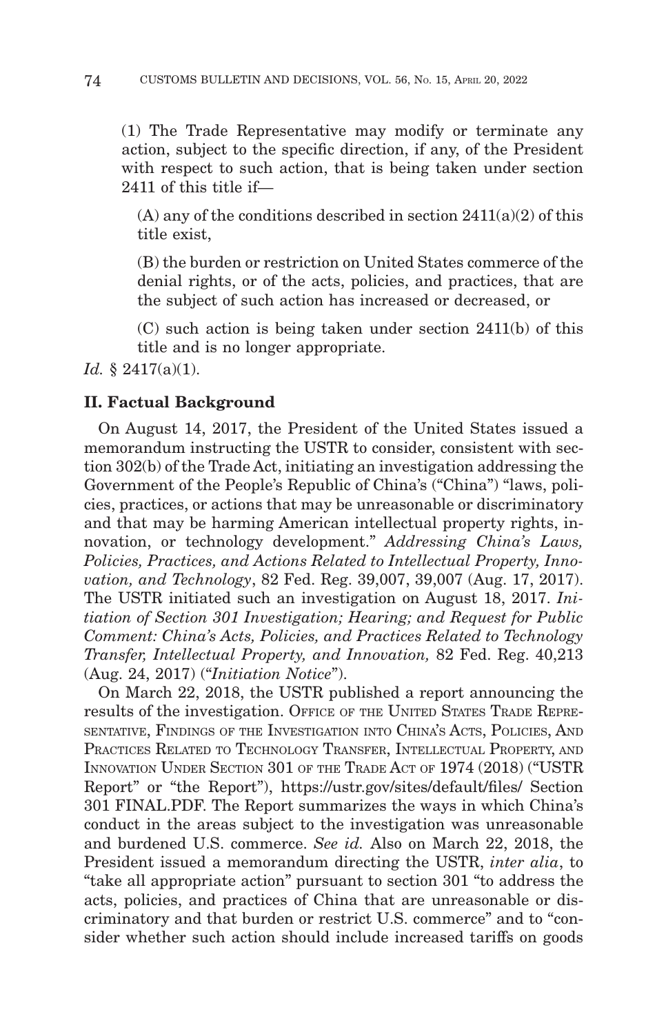(1) The Trade Representative may modify or terminate any action, subject to the specific direction, if any, of the President with respect to such action, that is being taken under section 2411 of this title if—

(A) any of the conditions described in section 2411(a)(2) of this title exist,

(B) the burden or restriction on United States commerce of the denial rights, or of the acts, policies, and practices, that are the subject of such action has increased or decreased, or

(C) such action is being taken under section 2411(b) of this title and is no longer appropriate.

*Id.* § 2417(a)(1).

## II. Factual Background

On August 14, 2017, the President of the United States issued a memorandum instructing the USTR to consider, consistent with section 302(b) of the Trade Act, initiating an investigation addressing the Government of the People's Republic of China's ("China") "laws, policies, practices, or actions that may be unreasonable or discriminatory and that may be harming American intellectual property rights, innovation, or technology development." *Addressing China's Laws, Policies, Practices, and Actions Related to Intellectual Property, Innovation, and Technology*, 82 Fed. Reg. 39,007, 39,007 (Aug. 17, 2017). The USTR initiated such an investigation on August 18, 2017. *Initiation of Section 301 Investigation; Hearing; and Request for Public Comment: China's Acts, Policies, and Practices Related to Technology Transfer, Intellectual Property, and Innovation,* 82 Fed. Reg. 40,213 (Aug. 24, 2017) ("*Initiation Notice*").

On March 22, 2018, the USTR published a report announcing the results of the investigation. OFFICE OF THE UNITED STATES TRADE REPRESENTATIVE, FINDINGS OF THE INVESTIGATION INTO CHINA'S ACTS, POLICIES, AND PRACTICES RELATED TO TECHNOLOGY TRANSFER, INTELLECTUAL PROPERTY, AND INNOVATION UNDER SECTION 301 OF THE TRADE ACT OF 1974 (2018) ("USTR Report" or "the Report"), https://ustr.gov/sites/default/files/ Section 301 FINAL.PDF. The Report summarizes the ways in which China's conduct in the areas subject to the investigation was unreasonable and burdened U.S. commerce. *See id.* Also on March 22, 2018, the President issued a memorandum directing the USTR, *inter alia*, to "take all appropriate action" pursuant to section 301 "to address the acts, policies, and practices of China that are unreasonable or discriminatory and that burden or restrict U.S. commerce" and to "consider whether such action should include increased tariffs on goods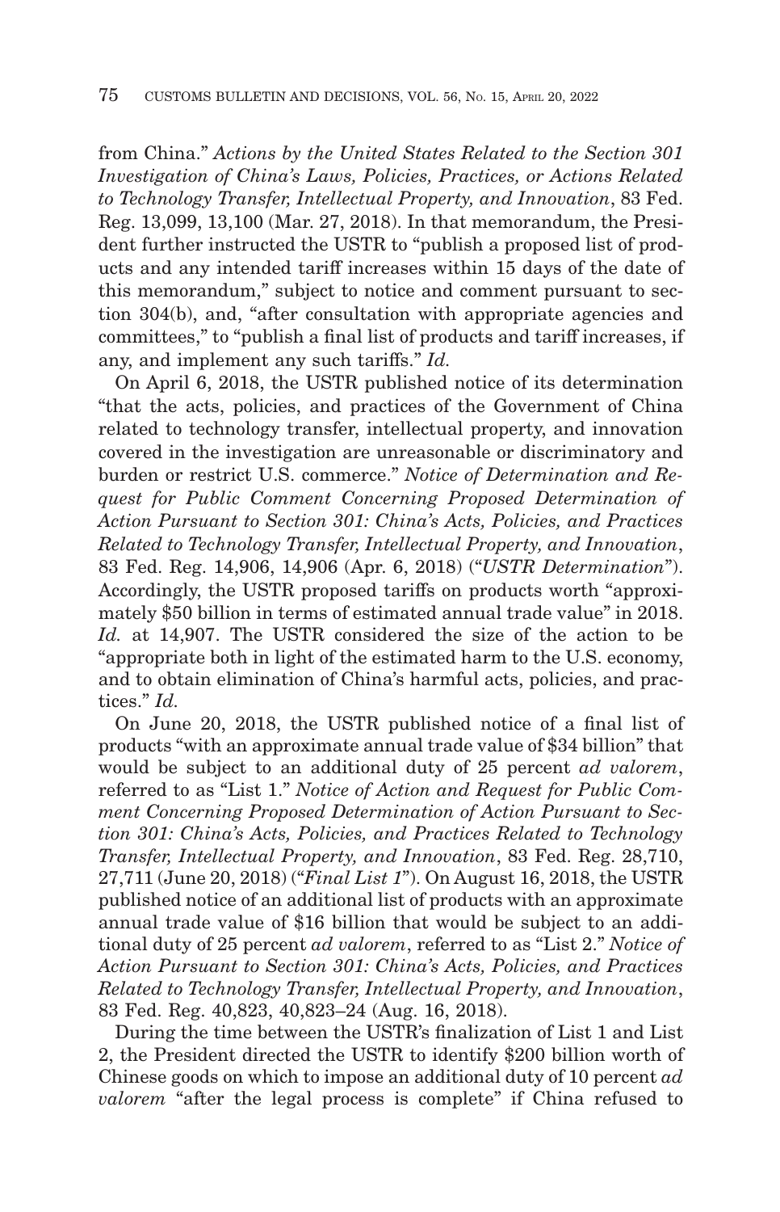from China." *Actions by the United States Related to the Section 301 Investigation of China's Laws, Policies, Practices, or Actions Related to Technology Transfer, Intellectual Property, and Innovation*, 83 Fed. Reg. 13,099, 13,100 (Mar. 27, 2018). In that memorandum, the President further instructed the USTR to "publish a proposed list of products and any intended tariff increases within 15 days of the date of this memorandum," subject to notice and comment pursuant to section 304(b), and, "after consultation with appropriate agencies and committees," to "publish a final list of products and tariff increases, if any, and implement any such tariffs." *Id.*

On April 6, 2018, the USTR published notice of its determination "that the acts, policies, and practices of the Government of China related to technology transfer, intellectual property, and innovation covered in the investigation are unreasonable or discriminatory and burden or restrict U.S. commerce." *Notice of Determination and Request for Public Comment Concerning Proposed Determination of Action Pursuant to Section 301: China's Acts, Policies, and Practices Related to Technology Transfer, Intellectual Property, and Innovation*, 83 Fed. Reg. 14,906, 14,906 (Apr. 6, 2018) ("*USTR Determination*"). Accordingly, the USTR proposed tariffs on products worth "approximately $50 billion in terms of estimated annual trade value" in 2018. *Id.* at 14,907. The USTR considered the size of the action to be "appropriate both in light of the estimated harm to the U.S. economy, and to obtain elimination of China's harmful acts, policies, and practices." *Id.*

On June 20, 2018, the USTR published notice of a final list of products "with an approximate annual trade value of $34 billion" that would be subject to an additional duty of 25 percent *ad valorem*, referred to as "List 1." *Notice of Action and Request for Public Comment Concerning Proposed Determination of Action Pursuant to Section 301: China's Acts, Policies, and Practices Related to Technology Transfer, Intellectual Property, and Innovation*, 83 Fed. Reg. 28,710, 27,711 (June 20, 2018) ("*Final List 1*"). On August 16, 2018, the USTR published notice of an additional list of products with an approximate annual trade value of $16 billion that would be subject to an additional duty of 25 percent *ad valorem*, referred to as "List 2." *Notice of Action Pursuant to Section 301: China's Acts, Policies, and Practices Related to Technology Transfer, Intellectual Property, and Innovation*, 83 Fed. Reg. 40,823, 40,823–24 (Aug. 16, 2018).

During the time between the USTR's finalization of List 1 and List 2, the President directed the USTR to identify $200 billion worth of Chinese goods on which to impose an additional duty of 10 percent *ad valorem* "after the legal process is complete" if China refused to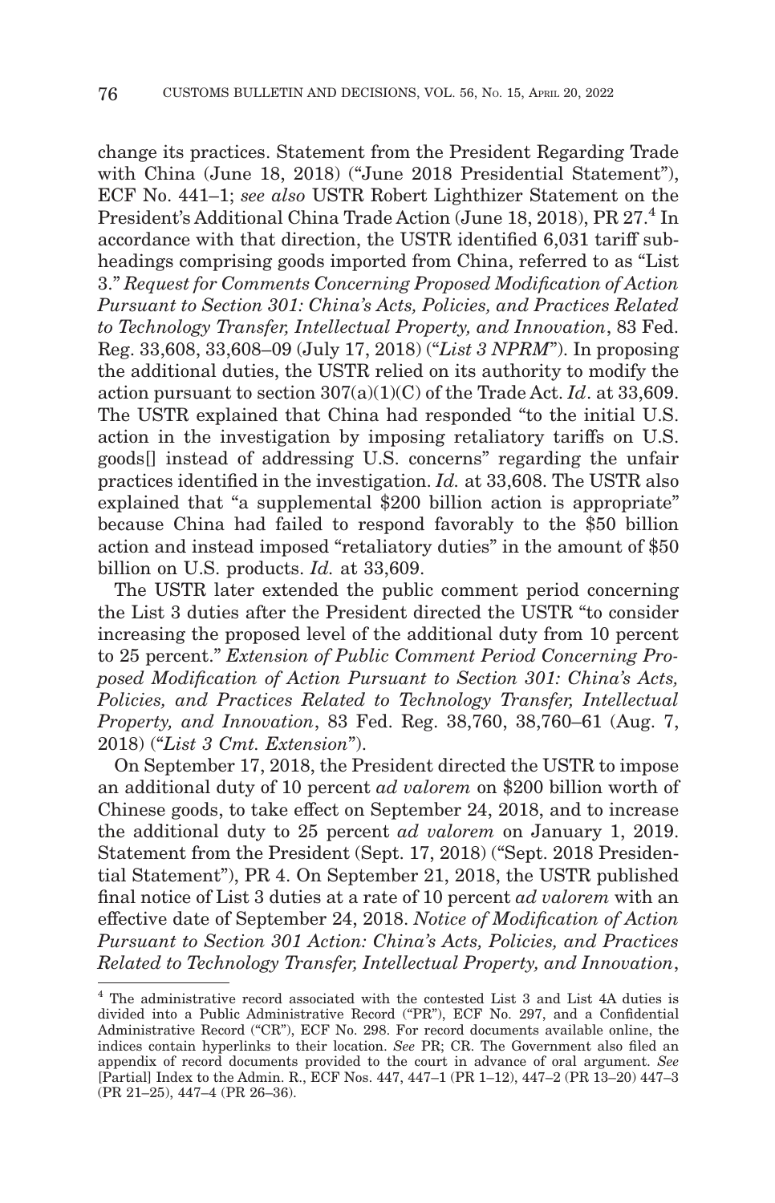change its practices. Statement from the President Regarding Trade with China (June 18, 2018) ("June 2018 Presidential Statement"), ECF No. 441–1; *see also* USTR Robert Lighthizer Statement on the President's Additional China Trade Action (June 18, 2018), PR 27.[4] In accordance with that direction, the USTR identified 6,031 tariff subheadings comprising goods imported from China, referred to as "List 3." *Request for Comments Concerning Proposed Modification of Action Pursuant to Section 301: China's Acts, Policies, and Practices Related to Technology Transfer, Intellectual Property, and Innovation*, 83 Fed. Reg. 33,608, 33,608–09 (July 17, 2018) ("*List 3 NPRM*"). In proposing the additional duties, the USTR relied on its authority to modify the action pursuant to section 307(a)(1)(C) of the Trade Act. *Id*. at 33,609. The USTR explained that China had responded "to the initial U.S. action in the investigation by imposing retaliatory tariffs on U.S. goods[] instead of addressing U.S. concerns" regarding the unfair practices identified in the investigation. *Id.* at 33,608. The USTR also explained that "a supplemental $200 billion action is appropriate" because China had failed to respond favorably to the $50 billion action and instead imposed "retaliatory duties" in the amount of $50 billion on U.S. products. *Id.* at 33,609.

The USTR later extended the public comment period concerning the List 3 duties after the President directed the USTR "to consider increasing the proposed level of the additional duty from 10 percent to 25 percent." *Extension of Public Comment Period Concerning Proposed Modification of Action Pursuant to Section 301: China's Acts, Policies, and Practices Related to Technology Transfer, Intellectual Property, and Innovation*, 83 Fed. Reg. 38,760, 38,760–61 (Aug. 7, 2018) ("*List 3 Cmt. Extension*").

On September 17, 2018, the President directed the USTR to impose an additional duty of 10 percent *ad valorem* on $200 billion worth of Chinese goods, to take effect on September 24, 2018, and to increase the additional duty to 25 percent *ad valorem* on January 1, 2019. Statement from the President (Sept. 17, 2018) ("Sept. 2018 Presidential Statement"), PR 4. On September 21, 2018, the USTR published final notice of List 3 duties at a rate of 10 percent *ad valorem* with an effective date of September 24, 2018. *Notice of Modification of Action Pursuant to Section 301 Action: China's Acts, Policies, and Practices Related to Technology Transfer, Intellectual Property, and Innovation*,

---

[4] The administrative record associated with the contested List 3 and List 4A duties is divided into a Public Administrative Record ("PR"), ECF No. 297, and a Confidential Administrative Record ("CR"), ECF No. 298. For record documents available online, the indices contain hyperlinks to their location. *See* PR; CR. The Government also filed an appendix of record documents provided to the court in advance of oral argument. *See* [Partial] Index to the Admin. R., ECF Nos. 447, 447–1 (PR 1–12), 447–2 (PR 13–20) 447–3 (PR 21–25), 447–4 (PR 26–36).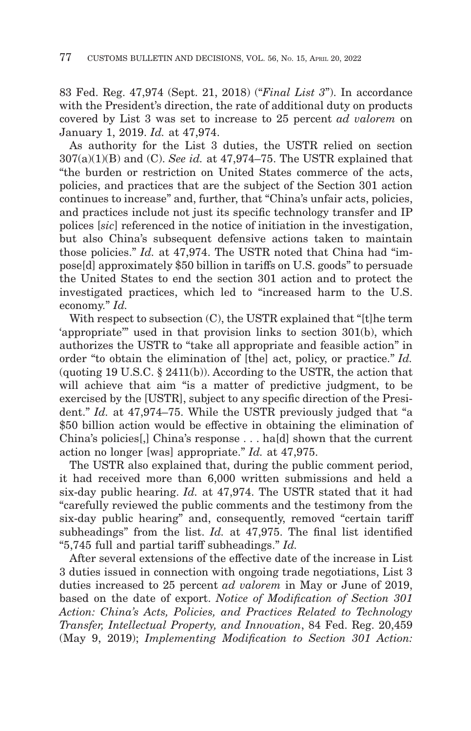83 Fed. Reg. 47,974 (Sept. 21, 2018) ("*Final List 3*"). In accordance with the President's direction, the rate of additional duty on products covered by List 3 was set to increase to 25 percent *ad valorem* on January 1, 2019. *Id.* at 47,974.

As authority for the List 3 duties, the USTR relied on section 307(a)(1)(B) and (C). *See id.* at 47,974–75. The USTR explained that "the burden or restriction on United States commerce of the acts, policies, and practices that are the subject of the Section 301 action continues to increase" and, further, that "China's unfair acts, policies, and practices include not just its specific technology transfer and IP polices [*sic*] referenced in the notice of initiation in the investigation, but also China's subsequent defensive actions taken to maintain those policies." *Id.* at 47,974. The USTR noted that China had "impose[d] approximately $50 billion in tariffs on U.S. goods" to persuade the United States to end the section 301 action and to protect the investigated practices, which led to "increased harm to the U.S. economy." *Id.*

With respect to subsection (C), the USTR explained that "[t]he term 'appropriate'" used in that provision links to section 301(b), which authorizes the USTR to "take all appropriate and feasible action" in order "to obtain the elimination of [the] act, policy, or practice." *Id.* (quoting 19 U.S.C. § 2411(b)). According to the USTR, the action that will achieve that aim "is a matter of predictive judgment, to be exercised by the [USTR], subject to any specific direction of the President." *Id.* at 47,974–75. While the USTR previously judged that "a $50 billion action would be effective in obtaining the elimination of China's policies[,] China's response . . . ha[d] shown that the current action no longer [was] appropriate." *Id.* at 47,975.

The USTR also explained that, during the public comment period, it had received more than 6,000 written submissions and held a six-day public hearing. *Id.* at 47,974. The USTR stated that it had "carefully reviewed the public comments and the testimony from the six-day public hearing" and, consequently, removed "certain tariff subheadings" from the list. *Id.* at 47,975. The final list identified "5,745 full and partial tariff subheadings." *Id.*

After several extensions of the effective date of the increase in List 3 duties issued in connection with ongoing trade negotiations, List 3 duties increased to 25 percent *ad valorem* in May or June of 2019, based on the date of export. *Notice of Modification of Section 301 Action: China's Acts, Policies, and Practices Related to Technology Transfer, Intellectual Property, and Innovation*, 84 Fed. Reg. 20,459 (May 9, 2019); *Implementing Modification to Section 301 Action:*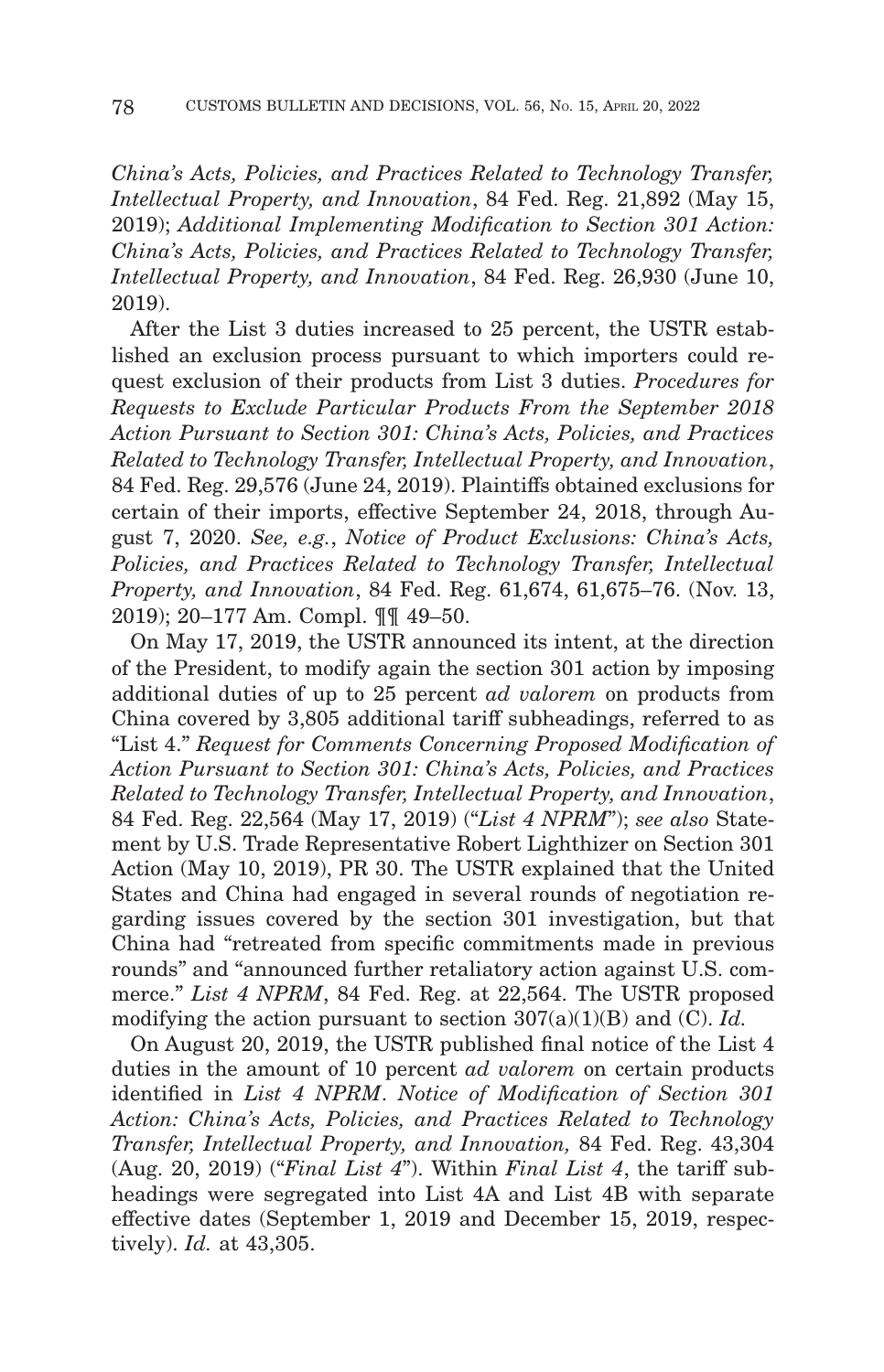*China's Acts, Policies, and Practices Related to Technology Transfer, Intellectual Property, and Innovation*, 84 Fed. Reg. 21,892 (May 15, 2019); *Additional Implementing Modification to Section 301 Action: China's Acts, Policies, and Practices Related to Technology Transfer, Intellectual Property, and Innovation*, 84 Fed. Reg. 26,930 (June 10, 2019).

After the List 3 duties increased to 25 percent, the USTR established an exclusion process pursuant to which importers could request exclusion of their products from List 3 duties. *Procedures for Requests to Exclude Particular Products From the September 2018 Action Pursuant to Section 301: China's Acts, Policies, and Practices Related to Technology Transfer, Intellectual Property, and Innovation*, 84 Fed. Reg. 29,576 (June 24, 2019). Plaintiffs obtained exclusions for certain of their imports, effective September 24, 2018, through August 7, 2020. *See, e.g.*, *Notice of Product Exclusions: China's Acts, Policies, and Practices Related to Technology Transfer, Intellectual Property, and Innovation*, 84 Fed. Reg. 61,674, 61,675–76. (Nov. 13, 2019); 20–177 Am. Compl. ¶¶ 49–50.

On May 17, 2019, the USTR announced its intent, at the direction of the President, to modify again the section 301 action by imposing additional duties of up to 25 percent *ad valorem* on products from China covered by 3,805 additional tariff subheadings, referred to as "List 4." *Request for Comments Concerning Proposed Modification of Action Pursuant to Section 301: China's Acts, Policies, and Practices Related to Technology Transfer, Intellectual Property, and Innovation*, 84 Fed. Reg. 22,564 (May 17, 2019) ("*List 4 NPRM*"); *see also* Statement by U.S. Trade Representative Robert Lighthizer on Section 301 Action (May 10, 2019), PR 30. The USTR explained that the United States and China had engaged in several rounds of negotiation regarding issues covered by the section 301 investigation, but that China had "retreated from specific commitments made in previous rounds" and "announced further retaliatory action against U.S. commerce." *List 4 NPRM*, 84 Fed. Reg. at 22,564. The USTR proposed modifying the action pursuant to section 307(a)(1)(B) and (C). *Id.*

On August 20, 2019, the USTR published final notice of the List 4 duties in the amount of 10 percent *ad valorem* on certain products identified in *List 4 NPRM*. *Notice of Modification of Section 301 Action: China's Acts, Policies, and Practices Related to Technology Transfer, Intellectual Property, and Innovation,* 84 Fed. Reg. 43,304 (Aug. 20, 2019) ("*Final List 4*"). Within *Final List 4*, the tariff subheadings were segregated into List 4A and List 4B with separate effective dates (September 1, 2019 and December 15, 2019, respectively). *Id.* at 43,305.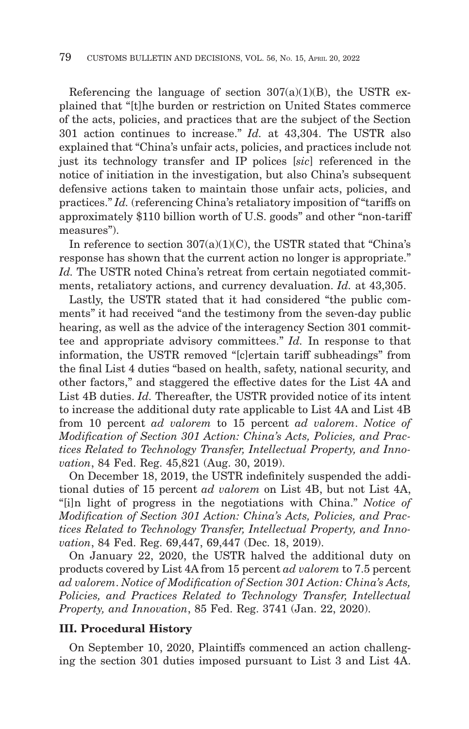Referencing the language of section 307(a)(1)(B), the USTR explained that "[t]he burden or restriction on United States commerce of the acts, policies, and practices that are the subject of the Section 301 action continues to increase." *Id.* at 43,304. The USTR also explained that "China's unfair acts, policies, and practices include not just its technology transfer and IP polices [*sic*] referenced in the notice of initiation in the investigation, but also China's subsequent defensive actions taken to maintain those unfair acts, policies, and practices." *Id.* (referencing China's retaliatory imposition of "tariffs on approximately $110 billion worth of U.S. goods" and other "non-tariff measures").

In reference to section 307(a)(1)(C), the USTR stated that "China's response has shown that the current action no longer is appropriate." *Id.* The USTR noted China's retreat from certain negotiated commitments, retaliatory actions, and currency devaluation. *Id.* at 43,305.

Lastly, the USTR stated that it had considered "the public comments" it had received "and the testimony from the seven-day public hearing, as well as the advice of the interagency Section 301 committee and appropriate advisory committees." *Id.* In response to that information, the USTR removed "[c]ertain tariff subheadings" from the final List 4 duties "based on health, safety, national security, and other factors," and staggered the effective dates for the List 4A and List 4B duties. *Id.* Thereafter, the USTR provided notice of its intent to increase the additional duty rate applicable to List 4A and List 4B from 10 percent *ad valorem* to 15 percent *ad valorem*. *Notice of Modification of Section 301 Action: China's Acts, Policies, and Practices Related to Technology Transfer, Intellectual Property, and Innovation*, 84 Fed. Reg. 45,821 (Aug. 30, 2019).

On December 18, 2019, the USTR indefinitely suspended the additional duties of 15 percent *ad valorem* on List 4B, but not List 4A, "[i]n light of progress in the negotiations with China." *Notice of Modification of Section 301 Action: China's Acts, Policies, and Practices Related to Technology Transfer, Intellectual Property, and Innovation*, 84 Fed. Reg. 69,447, 69,447 (Dec. 18, 2019).

On January 22, 2020, the USTR halved the additional duty on products covered by List 4A from 15 percent *ad valorem* to 7.5 percent *ad valorem*. *Notice of Modification of Section 301 Action: China's Acts, Policies, and Practices Related to Technology Transfer, Intellectual Property, and Innovation*, 85 Fed. Reg. 3741 (Jan. 22, 2020).

### III. Procedural History

On September 10, 2020, Plaintiffs commenced an action challenging the section 301 duties imposed pursuant to List 3 and List 4A.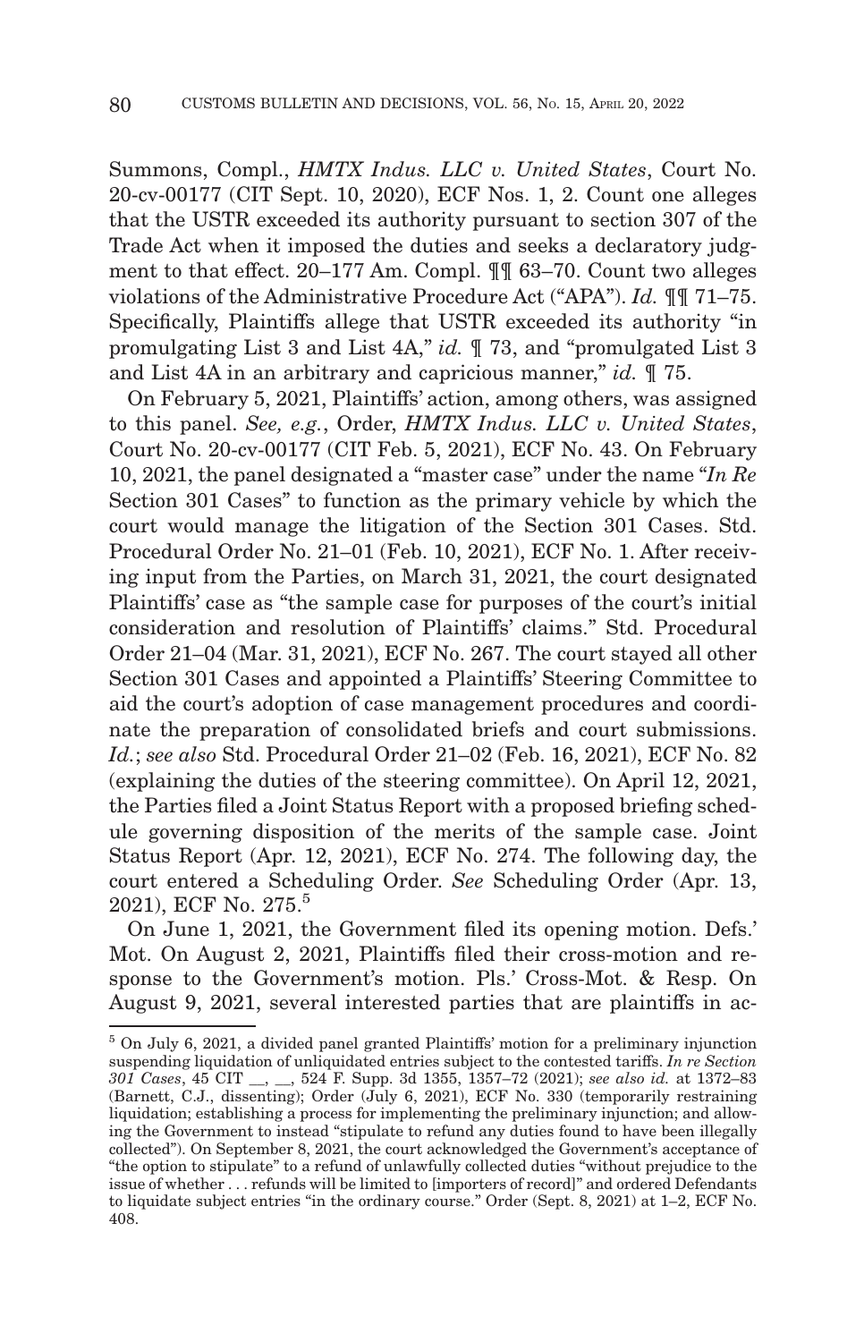Summons, Compl., *HMTX Indus. LLC v. United States*, Court No. 20-cv-00177 (CIT Sept. 10, 2020), ECF Nos. 1, 2. Count one alleges that the USTR exceeded its authority pursuant to section 307 of the Trade Act when it imposed the duties and seeks a declaratory judgment to that effect. 20–177 Am. Compl. ¶¶ 63–70. Count two alleges violations of the Administrative Procedure Act ("APA"). *Id.* ¶¶ 71–75. Specifically, Plaintiffs allege that USTR exceeded its authority "in promulgating List 3 and List 4A," *id.* ¶ 73, and "promulgated List 3 and List 4A in an arbitrary and capricious manner," *id.* ¶ 75.

On February 5, 2021, Plaintiffs' action, among others, was assigned to this panel. *See, e.g.*, Order, *HMTX Indus. LLC v. United States*, Court No. 20-cv-00177 (CIT Feb. 5, 2021), ECF No. 43. On February 10, 2021, the panel designated a "master case" under the name "*In Re* Section 301 Cases" to function as the primary vehicle by which the court would manage the litigation of the Section 301 Cases. Std. Procedural Order No. 21–01 (Feb. 10, 2021), ECF No. 1. After receiving input from the Parties, on March 31, 2021, the court designated Plaintiffs' case as "the sample case for purposes of the court's initial consideration and resolution of Plaintiffs' claims." Std. Procedural Order 21–04 (Mar. 31, 2021), ECF No. 267. The court stayed all other Section 301 Cases and appointed a Plaintiffs' Steering Committee to aid the court's adoption of case management procedures and coordinate the preparation of consolidated briefs and court submissions. *Id.*; *see also* Std. Procedural Order 21–02 (Feb. 16, 2021), ECF No. 82 (explaining the duties of the steering committee). On April 12, 2021, the Parties filed a Joint Status Report with a proposed briefing schedule governing disposition of the merits of the sample case. Joint Status Report (Apr. 12, 2021), ECF No. 274. The following day, the court entered a Scheduling Order. *See* Scheduling Order (Apr. 13, 2021), ECF No. 275.[5]

On June 1, 2021, the Government filed its opening motion. Defs.' Mot. On August 2, 2021, Plaintiffs filed their cross-motion and response to the Government's motion. Pls.' Cross-Mot. & Resp. On August 9, 2021, several interested parties that are plaintiffs in ac-

[5] On July 6, 2021, a divided panel granted Plaintiffs' motion for a preliminary injunction suspending liquidation of unliquidated entries subject to the contested tariffs. *In re Section 301 Cases*, 45 CIT __, __, 524 F. Supp. 3d 1355, 1357–72 (2021); *see also id.* at 1372–83 (Barnett, C.J., dissenting); Order (July 6, 2021), ECF No. 330 (temporarily restraining liquidation; establishing a process for implementing the preliminary injunction; and allowing the Government to instead "stipulate to refund any duties found to have been illegally collected"). On September 8, 2021, the court acknowledged the Government's acceptance of "the option to stipulate" to a refund of unlawfully collected duties "without prejudice to the issue of whether . . . refunds will be limited to [importers of record]" and ordered Defendants to liquidate subject entries "in the ordinary course." Order (Sept. 8, 2021) at 1–2, ECF No. 408.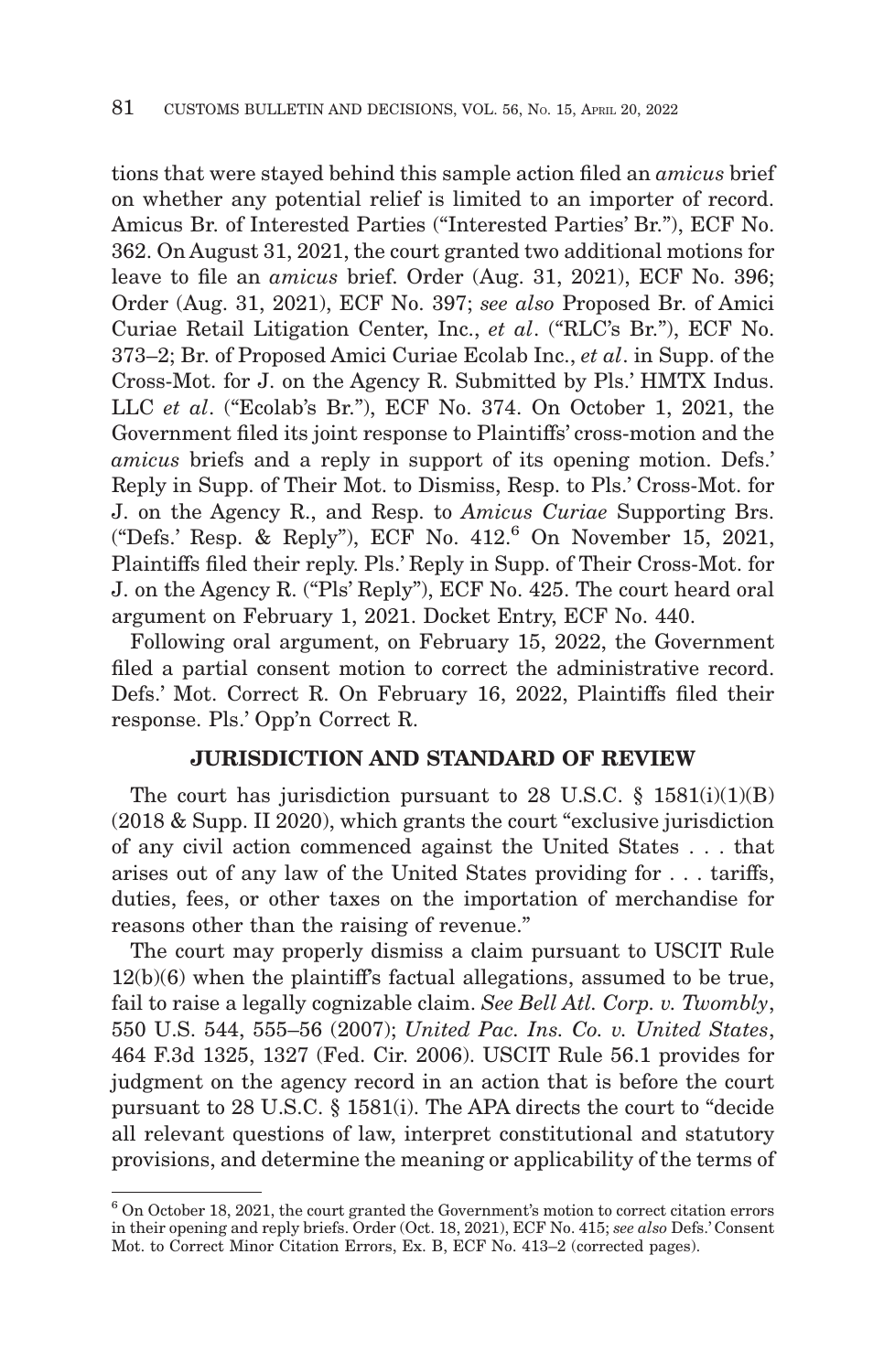tions that were stayed behind this sample action filed an *amicus* brief on whether any potential relief is limited to an importer of record. Amicus Br. of Interested Parties ("Interested Parties' Br."), ECF No. 362. On August 31, 2021, the court granted two additional motions for leave to file an *amicus* brief. Order (Aug. 31, 2021), ECF No. 396; Order (Aug. 31, 2021), ECF No. 397; *see also* Proposed Br. of Amici Curiae Retail Litigation Center, Inc., *et al*. ("RLC's Br."), ECF No. 373–2; Br. of Proposed Amici Curiae Ecolab Inc., *et al*. in Supp. of the Cross-Mot. for J. on the Agency R. Submitted by Pls.' HMTX Indus. LLC *et al*. ("Ecolab's Br."), ECF No. 374. On October 1, 2021, the Government filed its joint response to Plaintiffs' cross-motion and the *amicus* briefs and a reply in support of its opening motion. Defs.' Reply in Supp. of Their Mot. to Dismiss, Resp. to Pls.' Cross-Mot. for J. on the Agency R., and Resp. to *Amicus Curiae* Supporting Brs. ("Defs.' Resp. & Reply"), ECF No. 412.[6] On November 15, 2021, Plaintiffs filed their reply. Pls.' Reply in Supp. of Their Cross-Mot. for J. on the Agency R. ("Pls' Reply"), ECF No. 425. The court heard oral argument on February 1, 2021. Docket Entry, ECF No. 440.

Following oral argument, on February 15, 2022, the Government filed a partial consent motion to correct the administrative record. Defs.' Mot. Correct R. On February 16, 2022, Plaintiffs filed their response. Pls.' Opp'n Correct R.

## JURISDICTION AND STANDARD OF REVIEW

The court has jurisdiction pursuant to 28 U.S.C. § 1581(i)(1)(B) (2018 & Supp. II 2020), which grants the court "exclusive jurisdiction of any civil action commenced against the United States . . . that arises out of any law of the United States providing for . . . tariffs, duties, fees, or other taxes on the importation of merchandise for reasons other than the raising of revenue."

The court may properly dismiss a claim pursuant to USCIT Rule 12(b)(6) when the plaintiff's factual allegations, assumed to be true, fail to raise a legally cognizable claim. *See Bell Atl. Corp. v. Twombly*, 550 U.S. 544, 555–56 (2007); *United Pac. Ins. Co. v. United States*, 464 F.3d 1325, 1327 (Fed. Cir. 2006). USCIT Rule 56.1 provides for judgment on the agency record in an action that is before the court pursuant to 28 U.S.C. § 1581(i). The APA directs the court to "decide all relevant questions of law, interpret constitutional and statutory provisions, and determine the meaning or applicability of the terms of

[6] On October 18, 2021, the court granted the Government's motion to correct citation errors in their opening and reply briefs. Order (Oct. 18, 2021), ECF No. 415; *see also* Defs.' Consent Mot. to Correct Minor Citation Errors, Ex. B, ECF No. 413–2 (corrected pages).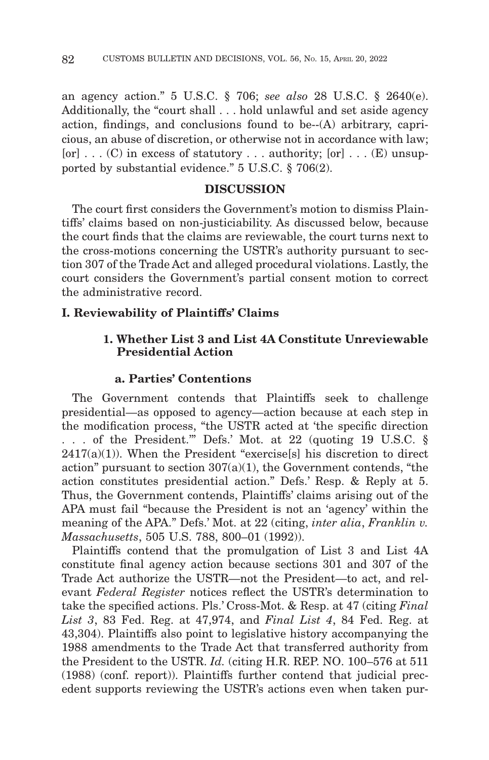an agency action." 5 U.S.C. § 706; *see also* 28 U.S.C. § 2640(e). Additionally, the "court shall . . . hold unlawful and set aside agency action, findings, and conclusions found to be--(A) arbitrary, capricious, an abuse of discretion, or otherwise not in accordance with law; [or] . . . (C) in excess of statutory . . . authority; [or] . . . (E) unsupported by substantial evidence." 5 U.S.C. § 706(2).

## DISCUSSION

The court first considers the Government's motion to dismiss Plaintiffs' claims based on non-justiciability. As discussed below, because the court finds that the claims are reviewable, the court turns next to the cross-motions concerning the USTR's authority pursuant to section 307 of the Trade Act and alleged procedural violations. Lastly, the court considers the Government's partial consent motion to correct the administrative record.

### I. Reviewability of Plaintiffs' Claims

#### 1. Whether List 3 and List 4A Constitute Unreviewable Presidential Action

##### a. Parties' Contentions

The Government contends that Plaintiffs seek to challenge presidential—as opposed to agency—action because at each step in the modification process, "the USTR acted at 'the specific direction . . . of the President.'" Defs.' Mot. at 22 (quoting 19 U.S.C. § 2417(a)(1)). When the President "exercise[s] his discretion to direct action" pursuant to section 307(a)(1), the Government contends, "the action constitutes presidential action." Defs.' Resp. & Reply at 5. Thus, the Government contends, Plaintiffs' claims arising out of the APA must fail "because the President is not an 'agency' within the meaning of the APA." Defs.' Mot. at 22 (citing, *inter alia*, *Franklin v. Massachusetts*, 505 U.S. 788, 800–01 (1992)).

Plaintiffs contend that the promulgation of List 3 and List 4A constitute final agency action because sections 301 and 307 of the Trade Act authorize the USTR—not the President—to act, and relevant *Federal Register* notices reflect the USTR's determination to take the specified actions. Pls.' Cross-Mot. & Resp. at 47 (citing *Final List 3*, 83 Fed. Reg. at 47,974, and *Final List 4*, 84 Fed. Reg. at 43,304). Plaintiffs also point to legislative history accompanying the 1988 amendments to the Trade Act that transferred authority from the President to the USTR. *Id.* (citing H.R. REP. NO. 100–576 at 511 (1988) (conf. report)). Plaintiffs further contend that judicial precedent supports reviewing the USTR's actions even when taken pur-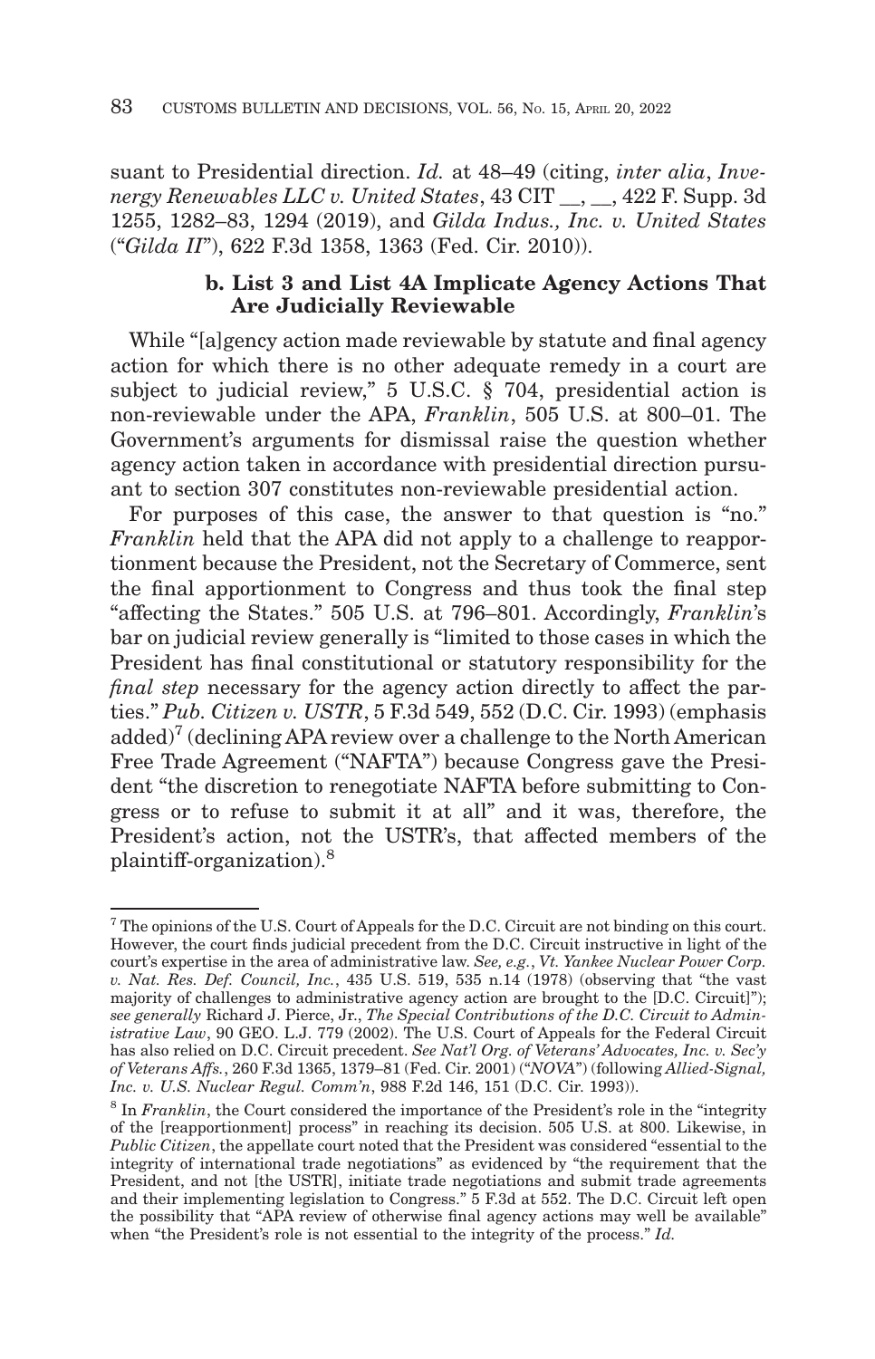suant to Presidential direction. *Id.* at 48–49 (citing, *inter alia*, *Invenergy Renewables LLC v. United States*, 43 CIT __, __, 422 F. Supp. 3d 1255, 1282–83, 1294 (2019), and *Gilda Indus., Inc. v. United States* ("*Gilda II*"), 622 F.3d 1358, 1363 (Fed. Cir. 2010)).

#### b. List 3 and List 4A Implicate Agency Actions That Are Judicially Reviewable

While "[a]gency action made reviewable by statute and final agency action for which there is no other adequate remedy in a court are subject to judicial review," 5 U.S.C. § 704, presidential action is non-reviewable under the APA, *Franklin*, 505 U.S. at 800–01. The Government's arguments for dismissal raise the question whether agency action taken in accordance with presidential direction pursuant to section 307 constitutes non-reviewable presidential action.

For purposes of this case, the answer to that question is "no." *Franklin* held that the APA did not apply to a challenge to reapportionment because the President, not the Secretary of Commerce, sent the final apportionment to Congress and thus took the final step "affecting the States." 505 U.S. at 796–801. Accordingly, *Franklin*'s bar on judicial review generally is "limited to those cases in which the President has final constitutional or statutory responsibility for the *final step* necessary for the agency action directly to affect the parties." *Pub. Citizen v. USTR*, 5 F.3d 549, 552 (D.C. Cir. 1993) (emphasis added)[7] (declining APA review over a challenge to the North American Free Trade Agreement ("NAFTA") because Congress gave the President "the discretion to renegotiate NAFTA before submitting to Congress or to refuse to submit it at all" and it was, therefore, the President's action, not the USTR's, that affected members of the plaintiff-organization).[8]

---

[7] The opinions of the U.S. Court of Appeals for the D.C. Circuit are not binding on this court. However, the court finds judicial precedent from the D.C. Circuit instructive in light of the court's expertise in the area of administrative law. *See, e.g.*, *Vt. Yankee Nuclear Power Corp. v. Nat. Res. Def. Council, Inc.*, 435 U.S. 519, 535 n.14 (1978) (observing that "the vast majority of challenges to administrative agency action are brought to the [D.C. Circuit]"); *see generally* Richard J. Pierce, Jr., *The Special Contributions of the D.C. Circuit to Administrative Law*, 90 GEO. L.J. 779 (2002). The U.S. Court of Appeals for the Federal Circuit has also relied on D.C. Circuit precedent. *See Nat'l Org. of Veterans' Advocates, Inc. v. Sec'y of Veterans Affs.*, 260 F.3d 1365, 1379–81 (Fed. Cir. 2001) ("*NOVA*") (following *Allied-Signal, Inc. v. U.S. Nuclear Regul. Comm'n*, 988 F.2d 146, 151 (D.C. Cir. 1993)).

[8] In *Franklin*, the Court considered the importance of the President's role in the "integrity of the [reapportionment] process" in reaching its decision. 505 U.S. at 800. Likewise, in *Public Citizen*, the appellate court noted that the President was considered "essential to the integrity of international trade negotiations" as evidenced by "the requirement that the President, and not [the USTR], initiate trade negotiations and submit trade agreements and their implementing legislation to Congress." 5 F.3d at 552. The D.C. Circuit left open the possibility that "APA review of otherwise final agency actions may well be available" when "the President's role is not essential to the integrity of the process." *Id.*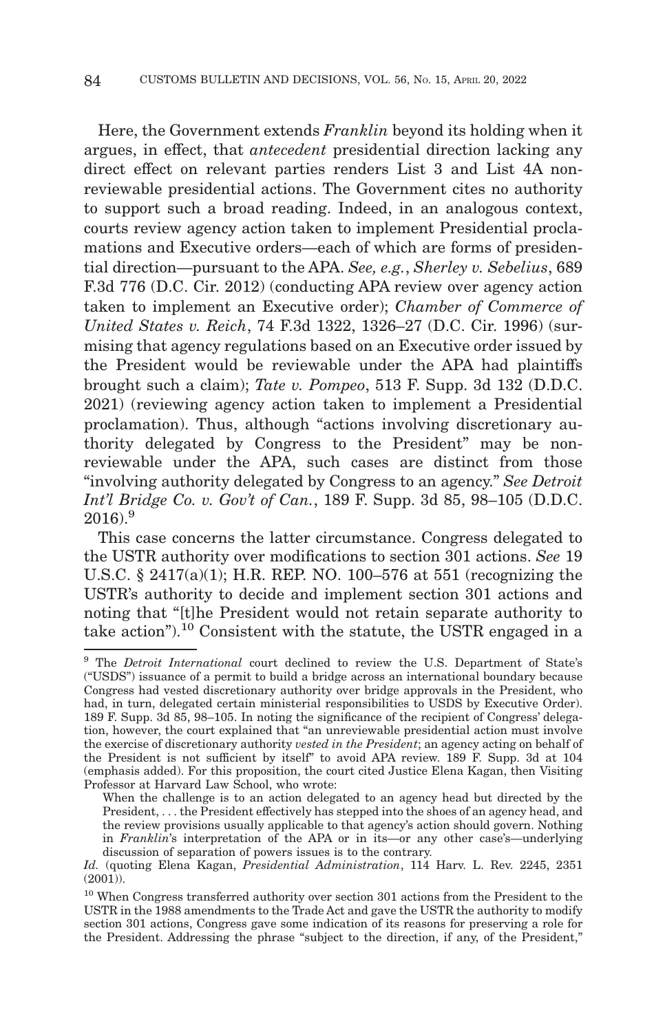Here, the Government extends *Franklin* beyond its holding when it argues, in effect, that *antecedent* presidential direction lacking any direct effect on relevant parties renders List 3 and List 4A non-reviewable presidential actions. The Government cites no authority to support such a broad reading. Indeed, in an analogous context, courts review agency action taken to implement Presidential proclamations and Executive orders—each of which are forms of presidential direction—pursuant to the APA. *See, e.g.*, *Sherley v. Sebelius*, 689 F.3d 776 (D.C. Cir. 2012) (conducting APA review over agency action taken to implement an Executive order); *Chamber of Commerce of United States v. Reich*, 74 F.3d 1322, 1326–27 (D.C. Cir. 1996) (surmising that agency regulations based on an Executive order issued by the President would be reviewable under the APA had plaintiffs brought such a claim); *Tate v. Pompeo*, 513 F. Supp. 3d 132 (D.D.C. 2021) (reviewing agency action taken to implement a Presidential proclamation). Thus, although "actions involving discretionary authority delegated by Congress to the President" may be non-reviewable under the APA, such cases are distinct from those "involving authority delegated by Congress to an agency." *See Detroit Int'l Bridge Co. v. Gov't of Can.*, 189 F. Supp. 3d 85, 98–105 (D.D.C. 2016).[9]

This case concerns the latter circumstance. Congress delegated to the USTR authority over modifications to section 301 actions. *See* 19 U.S.C. § 2417(a)(1); H.R. REP. NO. 100–576 at 551 (recognizing the USTR's authority to decide and implement section 301 actions and noting that "[t]he President would not retain separate authority to take action").[10] Consistent with the statute, the USTR engaged in a

---

[9] The *Detroit International* court declined to review the U.S. Department of State's ("USDS") issuance of a permit to build a bridge across an international boundary because Congress had vested discretionary authority over bridge approvals in the President, who had, in turn, delegated certain ministerial responsibilities to USDS by Executive Order). 189 F. Supp. 3d 85, 98–105. In noting the significance of the recipient of Congress' delegation, however, the court explained that "an unreviewable presidential action must involve the exercise of discretionary authority *vested in the President*; an agency acting on behalf of the President is not sufficient by itself" to avoid APA review. 189 F. Supp. 3d at 104 (emphasis added). For this proposition, the court cited Justice Elena Kagan, then Visiting Professor at Harvard Law School, who wrote:

> When the challenge is to an action delegated to an agency head but directed by the President, . . . the President effectively has stepped into the shoes of an agency head, and the review provisions usually applicable to that agency's action should govern. Nothing in *Franklin*'s interpretation of the APA or in its—or any other case's—underlying discussion of separation of powers issues is to the contrary.

*Id.* (quoting Elena Kagan, *Presidential Administration*, 114 Harv. L. Rev. 2245, 2351 (2001)).

[10] When Congress transferred authority over section 301 actions from the President to the USTR in the 1988 amendments to the Trade Act and gave the USTR the authority to modify section 301 actions, Congress gave some indication of its reasons for preserving a role for the President. Addressing the phrase "subject to the direction, if any, of the President,"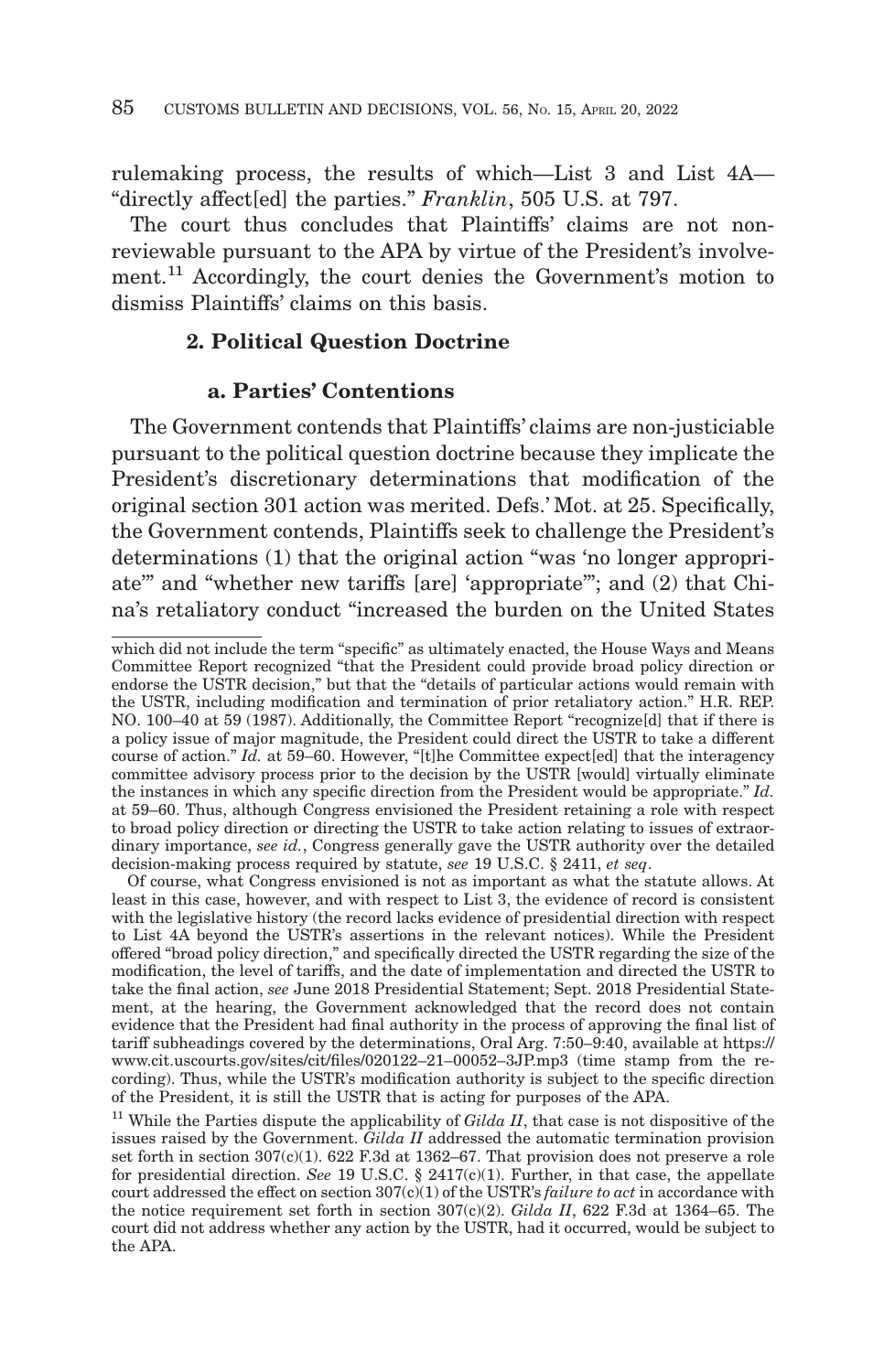rulemaking process, the results of which—List 3 and List 4A—"directly affect[ed] the parties." *Franklin*, 505 U.S. at 797.

The court thus concludes that Plaintiffs' claims are not non-reviewable pursuant to the APA by virtue of the President's involvement.[11] Accordingly, the court denies the Government's motion to dismiss Plaintiffs' claims on this basis.

### 2. Political Question Doctrine

#### a. Parties' Contentions

The Government contends that Plaintiffs' claims are non-justiciable pursuant to the political question doctrine because they implicate the President's discretionary determinations that modification of the original section 301 action was merited. Defs.' Mot. at 25. Specifically, the Government contends, Plaintiffs seek to challenge the President's determinations (1) that the original action "was 'no longer appropriate'" and "whether new tariffs [are] 'appropriate'"; and (2) that China's retaliatory conduct "increased the burden on the United States

---

which did not include the term "specific" as ultimately enacted, the House Ways and Means Committee Report recognized "that the President could provide broad policy direction or endorse the USTR decision," but that the "details of particular actions would remain with the USTR, including modification and termination of prior retaliatory action." H.R. REP. NO. 100–40 at 59 (1987). Additionally, the Committee Report "recognize[d] that if there is a policy issue of major magnitude, the President could direct the USTR to take a different course of action." *Id.* at 59–60. However, "[t]he Committee expect[ed] that the interagency committee advisory process prior to the decision by the USTR [would] virtually eliminate the instances in which any specific direction from the President would be appropriate." *Id.* at 59–60. Thus, although Congress envisioned the President retaining a role with respect to broad policy direction or directing the USTR to take action relating to issues of extraordinary importance, *see id.*, Congress generally gave the USTR authority over the detailed decision-making process required by statute, *see* 19 U.S.C. § 2411, *et seq*.

Of course, what Congress envisioned is not as important as what the statute allows. At least in this case, however, and with respect to List 3, the evidence of record is consistent with the legislative history (the record lacks evidence of presidential direction with respect to List 4A beyond the USTR's assertions in the relevant notices). While the President offered "broad policy direction," and specifically directed the USTR regarding the size of the modification, the level of tariffs, and the date of implementation and directed the USTR to take the final action, *see* June 2018 Presidential Statement; Sept. 2018 Presidential Statement, at the hearing, the Government acknowledged that the record does not contain evidence that the President had final authority in the process of approving the final list of tariff subheadings covered by the determinations, Oral Arg. 7:50–9:40, available at https://www.cit.uscourts.gov/sites/cit/files/020122–21–00052–3JP.mp3 (time stamp from the recording). Thus, while the USTR's modification authority is subject to the specific direction of the President, it is still the USTR that is acting for purposes of the APA.

[11] While the Parties dispute the applicability of *Gilda II*, that case is not dispositive of the issues raised by the Government. *Gilda II* addressed the automatic termination provision set forth in section 307(c)(1). 622 F.3d at 1362–67. That provision does not preserve a role for presidential direction. *See* 19 U.S.C. § 2417(c)(1). Further, in that case, the appellate court addressed the effect on section 307(c)(1) of the USTR's *failure to act* in accordance with the notice requirement set forth in section 307(c)(2). *Gilda II*, 622 F.3d at 1364–65. The court did not address whether any action by the USTR, had it occurred, would be subject to the APA.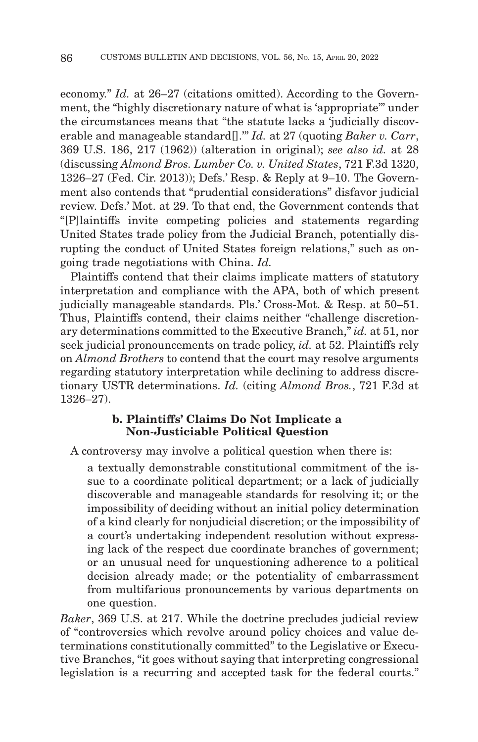economy." *Id.* at 26–27 (citations omitted). According to the Government, the "highly discretionary nature of what is 'appropriate'" under the circumstances means that "the statute lacks a 'judicially discoverable and manageable standard[].'" *Id.* at 27 (quoting *Baker v. Carr*, 369 U.S. 186, 217 (1962)) (alteration in original); *see also id.* at 28 (discussing *Almond Bros. Lumber Co. v. United States*, 721 F.3d 1320, 1326–27 (Fed. Cir. 2013)); Defs.' Resp. & Reply at 9–10. The Government also contends that "prudential considerations" disfavor judicial review. Defs.' Mot. at 29. To that end, the Government contends that "[P]laintiffs invite competing policies and statements regarding United States trade policy from the Judicial Branch, potentially disrupting the conduct of United States foreign relations," such as ongoing trade negotiations with China. *Id.*

Plaintiffs contend that their claims implicate matters of statutory interpretation and compliance with the APA, both of which present judicially manageable standards. Pls.' Cross-Mot. & Resp. at 50–51. Thus, Plaintiffs contend, their claims neither "challenge discretionary determinations committed to the Executive Branch," *id.* at 51, nor seek judicial pronouncements on trade policy, *id.* at 52. Plaintiffs rely on *Almond Brothers* to contend that the court may resolve arguments regarding statutory interpretation while declining to address discretionary USTR determinations. *Id.* (citing *Almond Bros.*, 721 F.3d at 1326–27).

#### b. Plaintiffs' Claims Do Not Implicate a Non-Justiciable Political Question

A controversy may involve a political question when there is:

> a textually demonstrable constitutional commitment of the issue to a coordinate political department; or a lack of judicially discoverable and manageable standards for resolving it; or the impossibility of deciding without an initial policy determination of a kind clearly for nonjudicial discretion; or the impossibility of a court's undertaking independent resolution without expressing lack of the respect due coordinate branches of government; or an unusual need for unquestioning adherence to a political decision already made; or the potentiality of embarrassment from multifarious pronouncements by various departments on one question.

*Baker*, 369 U.S. at 217. While the doctrine precludes judicial review of "controversies which revolve around policy choices and value determinations constitutionally committed" to the Legislative or Executive Branches, "it goes without saying that interpreting congressional legislation is a recurring and accepted task for the federal courts."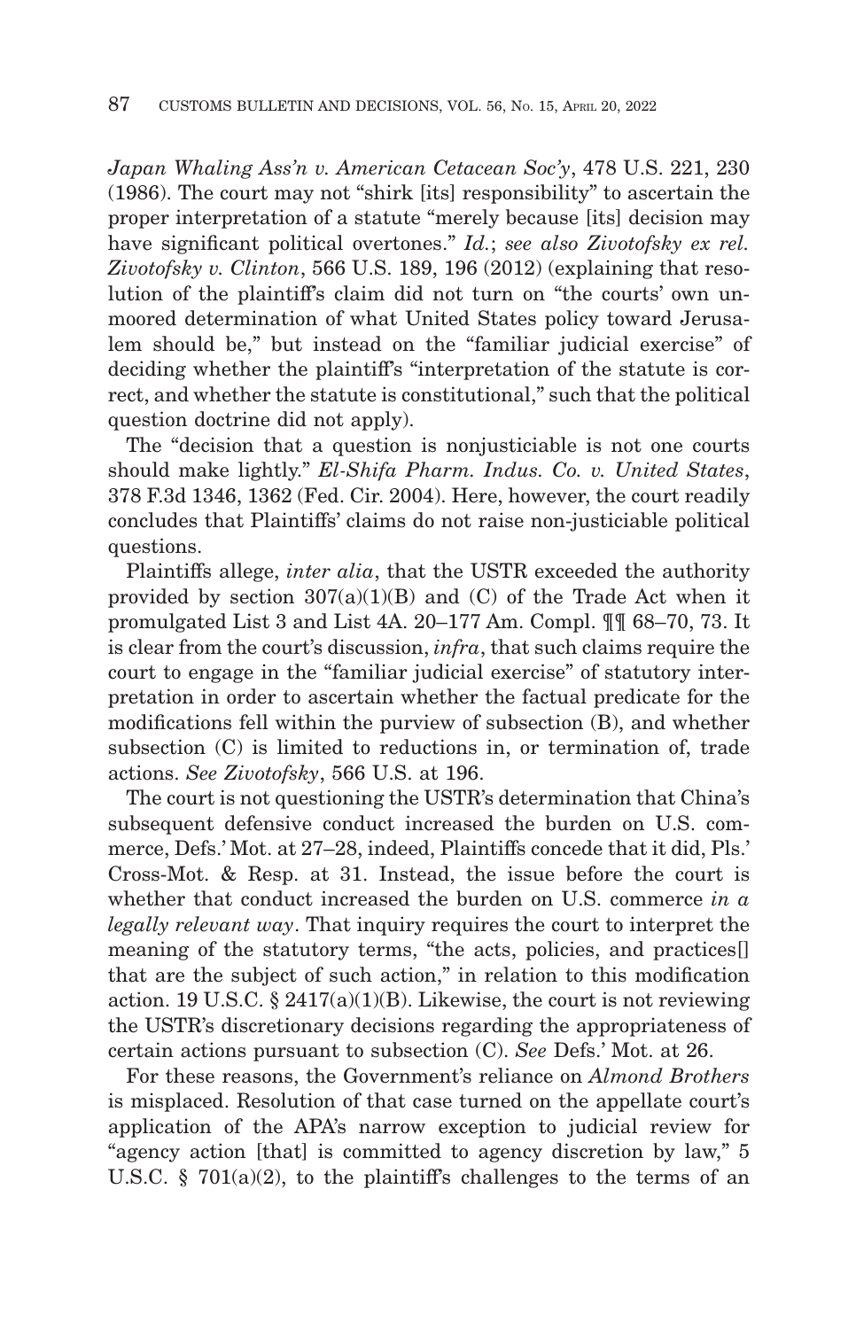*Japan Whaling Ass'n v. American Cetacean Soc'y*, 478 U.S. 221, 230 (1986). The court may not "shirk [its] responsibility" to ascertain the proper interpretation of a statute "merely because [its] decision may have significant political overtones." *Id.*; *see also Zivotofsky ex rel. Zivotofsky v. Clinton*, 566 U.S. 189, 196 (2012) (explaining that resolution of the plaintiff's claim did not turn on "the courts' own unmoored determination of what United States policy toward Jerusalem should be," but instead on the "familiar judicial exercise" of deciding whether the plaintiff's "interpretation of the statute is correct, and whether the statute is constitutional," such that the political question doctrine did not apply).

The "decision that a question is nonjusticiable is not one courts should make lightly." *El-Shifa Pharm. Indus. Co. v. United States*, 378 F.3d 1346, 1362 (Fed. Cir. 2004). Here, however, the court readily concludes that Plaintiffs' claims do not raise non-justiciable political questions.

Plaintiffs allege, *inter alia*, that the USTR exceeded the authority provided by section 307(a)(1)(B) and (C) of the Trade Act when it promulgated List 3 and List 4A. 20–177 Am. Compl. ¶¶ 68–70, 73. It is clear from the court's discussion, *infra*, that such claims require the court to engage in the "familiar judicial exercise" of statutory interpretation in order to ascertain whether the factual predicate for the modifications fell within the purview of subsection (B), and whether subsection (C) is limited to reductions in, or termination of, trade actions. *See Zivotofsky*, 566 U.S. at 196.

The court is not questioning the USTR's determination that China's subsequent defensive conduct increased the burden on U.S. commerce, Defs.' Mot. at 27–28, indeed, Plaintiffs concede that it did, Pls.' Cross-Mot. & Resp. at 31. Instead, the issue before the court is whether that conduct increased the burden on U.S. commerce *in a legally relevant way*. That inquiry requires the court to interpret the meaning of the statutory terms, "the acts, policies, and practices[] that are the subject of such action," in relation to this modification action. 19 U.S.C. § 2417(a)(1)(B). Likewise, the court is not reviewing the USTR's discretionary decisions regarding the appropriateness of certain actions pursuant to subsection (C). *See* Defs.' Mot. at 26.

For these reasons, the Government's reliance on *Almond Brothers* is misplaced. Resolution of that case turned on the appellate court's application of the APA's narrow exception to judicial review for "agency action [that] is committed to agency discretion by law," 5 U.S.C. § 701(a)(2), to the plaintiff's challenges to the terms of an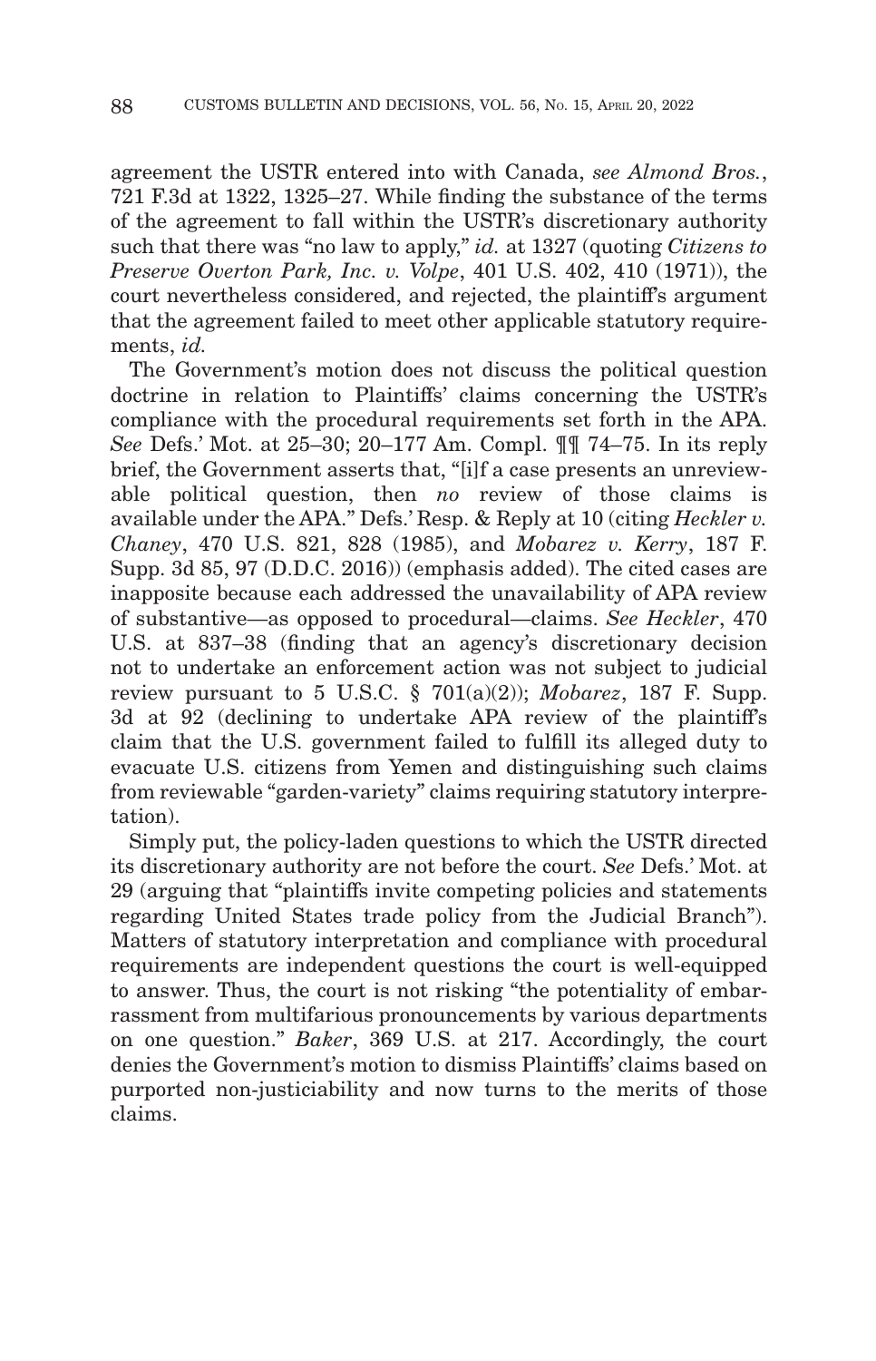agreement the USTR entered into with Canada, *see Almond Bros.*, 721 F.3d at 1322, 1325–27. While finding the substance of the terms of the agreement to fall within the USTR's discretionary authority such that there was "no law to apply," *id.* at 1327 (quoting *Citizens to Preserve Overton Park, Inc. v. Volpe*, 401 U.S. 402, 410 (1971)), the court nevertheless considered, and rejected, the plaintiff's argument that the agreement failed to meet other applicable statutory requirements, *id.*

The Government's motion does not discuss the political question doctrine in relation to Plaintiffs' claims concerning the USTR's compliance with the procedural requirements set forth in the APA. *See* Defs.' Mot. at 25–30; 20–177 Am. Compl. ¶¶ 74–75. In its reply brief, the Government asserts that, "[i]f a case presents an unreviewable political question, then *no* review of those claims is available under the APA." Defs.' Resp. & Reply at 10 (citing *Heckler v. Chaney*, 470 U.S. 821, 828 (1985), and *Mobarez v. Kerry*, 187 F. Supp. 3d 85, 97 (D.D.C. 2016)) (emphasis added). The cited cases are inapposite because each addressed the unavailability of APA review of substantive—as opposed to procedural—claims. *See Heckler*, 470 U.S. at 837–38 (finding that an agency's discretionary decision not to undertake an enforcement action was not subject to judicial review pursuant to 5 U.S.C. § 701(a)(2)); *Mobarez*, 187 F. Supp. 3d at 92 (declining to undertake APA review of the plaintiff's claim that the U.S. government failed to fulfill its alleged duty to evacuate U.S. citizens from Yemen and distinguishing such claims from reviewable "garden-variety" claims requiring statutory interpretation).

Simply put, the policy-laden questions to which the USTR directed its discretionary authority are not before the court. *See* Defs.' Mot. at 29 (arguing that "plaintiffs invite competing policies and statements regarding United States trade policy from the Judicial Branch"). Matters of statutory interpretation and compliance with procedural requirements are independent questions the court is well-equipped to answer. Thus, the court is not risking "the potentiality of embarrassment from multifarious pronouncements by various departments on one question." *Baker*, 369 U.S. at 217. Accordingly, the court denies the Government's motion to dismiss Plaintiffs' claims based on purported non-justiciability and now turns to the merits of those claims.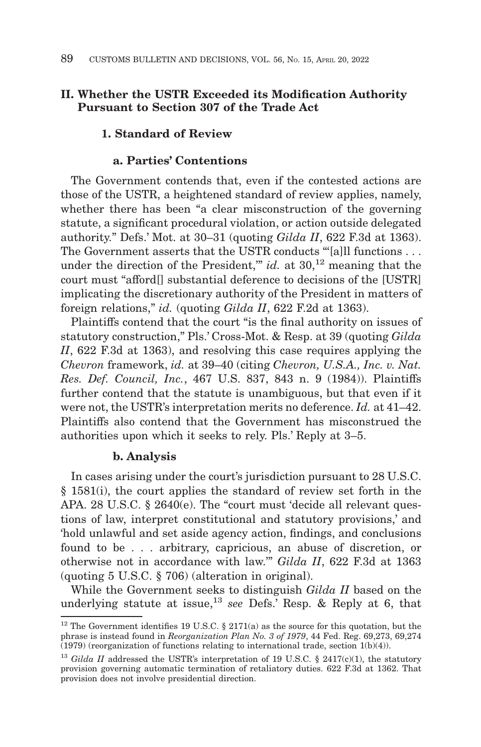## II. Whether the USTR Exceeded its Modification Authority Pursuant to Section 307 of the Trade Act

### 1. Standard of Review

#### a. Parties' Contentions

The Government contends that, even if the contested actions are those of the USTR, a heightened standard of review applies, namely, whether there has been "a clear misconstruction of the governing statute, a significant procedural violation, or action outside delegated authority." Defs.' Mot. at 30–31 (quoting *Gilda II*, 622 F.3d at 1363). The Government asserts that the USTR conducts "'[a]ll functions . . . under the direction of the President,'" *id.* at 30,[12] meaning that the court must "afford[] substantial deference to decisions of the [USTR] implicating the discretionary authority of the President in matters of foreign relations," *id.* (quoting *Gilda II*, 622 F.2d at 1363).

Plaintiffs contend that the court "is the final authority on issues of statutory construction," Pls.' Cross-Mot. & Resp. at 39 (quoting *Gilda II*, 622 F.3d at 1363), and resolving this case requires applying the *Chevron* framework, *id.* at 39–40 (citing *Chevron, U.S.A., Inc. v. Nat. Res. Def. Council, Inc.*, 467 U.S. 837, 843 n. 9 (1984)). Plaintiffs further contend that the statute is unambiguous, but that even if it were not, the USTR's interpretation merits no deference. *Id.* at 41–42. Plaintiffs also contend that the Government has misconstrued the authorities upon which it seeks to rely. Pls.' Reply at 3–5.

#### b. Analysis

In cases arising under the court's jurisdiction pursuant to 28 U.S.C. § 1581(i), the court applies the standard of review set forth in the APA. 28 U.S.C. § 2640(e). The "court must 'decide all relevant questions of law, interpret constitutional and statutory provisions,' and 'hold unlawful and set aside agency action, findings, and conclusions found to be . . . arbitrary, capricious, an abuse of discretion, or otherwise not in accordance with law.'" *Gilda II*, 622 F.3d at 1363 (quoting 5 U.S.C. § 706) (alteration in original).

While the Government seeks to distinguish *Gilda II* based on the underlying statute at issue,[13] *see* Defs.' Resp. & Reply at 6, that

---

[12] The Government identifies 19 U.S.C. § 2171(a) as the source for this quotation, but the phrase is instead found in *Reorganization Plan No. 3 of 1979*, 44 Fed. Reg. 69,273, 69,274 (1979) (reorganization of functions relating to international trade, section 1(b)(4)).

[13] *Gilda II* addressed the USTR's interpretation of 19 U.S.C. § 2417(c)(1), the statutory provision governing automatic termination of retaliatory duties. 622 F.3d at 1362. That provision does not involve presidential direction.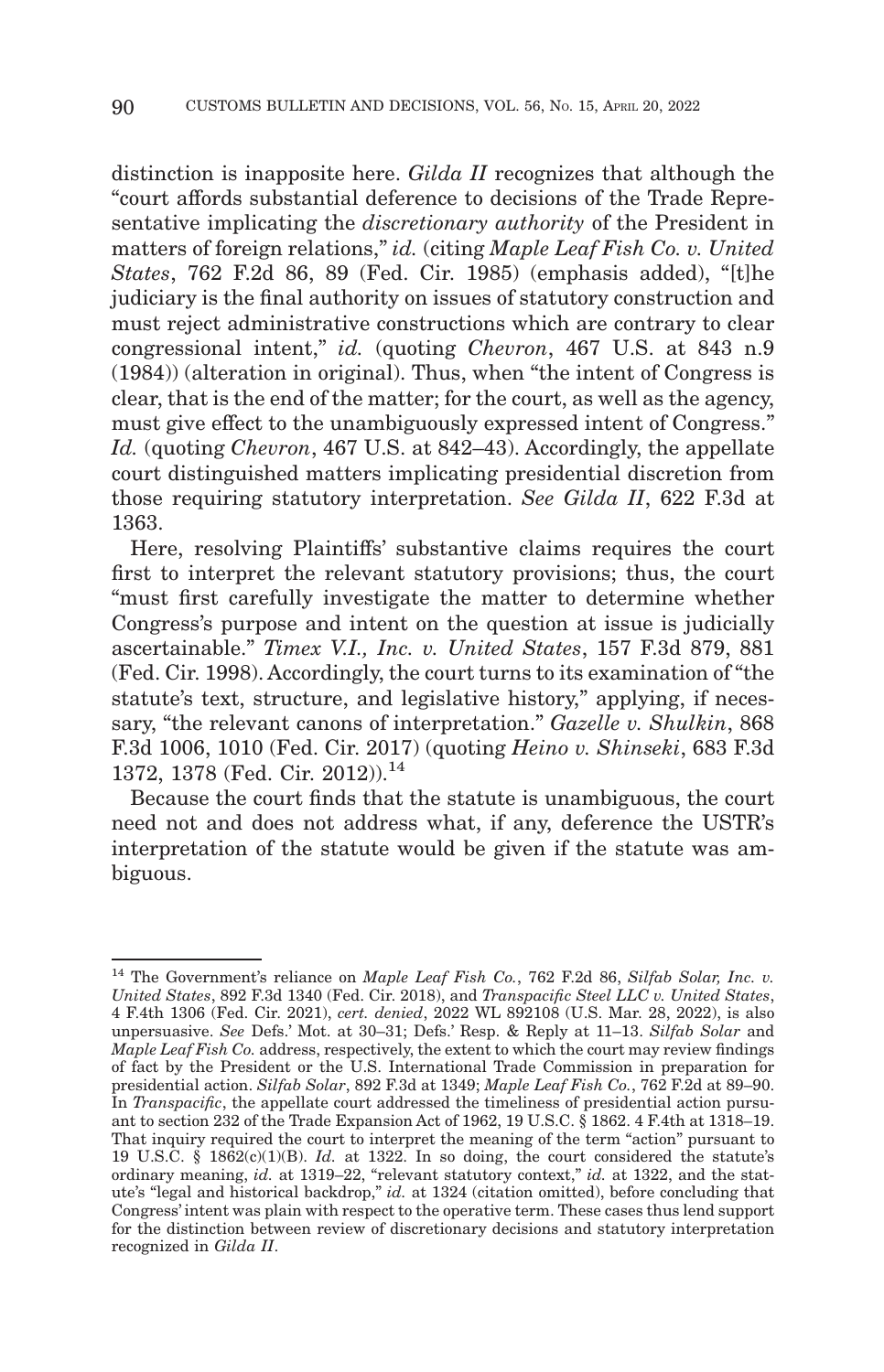distinction is inapposite here. *Gilda II* recognizes that although the "court affords substantial deference to decisions of the Trade Representative implicating the *discretionary authority* of the President in matters of foreign relations," *id.* (citing *Maple Leaf Fish Co. v. United States*, 762 F.2d 86, 89 (Fed. Cir. 1985) (emphasis added), "[t]he judiciary is the final authority on issues of statutory construction and must reject administrative constructions which are contrary to clear congressional intent," *id.* (quoting *Chevron*, 467 U.S. at 843 n.9 (1984)) (alteration in original). Thus, when "the intent of Congress is clear, that is the end of the matter; for the court, as well as the agency, must give effect to the unambiguously expressed intent of Congress." *Id.* (quoting *Chevron*, 467 U.S. at 842–43). Accordingly, the appellate court distinguished matters implicating presidential discretion from those requiring statutory interpretation. *See Gilda II*, 622 F.3d at 1363.

Here, resolving Plaintiffs' substantive claims requires the court first to interpret the relevant statutory provisions; thus, the court "must first carefully investigate the matter to determine whether Congress's purpose and intent on the question at issue is judicially ascertainable." *Timex V.I., Inc. v. United States*, 157 F.3d 879, 881 (Fed. Cir. 1998). Accordingly, the court turns to its examination of "the statute's text, structure, and legislative history," applying, if necessary, "the relevant canons of interpretation." *Gazelle v. Shulkin*, 868 F.3d 1006, 1010 (Fed. Cir. 2017) (quoting *Heino v. Shinseki*, 683 F.3d 1372, 1378 (Fed. Cir. 2012)).[14]

Because the court finds that the statute is unambiguous, the court need not and does not address what, if any, deference the USTR's interpretation of the statute would be given if the statute was ambiguous.

---

[14] The Government's reliance on *Maple Leaf Fish Co.*, 762 F.2d 86, *Silfab Solar, Inc. v. United States*, 892 F.3d 1340 (Fed. Cir. 2018), and *Transpacific Steel LLC v. United States*, 4 F.4th 1306 (Fed. Cir. 2021), *cert. denied*, 2022 WL 892108 (U.S. Mar. 28, 2022), is also unpersuasive. *See* Defs.' Mot. at 30–31; Defs.' Resp. & Reply at 11–13. *Silfab Solar* and *Maple Leaf Fish Co.* address, respectively, the extent to which the court may review findings of fact by the President or the U.S. International Trade Commission in preparation for presidential action. *Silfab Solar*, 892 F.3d at 1349; *Maple Leaf Fish Co.*, 762 F.2d at 89–90. In *Transpacific*, the appellate court addressed the timeliness of presidential action pursuant to section 232 of the Trade Expansion Act of 1962, 19 U.S.C. § 1862. 4 F.4th at 1318–19. That inquiry required the court to interpret the meaning of the term "action" pursuant to 19 U.S.C. § 1862(c)(1)(B). *Id.* at 1322. In so doing, the court considered the statute's ordinary meaning, *id.* at 1319–22, "relevant statutory context," *id.* at 1322, and the statute's "legal and historical backdrop," *id.* at 1324 (citation omitted), before concluding that Congress' intent was plain with respect to the operative term. These cases thus lend support for the distinction between review of discretionary decisions and statutory interpretation recognized in *Gilda II*.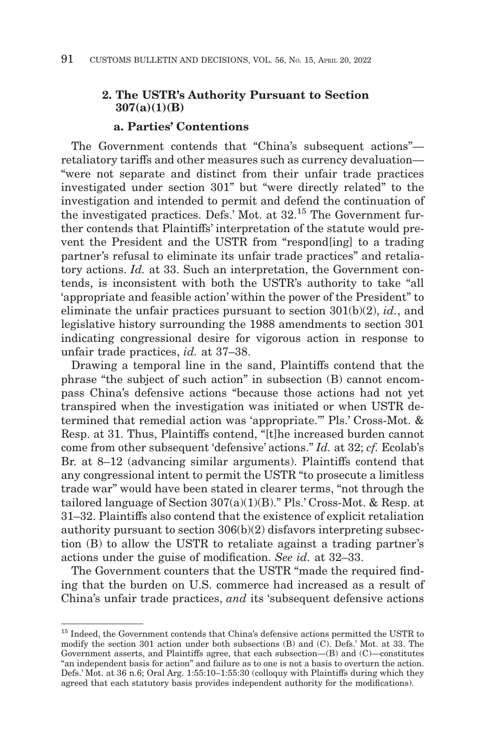### 2. The USTR's Authority Pursuant to Section 307(a)(1)(B)

#### a. Parties' Contentions

The Government contends that "China's subsequent actions"—retaliatory tariffs and other measures such as currency devaluation—"were not separate and distinct from their unfair trade practices investigated under section 301" but "were directly related" to the investigation and intended to permit and defend the continuation of the investigated practices. Defs.' Mot. at 32.[15] The Government further contends that Plaintiffs' interpretation of the statute would prevent the President and the USTR from "respond[ing] to a trading partner's refusal to eliminate its unfair trade practices" and retaliatory actions. *Id.* at 33. Such an interpretation, the Government contends, is inconsistent with both the USTR's authority to take "all 'appropriate and feasible action' within the power of the President" to eliminate the unfair practices pursuant to section 301(b)(2), *id.*, and legislative history surrounding the 1988 amendments to section 301 indicating congressional desire for vigorous action in response to unfair trade practices, *id.* at 37–38.

Drawing a temporal line in the sand, Plaintiffs contend that the phrase "the subject of such action" in subsection (B) cannot encompass China's defensive actions "because those actions had not yet transpired when the investigation was initiated or when USTR determined that remedial action was 'appropriate.'" Pls.' Cross-Mot. & Resp. at 31. Thus, Plaintiffs contend, "[t]he increased burden cannot come from other subsequent 'defensive' actions." *Id.* at 32; *cf.* Ecolab's Br. at 8–12 (advancing similar arguments). Plaintiffs contend that any congressional intent to permit the USTR "to prosecute a limitless trade war" would have been stated in clearer terms, "not through the tailored language of Section 307(a)(1)(B)." Pls.' Cross-Mot. & Resp. at 31–32. Plaintiffs also contend that the existence of explicit retaliation authority pursuant to section 306(b)(2) disfavors interpreting subsection (B) to allow the USTR to retaliate against a trading partner's actions under the guise of modification. *See id.* at 32–33.

The Government counters that the USTR "made the required finding that the burden on U.S. commerce had increased as a result of China's unfair trade practices, *and* its 'subsequent defensive actions

---

[15] Indeed, the Government contends that China's defensive actions permitted the USTR to modify the section 301 action under both subsections (B) and (C). Defs.' Mot. at 33. The Government asserts, and Plaintiffs agree, that each subsection—(B) and (C)—constitutes "an independent basis for action" and failure as to one is not a basis to overturn the action. Defs.' Mot. at 36 n.6; Oral Arg. 1:55:10–1:55:30 (colloquy with Plaintiffs during which they agreed that each statutory basis provides independent authority for the modifications).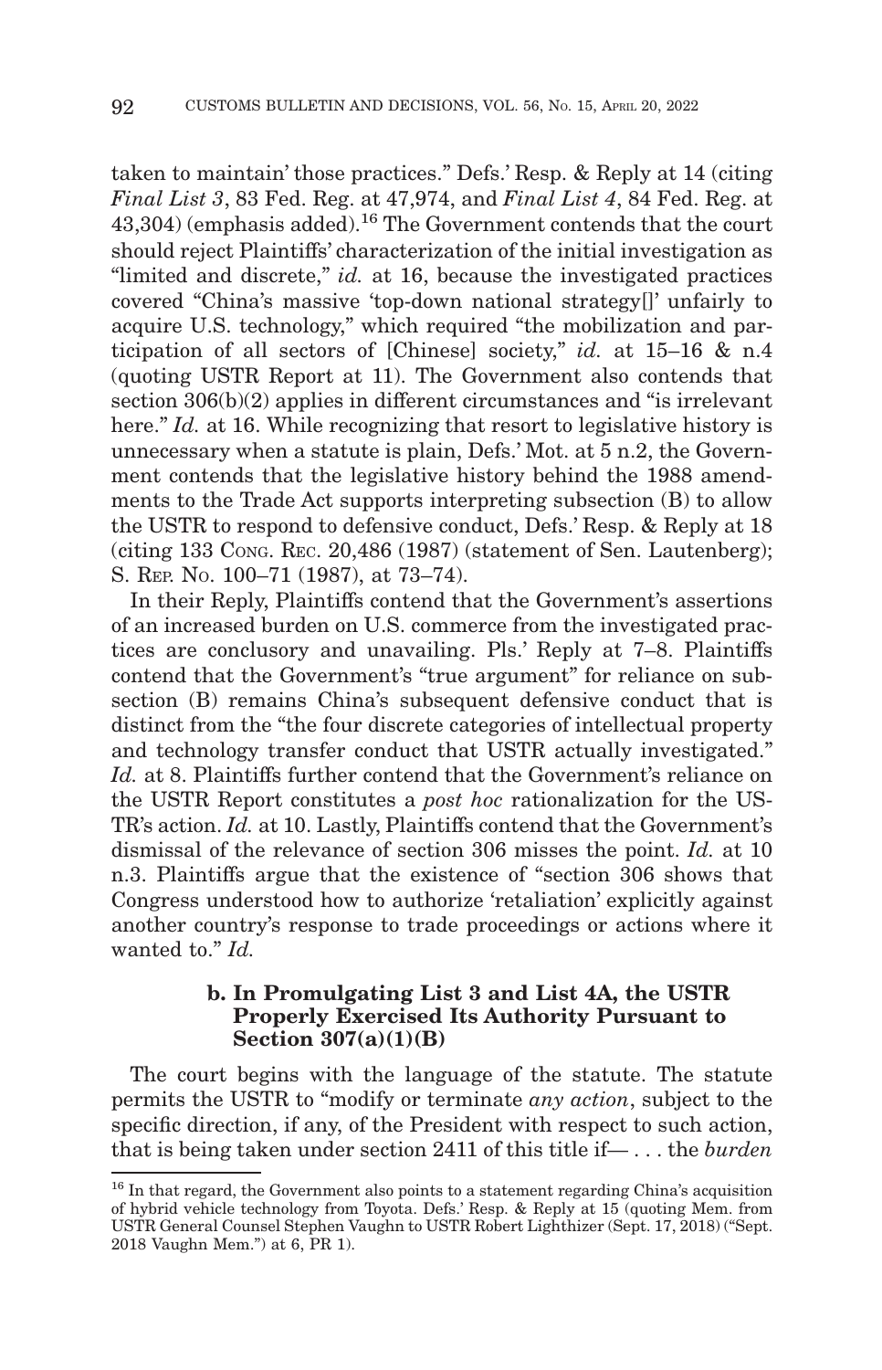taken to maintain' those practices." Defs.' Resp. & Reply at 14 (citing *Final List 3*, 83 Fed. Reg. at 47,974, and *Final List 4*, 84 Fed. Reg. at 43,304) (emphasis added).[16] The Government contends that the court should reject Plaintiffs' characterization of the initial investigation as "limited and discrete," *id.* at 16, because the investigated practices covered "China's massive 'top-down national strategy[]' unfairly to acquire U.S. technology," which required "the mobilization and participation of all sectors of [Chinese] society," *id.* at 15–16 & n.4 (quoting USTR Report at 11). The Government also contends that section 306(b)(2) applies in different circumstances and "is irrelevant here." *Id.* at 16. While recognizing that resort to legislative history is unnecessary when a statute is plain, Defs.' Mot. at 5 n.2, the Government contends that the legislative history behind the 1988 amendments to the Trade Act supports interpreting subsection (B) to allow the USTR to respond to defensive conduct, Defs.' Resp. & Reply at 18 (citing 133 CONG. REC. 20,486 (1987) (statement of Sen. Lautenberg); S. REP. NO. 100–71 (1987), at 73–74).

In their Reply, Plaintiffs contend that the Government's assertions of an increased burden on U.S. commerce from the investigated practices are conclusory and unavailing. Pls.' Reply at 7–8. Plaintiffs contend that the Government's "true argument" for reliance on subsection (B) remains China's subsequent defensive conduct that is distinct from the "the four discrete categories of intellectual property and technology transfer conduct that USTR actually investigated." *Id.* at 8. Plaintiffs further contend that the Government's reliance on the USTR Report constitutes a *post hoc* rationalization for the USTR's action. *Id.* at 10. Lastly, Plaintiffs contend that the Government's dismissal of the relevance of section 306 misses the point. *Id.* at 10 n.3. Plaintiffs argue that the existence of "section 306 shows that Congress understood how to authorize 'retaliation' explicitly against another country's response to trade proceedings or actions where it wanted to." *Id.*

#### b. In Promulgating List 3 and List 4A, the USTR Properly Exercised Its Authority Pursuant to Section 307(a)(1)(B)

The court begins with the language of the statute. The statute permits the USTR to "modify or terminate *any action*, subject to the specific direction, if any, of the President with respect to such action, that is being taken under section 2411 of this title if— . . . the *burden*

[16] In that regard, the Government also points to a statement regarding China's acquisition of hybrid vehicle technology from Toyota. Defs.' Resp. & Reply at 15 (quoting Mem. from USTR General Counsel Stephen Vaughn to USTR Robert Lighthizer (Sept. 17, 2018) ("Sept. 2018 Vaughn Mem.") at 6, PR 1).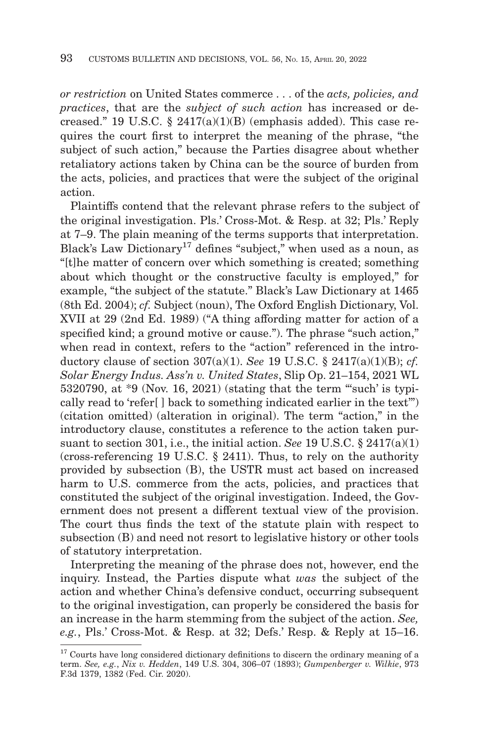*or restriction* on United States commerce . . . of the *acts, policies, and practices*, that are the *subject of such action* has increased or decreased." 19 U.S.C. § 2417(a)(1)(B) (emphasis added). This case requires the court first to interpret the meaning of the phrase, "the subject of such action," because the Parties disagree about whether retaliatory actions taken by China can be the source of burden from the acts, policies, and practices that were the subject of the original action.

Plaintiffs contend that the relevant phrase refers to the subject of the original investigation. Pls.' Cross-Mot. & Resp. at 32; Pls.' Reply at 7–9. The plain meaning of the terms supports that interpretation. Black's Law Dictionary[17] defines "subject," when used as a noun, as "[t]he matter of concern over which something is created; something about which thought or the constructive faculty is employed," for example, "the subject of the statute." Black's Law Dictionary at 1465 (8th Ed. 2004); *cf.* Subject (noun), The Oxford English Dictionary, Vol. XVII at 29 (2nd Ed. 1989) ("A thing affording matter for action of a specified kind; a ground motive or cause."). The phrase "such action," when read in context, refers to the "action" referenced in the introductory clause of section 307(a)(1). *See* 19 U.S.C. § 2417(a)(1)(B); *cf. Solar Energy Indus. Ass'n v. United States*, Slip Op. 21–154, 2021 WL 5320790, at *9 (Nov. 16, 2021) (stating that the term "'such' is typically read to 'refer[ ] back to something indicated earlier in the text'") (citation omitted) (alteration in original). The term "action," in the introductory clause, constitutes a reference to the action taken pursuant to section 301, i.e., the initial action. *See* 19 U.S.C. § 2417(a)(1) (cross-referencing 19 U.S.C. § 2411). Thus, to rely on the authority provided by subsection (B), the USTR must act based on increased harm to U.S. commerce from the acts, policies, and practices that constituted the subject of the original investigation. Indeed, the Government does not present a different textual view of the provision. The court thus finds the text of the statute plain with respect to subsection (B) and need not resort to legislative history or other tools of statutory interpretation.

Interpreting the meaning of the phrase does not, however, end the inquiry. Instead, the Parties dispute what *was* the subject of the action and whether China's defensive conduct, occurring subsequent to the original investigation, can properly be considered the basis for an increase in the harm stemming from the subject of the action. *See, e.g.*, Pls.' Cross-Mot. & Resp. at 32; Defs.' Resp. & Reply at 15–16.

[17] Courts have long considered dictionary definitions to discern the ordinary meaning of a term. *See, e.g.*, *Nix v. Hedden*, 149 U.S. 304, 306–07 (1893); *Gumpenberger v. Wilkie*, 973 F.3d 1379, 1382 (Fed. Cir. 2020).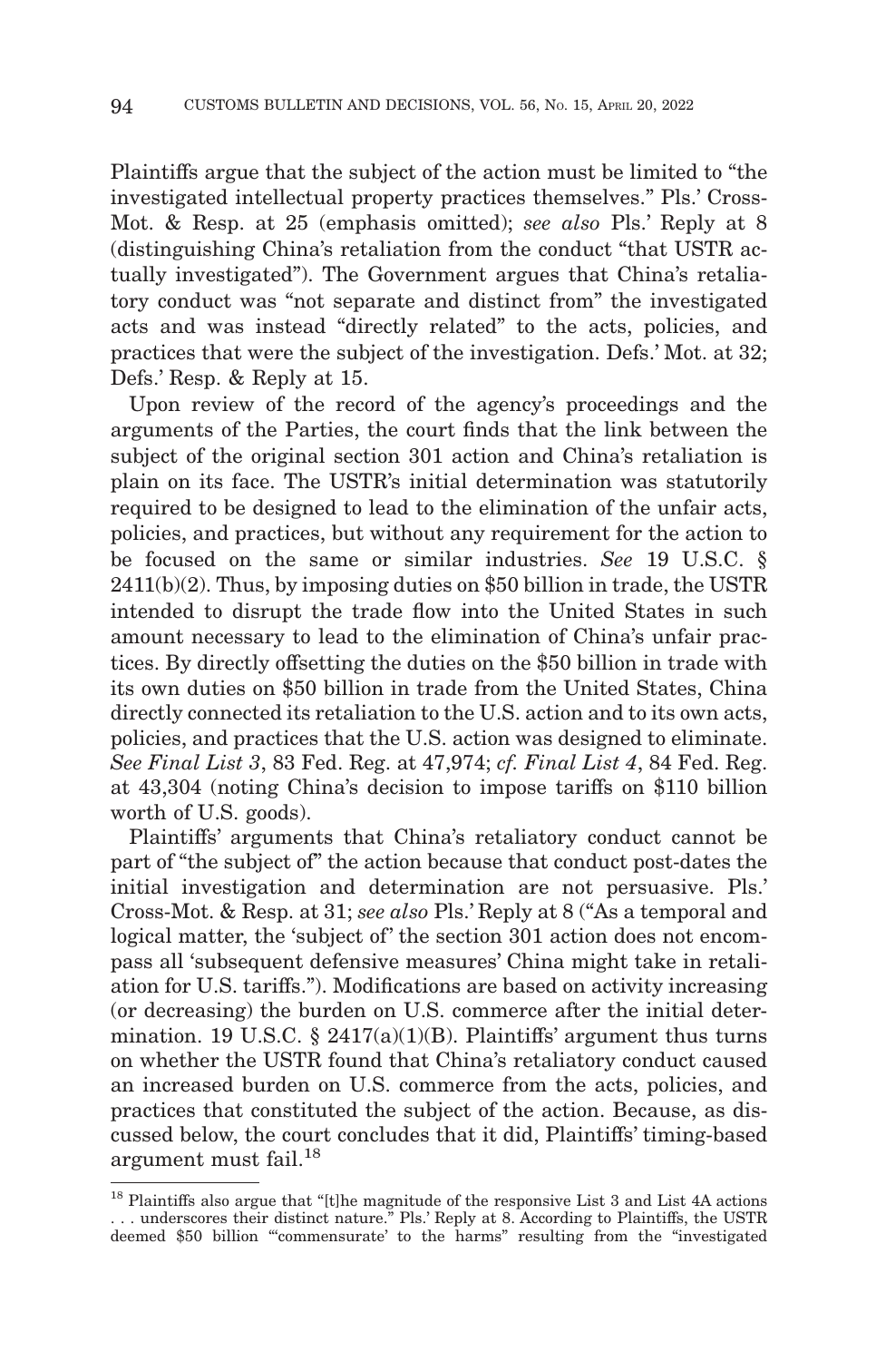Plaintiffs argue that the subject of the action must be limited to "the investigated intellectual property practices themselves." Pls.' Cross-Mot. & Resp. at 25 (emphasis omitted); *see also* Pls.' Reply at 8 (distinguishing China's retaliation from the conduct "that USTR actually investigated"). The Government argues that China's retaliatory conduct was "not separate and distinct from" the investigated acts and was instead "directly related" to the acts, policies, and practices that were the subject of the investigation. Defs.' Mot. at 32; Defs.' Resp. & Reply at 15.

Upon review of the record of the agency's proceedings and the arguments of the Parties, the court finds that the link between the subject of the original section 301 action and China's retaliation is plain on its face. The USTR's initial determination was statutorily required to be designed to lead to the elimination of the unfair acts, policies, and practices, but without any requirement for the action to be focused on the same or similar industries. *See* 19 U.S.C. § 2411(b)(2). Thus, by imposing duties on $50 billion in trade, the USTR intended to disrupt the trade flow into the United States in such amount necessary to lead to the elimination of China's unfair practices. By directly offsetting the duties on the $50 billion in trade with its own duties on $50 billion in trade from the United States, China directly connected its retaliation to the U.S. action and to its own acts, policies, and practices that the U.S. action was designed to eliminate. *See Final List 3*, 83 Fed. Reg. at 47,974; *cf. Final List 4*, 84 Fed. Reg. at 43,304 (noting China's decision to impose tariffs on $110 billion worth of U.S. goods).

Plaintiffs' arguments that China's retaliatory conduct cannot be part of "the subject of" the action because that conduct post-dates the initial investigation and determination are not persuasive. Pls.' Cross-Mot. & Resp. at 31; *see also* Pls.' Reply at 8 ("As a temporal and logical matter, the 'subject of' the section 301 action does not encompass all 'subsequent defensive measures' China might take in retaliation for U.S. tariffs."). Modifications are based on activity increasing (or decreasing) the burden on U.S. commerce after the initial determination. 19 U.S.C. § 2417(a)(1)(B). Plaintiffs' argument thus turns on whether the USTR found that China's retaliatory conduct caused an increased burden on U.S. commerce from the acts, policies, and practices that constituted the subject of the action. Because, as discussed below, the court concludes that it did, Plaintiffs' timing-based argument must fail.[18]

[18] Plaintiffs also argue that "[t]he magnitude of the responsive List 3 and List 4A actions . . . underscores their distinct nature." Pls.' Reply at 8. According to Plaintiffs, the USTR deemed $50 billion "'commensurate' to the harms" resulting from the "investigated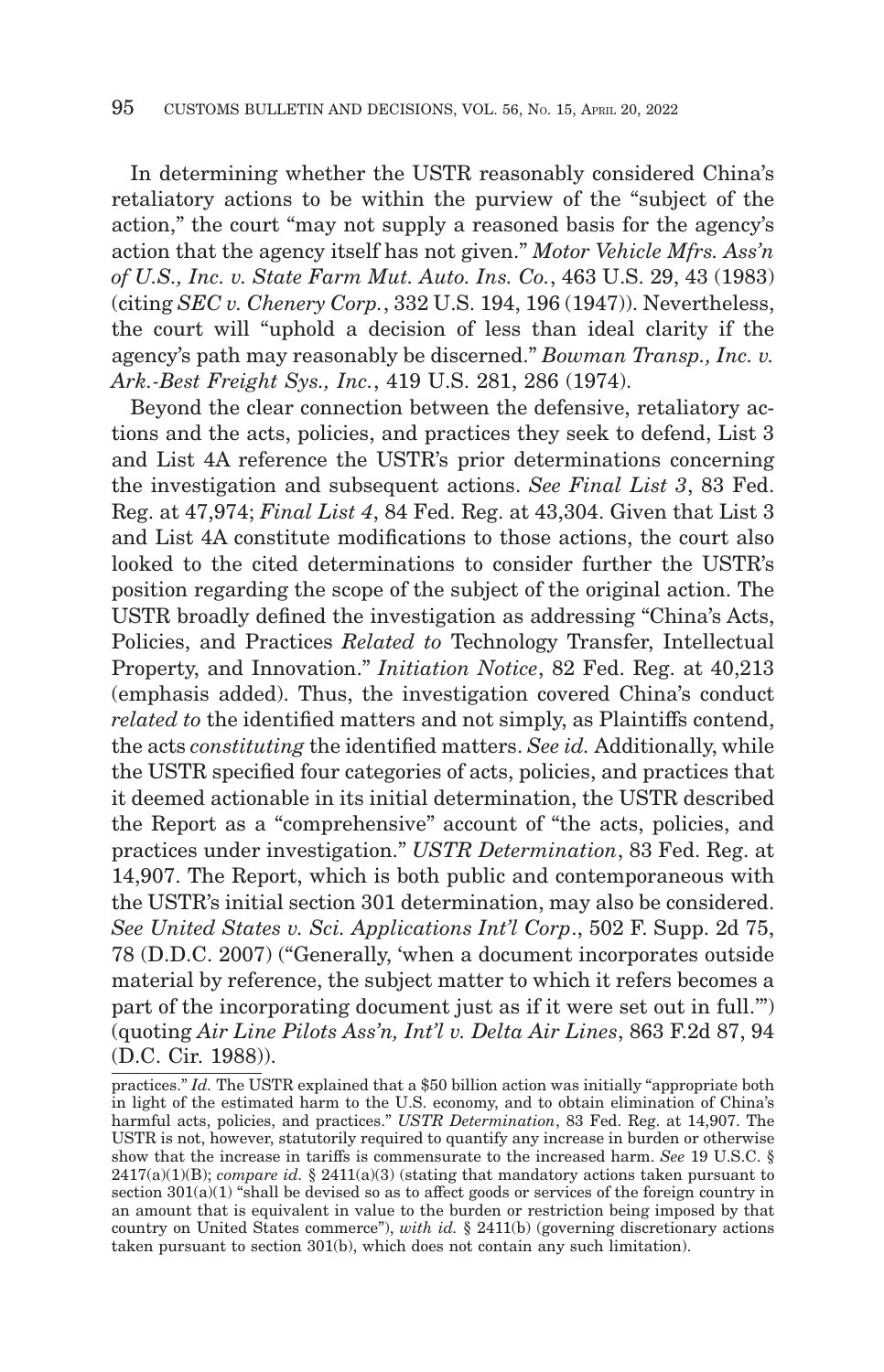In determining whether the USTR reasonably considered China's retaliatory actions to be within the purview of the "subject of the action," the court "may not supply a reasoned basis for the agency's action that the agency itself has not given." *Motor Vehicle Mfrs. Ass'n of U.S., Inc. v. State Farm Mut. Auto. Ins. Co.*, 463 U.S. 29, 43 (1983) (citing *SEC v. Chenery Corp.*, 332 U.S. 194, 196 (1947)). Nevertheless, the court will "uphold a decision of less than ideal clarity if the agency's path may reasonably be discerned." *Bowman Transp., Inc. v. Ark.-Best Freight Sys., Inc.*, 419 U.S. 281, 286 (1974).

Beyond the clear connection between the defensive, retaliatory actions and the acts, policies, and practices they seek to defend, List 3 and List 4A reference the USTR's prior determinations concerning the investigation and subsequent actions. *See Final List 3*, 83 Fed. Reg. at 47,974; *Final List 4*, 84 Fed. Reg. at 43,304. Given that List 3 and List 4A constitute modifications to those actions, the court also looked to the cited determinations to consider further the USTR's position regarding the scope of the subject of the original action. The USTR broadly defined the investigation as addressing "China's Acts, Policies, and Practices *Related to* Technology Transfer, Intellectual Property, and Innovation." *Initiation Notice*, 82 Fed. Reg. at 40,213 (emphasis added). Thus, the investigation covered China's conduct *related to* the identified matters and not simply, as Plaintiffs contend, the acts *constituting* the identified matters. *See id.* Additionally, while the USTR specified four categories of acts, policies, and practices that it deemed actionable in its initial determination, the USTR described the Report as a "comprehensive" account of "the acts, policies, and practices under investigation." *USTR Determination*, 83 Fed. Reg. at 14,907. The Report, which is both public and contemporaneous with the USTR's initial section 301 determination, may also be considered. *See United States v. Sci. Applications Int'l Corp*., 502 F. Supp. 2d 75, 78 (D.D.C. 2007) ("Generally, 'when a document incorporates outside material by reference, the subject matter to which it refers becomes a part of the incorporating document just as if it were set out in full.'") (quoting *Air Line Pilots Ass'n, Int'l v. Delta Air Lines*, 863 F.2d 87, 94 (D.C. Cir. 1988)).

---

practices." *Id.* The USTR explained that a $50 billion action was initially "appropriate both in light of the estimated harm to the U.S. economy, and to obtain elimination of China's harmful acts, policies, and practices." *USTR Determination*, 83 Fed. Reg. at 14,907. The USTR is not, however, statutorily required to quantify any increase in burden or otherwise show that the increase in tariffs is commensurate to the increased harm. *See* 19 U.S.C. § 2417(a)(1)(B); *compare id.* § 2411(a)(3) (stating that mandatory actions taken pursuant to section 301(a)(1) "shall be devised so as to affect goods or services of the foreign country in an amount that is equivalent in value to the burden or restriction being imposed by that country on United States commerce"), *with id.* § 2411(b) (governing discretionary actions taken pursuant to section 301(b), which does not contain any such limitation).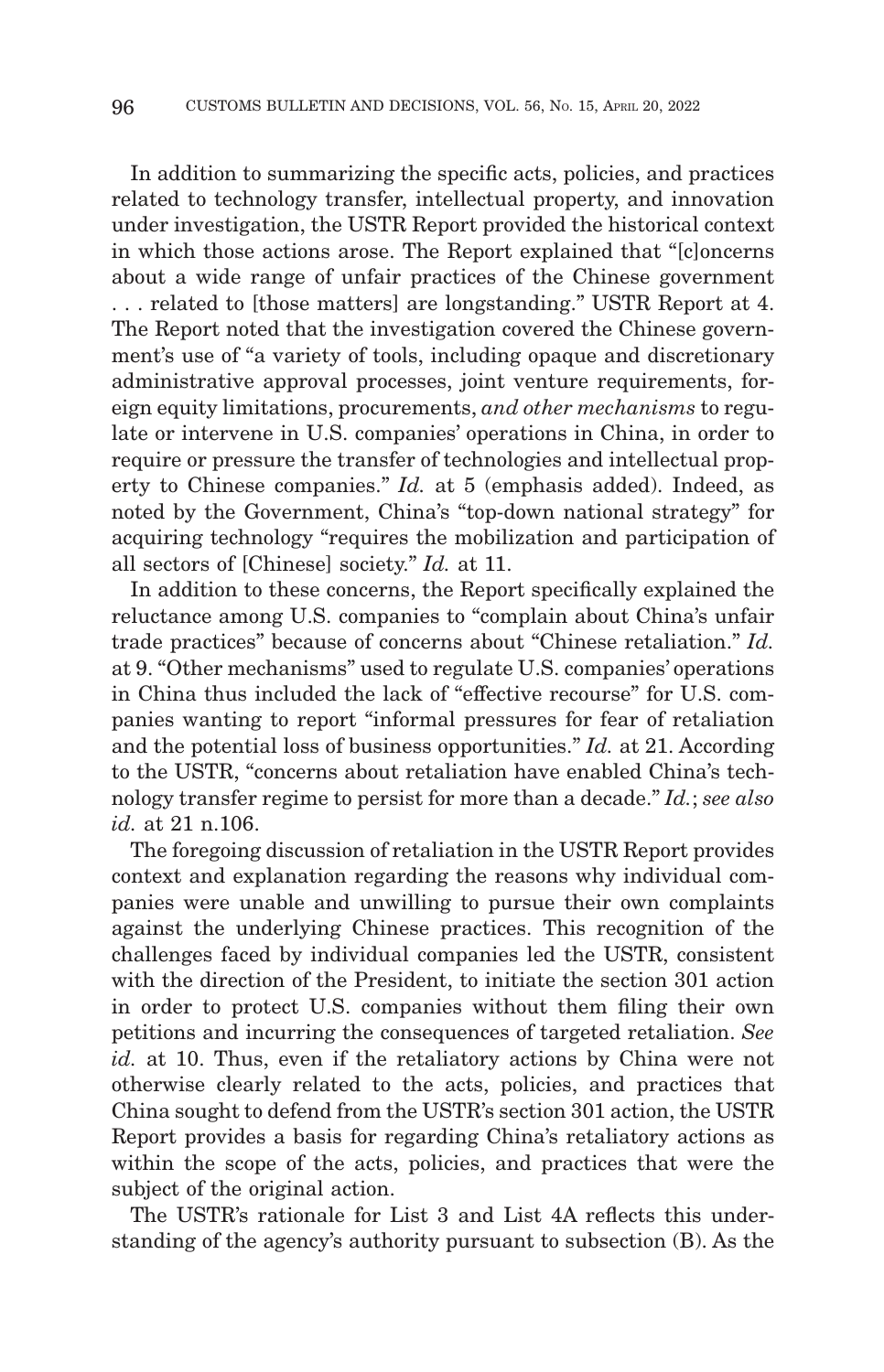In addition to summarizing the specific acts, policies, and practices related to technology transfer, intellectual property, and innovation under investigation, the USTR Report provided the historical context in which those actions arose. The Report explained that "[c]oncerns about a wide range of unfair practices of the Chinese government . . . related to [those matters] are longstanding." USTR Report at 4. The Report noted that the investigation covered the Chinese government's use of "a variety of tools, including opaque and discretionary administrative approval processes, joint venture requirements, foreign equity limitations, procurements, *and other mechanisms* to regulate or intervene in U.S. companies' operations in China, in order to require or pressure the transfer of technologies and intellectual property to Chinese companies." *Id.* at 5 (emphasis added). Indeed, as noted by the Government, China's "top-down national strategy" for acquiring technology "requires the mobilization and participation of all sectors of [Chinese] society." *Id.* at 11.

In addition to these concerns, the Report specifically explained the reluctance among U.S. companies to "complain about China's unfair trade practices" because of concerns about "Chinese retaliation." *Id.* at 9. "Other mechanisms" used to regulate U.S. companies' operations in China thus included the lack of "effective recourse" for U.S. companies wanting to report "informal pressures for fear of retaliation and the potential loss of business opportunities." *Id.* at 21. According to the USTR, "concerns about retaliation have enabled China's technology transfer regime to persist for more than a decade." *Id.*; *see also id.* at 21 n.106.

The foregoing discussion of retaliation in the USTR Report provides context and explanation regarding the reasons why individual companies were unable and unwilling to pursue their own complaints against the underlying Chinese practices. This recognition of the challenges faced by individual companies led the USTR, consistent with the direction of the President, to initiate the section 301 action in order to protect U.S. companies without them filing their own petitions and incurring the consequences of targeted retaliation. *See id.* at 10. Thus, even if the retaliatory actions by China were not otherwise clearly related to the acts, policies, and practices that China sought to defend from the USTR's section 301 action, the USTR Report provides a basis for regarding China's retaliatory actions as within the scope of the acts, policies, and practices that were the subject of the original action.

The USTR's rationale for List 3 and List 4A reflects this understanding of the agency's authority pursuant to subsection (B). As the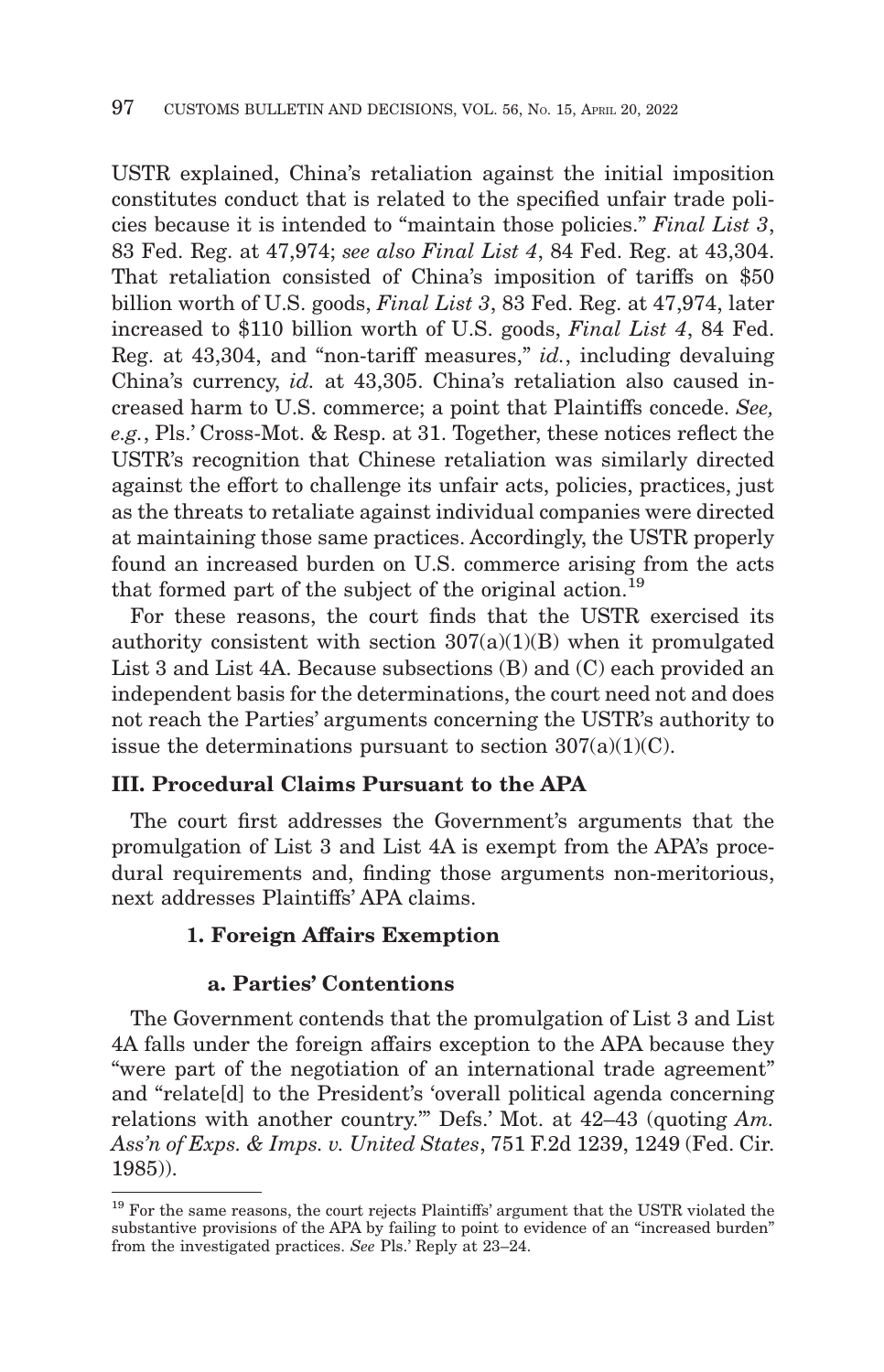USTR explained, China's retaliation against the initial imposition constitutes conduct that is related to the specified unfair trade policies because it is intended to "maintain those policies." *Final List 3*, 83 Fed. Reg. at 47,974; *see also Final List 4*, 84 Fed. Reg. at 43,304. That retaliation consisted of China's imposition of tariffs on \$50 billion worth of U.S. goods, *Final List 3*, 83 Fed. Reg. at 47,974, later increased to \$110 billion worth of U.S. goods, *Final List 4*, 84 Fed. Reg. at 43,304, and "non-tariff measures," *id.*, including devaluing China's currency, *id.* at 43,305. China's retaliation also caused increased harm to U.S. commerce; a point that Plaintiffs concede. *See, e.g.*, Pls.' Cross-Mot. & Resp. at 31. Together, these notices reflect the USTR's recognition that Chinese retaliation was similarly directed against the effort to challenge its unfair acts, policies, practices, just as the threats to retaliate against individual companies were directed at maintaining those same practices. Accordingly, the USTR properly found an increased burden on U.S. commerce arising from the acts that formed part of the subject of the original action.[19]

For these reasons, the court finds that the USTR exercised its authority consistent with section 307(a)(1)(B) when it promulgated List 3 and List 4A. Because subsections (B) and (C) each provided an independent basis for the determinations, the court need not and does not reach the Parties' arguments concerning the USTR's authority to issue the determinations pursuant to section 307(a)(1)(C).

## III. Procedural Claims Pursuant to the APA

The court first addresses the Government's arguments that the promulgation of List 3 and List 4A is exempt from the APA's procedural requirements and, finding those arguments non-meritorious, next addresses Plaintiffs' APA claims.

### 1. Foreign Affairs Exemption

#### a. Parties' Contentions

The Government contends that the promulgation of List 3 and List 4A falls under the foreign affairs exception to the APA because they "were part of the negotiation of an international trade agreement" and "relate[d] to the President's 'overall political agenda concerning relations with another country.'" Defs.' Mot. at 42–43 (quoting *Am. Ass'n of Exps. & Imps. v. United States*, 751 F.2d 1239, 1249 (Fed. Cir. 1985)).

[19] For the same reasons, the court rejects Plaintiffs' argument that the USTR violated the substantive provisions of the APA by failing to point to evidence of an "increased burden" from the investigated practices. *See* Pls.' Reply at 23–24.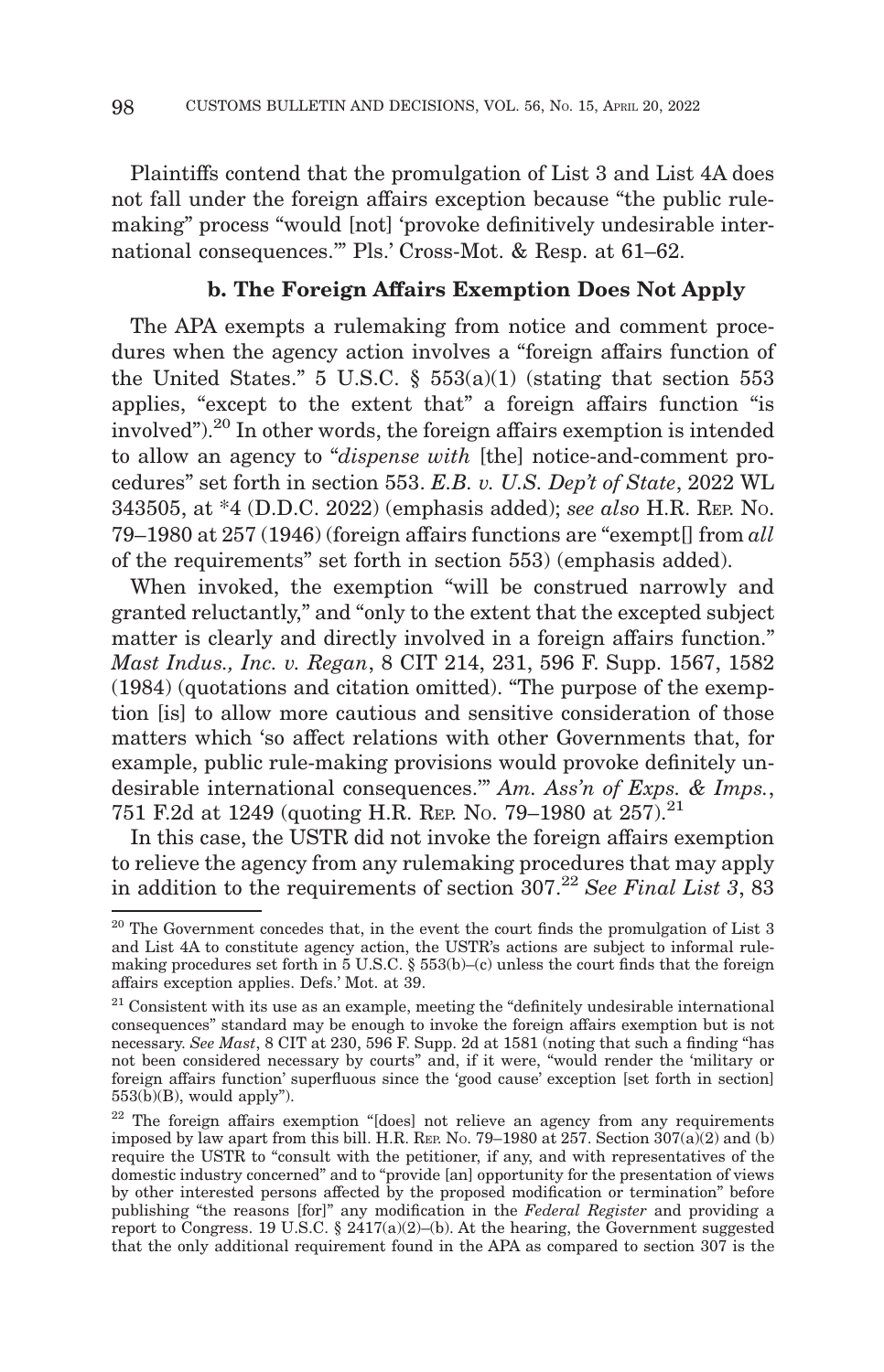Plaintiffs contend that the promulgation of List 3 and List 4A does not fall under the foreign affairs exception because "the public rule-making" process "would [not] 'provoke definitively undesirable international consequences.'" Pls.' Cross-Mot. & Resp. at 61–62.

### b. The Foreign Affairs Exemption Does Not Apply

The APA exempts a rulemaking from notice and comment procedures when the agency action involves a "foreign affairs function of the United States." 5 U.S.C. § 553(a)(1) (stating that section 553 applies, "except to the extent that" a foreign affairs function "is involved").[20] In other words, the foreign affairs exemption is intended to allow an agency to "*dispense with* [the] notice-and-comment procedures" set forth in section 553. *E.B. v. U.S. Dep't of State*, 2022 WL 343505, at *4 (D.D.C. 2022) (emphasis added); *see also* H.R. REP. NO. 79–1980 at 257 (1946) (foreign affairs functions are "exempt[] from *all* of the requirements" set forth in section 553) (emphasis added).

When invoked, the exemption "will be construed narrowly and granted reluctantly," and "only to the extent that the excepted subject matter is clearly and directly involved in a foreign affairs function." *Mast Indus., Inc. v. Regan*, 8 CIT 214, 231, 596 F. Supp. 1567, 1582 (1984) (quotations and citation omitted). "The purpose of the exemption [is] to allow more cautious and sensitive consideration of those matters which 'so affect relations with other Governments that, for example, public rule-making provisions would provoke definitely undesirable international consequences.'" *Am. Ass'n of Exps. & Imps.*, 751 F.2d at 1249 (quoting H.R. REP. NO. 79–1980 at 257).[21]

In this case, the USTR did not invoke the foreign affairs exemption to relieve the agency from any rulemaking procedures that may apply in addition to the requirements of section 307.[22] *See Final List 3*, 83

---

[20] The Government concedes that, in the event the court finds the promulgation of List 3 and List 4A to constitute agency action, the USTR's actions are subject to informal rulemaking procedures set forth in 5 U.S.C. § 553(b)–(c) unless the court finds that the foreign affairs exception applies. Defs.' Mot. at 39.

[21] Consistent with its use as an example, meeting the "definitely undesirable international consequences" standard may be enough to invoke the foreign affairs exemption but is not necessary. *See Mast*, 8 CIT at 230, 596 F. Supp. 2d at 1581 (noting that such a finding "has not been considered necessary by courts" and, if it were, "would render the 'military or foreign affairs function' superfluous since the 'good cause' exception [set forth in section] 553(b)(B), would apply").

[22] The foreign affairs exemption "[does] not relieve an agency from any requirements imposed by law apart from this bill. H.R. REP. NO. 79–1980 at 257. Section 307(a)(2) and (b) require the USTR to "consult with the petitioner, if any, and with representatives of the domestic industry concerned" and to "provide [an] opportunity for the presentation of views by other interested persons affected by the proposed modification or termination" before publishing "the reasons [for]" any modification in the *Federal Register* and providing a report to Congress. 19 U.S.C. § 2417(a)(2)–(b). At the hearing, the Government suggested that the only additional requirement found in the APA as compared to section 307 is the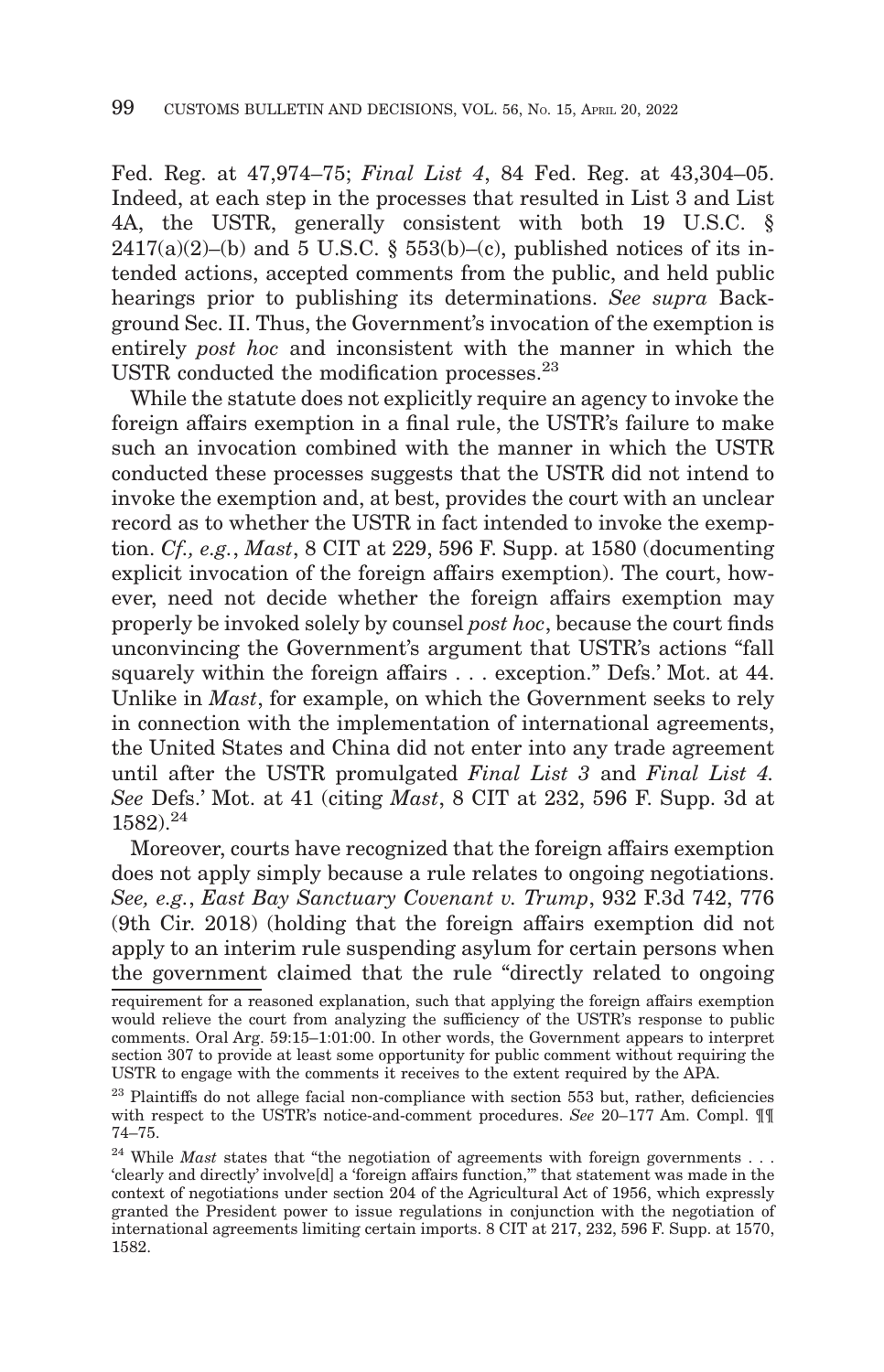Fed. Reg. at 47,974–75; *Final List 4*, 84 Fed. Reg. at 43,304–05. Indeed, at each step in the processes that resulted in List 3 and List 4A, the USTR, generally consistent with both 19 U.S.C. § 2417(a)(2)–(b) and 5 U.S.C. § 553(b)–(c), published notices of its intended actions, accepted comments from the public, and held public hearings prior to publishing its determinations. *See supra* Background Sec. II. Thus, the Government's invocation of the exemption is entirely *post hoc* and inconsistent with the manner in which the USTR conducted the modification processes.[23]

While the statute does not explicitly require an agency to invoke the foreign affairs exemption in a final rule, the USTR's failure to make such an invocation combined with the manner in which the USTR conducted these processes suggests that the USTR did not intend to invoke the exemption and, at best, provides the court with an unclear record as to whether the USTR in fact intended to invoke the exemption. *Cf., e.g.*, *Mast*, 8 CIT at 229, 596 F. Supp. at 1580 (documenting explicit invocation of the foreign affairs exemption). The court, however, need not decide whether the foreign affairs exemption may properly be invoked solely by counsel *post hoc*, because the court finds unconvincing the Government's argument that USTR's actions "fall squarely within the foreign affairs . . . exception." Defs.' Mot. at 44. Unlike in *Mast*, for example, on which the Government seeks to rely in connection with the implementation of international agreements, the United States and China did not enter into any trade agreement until after the USTR promulgated *Final List 3* and *Final List 4. See* Defs.' Mot. at 41 (citing *Mast*, 8 CIT at 232, 596 F. Supp. 3d at 1582).[24]

Moreover, courts have recognized that the foreign affairs exemption does not apply simply because a rule relates to ongoing negotiations. *See, e.g.*, *East Bay Sanctuary Covenant v. Trump*, 932 F.3d 742, 776 (9th Cir. 2018) (holding that the foreign affairs exemption did not apply to an interim rule suspending asylum for certain persons when the government claimed that the rule "directly related to ongoing

---

requirement for a reasoned explanation, such that applying the foreign affairs exemption would relieve the court from analyzing the sufficiency of the USTR's response to public comments. Oral Arg. 59:15–1:01:00. In other words, the Government appears to interpret section 307 to provide at least some opportunity for public comment without requiring the USTR to engage with the comments it receives to the extent required by the APA.

[23] Plaintiffs do not allege facial non-compliance with section 553 but, rather, deficiencies with respect to the USTR's notice-and-comment procedures. *See* 20–177 Am. Compl. ¶¶ 74–75.

[24] While *Mast* states that "the negotiation of agreements with foreign governments . . . 'clearly and directly' involve[d] a 'foreign affairs function,'" that statement was made in the context of negotiations under section 204 of the Agricultural Act of 1956, which expressly granted the President power to issue regulations in conjunction with the negotiation of international agreements limiting certain imports. 8 CIT at 217, 232, 596 F. Supp. at 1570, 1582.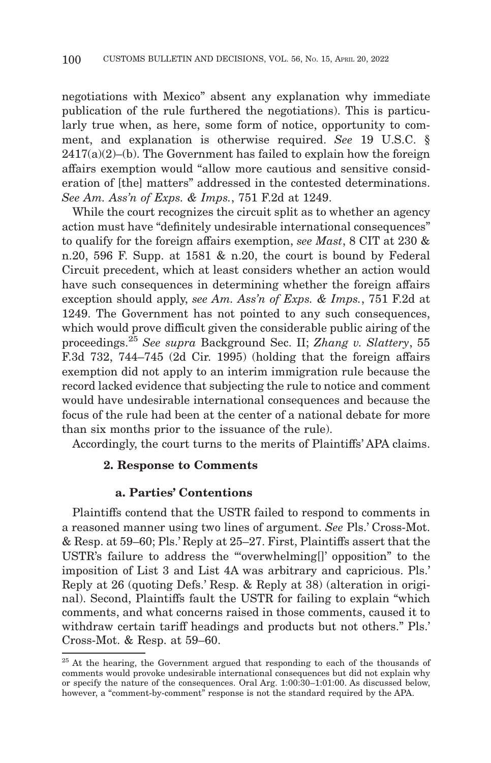negotiations with Mexico" absent any explanation why immediate publication of the rule furthered the negotiations). This is particularly true when, as here, some form of notice, opportunity to comment, and explanation is otherwise required. *See* 19 U.S.C. § 2417(a)(2)–(b). The Government has failed to explain how the foreign affairs exemption would "allow more cautious and sensitive consideration of [the] matters" addressed in the contested determinations. *See Am. Ass'n of Exps. & Imps.*, 751 F.2d at 1249.

While the court recognizes the circuit split as to whether an agency action must have "definitely undesirable international consequences" to qualify for the foreign affairs exemption, *see Mast*, 8 CIT at 230 & n.20, 596 F. Supp. at 1581 & n.20, the court is bound by Federal Circuit precedent, which at least considers whether an action would have such consequences in determining whether the foreign affairs exception should apply, *see Am. Ass'n of Exps. & Imps.*, 751 F.2d at 1249. The Government has not pointed to any such consequences, which would prove difficult given the considerable public airing of the proceedings.[25] *See supra* Background Sec. II; *Zhang v. Slattery*, 55 F.3d 732, 744–745 (2d Cir. 1995) (holding that the foreign affairs exemption did not apply to an interim immigration rule because the record lacked evidence that subjecting the rule to notice and comment would have undesirable international consequences and because the focus of the rule had been at the center of a national debate for more than six months prior to the issuance of the rule).

Accordingly, the court turns to the merits of Plaintiffs' APA claims.

#### 2. Response to Comments

##### a. Parties' Contentions

Plaintiffs contend that the USTR failed to respond to comments in a reasoned manner using two lines of argument. *See* Pls.' Cross-Mot. & Resp. at 59–60; Pls.' Reply at 25–27. First, Plaintiffs assert that the USTR's failure to address the "'overwhelming[]' opposition" to the imposition of List 3 and List 4A was arbitrary and capricious. Pls.' Reply at 26 (quoting Defs.' Resp. & Reply at 38) (alteration in original). Second, Plaintiffs fault the USTR for failing to explain "which comments, and what concerns raised in those comments, caused it to withdraw certain tariff headings and products but not others." Pls.' Cross-Mot. & Resp. at 59–60.

---

[25] At the hearing, the Government argued that responding to each of the thousands of comments would provoke undesirable international consequences but did not explain why or specify the nature of the consequences. Oral Arg. 1:00:30–1:01:00. As discussed below, however, a "comment-by-comment" response is not the standard required by the APA.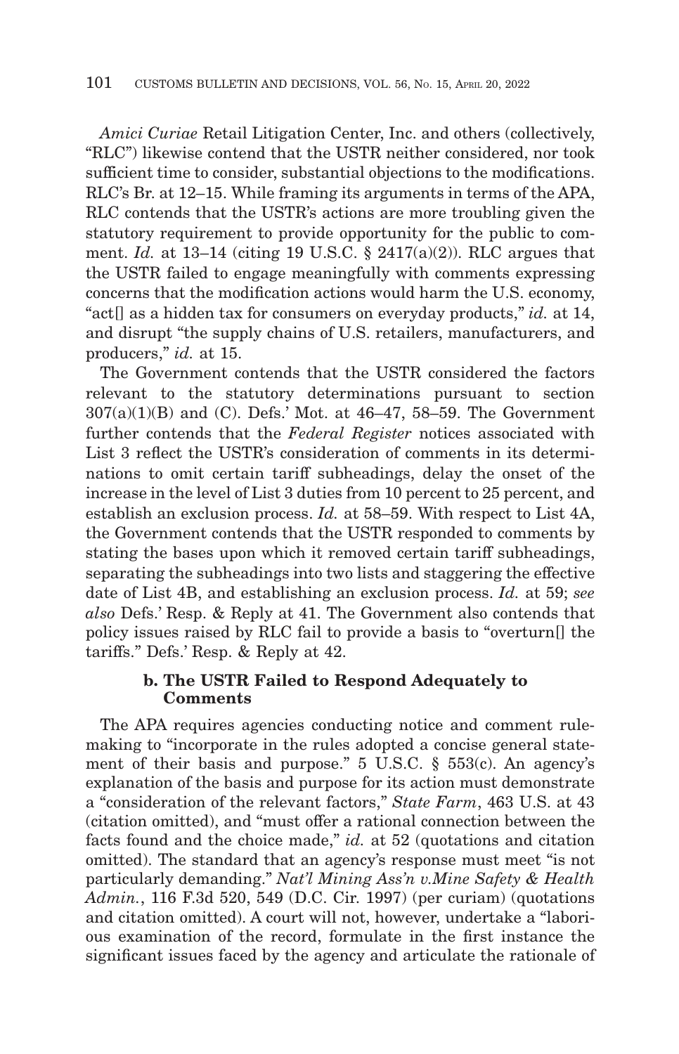*Amici Curiae* Retail Litigation Center, Inc. and others (collectively, "RLC") likewise contend that the USTR neither considered, nor took sufficient time to consider, substantial objections to the modifications. RLC's Br. at 12–15. While framing its arguments in terms of the APA, RLC contends that the USTR's actions are more troubling given the statutory requirement to provide opportunity for the public to comment. *Id.* at 13–14 (citing 19 U.S.C. § 2417(a)(2)). RLC argues that the USTR failed to engage meaningfully with comments expressing concerns that the modification actions would harm the U.S. economy, "act[] as a hidden tax for consumers on everyday products," *id.* at 14, and disrupt "the supply chains of U.S. retailers, manufacturers, and producers," *id.* at 15.

The Government contends that the USTR considered the factors relevant to the statutory determinations pursuant to section 307(a)(1)(B) and (C). Defs.' Mot. at 46–47, 58–59. The Government further contends that the *Federal Register* notices associated with List 3 reflect the USTR's consideration of comments in its determinations to omit certain tariff subheadings, delay the onset of the increase in the level of List 3 duties from 10 percent to 25 percent, and establish an exclusion process. *Id.* at 58–59. With respect to List 4A, the Government contends that the USTR responded to comments by stating the bases upon which it removed certain tariff subheadings, separating the subheadings into two lists and staggering the effective date of List 4B, and establishing an exclusion process. *Id.* at 59; *see also* Defs.' Resp. & Reply at 41. The Government also contends that policy issues raised by RLC fail to provide a basis to "overturn[] the tariffs." Defs.' Resp. & Reply at 42.

#### b. The USTR Failed to Respond Adequately to Comments

The APA requires agencies conducting notice and comment rulemaking to "incorporate in the rules adopted a concise general statement of their basis and purpose." 5 U.S.C. § 553(c). An agency's explanation of the basis and purpose for its action must demonstrate a "consideration of the relevant factors," *State Farm*, 463 U.S. at 43 (citation omitted), and "must offer a rational connection between the facts found and the choice made," *id.* at 52 (quotations and citation omitted). The standard that an agency's response must meet "is not particularly demanding." *Nat'l Mining Ass'n v.Mine Safety & Health Admin.*, 116 F.3d 520, 549 (D.C. Cir. 1997) (per curiam) (quotations and citation omitted). A court will not, however, undertake a "laborious examination of the record, formulate in the first instance the significant issues faced by the agency and articulate the rationale of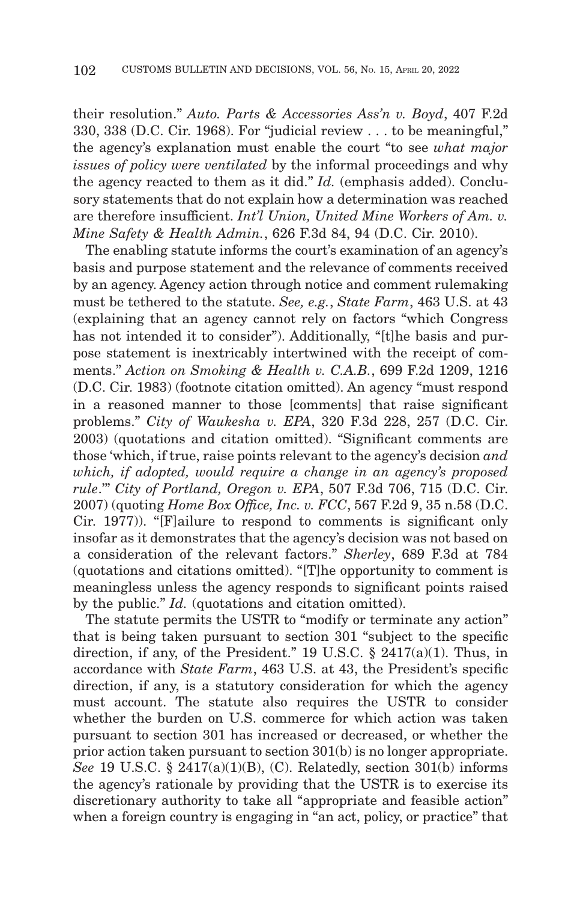their resolution." *Auto. Parts & Accessories Ass'n v. Boyd*, 407 F.2d 330, 338 (D.C. Cir. 1968). For "judicial review . . . to be meaningful," the agency's explanation must enable the court "to see *what major issues of policy were ventilated* by the informal proceedings and why the agency reacted to them as it did." *Id.* (emphasis added). Conclusory statements that do not explain how a determination was reached are therefore insufficient. *Int'l Union, United Mine Workers of Am. v. Mine Safety & Health Admin.*, 626 F.3d 84, 94 (D.C. Cir. 2010).

The enabling statute informs the court's examination of an agency's basis and purpose statement and the relevance of comments received by an agency. Agency action through notice and comment rulemaking must be tethered to the statute. *See, e.g.*, *State Farm*, 463 U.S. at 43 (explaining that an agency cannot rely on factors "which Congress has not intended it to consider"). Additionally, "[t]he basis and purpose statement is inextricably intertwined with the receipt of comments." *Action on Smoking & Health v. C.A.B.*, 699 F.2d 1209, 1216 (D.C. Cir. 1983) (footnote citation omitted). An agency "must respond in a reasoned manner to those [comments] that raise significant problems." *City of Waukesha v. EPA*, 320 F.3d 228, 257 (D.C. Cir. 2003) (quotations and citation omitted). "Significant comments are those 'which, if true, raise points relevant to the agency's decision *and which, if adopted, would require a change in an agency's proposed rule*.'" *City of Portland, Oregon v. EPA*, 507 F.3d 706, 715 (D.C. Cir. 2007) (quoting *Home Box Office, Inc. v. FCC*, 567 F.2d 9, 35 n.58 (D.C. Cir. 1977)). "[F]ailure to respond to comments is significant only insofar as it demonstrates that the agency's decision was not based on a consideration of the relevant factors." *Sherley*, 689 F.3d at 784 (quotations and citations omitted). "[T]he opportunity to comment is meaningless unless the agency responds to significant points raised by the public." *Id.* (quotations and citation omitted).

The statute permits the USTR to "modify or terminate any action" that is being taken pursuant to section 301 "subject to the specific direction, if any, of the President." 19 U.S.C. § 2417(a)(1). Thus, in accordance with *State Farm*, 463 U.S. at 43, the President's specific direction, if any, is a statutory consideration for which the agency must account. The statute also requires the USTR to consider whether the burden on U.S. commerce for which action was taken pursuant to section 301 has increased or decreased, or whether the prior action taken pursuant to section 301(b) is no longer appropriate. *See* 19 U.S.C. § 2417(a)(1)(B), (C). Relatedly, section 301(b) informs the agency's rationale by providing that the USTR is to exercise its discretionary authority to take all "appropriate and feasible action" when a foreign country is engaging in "an act, policy, or practice" that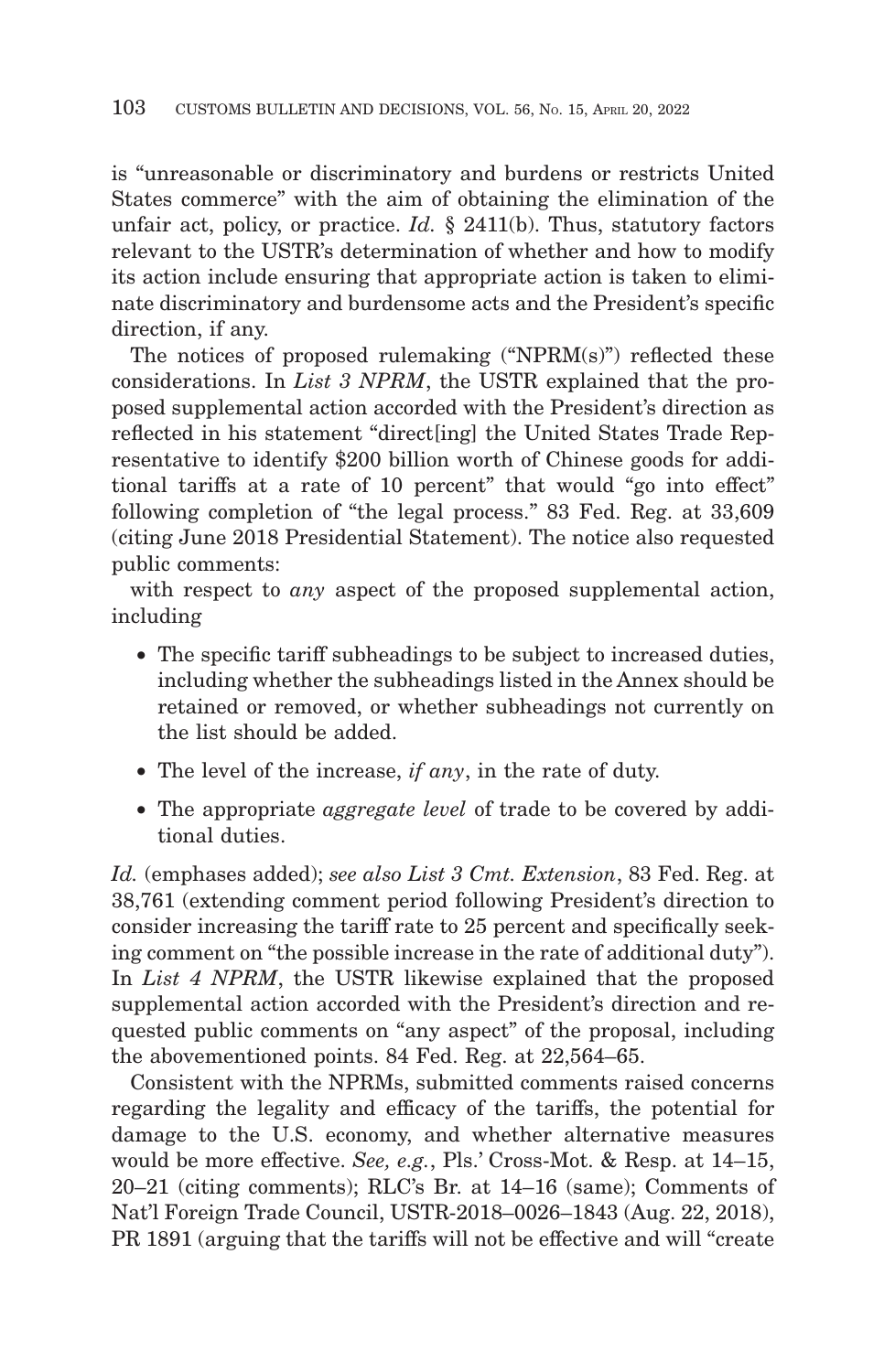is "unreasonable or discriminatory and burdens or restricts United States commerce" with the aim of obtaining the elimination of the unfair act, policy, or practice. *Id.* § 2411(b). Thus, statutory factors relevant to the USTR's determination of whether and how to modify its action include ensuring that appropriate action is taken to eliminate discriminatory and burdensome acts and the President's specific direction, if any.

The notices of proposed rulemaking ("NPRM(s)") reflected these considerations. In *List 3 NPRM*, the USTR explained that the proposed supplemental action accorded with the President's direction as reflected in his statement "direct[ing] the United States Trade Representative to identify $200 billion worth of Chinese goods for additional tariffs at a rate of 10 percent" that would "go into effect" following completion of "the legal process." 83 Fed. Reg. at 33,609 (citing June 2018 Presidential Statement). The notice also requested public comments:

with respect to *any* aspect of the proposed supplemental action, including

- The specific tariff subheadings to be subject to increased duties, including whether the subheadings listed in the Annex should be retained or removed, or whether subheadings not currently on the list should be added.
- The level of the increase, *if any*, in the rate of duty.
- The appropriate *aggregate level* of trade to be covered by additional duties.

*Id.* (emphases added); *see also List 3 Cmt. Extension*, 83 Fed. Reg. at 38,761 (extending comment period following President's direction to consider increasing the tariff rate to 25 percent and specifically seeking comment on "the possible increase in the rate of additional duty"). In *List 4 NPRM*, the USTR likewise explained that the proposed supplemental action accorded with the President's direction and requested public comments on "any aspect" of the proposal, including the abovementioned points. 84 Fed. Reg. at 22,564–65.

Consistent with the NPRMs, submitted comments raised concerns regarding the legality and efficacy of the tariffs, the potential for damage to the U.S. economy, and whether alternative measures would be more effective. *See, e.g.*, Pls.' Cross-Mot. & Resp. at 14–15, 20–21 (citing comments); RLC's Br. at 14–16 (same); Comments of Nat'l Foreign Trade Council, USTR-2018–0026–1843 (Aug. 22, 2018), PR 1891 (arguing that the tariffs will not be effective and will "create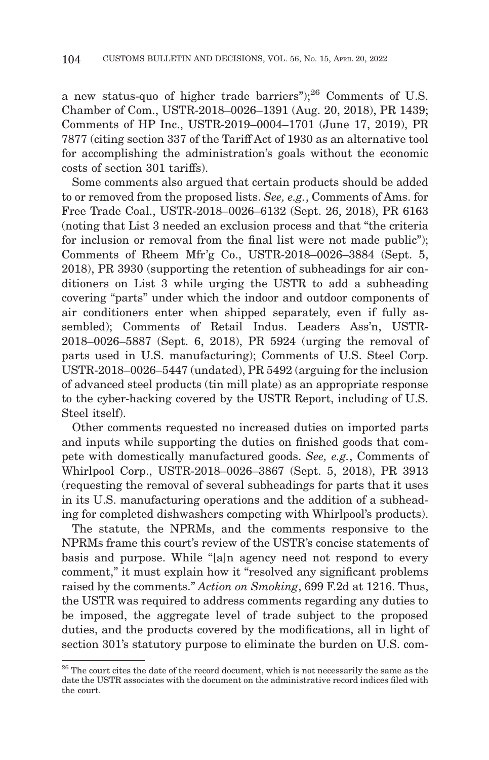a new status-quo of higher trade barriers");[26] Comments of U.S. Chamber of Com., USTR-2018–0026–1391 (Aug. 20, 2018), PR 1439; Comments of HP Inc., USTR-2019–0004–1701 (June 17, 2019), PR 7877 (citing section 337 of the Tariff Act of 1930 as an alternative tool for accomplishing the administration's goals without the economic costs of section 301 tariffs).

Some comments also argued that certain products should be added to or removed from the proposed lists. *See, e.g.*, Comments of Ams. for Free Trade Coal., USTR-2018–0026–6132 (Sept. 26, 2018), PR 6163 (noting that List 3 needed an exclusion process and that "the criteria for inclusion or removal from the final list were not made public"); Comments of Rheem Mfr'g Co., USTR-2018–0026–3884 (Sept. 5, 2018), PR 3930 (supporting the retention of subheadings for air conditioners on List 3 while urging the USTR to add a subheading covering "parts" under which the indoor and outdoor components of air conditioners enter when shipped separately, even if fully assembled); Comments of Retail Indus. Leaders Ass'n, USTR-2018–0026–5887 (Sept. 6, 2018), PR 5924 (urging the removal of parts used in U.S. manufacturing); Comments of U.S. Steel Corp. USTR-2018–0026–5447 (undated), PR 5492 (arguing for the inclusion of advanced steel products (tin mill plate) as an appropriate response to the cyber-hacking covered by the USTR Report, including of U.S. Steel itself).

Other comments requested no increased duties on imported parts and inputs while supporting the duties on finished goods that compete with domestically manufactured goods. *See, e.g.*, Comments of Whirlpool Corp., USTR-2018–0026–3867 (Sept. 5, 2018), PR 3913 (requesting the removal of several subheadings for parts that it uses in its U.S. manufacturing operations and the addition of a subheading for completed dishwashers competing with Whirlpool's products).

The statute, the NPRMs, and the comments responsive to the NPRMs frame this court's review of the USTR's concise statements of basis and purpose. While "[a]n agency need not respond to every comment," it must explain how it "resolved any significant problems raised by the comments." *Action on Smoking*, 699 F.2d at 1216. Thus, the USTR was required to address comments regarding any duties to be imposed, the aggregate level of trade subject to the proposed duties, and the products covered by the modifications, all in light of section 301's statutory purpose to eliminate the burden on U.S. com-

[26] The court cites the date of the record document, which is not necessarily the same as the date the USTR associates with the document on the administrative record indices filed with the court.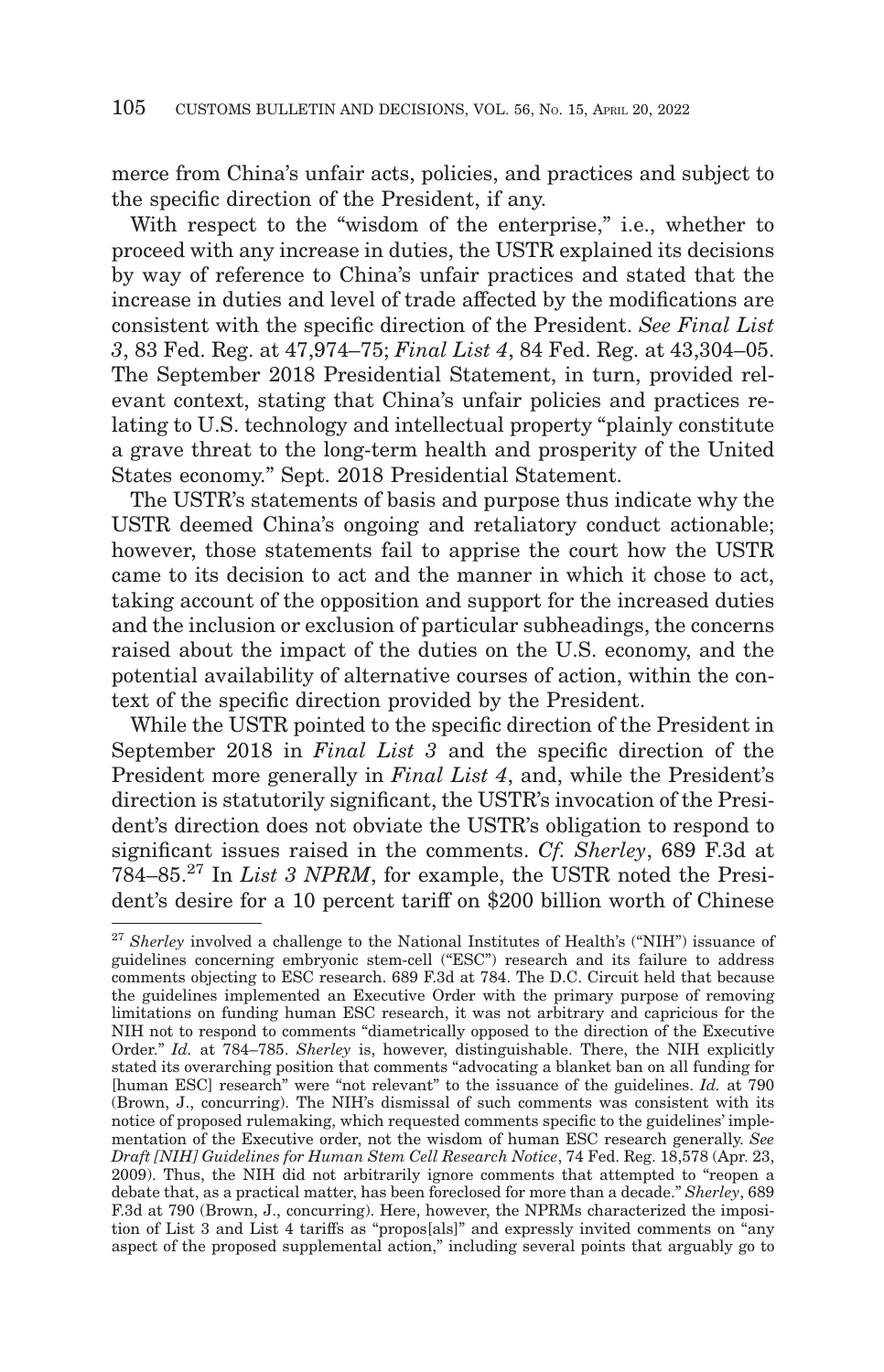merce from China's unfair acts, policies, and practices and subject to the specific direction of the President, if any.

With respect to the "wisdom of the enterprise," i.e., whether to proceed with any increase in duties, the USTR explained its decisions by way of reference to China's unfair practices and stated that the increase in duties and level of trade affected by the modifications are consistent with the specific direction of the President. *See Final List 3*, 83 Fed. Reg. at 47,974–75; *Final List 4*, 84 Fed. Reg. at 43,304–05. The September 2018 Presidential Statement, in turn, provided relevant context, stating that China's unfair policies and practices relating to U.S. technology and intellectual property "plainly constitute a grave threat to the long-term health and prosperity of the United States economy." Sept. 2018 Presidential Statement.

The USTR's statements of basis and purpose thus indicate why the USTR deemed China's ongoing and retaliatory conduct actionable; however, those statements fail to apprise the court how the USTR came to its decision to act and the manner in which it chose to act, taking account of the opposition and support for the increased duties and the inclusion or exclusion of particular subheadings, the concerns raised about the impact of the duties on the U.S. economy, and the potential availability of alternative courses of action, within the context of the specific direction provided by the President.

While the USTR pointed to the specific direction of the President in September 2018 in *Final List 3* and the specific direction of the President more generally in *Final List 4*, and, while the President's direction is statutorily significant, the USTR's invocation of the President's direction does not obviate the USTR's obligation to respond to significant issues raised in the comments. *Cf. Sherley*, 689 F.3d at 784–85.[27] In *List 3 NPRM*, for example, the USTR noted the President's desire for a 10 percent tariff on $200 billion worth of Chinese

[27] *Sherley* involved a challenge to the National Institutes of Health's ("NIH") issuance of guidelines concerning embryonic stem-cell ("ESC") research and its failure to address comments objecting to ESC research. 689 F.3d at 784. The D.C. Circuit held that because the guidelines implemented an Executive Order with the primary purpose of removing limitations on funding human ESC research, it was not arbitrary and capricious for the NIH not to respond to comments "diametrically opposed to the direction of the Executive Order." *Id.* at 784–785. *Sherley* is, however, distinguishable. There, the NIH explicitly stated its overarching position that comments "advocating a blanket ban on all funding for [human ESC] research" were "not relevant" to the issuance of the guidelines. *Id.* at 790 (Brown, J., concurring). The NIH's dismissal of such comments was consistent with its notice of proposed rulemaking, which requested comments specific to the guidelines' implementation of the Executive order, not the wisdom of human ESC research generally. *See Draft [NIH] Guidelines for Human Stem Cell Research Notice*, 74 Fed. Reg. 18,578 (Apr. 23, 2009). Thus, the NIH did not arbitrarily ignore comments that attempted to "reopen a debate that, as a practical matter, has been foreclosed for more than a decade." *Sherley*, 689 F.3d at 790 (Brown, J., concurring). Here, however, the NPRMs characterized the imposition of List 3 and List 4 tariffs as "propos[als]" and expressly invited comments on "any aspect of the proposed supplemental action," including several points that arguably go to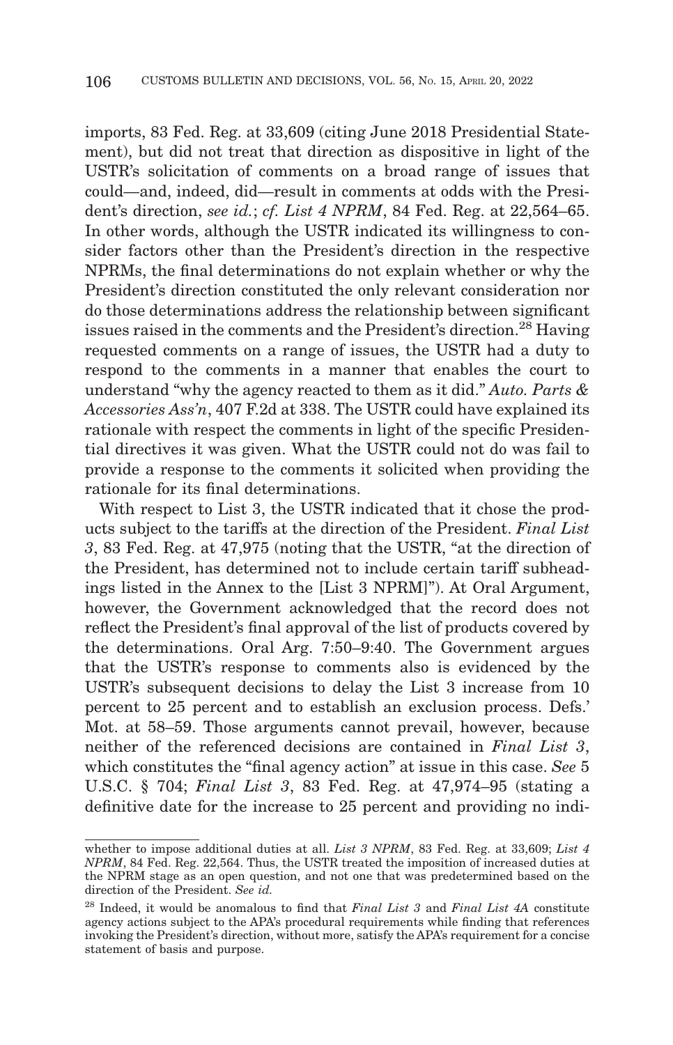imports, 83 Fed. Reg. at 33,609 (citing June 2018 Presidential Statement), but did not treat that direction as dispositive in light of the USTR's solicitation of comments on a broad range of issues that could—and, indeed, did—result in comments at odds with the President's direction, *see id.*; *cf. List 4 NPRM*, 84 Fed. Reg. at 22,564–65. In other words, although the USTR indicated its willingness to consider factors other than the President's direction in the respective NPRMs, the final determinations do not explain whether or why the President's direction constituted the only relevant consideration nor do those determinations address the relationship between significant issues raised in the comments and the President's direction.[28] Having requested comments on a range of issues, the USTR had a duty to respond to the comments in a manner that enables the court to understand "why the agency reacted to them as it did." *Auto. Parts & Accessories Ass'n*, 407 F.2d at 338. The USTR could have explained its rationale with respect the comments in light of the specific Presidential directives it was given. What the USTR could not do was fail to provide a response to the comments it solicited when providing the rationale for its final determinations.

With respect to List 3, the USTR indicated that it chose the products subject to the tariffs at the direction of the President. *Final List 3*, 83 Fed. Reg. at 47,975 (noting that the USTR, "at the direction of the President, has determined not to include certain tariff subheadings listed in the Annex to the [List 3 NPRM]"). At Oral Argument, however, the Government acknowledged that the record does not reflect the President's final approval of the list of products covered by the determinations. Oral Arg. 7:50–9:40. The Government argues that the USTR's response to comments also is evidenced by the USTR's subsequent decisions to delay the List 3 increase from 10 percent to 25 percent and to establish an exclusion process. Defs.' Mot. at 58–59. Those arguments cannot prevail, however, because neither of the referenced decisions are contained in *Final List 3*, which constitutes the "final agency action" at issue in this case. *See* 5 U.S.C. § 704; *Final List 3*, 83 Fed. Reg. at 47,974–95 (stating a definitive date for the increase to 25 percent and providing no indi-

---

whether to impose additional duties at all. *List 3 NPRM*, 83 Fed. Reg. at 33,609; *List 4 NPRM*, 84 Fed. Reg. 22,564. Thus, the USTR treated the imposition of increased duties at the NPRM stage as an open question, and not one that was predetermined based on the direction of the President. *See id.*

[28] Indeed, it would be anomalous to find that *Final List 3* and *Final List 4A* constitute agency actions subject to the APA's procedural requirements while finding that references invoking the President's direction, without more, satisfy the APA's requirement for a concise statement of basis and purpose.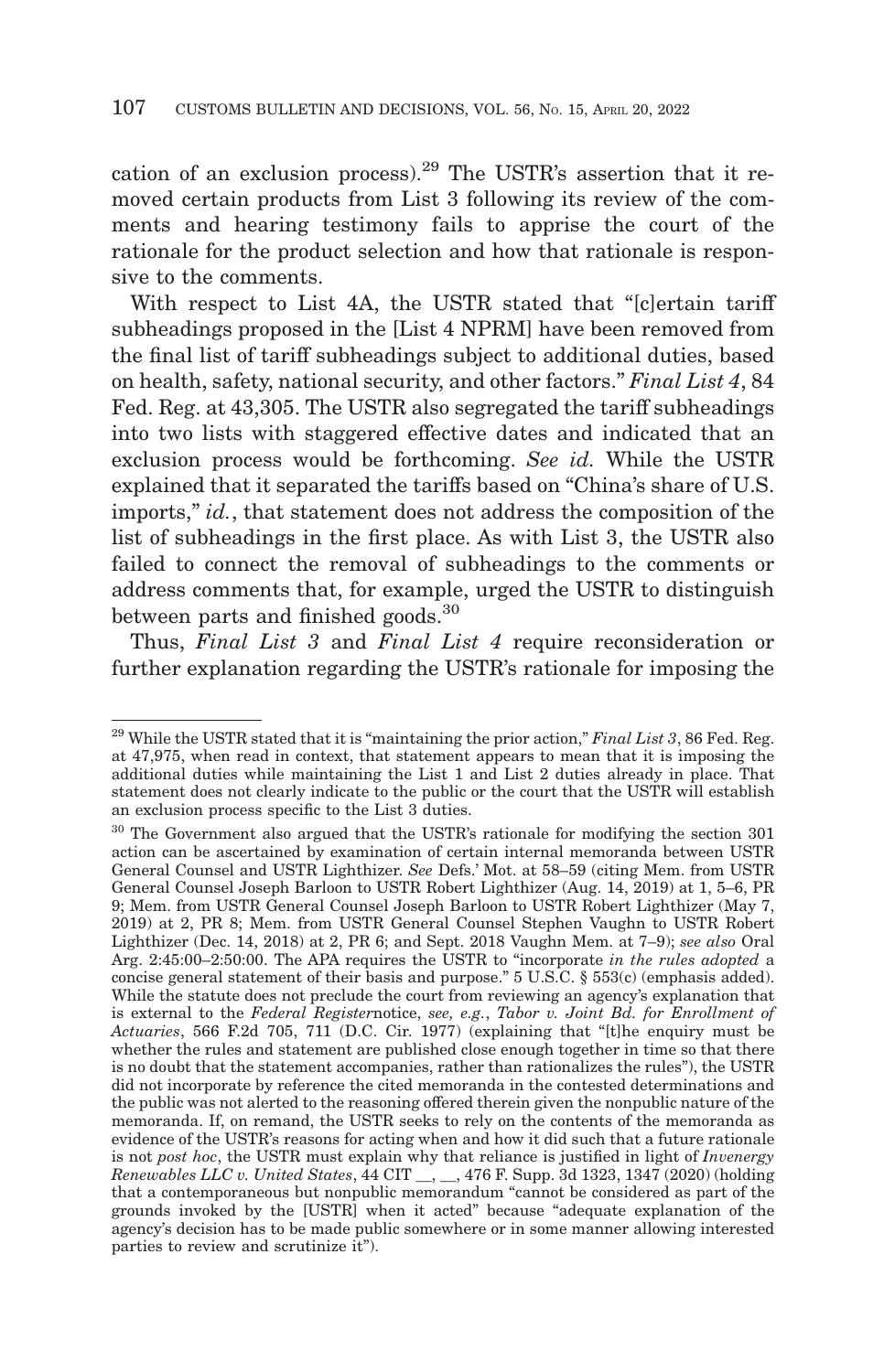cation of an exclusion process).[29] The USTR's assertion that it removed certain products from List 3 following its review of the comments and hearing testimony fails to apprise the court of the rationale for the product selection and how that rationale is responsive to the comments.

With respect to List 4A, the USTR stated that "[c]ertain tariff subheadings proposed in the [List 4 NPRM] have been removed from the final list of tariff subheadings subject to additional duties, based on health, safety, national security, and other factors." *Final List 4*, 84 Fed. Reg. at 43,305. The USTR also segregated the tariff subheadings into two lists with staggered effective dates and indicated that an exclusion process would be forthcoming. *See id.* While the USTR explained that it separated the tariffs based on "China's share of U.S. imports," *id.*, that statement does not address the composition of the list of subheadings in the first place. As with List 3, the USTR also failed to connect the removal of subheadings to the comments or address comments that, for example, urged the USTR to distinguish between parts and finished goods.[30]

Thus, *Final List 3* and *Final List 4* require reconsideration or further explanation regarding the USTR's rationale for imposing the

---

[29] While the USTR stated that it is "maintaining the prior action," *Final List 3*, 86 Fed. Reg. at 47,975, when read in context, that statement appears to mean that it is imposing the additional duties while maintaining the List 1 and List 2 duties already in place. That statement does not clearly indicate to the public or the court that the USTR will establish an exclusion process specific to the List 3 duties.

[30] The Government also argued that the USTR's rationale for modifying the section 301 action can be ascertained by examination of certain internal memoranda between USTR General Counsel and USTR Lighthizer. *See* Defs.' Mot. at 58–59 (citing Mem. from USTR General Counsel Joseph Barloon to USTR Robert Lighthizer (Aug. 14, 2019) at 1, 5–6, PR 9; Mem. from USTR General Counsel Joseph Barloon to USTR Robert Lighthizer (May 7, 2019) at 2, PR 8; Mem. from USTR General Counsel Stephen Vaughn to USTR Robert Lighthizer (Dec. 14, 2018) at 2, PR 6; and Sept. 2018 Vaughn Mem. at 7–9); *see also* Oral Arg. 2:45:00–2:50:00. The APA requires the USTR to "incorporate *in the rules adopted* a concise general statement of their basis and purpose." 5 U.S.C. § 553(c) (emphasis added). While the statute does not preclude the court from reviewing an agency's explanation that is external to the *Federal Register*notice, *see, e.g.*, *Tabor v. Joint Bd. for Enrollment of Actuaries*, 566 F.2d 705, 711 (D.C. Cir. 1977) (explaining that "[t]he enquiry must be whether the rules and statement are published close enough together in time so that there is no doubt that the statement accompanies, rather than rationalizes the rules"), the USTR did not incorporate by reference the cited memoranda in the contested determinations and the public was not alerted to the reasoning offered therein given the nonpublic nature of the memoranda. If, on remand, the USTR seeks to rely on the contents of the memoranda as evidence of the USTR's reasons for acting when and how it did such that a future rationale is not *post hoc*, the USTR must explain why that reliance is justified in light of *Invenergy Renewables LLC v. United States*, 44 CIT __, __, 476 F. Supp. 3d 1323, 1347 (2020) (holding that a contemporaneous but nonpublic memorandum "cannot be considered as part of the grounds invoked by the [USTR] when it acted" because "adequate explanation of the agency's decision has to be made public somewhere or in some manner allowing interested parties to review and scrutinize it").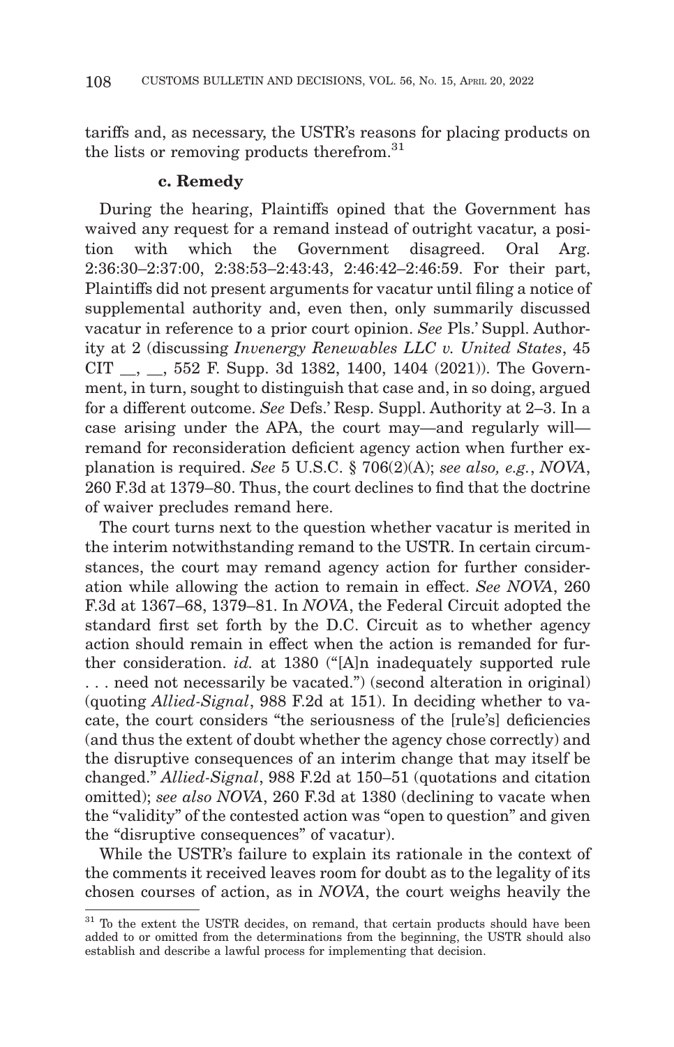tariffs and, as necessary, the USTR's reasons for placing products on the lists or removing products therefrom.[31]

#### c. Remedy

During the hearing, Plaintiffs opined that the Government has waived any request for a remand instead of outright vacatur, a position with which the Government disagreed. Oral Arg. 2:36:30–2:37:00, 2:38:53–2:43:43, 2:46:42–2:46:59. For their part, Plaintiffs did not present arguments for vacatur until filing a notice of supplemental authority and, even then, only summarily discussed vacatur in reference to a prior court opinion. *See* Pls.' Suppl. Authority at 2 (discussing *Invenergy Renewables LLC v. United States*, 45 CIT __, __, 552 F. Supp. 3d 1382, 1400, 1404 (2021)). The Government, in turn, sought to distinguish that case and, in so doing, argued for a different outcome. *See* Defs.' Resp. Suppl. Authority at 2–3. In a case arising under the APA, the court may—and regularly will—remand for reconsideration deficient agency action when further explanation is required. *See* 5 U.S.C. § 706(2)(A); *see also, e.g.*, *NOVA*, 260 F.3d at 1379–80. Thus, the court declines to find that the doctrine of waiver precludes remand here.

The court turns next to the question whether vacatur is merited in the interim notwithstanding remand to the USTR. In certain circumstances, the court may remand agency action for further consideration while allowing the action to remain in effect. *See NOVA*, 260 F.3d at 1367–68, 1379–81. In *NOVA*, the Federal Circuit adopted the standard first set forth by the D.C. Circuit as to whether agency action should remain in effect when the action is remanded for further consideration. *id.* at 1380 ("[A]n inadequately supported rule . . . need not necessarily be vacated.") (second alteration in original) (quoting *Allied-Signal*, 988 F.2d at 151). In deciding whether to vacate, the court considers "the seriousness of the [rule's] deficiencies (and thus the extent of doubt whether the agency chose correctly) and the disruptive consequences of an interim change that may itself be changed." *Allied-Signal*, 988 F.2d at 150–51 (quotations and citation omitted); *see also NOVA*, 260 F.3d at 1380 (declining to vacate when the "validity" of the contested action was "open to question" and given the "disruptive consequences" of vacatur).

While the USTR's failure to explain its rationale in the context of the comments it received leaves room for doubt as to the legality of its chosen courses of action, as in *NOVA*, the court weighs heavily the

[31] To the extent the USTR decides, on remand, that certain products should have been added to or omitted from the determinations from the beginning, the USTR should also establish and describe a lawful process for implementing that decision.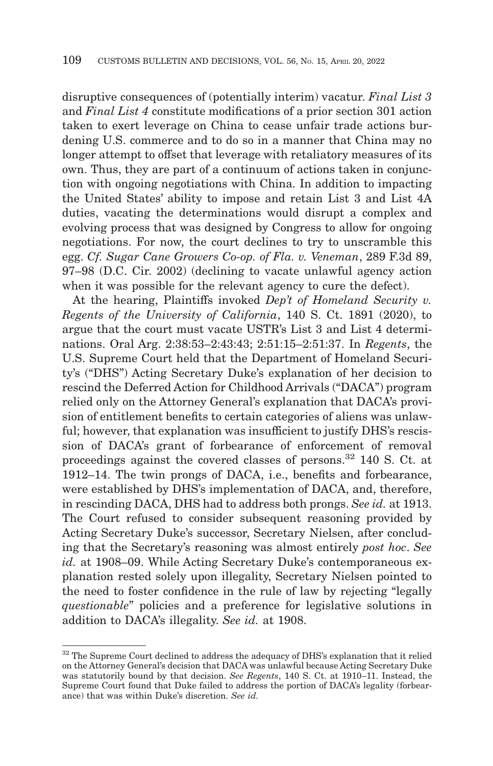disruptive consequences of (potentially interim) vacatur. *Final List 3* and *Final List 4* constitute modifications of a prior section 301 action taken to exert leverage on China to cease unfair trade actions burdening U.S. commerce and to do so in a manner that China may no longer attempt to offset that leverage with retaliatory measures of its own. Thus, they are part of a continuum of actions taken in conjunction with ongoing negotiations with China. In addition to impacting the United States' ability to impose and retain List 3 and List 4A duties, vacating the determinations would disrupt a complex and evolving process that was designed by Congress to allow for ongoing negotiations. For now, the court declines to try to unscramble this egg. *Cf. Sugar Cane Growers Co-op. of Fla. v. Veneman*, 289 F.3d 89, 97–98 (D.C. Cir. 2002) (declining to vacate unlawful agency action when it was possible for the relevant agency to cure the defect).

At the hearing, Plaintiffs invoked *Dep't of Homeland Security v. Regents of the University of California*, 140 S. Ct. 1891 (2020), to argue that the court must vacate USTR's List 3 and List 4 determinations. Oral Arg. 2:38:53–2:43:43; 2:51:15–2:51:37. In *Regents*, the U.S. Supreme Court held that the Department of Homeland Security's ("DHS") Acting Secretary Duke's explanation of her decision to rescind the Deferred Action for Childhood Arrivals ("DACA") program relied only on the Attorney General's explanation that DACA's provision of entitlement benefits to certain categories of aliens was unlawful; however, that explanation was insufficient to justify DHS's rescission of DACA's grant of forbearance of enforcement of removal proceedings against the covered classes of persons.[32] 140 S. Ct. at 1912–14. The twin prongs of DACA, i.e., benefits and forbearance, were established by DHS's implementation of DACA, and, therefore, in rescinding DACA, DHS had to address both prongs. *See id.* at 1913. The Court refused to consider subsequent reasoning provided by Acting Secretary Duke's successor, Secretary Nielsen, after concluding that the Secretary's reasoning was almost entirely *post hoc*. *See id.* at 1908–09. While Acting Secretary Duke's contemporaneous explanation rested solely upon illegality, Secretary Nielsen pointed to the need to foster confidence in the rule of law by rejecting "legally *questionable*" policies and a preference for legislative solutions in addition to DACA's illegality. *See id.* at 1908.

[32] The Supreme Court declined to address the adequacy of DHS's explanation that it relied on the Attorney General's decision that DACA was unlawful because Acting Secretary Duke was statutorily bound by that decision. *See Regents*, 140 S. Ct. at 1910–11. Instead, the Supreme Court found that Duke failed to address the portion of DACA's legality (forbearance) that was within Duke's discretion. *See id.*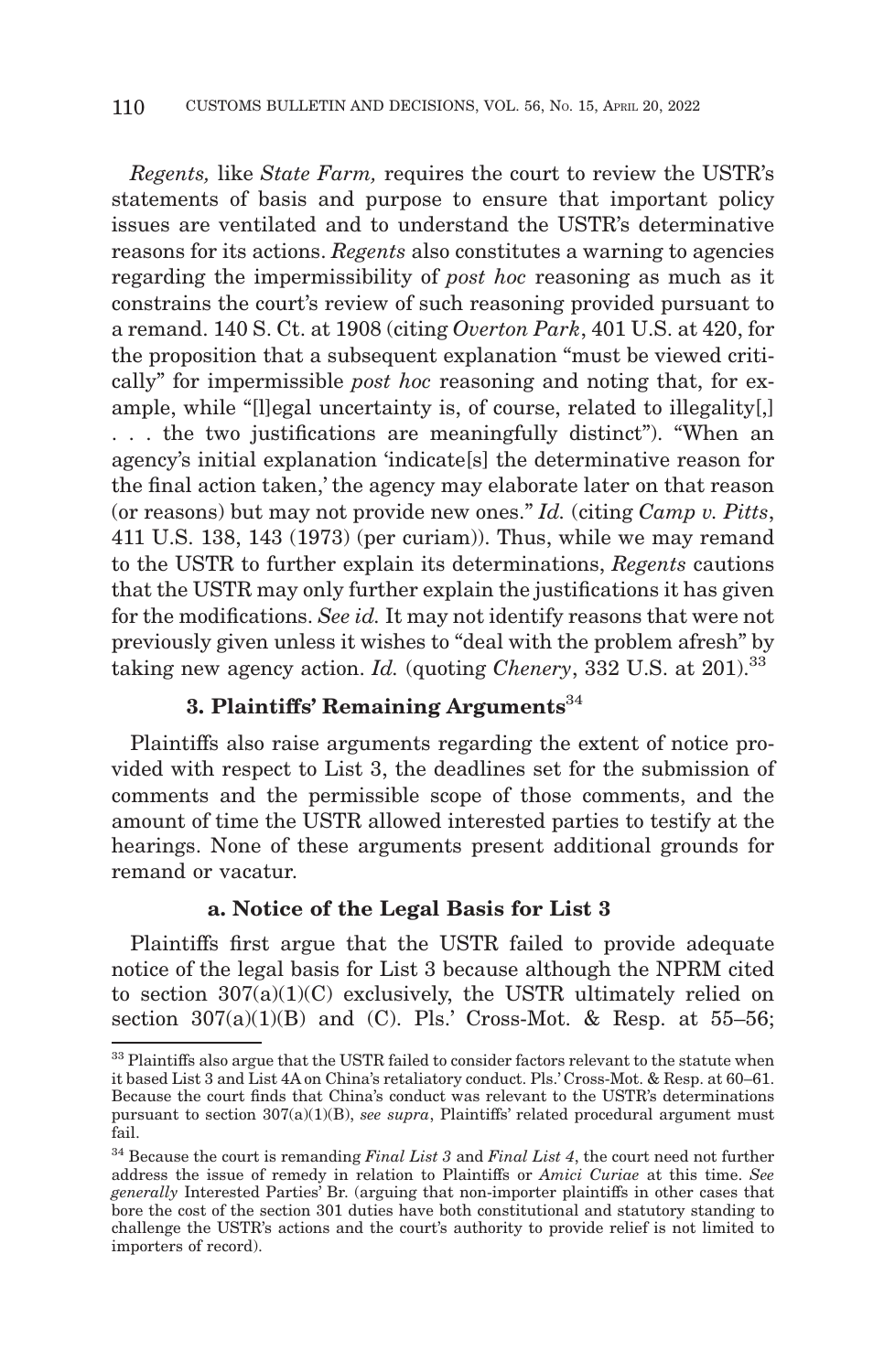*Regents,* like *State Farm,* requires the court to review the USTR's statements of basis and purpose to ensure that important policy issues are ventilated and to understand the USTR's determinative reasons for its actions. *Regents* also constitutes a warning to agencies regarding the impermissibility of *post hoc* reasoning as much as it constrains the court's review of such reasoning provided pursuant to a remand. 140 S. Ct. at 1908 (citing *Overton Park*, 401 U.S. at 420, for the proposition that a subsequent explanation "must be viewed critically" for impermissible *post hoc* reasoning and noting that, for example, while "[l]egal uncertainty is, of course, related to illegality[,] . . . the two justifications are meaningfully distinct"). "When an agency's initial explanation 'indicate[s] the determinative reason for the final action taken,' the agency may elaborate later on that reason (or reasons) but may not provide new ones." *Id.* (citing *Camp v. Pitts*, 411 U.S. 138, 143 (1973) (per curiam)). Thus, while we may remand to the USTR to further explain its determinations, *Regents* cautions that the USTR may only further explain the justifications it has given for the modifications. *See id.* It may not identify reasons that were not previously given unless it wishes to "deal with the problem afresh" by taking new agency action. *Id.* (quoting *Chenery*, 332 U.S. at 201).[33]

### 3. Plaintiffs' Remaining Arguments[34]

Plaintiffs also raise arguments regarding the extent of notice provided with respect to List 3, the deadlines set for the submission of comments and the permissible scope of those comments, and the amount of time the USTR allowed interested parties to testify at the hearings. None of these arguments present additional grounds for remand or vacatur.

#### a. Notice of the Legal Basis for List 3

Plaintiffs first argue that the USTR failed to provide adequate notice of the legal basis for List 3 because although the NPRM cited to section 307(a)(1)(C) exclusively, the USTR ultimately relied on section 307(a)(1)(B) and (C). Pls.' Cross-Mot. & Resp. at 55–56;

---

[33] Plaintiffs also argue that the USTR failed to consider factors relevant to the statute when it based List 3 and List 4A on China's retaliatory conduct. Pls.' Cross-Mot. & Resp. at 60–61. Because the court finds that China's conduct was relevant to the USTR's determinations pursuant to section 307(a)(1)(B), *see supra*, Plaintiffs' related procedural argument must fail.

[34] Because the court is remanding *Final List 3* and *Final List 4*, the court need not further address the issue of remedy in relation to Plaintiffs or *Amici Curiae* at this time. *See generally* Interested Parties' Br. (arguing that non-importer plaintiffs in other cases that bore the cost of the section 301 duties have both constitutional and statutory standing to challenge the USTR's actions and the court's authority to provide relief is not limited to importers of record).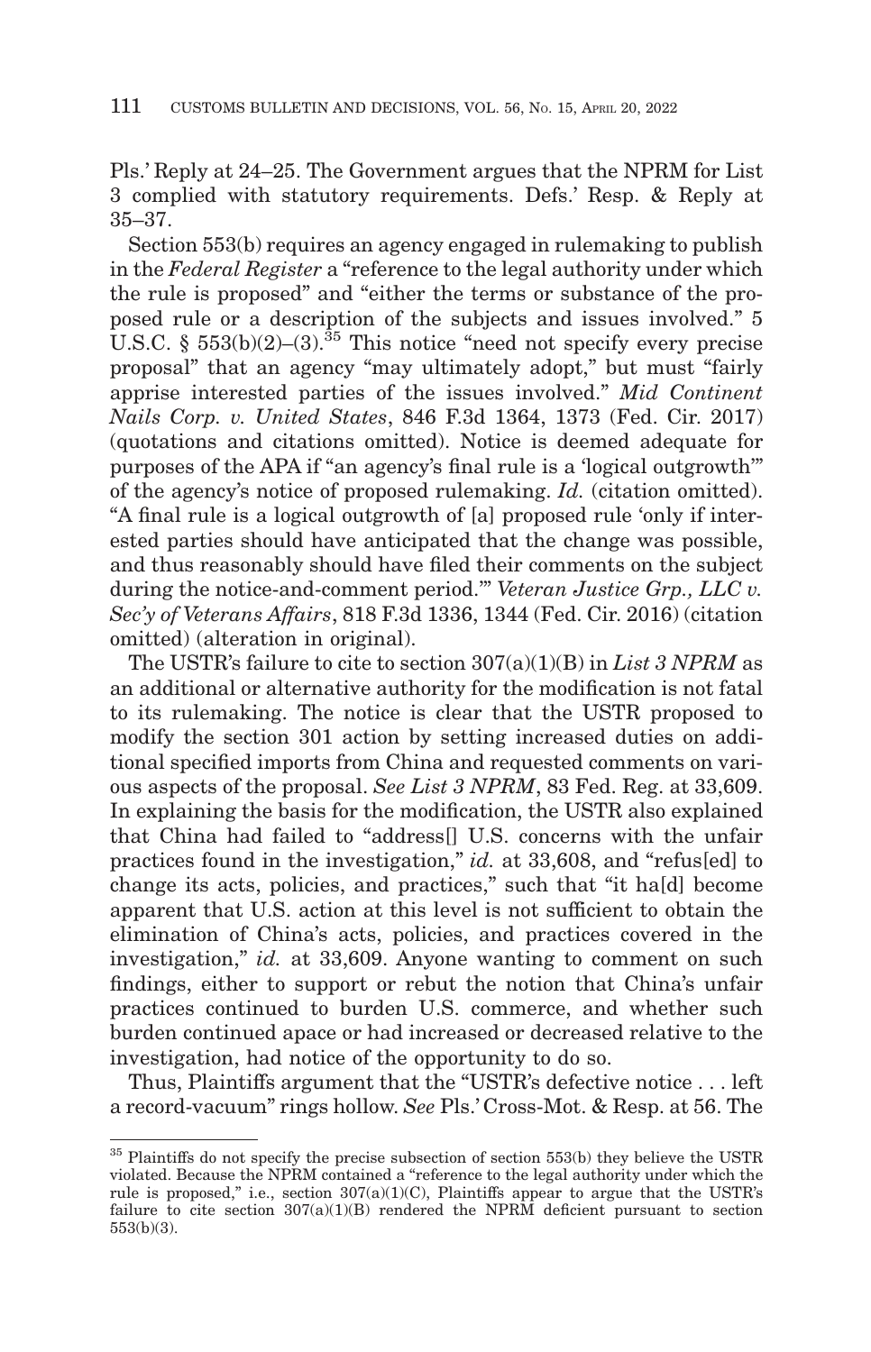Pls.' Reply at 24–25. The Government argues that the NPRM for List 3 complied with statutory requirements. Defs.' Resp. & Reply at 35–37.

Section 553(b) requires an agency engaged in rulemaking to publish in the *Federal Register* a "reference to the legal authority under which the rule is proposed" and "either the terms or substance of the proposed rule or a description of the subjects and issues involved." 5 U.S.C. § 553(b)(2)–(3).[35] This notice "need not specify every precise proposal" that an agency "may ultimately adopt," but must "fairly apprise interested parties of the issues involved." *Mid Continent Nails Corp. v. United States*, 846 F.3d 1364, 1373 (Fed. Cir. 2017) (quotations and citations omitted). Notice is deemed adequate for purposes of the APA if "an agency's final rule is a 'logical outgrowth'" of the agency's notice of proposed rulemaking. *Id.* (citation omitted). "A final rule is a logical outgrowth of [a] proposed rule 'only if interested parties should have anticipated that the change was possible, and thus reasonably should have filed their comments on the subject during the notice-and-comment period.'" *Veteran Justice Grp., LLC v. Sec'y of Veterans Affairs*, 818 F.3d 1336, 1344 (Fed. Cir. 2016) (citation omitted) (alteration in original).

The USTR's failure to cite to section 307(a)(1)(B) in *List 3 NPRM* as an additional or alternative authority for the modification is not fatal to its rulemaking. The notice is clear that the USTR proposed to modify the section 301 action by setting increased duties on additional specified imports from China and requested comments on various aspects of the proposal. *See List 3 NPRM*, 83 Fed. Reg. at 33,609. In explaining the basis for the modification, the USTR also explained that China had failed to "address[] U.S. concerns with the unfair practices found in the investigation," *id.* at 33,608, and "refus[ed] to change its acts, policies, and practices," such that "it ha[d] become apparent that U.S. action at this level is not sufficient to obtain the elimination of China's acts, policies, and practices covered in the investigation," *id.* at 33,609. Anyone wanting to comment on such findings, either to support or rebut the notion that China's unfair practices continued to burden U.S. commerce, and whether such burden continued apace or had increased or decreased relative to the investigation, had notice of the opportunity to do so.

Thus, Plaintiffs argument that the "USTR's defective notice . . . left a record-vacuum" rings hollow. *See* Pls.' Cross-Mot. & Resp. at 56. The

[35] Plaintiffs do not specify the precise subsection of section 553(b) they believe the USTR violated. Because the NPRM contained a "reference to the legal authority under which the rule is proposed," i.e., section 307(a)(1)(C), Plaintiffs appear to argue that the USTR's failure to cite section 307(a)(1)(B) rendered the NPRM deficient pursuant to section 553(b)(3).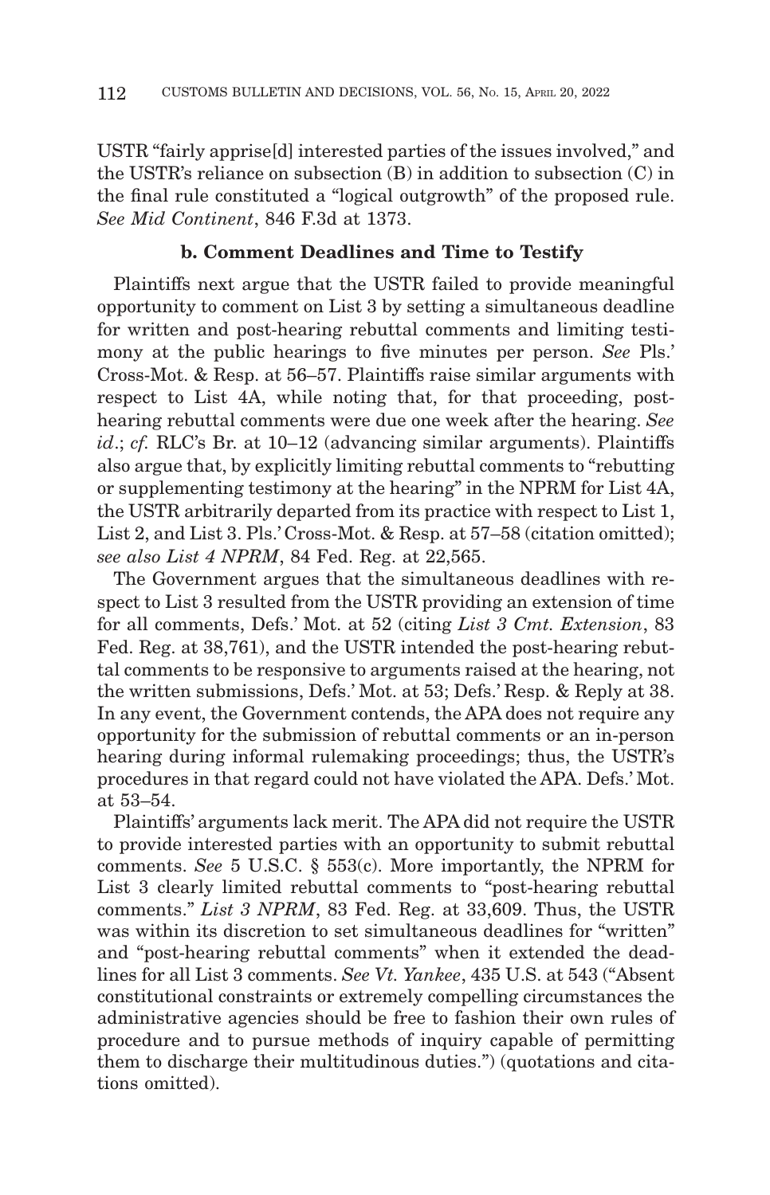USTR "fairly apprise[d] interested parties of the issues involved," and the USTR's reliance on subsection (B) in addition to subsection (C) in the final rule constituted a "logical outgrowth" of the proposed rule. *See Mid Continent*, 846 F.3d at 1373.

### b. Comment Deadlines and Time to Testify

Plaintiffs next argue that the USTR failed to provide meaningful opportunity to comment on List 3 by setting a simultaneous deadline for written and post-hearing rebuttal comments and limiting testimony at the public hearings to five minutes per person. *See* Pls.' Cross-Mot. & Resp. at 56–57. Plaintiffs raise similar arguments with respect to List 4A, while noting that, for that proceeding, post-hearing rebuttal comments were due one week after the hearing. *See id.*; *cf.* RLC's Br. at 10–12 (advancing similar arguments). Plaintiffs also argue that, by explicitly limiting rebuttal comments to "rebutting or supplementing testimony at the hearing" in the NPRM for List 4A, the USTR arbitrarily departed from its practice with respect to List 1, List 2, and List 3. Pls.' Cross-Mot. & Resp. at 57–58 (citation omitted); *see also List 4 NPRM*, 84 Fed. Reg. at 22,565.

The Government argues that the simultaneous deadlines with respect to List 3 resulted from the USTR providing an extension of time for all comments, Defs.' Mot. at 52 (citing *List 3 Cmt. Extension*, 83 Fed. Reg. at 38,761), and the USTR intended the post-hearing rebuttal comments to be responsive to arguments raised at the hearing, not the written submissions, Defs.' Mot. at 53; Defs.' Resp. & Reply at 38. In any event, the Government contends, the APA does not require any opportunity for the submission of rebuttal comments or an in-person hearing during informal rulemaking proceedings; thus, the USTR's procedures in that regard could not have violated the APA. Defs.' Mot. at 53–54.

Plaintiffs' arguments lack merit. The APA did not require the USTR to provide interested parties with an opportunity to submit rebuttal comments. *See* 5 U.S.C. § 553(c). More importantly, the NPRM for List 3 clearly limited rebuttal comments to "post-hearing rebuttal comments." *List 3 NPRM*, 83 Fed. Reg. at 33,609. Thus, the USTR was within its discretion to set simultaneous deadlines for "written" and "post-hearing rebuttal comments" when it extended the deadlines for all List 3 comments. *See Vt. Yankee*, 435 U.S. at 543 ("Absent constitutional constraints or extremely compelling circumstances the administrative agencies should be free to fashion their own rules of procedure and to pursue methods of inquiry capable of permitting them to discharge their multitudinous duties.") (quotations and citations omitted).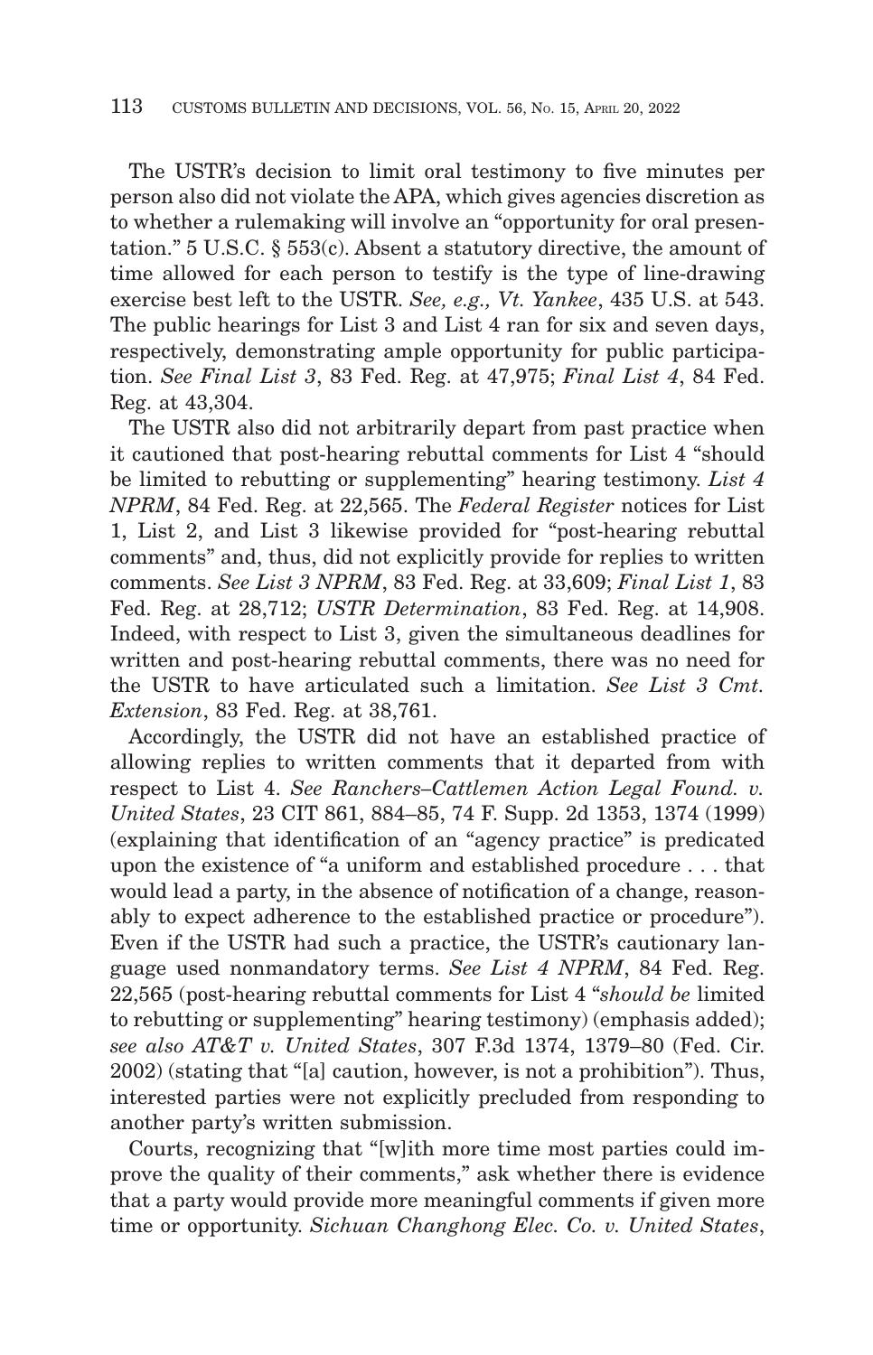The USTR's decision to limit oral testimony to five minutes per person also did not violate the APA, which gives agencies discretion as to whether a rulemaking will involve an "opportunity for oral presentation." 5 U.S.C. § 553(c). Absent a statutory directive, the amount of time allowed for each person to testify is the type of line-drawing exercise best left to the USTR. *See, e.g., Vt. Yankee*, 435 U.S. at 543. The public hearings for List 3 and List 4 ran for six and seven days, respectively, demonstrating ample opportunity for public participation. *See Final List 3*, 83 Fed. Reg. at 47,975; *Final List 4*, 84 Fed. Reg. at 43,304.

The USTR also did not arbitrarily depart from past practice when it cautioned that post-hearing rebuttal comments for List 4 "should be limited to rebutting or supplementing" hearing testimony. *List 4 NPRM*, 84 Fed. Reg. at 22,565. The *Federal Register* notices for List 1, List 2, and List 3 likewise provided for "post-hearing rebuttal comments" and, thus, did not explicitly provide for replies to written comments. *See List 3 NPRM*, 83 Fed. Reg. at 33,609; *Final List 1*, 83 Fed. Reg. at 28,712; *USTR Determination*, 83 Fed. Reg. at 14,908. Indeed, with respect to List 3, given the simultaneous deadlines for written and post-hearing rebuttal comments, there was no need for the USTR to have articulated such a limitation. *See List 3 Cmt. Extension*, 83 Fed. Reg. at 38,761.

Accordingly, the USTR did not have an established practice of allowing replies to written comments that it departed from with respect to List 4. *See Ranchers–Cattlemen Action Legal Found. v. United States*, 23 CIT 861, 884–85, 74 F. Supp. 2d 1353, 1374 (1999) (explaining that identification of an "agency practice" is predicated upon the existence of "a uniform and established procedure . . . that would lead a party, in the absence of notification of a change, reasonably to expect adherence to the established practice or procedure"). Even if the USTR had such a practice, the USTR's cautionary language used nonmandatory terms. *See List 4 NPRM*, 84 Fed. Reg. 22,565 (post-hearing rebuttal comments for List 4 "*should be* limited to rebutting or supplementing" hearing testimony) (emphasis added); *see also AT&T v. United States*, 307 F.3d 1374, 1379–80 (Fed. Cir. 2002) (stating that "[a] caution, however, is not a prohibition"). Thus, interested parties were not explicitly precluded from responding to another party's written submission.

Courts, recognizing that "[w]ith more time most parties could improve the quality of their comments," ask whether there is evidence that a party would provide more meaningful comments if given more time or opportunity. *Sichuan Changhong Elec. Co. v. United States*,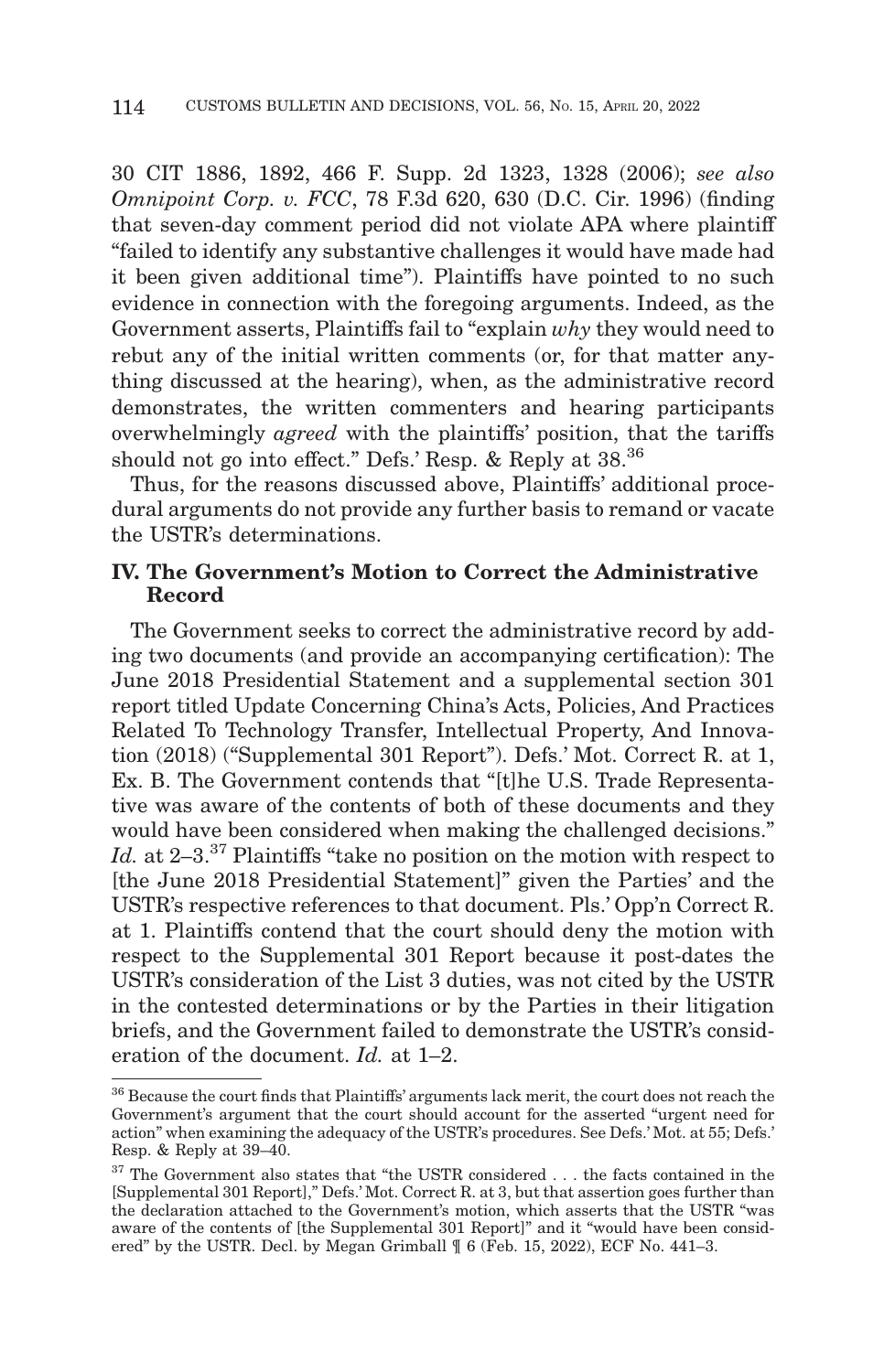30 CIT 1886, 1892, 466 F. Supp. 2d 1323, 1328 (2006); *see also Omnipoint Corp. v. FCC*, 78 F.3d 620, 630 (D.C. Cir. 1996) (finding that seven-day comment period did not violate APA where plaintiff "failed to identify any substantive challenges it would have made had it been given additional time"). Plaintiffs have pointed to no such evidence in connection with the foregoing arguments. Indeed, as the Government asserts, Plaintiffs fail to "explain *why* they would need to rebut any of the initial written comments (or, for that matter anything discussed at the hearing), when, as the administrative record demonstrates, the written commenters and hearing participants overwhelmingly *agreed* with the plaintiffs' position, that the tariffs should not go into effect." Defs.' Resp. & Reply at 38.[36]

Thus, for the reasons discussed above, Plaintiffs' additional procedural arguments do not provide any further basis to remand or vacate the USTR's determinations.

## IV. The Government's Motion to Correct the Administrative Record

The Government seeks to correct the administrative record by adding two documents (and provide an accompanying certification): The June 2018 Presidential Statement and a supplemental section 301 report titled Update Concerning China's Acts, Policies, And Practices Related To Technology Transfer, Intellectual Property, And Innovation (2018) ("Supplemental 301 Report"). Defs.' Mot. Correct R. at 1, Ex. B. The Government contends that "[t]he U.S. Trade Representative was aware of the contents of both of these documents and they would have been considered when making the challenged decisions." *Id.* at 2–3.[37] Plaintiffs "take no position on the motion with respect to [the June 2018 Presidential Statement]" given the Parties' and the USTR's respective references to that document. Pls.' Opp'n Correct R. at 1. Plaintiffs contend that the court should deny the motion with respect to the Supplemental 301 Report because it post-dates the USTR's consideration of the List 3 duties, was not cited by the USTR in the contested determinations or by the Parties in their litigation briefs, and the Government failed to demonstrate the USTR's consideration of the document. *Id.* at 1–2.

---

[36] Because the court finds that Plaintiffs' arguments lack merit, the court does not reach the Government's argument that the court should account for the asserted "urgent need for action" when examining the adequacy of the USTR's procedures. See Defs.' Mot. at 55; Defs.' Resp. & Reply at 39–40.

[37] The Government also states that "the USTR considered . . . the facts contained in the [Supplemental 301 Report]," Defs.' Mot. Correct R. at 3, but that assertion goes further than the declaration attached to the Government's motion, which asserts that the USTR "was aware of the contents of [the Supplemental 301 Report]" and it "would have been considered" by the USTR. Decl. by Megan Grimball ¶ 6 (Feb. 15, 2022), ECF No. 441–3.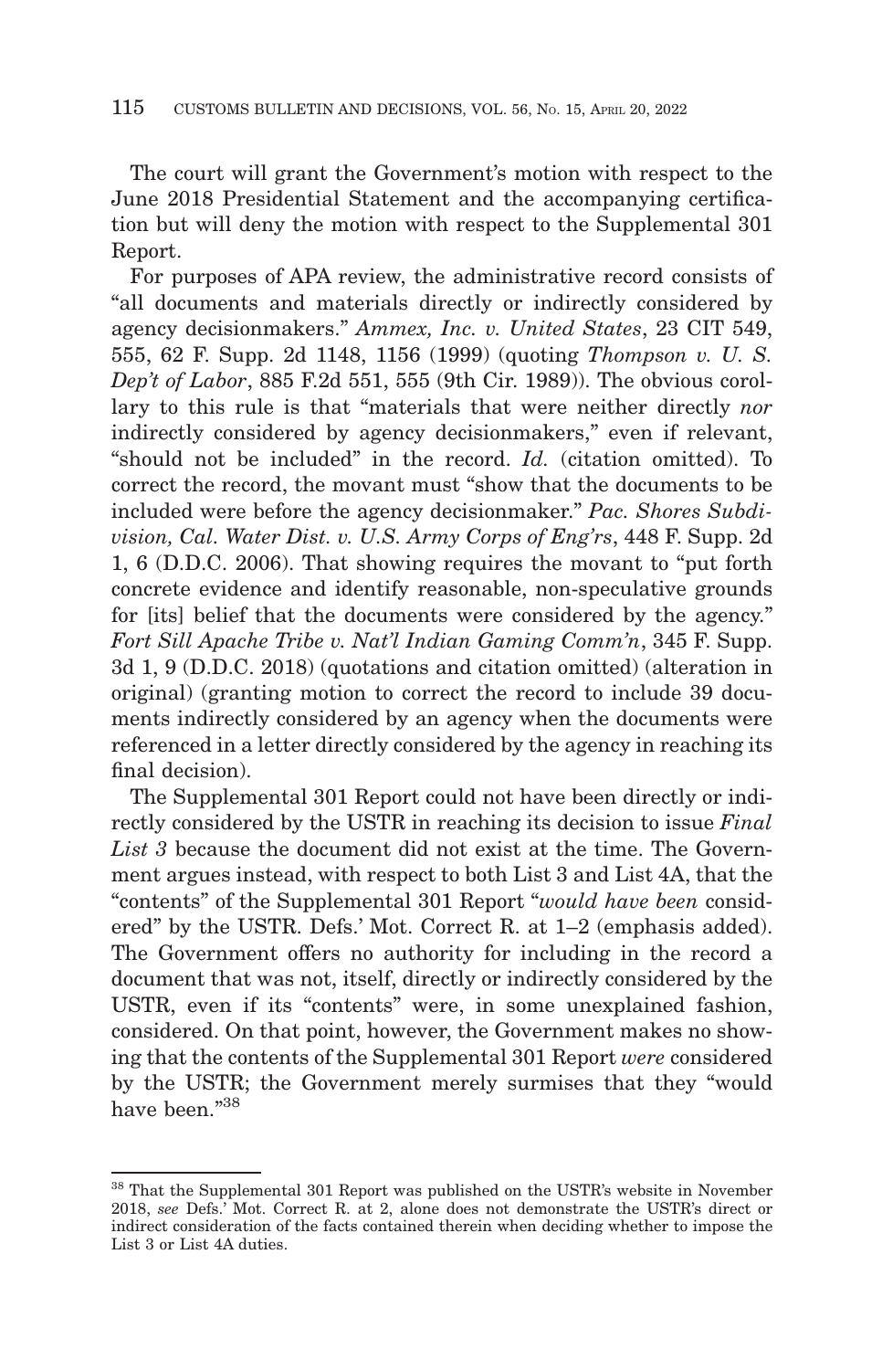The court will grant the Government's motion with respect to the June 2018 Presidential Statement and the accompanying certification but will deny the motion with respect to the Supplemental 301 Report.

For purposes of APA review, the administrative record consists of "all documents and materials directly or indirectly considered by agency decisionmakers." *Ammex, Inc. v. United States*, 23 CIT 549, 555, 62 F. Supp. 2d 1148, 1156 (1999) (quoting *Thompson v. U. S. Dep't of Labor*, 885 F.2d 551, 555 (9th Cir. 1989)). The obvious corollary to this rule is that "materials that were neither directly *nor* indirectly considered by agency decisionmakers," even if relevant, "should not be included" in the record. *Id.* (citation omitted). To correct the record, the movant must "show that the documents to be included were before the agency decisionmaker." *Pac. Shores Subdivision, Cal. Water Dist. v. U.S. Army Corps of Eng'rs*, 448 F. Supp. 2d 1, 6 (D.D.C. 2006). That showing requires the movant to "put forth concrete evidence and identify reasonable, non-speculative grounds for [its] belief that the documents were considered by the agency." *Fort Sill Apache Tribe v. Nat'l Indian Gaming Comm'n*, 345 F. Supp. 3d 1, 9 (D.D.C. 2018) (quotations and citation omitted) (alteration in original) (granting motion to correct the record to include 39 documents indirectly considered by an agency when the documents were referenced in a letter directly considered by the agency in reaching its final decision).

The Supplemental 301 Report could not have been directly or indirectly considered by the USTR in reaching its decision to issue *Final List 3* because the document did not exist at the time. The Government argues instead, with respect to both List 3 and List 4A, that the "contents" of the Supplemental 301 Report "*would have been* considered" by the USTR. Defs.' Mot. Correct R. at 1–2 (emphasis added). The Government offers no authority for including in the record a document that was not, itself, directly or indirectly considered by the USTR, even if its "contents" were, in some unexplained fashion, considered. On that point, however, the Government makes no showing that the contents of the Supplemental 301 Report *were* considered by the USTR; the Government merely surmises that they "would have been."[38]

---

[38] That the Supplemental 301 Report was published on the USTR's website in November 2018, *see* Defs.' Mot. Correct R. at 2, alone does not demonstrate the USTR's direct or indirect consideration of the facts contained therein when deciding whether to impose the List 3 or List 4A duties.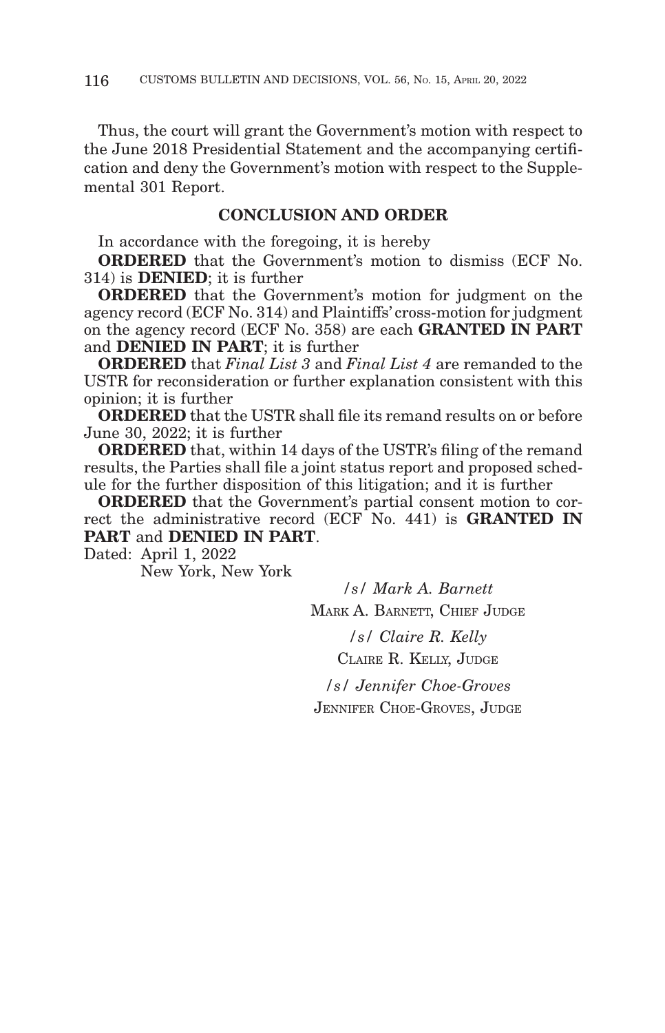Thus, the court will grant the Government's motion with respect to the June 2018 Presidential Statement and the accompanying certification and deny the Government's motion with respect to the Supplemental 301 Report.

## CONCLUSION AND ORDER

In accordance with the foregoing, it is hereby

**ORDERED** that the Government's motion to dismiss (ECF No. 314) is **DENIED**; it is further

**ORDERED** that the Government's motion for judgment on the agency record (ECF No. 314) and Plaintiffs' cross-motion for judgment on the agency record (ECF No. 358) are each **GRANTED IN PART** and **DENIED IN PART**; it is further

**ORDERED** that *Final List 3* and *Final List 4* are remanded to the USTR for reconsideration or further explanation consistent with this opinion; it is further

**ORDERED** that the USTR shall file its remand results on or before June 30, 2022; it is further

**ORDERED** that, within 14 days of the USTR's filing of the remand results, the Parties shall file a joint status report and proposed schedule for the further disposition of this litigation; and it is further

**ORDERED** that the Government's partial consent motion to correct the administrative record (ECF No. 441) is **GRANTED IN PART** and **DENIED IN PART**.

Dated: April 1, 2022
New York, New York

/s/ *Mark A. Barnett*
MARK A. BARNETT, CHIEF JUDGE

/s/ *Claire R. Kelly*
CLAIRE R. KELLY, JUDGE

/s/ *Jennifer Choe-Groves*
JENNIFER CHOE-GROVES, JUDGE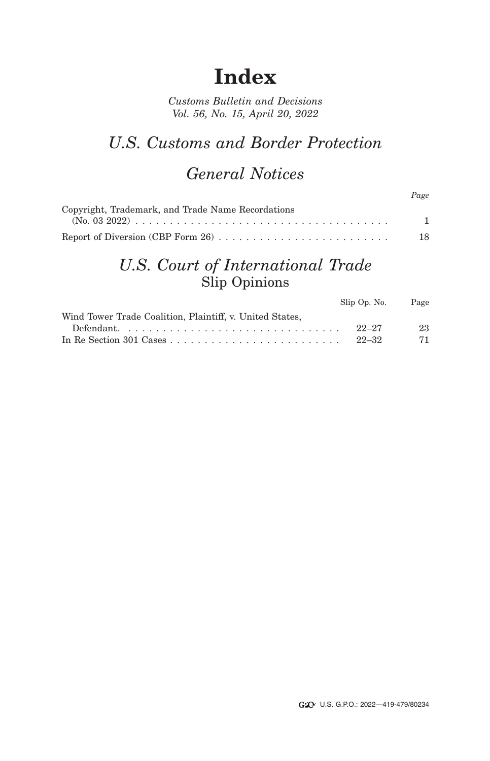# Index

*Customs Bulletin and Decisions*
*Vol. 56, No. 15, April 20, 2022*

## *U.S. Customs and Border Protection*

## *General Notices*

| | *Page* |
|---|---|
| Copyright, Trademark, and Trade Name Recordations (No. 03 2022) | 1 |
| Report of Diversion (CBP Form 26) | 18 |

## *U.S. Court of International Trade*
### Slip Opinions

| | Slip Op. No. | Page |
|---|---|---|
| Wind Tower Trade Coalition, Plaintiff, v. United States, Defendant. | 22–27 | 23 |
| In Re Section 301 Cases | 22–32 | 71 |

U.S. G.P.O.: 2022—419-479/80234